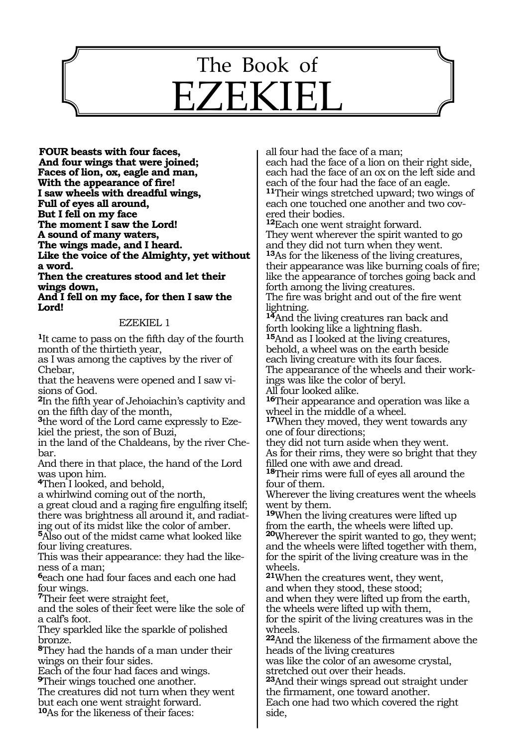# The Book of EZEKIEL

**FOUR beasts with four faces,**
**And four wings that were joined;**
**Faces of lion, ox, eagle and man,**
**With the appearance of fire!**
**I saw wheels with dreadful wings,**
**Full of eyes all around,**
**But I fell on my face**
**The moment I saw the Lord!**
**A sound of many waters,**
**The wings made, and I heard.**
**Like the voice of the Almighty, yet without a word.**
**Then the creatures stood and let their wings down,**
**And I fell on my face, for then I saw the Lord!**

## EZEKIEL 1

**1**It came to pass on the fifth day of the fourth month of the thirtieth year,
as I was among the captives by the river of Chebar,
that the heavens were opened and I saw visions of God.
**2**In the fifth year of Jehoiachin's captivity and on the fifth day of the month,
**3**the word of the Lord came expressly to Ezekiel the priest, the son of Buzi,
in the land of the Chaldeans, by the river Chebar.
And there in that place, the hand of the Lord was upon him.
**4**Then I looked, and behold,
a whirlwind coming out of the north,
a great cloud and a raging fire engulfing itself;
there was brightness all around it, and radiating out of its midst like the color of amber.
**5**Also out of the midst came what looked like four living creatures.
This was their appearance: they had the likeness of a man;
**6**each one had four faces and each one had four wings.
**7**Their feet were straight feet,
and the soles of their feet were like the sole of a calf's foot.
They sparkled like the sparkle of polished bronze.
**8**They had the hands of a man under their wings on their four sides.
Each of the four had faces and wings.
**9**Their wings touched one another.
The creatures did not turn when they went but each one went straight forward.
**10**As for the likeness of their faces:
all four had the face of a man;
each had the face of a lion on their right side,
each had the face of an ox on the left side and each of the four had the face of an eagle.
**11**Their wings stretched upward; two wings of each one touched one another and two covered their bodies.
**12**Each one went straight forward.
They went wherever the spirit wanted to go and they did not turn when they went.
**13**As for the likeness of the living creatures,
their appearance was like burning coals of fire;
like the appearance of torches going back and forth among the living creatures.
The fire was bright and out of the fire went lightning.
**14**And the living creatures ran back and forth looking like a lightning flash.
**15**And as I looked at the living creatures,
behold, a wheel was on the earth beside each living creature with its four faces.
The appearance of the wheels and their workings was like the color of beryl.
All four looked alike.
**16**Their appearance and operation was like a wheel in the middle of a wheel.
**17**When they moved, they went towards any one of four directions;
they did not turn aside when they went.
As for their rims, they were so bright that they filled one with awe and dread.
**18**Their rims were full of eyes all around the four of them.
Wherever the living creatures went the wheels went by them.
**19**When the living creatures were lifted up from the earth, the wheels were lifted up.
**20**Wherever the spirit wanted to go, they went;
and the wheels were lifted together with them,
for the spirit of the living creature was in the wheels.
**21**When the creatures went, they went,
and when they stood, these stood;
and when they were lifted up from the earth,
the wheels were lifted up with them,
for the spirit of the living creatures was in the wheels.
**22**And the likeness of the firmament above the heads of the living creatures
was like the color of an awesome crystal,
stretched out over their heads.
**23**And their wings spread out straight under the firmament, one toward another.
Each one had two which covered the right side,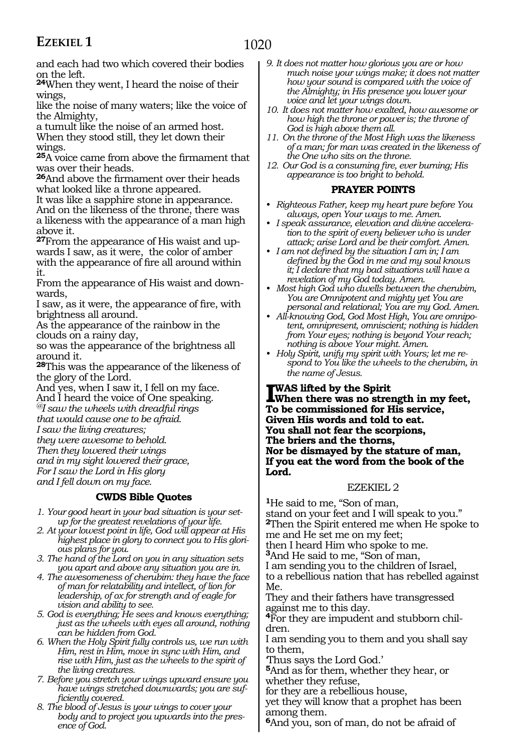and each had two which covered their bodies on the left.

**24**When they went, I heard the noise of their wings,
like the noise of many waters; like the voice of the Almighty,
a tumult like the noise of an armed host.
When they stood still, they let down their wings.

**25**A voice came from above the firmament that was over their heads.

**26**And above the firmament over their heads what looked like a throne appeared.
It was like a sapphire stone in appearance.
And on the likeness of the throne, there was a likeness with the appearance of a man high above it.

**27**From the appearance of His waist and upwards I saw, as it were, the color of amber with the appearance of fire all around within it.
From the appearance of His waist and downwards,
I saw, as it were, the appearance of fire, with brightness all around.
As the appearance of the rainbow in the clouds on a rainy day,
so was the appearance of the brightness all around it.

**28**This was the appearance of the likeness of the glory of the Lord.
And yes, when I saw it, I fell on my face.
And I heard the voice of One speaking.

*@I saw the wheels with dreadful rings*
*that would cause one to be afraid.*
*I saw the living creatures;*
*they were awesome to behold.*
*Then they lowered their wings*
*and in my sight lowered their grace,*
*For I saw the Lord in His glory*
*and I fell down on my face.*

### CWDS Bible Quotes

1. *Your good heart in your bad situation is your setup for the greatest revelations of your life.*
2. *At your lowest point in life, God will appear at His highest place in glory to connect you to His glorious plans for you.*
3. *The hand of the Lord on you in any situation sets you apart and above any situation you are in.*
4. *The awesomeness of cherubim: they have the face of man for relatability and intellect, of lion for leadership, of ox for strength and of eagle for vision and ability to see.*
5. *God is everything; He sees and knows everything; just as the wheels with eyes all around, nothing can be hidden from God.*
6. *When the Holy Spirit fully controls us, we run with Him, rest in Him, move in sync with Him, and rise with Him, just as the wheels to the spirit of the living creatures.*
7. *Before you stretch your wings upward ensure you have wings stretched downwards; you are sufficiently covered.*
8. *The blood of Jesus is your wings to cover your body and to project you upwards into the presence of God.*
9. *It does not matter how glorious you are or how much noise your wings make; it does not matter how your sound is compared with the voice of the Almighty; in His presence you lower your voice and let your wings down.*
10. *It does not matter how exalted, how awesome or how high the throne or power is; the throne of God is high above them all.*
11. *On the throne of the Most High was the likeness of a man; for man was created in the likeness of the One who sits on the throne.*
12. *Our God is a consuming fire, ever burning; His appearance is too bright to behold.*

### PRAYER POINTS

- *Righteous Father, keep my heart pure before You always, open Your ways to me. Amen.*
- *I speak assurance, elevation and divine acceleration to the spirit of every believer who is under attack; arise Lord and be their comfort. Amen.*
- *I am not defined by the situation I am in; I am defined by the God in me and my soul knows it; I declare that my bad situations will have a revelation of my God today. Amen.*
- *Most high God who dwells between the cherubim, You are Omnipotent and mighty yet You are personal and relational; You are my God. Amen.*
- *All-knowing God, God Most High, You are omnipotent, omnipresent, omniscient; nothing is hidden from Your eyes; nothing is beyond Your reach; nothing is above Your might. Amen.*
- *Holy Spirit, unify my spirit with Yours; let me respond to You like the wheels to the cherubim, in the name of Jesus.*

**I WAS lifted by the Spirit**
**When there was no strength in my feet,**
**To be commissioned for His service,**
**Given His words and told to eat.**
**You shall not fear the scorpions,**
**The briers and the thorns,**
**Nor be dismayed by the stature of man,**
**If you eat the word from the book of the Lord.**

## EZEKIEL 2

**1**He said to me, "Son of man,
stand on your feet and I will speak to you."

**2**Then the Spirit entered me when He spoke to me and He set me on my feet;
then I heard Him who spoke to me.

**3**And He said to me, "Son of man,
I am sending you to the children of Israel,
to a rebellious nation that has rebelled against Me.
They and their fathers have transgressed against me to this day.

**4**For they are impudent and stubborn children.
I am sending you to them and you shall say to them,
'Thus says the Lord God.'

**5**And as for them, whether they hear, or whether they refuse,
for they are a rebellious house,
yet they will know that a prophet has been among them.

**6**And you, son of man, do not be afraid of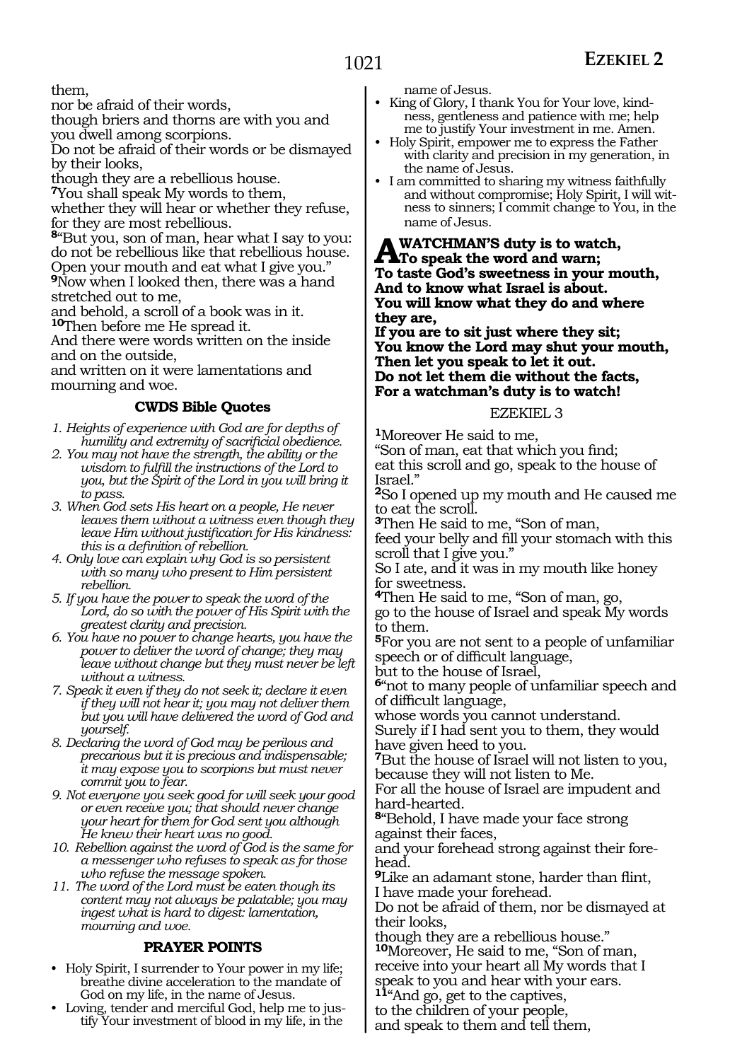them,
nor be afraid of their words,
though briers and thorns are with you and you dwell among scorpions.
Do not be afraid of their words or be dismayed by their looks,
though they are a rebellious house.
**7**You shall speak My words to them,
whether they will hear or whether they refuse,
for they are most rebellious.
**8**"But you, son of man, hear what I say to you:
do not be rebellious like that rebellious house.
Open your mouth and eat what I give you."
**9**Now when I looked then, there was a hand stretched out to me,
and behold, a scroll of a book was in it.
**10**Then before me He spread it.
And there were words written on the inside and on the outside,
and written on it were lamentations and mourning and woe.

### CWDS Bible Quotes

1. *Heights of experience with God are for depths of humility and extremity of sacrificial obedience.*
2. *You may not have the strength, the ability or the wisdom to fulfill the instructions of the Lord to you, but the Spirit of the Lord in you will bring it to pass.*
3. *When God sets His heart on a people, He never leaves them without a witness even though they leave Him without justification for His kindness: this is a definition of rebellion.*
4. *Only love can explain why God is so persistent with so many who present to Him persistent rebellion.*
5. *If you have the power to speak the word of the Lord, do so with the power of His Spirit with the greatest clarity and precision.*
6. *You have no power to change hearts, you have the power to deliver the word of change; they may leave without change but they must never be left without a witness.*
7. *Speak it even if they do not seek it; declare it even if they will not hear it; you may not deliver them but you will have delivered the word of God and yourself.*
8. *Declaring the word of God may be perilous and precarious but it is precious and indispensable; it may expose you to scorpions but must never commit you to fear.*
9. *Not everyone you seek good for will seek your good or even receive you; that should never change your heart for them for God sent you although He knew their heart was no good.*
10. *Rebellion against the word of God is the same for a messenger who refuses to speak as for those who refuse the message spoken.*
11. *The word of the Lord must be eaten though its content may not always be palatable; you may ingest what is hard to digest: lamentation, mourning and woe.*

### PRAYER POINTS

- Holy Spirit, I surrender to Your power in my life; breathe divine acceleration to the mandate of God on my life, in the name of Jesus.
- Loving, tender and merciful God, help me to justify Your investment of blood in my life, in the name of Jesus.
- King of Glory, I thank You for Your love, kindness, gentleness and patience with me; help me to justify Your investment in me. Amen.
- Holy Spirit, empower me to express the Father with clarity and precision in my generation, in the name of Jesus.
- I am committed to sharing my witness faithfully and without compromise; Holy Spirit, I will witness to sinners; I commit change to You, in the name of Jesus.

**A WATCHMAN'S duty is to watch,**
**To speak the word and warn;**
**To taste God's sweetness in your mouth,**
**And to know what Israel is about.**
**You will know what they do and where they are,**
**If you are to sit just where they sit;**
**You know the Lord may shut your mouth,**
**Then let you speak to let it out.**
**Do not let them die without the facts,**
**For a watchman's duty is to watch!**

## EZEKIEL 3

**1**Moreover He said to me,
"Son of man, eat that which you find;
eat this scroll and go, speak to the house of Israel."
**2**So I opened up my mouth and He caused me to eat the scroll.
**3**Then He said to me, "Son of man,
feed your belly and fill your stomach with this scroll that I give you."
So I ate, and it was in my mouth like honey for sweetness.
**4**Then He said to me, "Son of man, go,
go to the house of Israel and speak My words to them.
**5**For you are not sent to a people of unfamiliar speech or of difficult language,
but to the house of Israel,
**6**"not to many people of unfamiliar speech and of difficult language,
whose words you cannot understand.
Surely if I had sent you to them, they would have given heed to you.
**7**But the house of Israel will not listen to you,
because they will not listen to Me.
For all the house of Israel are impudent and hard-hearted.
**8**"Behold, I have made your face strong against their faces,
and your forehead strong against their forehead.
**9**Like an adamant stone, harder than flint,
I have made your forehead.
Do not be afraid of them, nor be dismayed at their looks,
though they are a rebellious house."
**10**Moreover, He said to me, "Son of man,
receive into your heart all My words that I speak to you and hear with your ears.
**11**"And go, get to the captives,
to the children of your people,
and speak to them and tell them,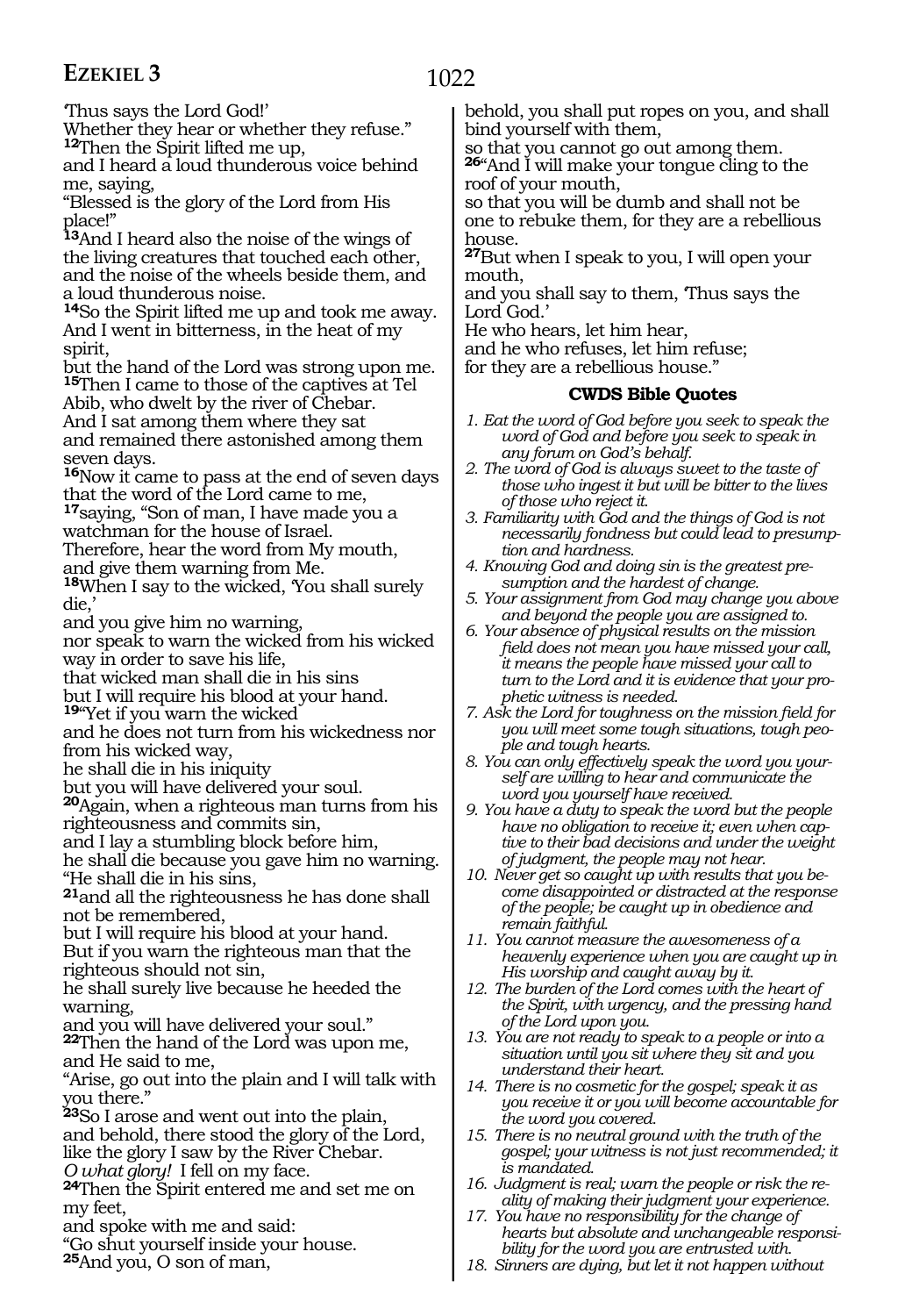'Thus says the Lord God!'
Whether they hear or whether they refuse."
**12**Then the Spirit lifted me up,
and I heard a loud thunderous voice behind me, saying,
"Blessed is the glory of the Lord from His place!"
**13**And I heard also the noise of the wings of the living creatures that touched each other, and the noise of the wheels beside them, and a loud thunderous noise.
**14**So the Spirit lifted me up and took me away.
And I went in bitterness, in the heat of my spirit,
but the hand of the Lord was strong upon me.
**15**Then I came to those of the captives at Tel Abib, who dwelt by the river of Chebar.
And I sat among them where they sat
and remained there astonished among them seven days.
**16**Now it came to pass at the end of seven days that the word of the Lord came to me,
**17**saying, "Son of man, I have made you a watchman for the house of Israel.
Therefore, hear the word from My mouth,
and give them warning from Me.
**18**When I say to the wicked, 'You shall surely die,'
and you give him no warning,
nor speak to warn the wicked from his wicked way in order to save his life,
that wicked man shall die in his sins
but I will require his blood at your hand.
**19**"Yet if you warn the wicked
and he does not turn from his wickedness nor from his wicked way,
he shall die in his iniquity
but you will have delivered your soul.
**20**Again, when a righteous man turns from his righteousness and commits sin,
and I lay a stumbling block before him,
he shall die because you gave him no warning.
"He shall die in his sins,
**21**and all the righteousness he has done shall not be remembered,
but I will require his blood at your hand.
But if you warn the righteous man that the righteous should not sin,
he shall surely live because he heeded the warning,
and you will have delivered your soul."
**22**Then the hand of the Lord was upon me,
and He said to me,
"Arise, go out into the plain and I will talk with you there."
**23**So I arose and went out into the plain,
and behold, there stood the glory of the Lord,
like the glory I saw by the River Chebar.
*O what glory!* I fell on my face.
**24**Then the Spirit entered me and set me on my feet,
and spoke with me and said:
"Go shut yourself inside your house.
**25**And you, O son of man,
behold, you shall put ropes on you, and shall bind yourself with them,
so that you cannot go out among them.
**26**"And I will make your tongue cling to the roof of your mouth,
so that you will be dumb and shall not be one to rebuke them, for they are a rebellious house.
**27**But when I speak to you, I will open your mouth,
and you shall say to them, 'Thus says the Lord God.'
He who hears, let him hear,
and he who refuses, let him refuse;
for they are a rebellious house."

### CWDS Bible Quotes

1. *Eat the word of God before you seek to speak the word of God and before you seek to speak in any forum on God's behalf.*
2. *The word of God is always sweet to the taste of those who ingest it but will be bitter to the lives of those who reject it.*
3. *Familiarity with God and the things of God is not necessarily fondness but could lead to presumption and hardness.*
4. *Knowing God and doing sin is the greatest presumption and the hardest of change.*
5. *Your assignment from God may change you above and beyond the people you are assigned to.*
6. *Your absence of physical results on the mission field does not mean you have missed your call, it means the people have missed your call to turn to the Lord and it is evidence that your prophetic witness is needed.*
7. *Ask the Lord for toughness on the mission field for you will meet some tough situations, tough people and tough hearts.*
8. *You can only effectively speak the word you yourself are willing to hear and communicate the word you yourself have received.*
9. *You have a duty to speak the word but the people have no obligation to receive it; even when captive to their bad decisions and under the weight of judgment, the people may not hear.*
10. *Never get so caught up with results that you become disappointed or distracted at the response of the people; be caught up in obedience and remain faithful.*
11. *You cannot measure the awesomeness of a heavenly experience when you are caught up in His worship and caught away by it.*
12. *The burden of the Lord comes with the heart of the Spirit, with urgency, and the pressing hand of the Lord upon you.*
13. *You are not ready to speak to a people or into a situation until you sit where they sit and you understand their heart.*
14. *There is no cosmetic for the gospel; speak it as you receive it or you will become accountable for the word you covered.*
15. *There is no neutral ground with the truth of the gospel; your witness is not just recommended; it is mandated.*
16. *Judgment is real; warn the people or risk the reality of making their judgment your experience.*
17. *You have no responsibility for the change of hearts but absolute and unchangeable responsibility for the word you are entrusted with.*
18. *Sinners are dying, but let it not happen without*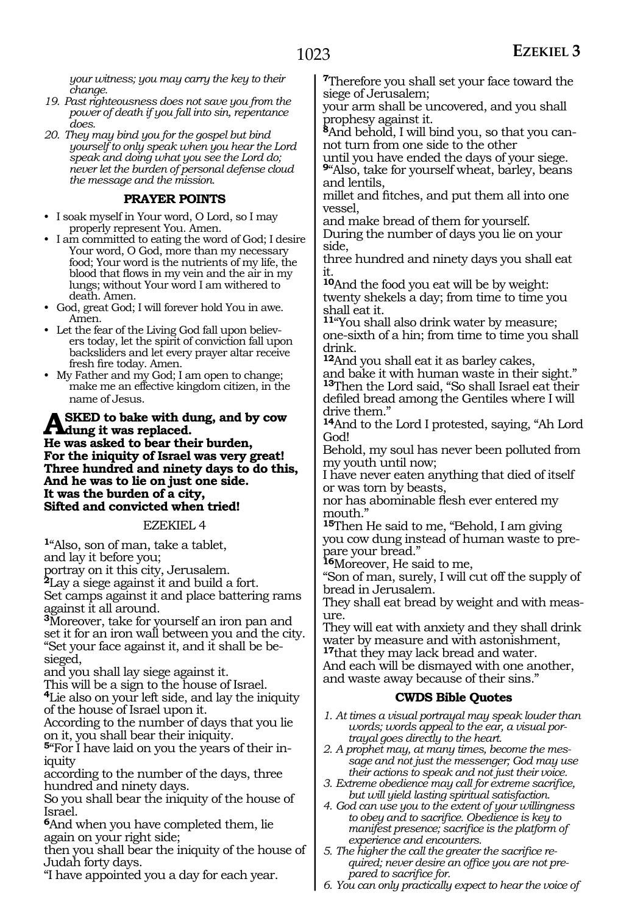*your witness; you may carry the key to their change.*

19. *Past righteousness does not save you from the power of death if you fall into sin, repentance does.*
20. *They may bind you for the gospel but bind yourself to only speak when you hear the Lord speak and doing what you see the Lord do; never let the burden of personal defense cloud the message and the mission.*

### PRAYER POINTS

- I soak myself in Your word, O Lord, so I may properly represent You. Amen.
- I am committed to eating the word of God; I desire Your word, O God, more than my necessary food; Your word is the nutrients of my life, the blood that flows in my vein and the air in my lungs; without Your word I am withered to death. Amen.
- God, great God; I will forever hold You in awe. Amen.
- Let the fear of the Living God fall upon believers today, let the spirit of conviction fall upon backsliders and let every prayer altar receive fresh fire today. Amen.
- My Father and my God; I am open to change; make me an effective kingdom citizen, in the name of Jesus.

**ASKED to bake with dung, and by cow dung it was replaced.**
**He was asked to bear their burden,**
**For the iniquity of Israel was very great!**
**Three hundred and ninety days to do this,**
**And he was to lie on just one side.**
**It was the burden of a city,**
**Sifted and convicted when tried!**

## EZEKIEL 4

[1]"Also, son of man, take a tablet,
and lay it before you;
portray on it this city, Jerusalem.
[2]Lay a siege against it and build a fort.
Set camps against it and place battering rams against it all around.
[3]Moreover, take for yourself an iron pan and set it for an iron wall between you and the city.
"Set your face against it, and it shall be besieged,
and you shall lay siege against it.
This will be a sign to the house of Israel.
[4]Lie also on your left side, and lay the iniquity of the house of Israel upon it.
According to the number of days that you lie on it, you shall bear their iniquity.
[5]"For I have laid on you the years of their iniquity
according to the number of the days, three hundred and ninety days.
So you shall bear the iniquity of the house of Israel.
[6]And when you have completed them, lie again on your right side;
then you shall bear the iniquity of the house of Judah forty days.
"I have appointed you a day for each year.
[7]Therefore you shall set your face toward the siege of Jerusalem;
your arm shall be uncovered, and you shall prophesy against it.
[8]And behold, I will bind you, so that you cannot turn from one side to the other
until you have ended the days of your siege.
[9]"Also, take for yourself wheat, barley, beans and lentils,
millet and fitches, and put them all into one vessel,
and make bread of them for yourself.
During the number of days you lie on your side,
three hundred and ninety days you shall eat it.
[10]And the food you eat will be by weight:
twenty shekels a day; from time to time you shall eat it.
[11]"You shall also drink water by measure;
one-sixth of a hin; from time to time you shall drink.
[12]And you shall eat it as barley cakes,
and bake it with human waste in their sight."
[13]Then the Lord said, "So shall Israel eat their defiled bread among the Gentiles where I will drive them."
[14]And to the Lord I protested, saying, "Ah Lord God!
Behold, my soul has never been polluted from my youth until now;
I have never eaten anything that died of itself or was torn by beasts,
nor has abominable flesh ever entered my mouth."
[15]Then He said to me, "Behold, I am giving you cow dung instead of human waste to prepare your bread."
[16]Moreover, He said to me,
"Son of man, surely, I will cut off the supply of bread in Jerusalem.
They shall eat bread by weight and with measure.
They will eat with anxiety and they shall drink water by measure and with astonishment,
[17]that they may lack bread and water.
And each will be dismayed with one another, and waste away because of their sins."

### CWDS Bible Quotes

1. *At times a visual portrayal may speak louder than words; words appeal to the ear, a visual portrayal goes directly to the heart.*
2. *A prophet may, at many times, become the message and not just the messenger; God may use their actions to speak and not just their voice.*
3. *Extreme obedience may call for extreme sacrifice, but will yield lasting spiritual satisfaction.*
4. *God can use you to the extent of your willingness to obey and to sacrifice. Obedience is key to manifest presence; sacrifice is the platform of experience and encounters.*
5. *The higher the call the greater the sacrifice required; never desire an office you are not prepared to sacrifice for.*
6. *You can only practically expect to hear the voice of*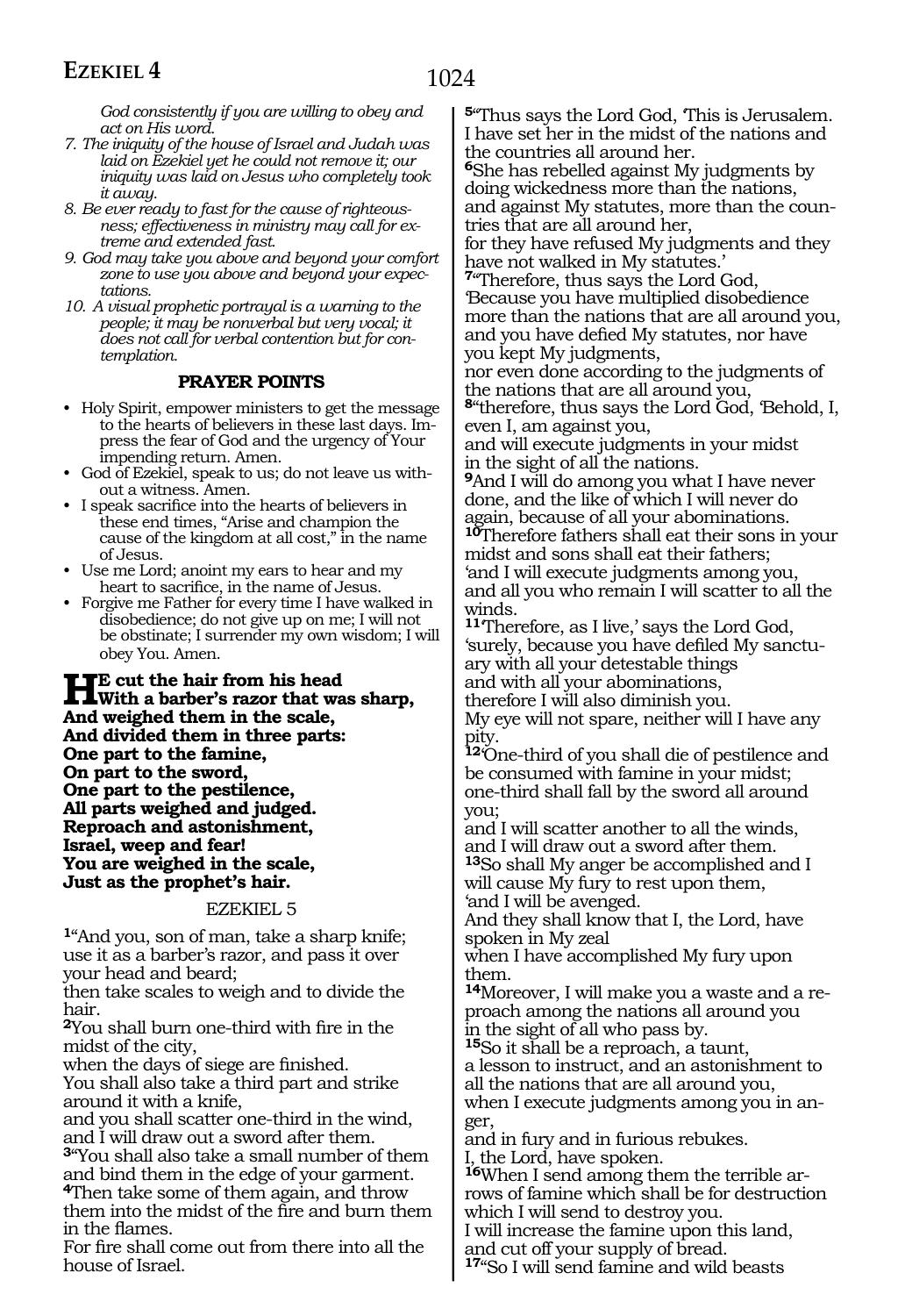*God consistently if you are willing to obey and act on His word.*

7. *The iniquity of the house of Israel and Judah was laid on Ezekiel yet he could not remove it; our iniquity was laid on Jesus who completely took it away.*
8. *Be ever ready to fast for the cause of righteousness; effectiveness in ministry may call for extreme and extended fast.*
9. *God may take you above and beyond your comfort zone to use you above and beyond your expectations.*
10. *A visual prophetic portrayal is a warning to the people; it may be nonverbal but very vocal; it does not call for verbal contention but for contemplation.*

**PRAYER POINTS**

- Holy Spirit, empower ministers to get the message to the hearts of believers in these last days. Impress the fear of God and the urgency of Your impending return. Amen.
- God of Ezekiel, speak to us; do not leave us without a witness. Amen.
- I speak sacrifice into the hearts of believers in these end times, "Arise and champion the cause of the kingdom at all cost," in the name of Jesus.
- Use me Lord; anoint my ears to hear and my heart to sacrifice, in the name of Jesus.
- Forgive me Father for every time I have walked in disobedience; do not give up on me; I will not be obstinate; I surrender my own wisdom; I will obey You. Amen.

**HE cut the hair from his head**
**With a barber's razor that was sharp,**
**And weighed them in the scale,**
**And divided them in three parts:**
**One part to the famine,**
**On part to the sword,**
**One part to the pestilence,**
**All parts weighed and judged.**
**Reproach and astonishment,**
**Israel, weep and fear!**
**You are weighed in the scale,**
**Just as the prophet's hair.**

## EZEKIEL 5

**1**"And you, son of man, take a sharp knife; use it as a barber's razor, and pass it over your head and beard;
then take scales to weigh and to divide the hair.
**2**You shall burn one-third with fire in the midst of the city,
when the days of siege are finished.
You shall also take a third part and strike around it with a knife,
and you shall scatter one-third in the wind,
and I will draw out a sword after them.
**3**"You shall also take a small number of them and bind them in the edge of your garment.
**4**Then take some of them again, and throw them into the midst of the fire and burn them in the flames.
For fire shall come out from there into all the house of Israel.
**5**"Thus says the Lord God, 'This is Jerusalem.
I have set her in the midst of the nations and the countries all around her.
**6**She has rebelled against My judgments by doing wickedness more than the nations,
and against My statutes, more than the countries that are all around her,
for they have refused My judgments and they have not walked in My statutes.'
**7**"Therefore, thus says the Lord God,
'Because you have multiplied disobedience more than the nations that are all around you,
and you have defied My statutes, nor have you kept My judgments,
nor even done according to the judgments of the nations that are all around you,
**8**"therefore, thus says the Lord God, 'Behold, I, even I, am against you,
and will execute judgments in your midst
in the sight of all the nations.
**9**And I will do among you what I have never done, and the like of which I will never do again, because of all your abominations.
**10**Therefore fathers shall eat their sons in your midst and sons shall eat their fathers;
'and I will execute judgments among you,
and all you who remain I will scatter to all the winds.
**11**'Therefore, as I live,' says the Lord God,
'surely, because you have defiled My sanctuary with all your detestable things
and with all your abominations,
therefore I will also diminish you.
My eye will not spare, neither will I have any pity.
**12**'One-third of you shall die of pestilence and be consumed with famine in your midst;
one-third shall fall by the sword all around you;
and I will scatter another to all the winds,
and I will draw out a sword after them.
**13**So shall My anger be accomplished and I will cause My fury to rest upon them,
'and I will be avenged.
And they shall know that I, the Lord, have spoken in My zeal
when I have accomplished My fury upon them.
**14**Moreover, I will make you a waste and a reproach among the nations all around you
in the sight of all who pass by.
**15**So it shall be a reproach, a taunt,
a lesson to instruct, and an astonishment to all the nations that are all around you,
when I execute judgments among you in anger,
and in fury and in furious rebukes.
I, the Lord, have spoken.
**16**When I send among them the terrible arrows of famine which shall be for destruction
which I will send to destroy you.
I will increase the famine upon this land,
and cut off your supply of bread.
**17**"So I will send famine and wild beasts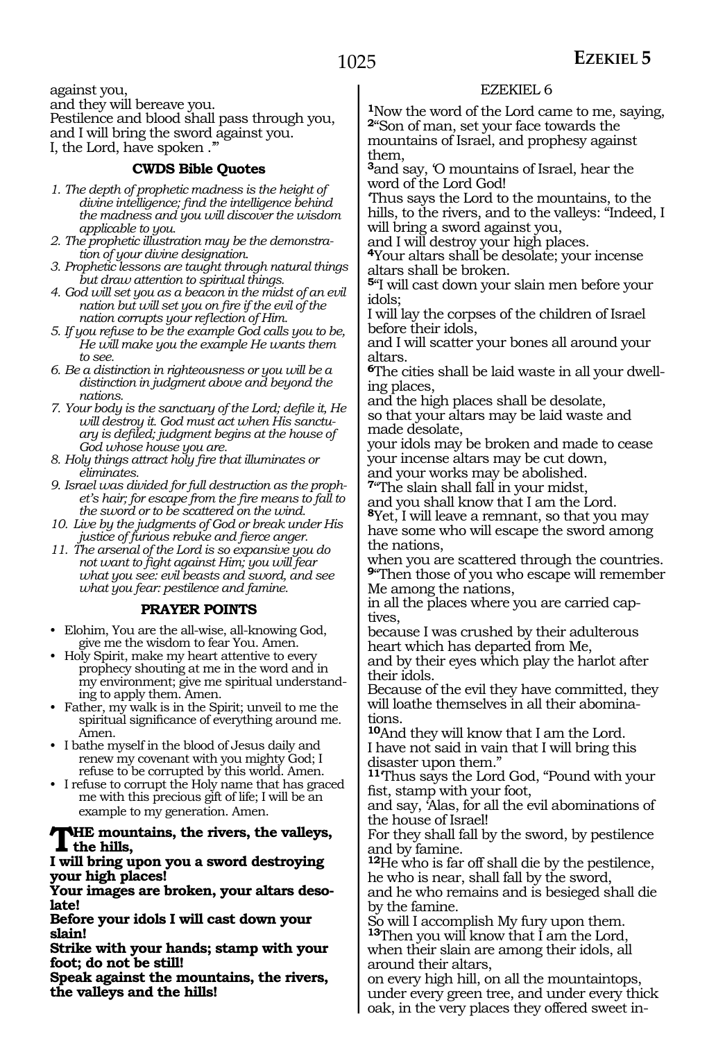against you,
and they will bereave you.
Pestilence and blood shall pass through you,
and I will bring the sword against you.
I, the Lord, have spoken .'"

### CWDS Bible Quotes

1. *The depth of prophetic madness is the height of divine intelligence; find the intelligence behind the madness and you will discover the wisdom applicable to you.*
2. *The prophetic illustration may be the demonstration of your divine designation.*
3. *Prophetic lessons are taught through natural things but draw attention to spiritual things.*
4. *God will set you as a beacon in the midst of an evil nation but will set you on fire if the evil of the nation corrupts your reflection of Him.*
5. *If you refuse to be the example God calls you to be, He will make you the example He wants them to see.*
6. *Be a distinction in righteousness or you will be a distinction in judgment above and beyond the nations.*
7. *Your body is the sanctuary of the Lord; defile it, He will destroy it. God must act when His sanctuary is defiled; judgment begins at the house of God whose house you are.*
8. *Holy things attract holy fire that illuminates or eliminates.*
9. *Israel was divided for full destruction as the prophet's hair; for escape from the fire means to fall to the sword or to be scattered on the wind.*
10. *Live by the judgments of God or break under His justice of furious rebuke and fierce anger.*
11. *The arsenal of the Lord is so expansive you do not want to fight against Him; you will fear what you see: evil beasts and sword, and see what you fear: pestilence and famine.*

### PRAYER POINTS

- Elohim, You are the all-wise, all-knowing God, give me the wisdom to fear You. Amen.
- Holy Spirit, make my heart attentive to every prophecy shouting at me in the word and in my environment; give me spiritual understanding to apply them. Amen.
- Father, my walk is in the Spirit; unveil to me the spiritual significance of everything around me. Amen.
- I bathe myself in the blood of Jesus daily and renew my covenant with you mighty God; I refuse to be corrupted by this world. Amen.
- I refuse to corrupt the Holy name that has graced me with this precious gift of life; I will be an example to my generation. Amen.

**THE mountains, the rivers, the valleys, the hills,**
**I will bring upon you a sword destroying your high places!**
**Your images are broken, your altars desolate!**
**Before your idols I will cast down your slain!**
**Strike with your hands; stamp with your foot; do not be still!**
**Speak against the mountains, the rivers, the valleys and the hills!**

## EZEKIEL 6

**1**Now the word of the Lord came to me, saying,
**2**"Son of man, set your face towards the mountains of Israel, and prophesy against them,
**3**and say, 'O mountains of Israel, hear the word of the Lord God!
'Thus says the Lord to the mountains, to the hills, to the rivers, and to the valleys: "Indeed, I will bring a sword against you,
and I will destroy your high places.
**4**Your altars shall be desolate; your incense altars shall be broken.
**5**"I will cast down your slain men before your idols;
I will lay the corpses of the children of Israel before their idols,
and I will scatter your bones all around your altars.
**6**The cities shall be laid waste in all your dwelling places,
and the high places shall be desolate,
so that your altars may be laid waste and made desolate,
your idols may be broken and made to cease
your incense altars may be cut down,
and your works may be abolished.
**7**"The slain shall fall in your midst,
and you shall know that I am the Lord.
**8**Yet, I will leave a remnant, so that you may have some who will escape the sword among the nations,
when you are scattered through the countries.
**9**"Then those of you who escape will remember Me among the nations,
in all the places where you are carried captives,
because I was crushed by their adulterous heart which has departed from Me,
and by their eyes which play the harlot after their idols.
Because of the evil they have committed, they will loathe themselves in all their abominations.
**10**And they will know that I am the Lord.
I have not said in vain that I will bring this disaster upon them."
**11**'Thus says the Lord God, "Pound with your fist, stamp with your foot,
and say, 'Alas, for all the evil abominations of the house of Israel!
For they shall fall by the sword, by pestilence and by famine.
**12**He who is far off shall die by the pestilence,
he who is near, shall fall by the sword,
and he who remains and is besieged shall die by the famine.
So will I accomplish My fury upon them.
**13**Then you will know that I am the Lord,
when their slain are among their idols, all around their altars,
on every high hill, on all the mountaintops,
under every green tree, and under every thick oak, in the very places they offered sweet in-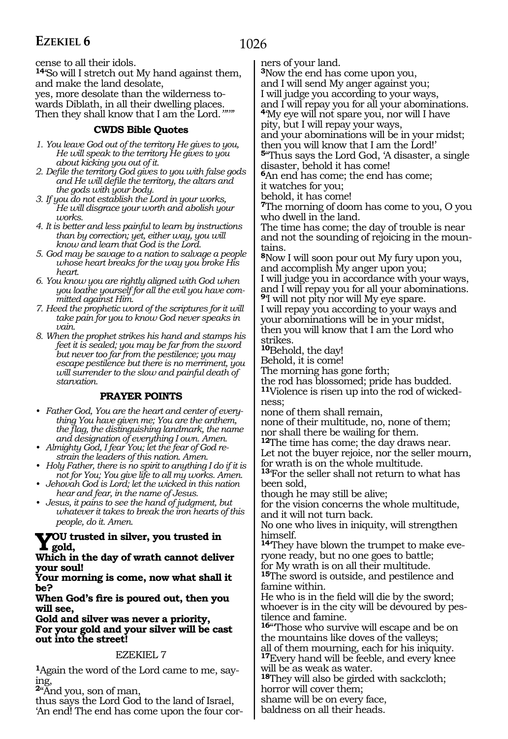cense to all their idols.

**14**"So will I stretch out My hand against them, and make the land desolate,
yes, more desolate than the wilderness towards Diblath, in all their dwelling places.
Then they shall know that I am the Lord.'"'"

### CWDS Bible Quotes

1. *You leave God out of the territory He gives to you, He will speak to the territory He gives to you about kicking you out of it.*
2. *Defile the territory God gives to you with false gods and He will defile the territory, the altars and the gods with your body.*
3. *If you do not establish the Lord in your works, He will disgrace your worth and abolish your works.*
4. *It is better and less painful to learn by instructions than by correction; yet, either way, you will know and learn that God is the Lord.*
5. *God may be savage to a nation to salvage a people whose heart breaks for the way you broke His heart.*
6. *You know you are rightly aligned with God when you loathe yourself for all the evil you have committed against Him.*
7. *Heed the prophetic word of the scriptures for it will take pain for you to know God never speaks in vain.*
8. *When the prophet strikes his hand and stamps his feet it is sealed; you may be far from the sword but never too far from the pestilence; you may escape pestilence but there is no merriment, you will surrender to the slow and painful death of starvation.*

### PRAYER POINTS

- *Father God, You are the heart and center of everything You have given me; You are the anthem, the flag, the distinguishing landmark, the name and designation of everything I own. Amen.*
- *Almighty God, I fear You; let the fear of God restrain the leaders of this nation. Amen.*
- *Holy Father, there is no spirit to anything I do if it is not for You; You give life to all my works. Amen.*
- *Jehovah God is Lord; let the wicked in this nation hear and fear, in the name of Jesus.*
- *Jesus, it pains to see the hand of judgment, but whatever it takes to break the iron hearts of this people, do it. Amen.*

**YOU trusted in silver, you trusted in gold,**
**Which in the day of wrath cannot deliver your soul!**
**Your morning is come, now what shall it be?**
**When God's fire is poured out, then you will see,**
**Gold and silver was never a priority,**
**For your gold and your silver will be cast out into the street!**

## EZEKIEL 7

**1**Again the word of the Lord came to me, saying,

**2**"And you, son of man,
thus says the Lord God to the land of Israel,
'An end! The end has come upon the four corners of your land.

**3**Now the end has come upon you,
and I will send My anger against you;
I will judge you according to your ways,
and I will repay you for all your abominations.

**4**'My eye will not spare you, nor will I have pity, but I will repay your ways,
and your abominations will be in your midst;
then you will know that I am the Lord!'

**5**"Thus says the Lord God, 'A disaster, a single disaster, behold it has come!

**6**An end has come; the end has come;
it watches for you;
behold, it has come!

**7**The morning of doom has come to you, O you who dwell in the land.
The time has come; the day of trouble is near and not the sounding of rejoicing in the mountains.

**8**Now I will soon pour out My fury upon you,
and accomplish My anger upon you;
I will judge you in accordance with your ways,
and I will repay you for all your abominations.

**9**'I will not pity nor will My eye spare.
I will repay you according to your ways and your abominations will be in your midst,
then you will know that I am the Lord who strikes.

**10**Behold, the day!
Behold, it is come!
The morning has gone forth;
the rod has blossomed; pride has budded.

**11**Violence is risen up into the rod of wickedness;
none of them shall remain,
none of their multitude, no, none of them;
nor shall there be wailing for them.

**12**The time has come; the day draws near.
Let not the buyer rejoice, nor the seller mourn,
for wrath is on the whole multitude.

**13**'For the seller shall not return to what has been sold,
though he may still be alive;
for the vision concerns the whole multitude,
and it will not turn back.
No one who lives in iniquity, will strengthen himself.

**14**'They have blown the trumpet to make everyone ready, but no one goes to battle;
for My wrath is on all their multitude.

**15**The sword is outside, and pestilence and famine within.
He who is in the field will die by the sword;
whoever is in the city will be devoured by pestilence and famine.

**16**"'Those who survive will escape and be on the mountains like doves of the valleys;
all of them mourning, each for his iniquity.

**17**Every hand will be feeble, and every knee will be as weak as water.

**18**They will also be girded with sackcloth;
horror will cover them;
shame will be on every face,
baldness on all their heads.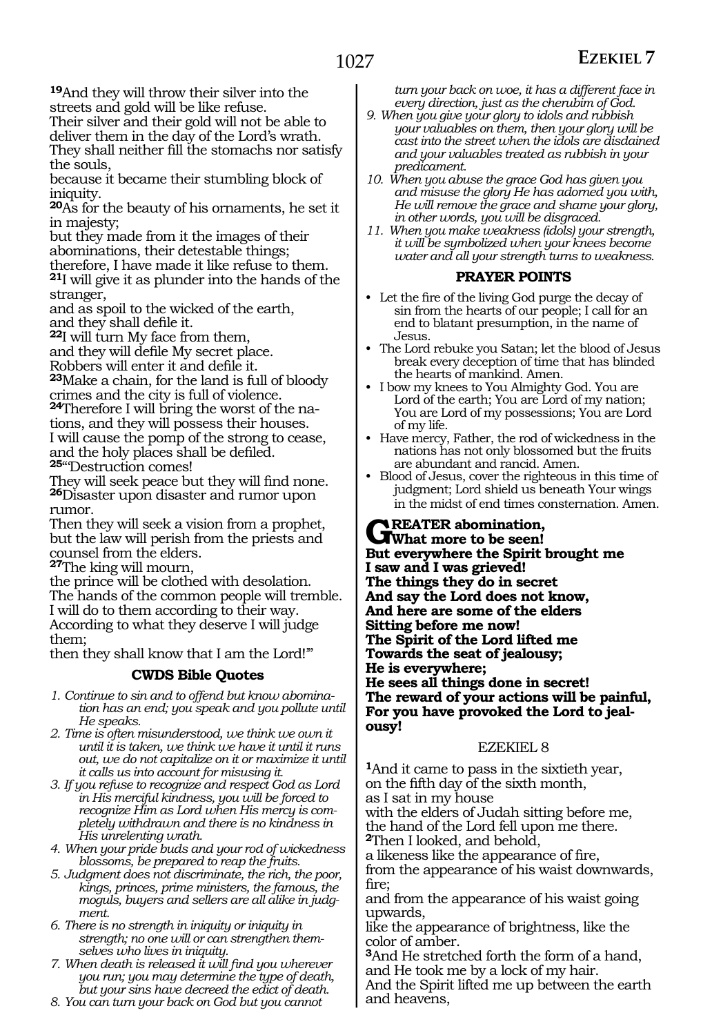**19**And they will throw their silver into the streets and gold will be like refuse.
Their silver and their gold will not be able to deliver them in the day of the Lord's wrath.
They shall neither fill the stomachs nor satisfy the souls,
because it became their stumbling block of iniquity.
**20**As for the beauty of his ornaments, he set it in majesty;
but they made from it the images of their abominations, their detestable things;
therefore, I have made it like refuse to them.
**21**I will give it as plunder into the hands of the stranger,
and as spoil to the wicked of the earth,
and they shall defile it.
**22**I will turn My face from them,
and they will defile My secret place.
Robbers will enter it and defile it.
**23**Make a chain, for the land is full of bloody crimes and the city is full of violence.
**24**Therefore I will bring the worst of the nations, and they will possess their houses.
I will cause the pomp of the strong to cease,
and the holy places shall be defiled.
**25**"'Destruction comes!
They will seek peace but they will find none.
**26**Disaster upon disaster and rumor upon rumor.
Then they will seek a vision from a prophet,
but the law will perish from the priests and counsel from the elders.
**27**The king will mourn,
the prince will be clothed with desolation.
The hands of the common people will tremble.
I will do to them according to their way.
According to what they deserve I will judge them;
then they shall know that I am the Lord!'"

### CWDS Bible Quotes

1. *Continue to sin and to offend but know abomination has an end; you speak and you pollute until He speaks.*
2. *Time is often misunderstood, we think we own it until it is taken, we think we have it until it runs out, we do not capitalize on it or maximize it until it calls us into account for misusing it.*
3. *If you refuse to recognize and respect God as Lord in His merciful kindness, you will be forced to recognize Him as Lord when His mercy is completely withdrawn and there is no kindness in His unrelenting wrath.*
4. *When your pride buds and your rod of wickedness blossoms, be prepared to reap the fruits.*
5. *Judgment does not discriminate, the rich, the poor, kings, princes, prime ministers, the famous, the moguls, buyers and sellers are all alike in judgment.*
6. *There is no strength in iniquity or iniquity in strength; no one will or can strengthen themselves who lives in iniquity.*
7. *When death is released it will find you wherever you run; you may determine the type of death, but your sins have decreed the edict of death.*
8. *You can turn your back on God but you cannot turn your back on woe, it has a different face in every direction, just as the cherubim of God.*
9. *When you give your glory to idols and rubbish your valuables on them, then your glory will be cast into the street when the idols are disdained and your valuables treated as rubbish in your predicament.*
10. *When you abuse the grace God has given you and misuse the glory He has adorned you with, He will remove the grace and shame your glory, in other words, you will be disgraced.*
11. *When you make weakness (idols) your strength, it will be symbolized when your knees become water and all your strength turns to weakness.*

### PRAYER POINTS

- Let the fire of the living God purge the decay of sin from the hearts of our people; I call for an end to blatant presumption, in the name of Jesus.
- The Lord rebuke you Satan; let the blood of Jesus break every deception of time that has blinded the hearts of mankind. Amen.
- I bow my knees to You Almighty God. You are Lord of the earth; You are Lord of my nation; You are Lord of my possessions; You are Lord of my life.
- Have mercy, Father, the rod of wickedness in the nations has not only blossomed but the fruits are abundant and rancid. Amen.
- Blood of Jesus, cover the righteous in this time of judgment; Lord shield us beneath Your wings in the midst of end times consternation. Amen.

**GREATER abomination,**
**What more to be seen!**
**But everywhere the Spirit brought me**
**I saw and I was grieved!**
**The things they do in secret**
**And say the Lord does not know,**
**And here are some of the elders**
**Sitting before me now!**
**The Spirit of the Lord lifted me**
**Towards the seat of jealousy;**
**He is everywhere;**
**He sees all things done in secret!**
**The reward of your actions will be painful,**
**For you have provoked the Lord to jealousy!**

## EZEKIEL 8

**1**And it came to pass in the sixtieth year,
on the fifth day of the sixth month,
as I sat in my house
with the elders of Judah sitting before me,
the hand of the Lord fell upon me there.
**2**Then I looked, and behold,
a likeness like the appearance of fire,
from the appearance of his waist downwards, fire;
and from the appearance of his waist going upwards,
like the appearance of brightness, like the color of amber.
**3**And He stretched forth the form of a hand,
and He took me by a lock of my hair.
And the Spirit lifted me up between the earth and heavens,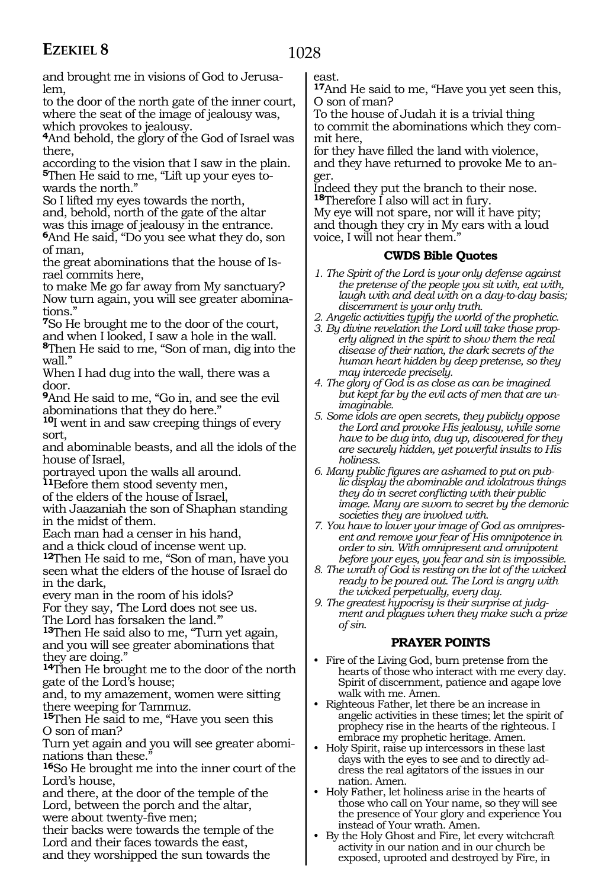and brought me in visions of God to Jerusalem,
to the door of the north gate of the inner court, where the seat of the image of jealousy was, which provokes to jealousy.
**4**And behold, the glory of the God of Israel was there,
according to the vision that I saw in the plain.
**5**Then He said to me, "Lift up your eyes towards the north."
So I lifted my eyes towards the north,
and, behold, north of the gate of the altar was this image of jealousy in the entrance.
**6**And He said, "Do you see what they do, son of man,
the great abominations that the house of Israel commits here,
to make Me go far away from My sanctuary?
Now turn again, you will see greater abominations."
**7**So He brought me to the door of the court,
and when I looked, I saw a hole in the wall.
**8**Then He said to me, "Son of man, dig into the wall."
When I had dug into the wall, there was a door.
**9**And He said to me, "Go in, and see the evil abominations that they do here."
**10**I went in and saw creeping things of every sort,
and abominable beasts, and all the idols of the house of Israel,
portrayed upon the walls all around.
**11**Before them stood seventy men,
of the elders of the house of Israel,
with Jaazaniah the son of Shaphan standing in the midst of them.
Each man had a censer in his hand,
and a thick cloud of incense went up.
**12**Then He said to me, "Son of man, have you seen what the elders of the house of Israel do in the dark,
every man in the room of his idols?
For they say, 'The Lord does not see us.
The Lord has forsaken the land.'"
**13**Then He said also to me, "Turn yet again, and you will see greater abominations that they are doing."
**14**Then He brought me to the door of the north gate of the Lord's house;
and, to my amazement, women were sitting there weeping for Tammuz.
**15**Then He said to me, "Have you seen this O son of man?
Turn yet again and you will see greater abominations than these."
**16**So He brought me into the inner court of the Lord's house,
and there, at the door of the temple of the Lord, between the porch and the altar,
were about twenty-five men;
their backs were towards the temple of the Lord and their faces towards the east,
and they worshipped the sun towards the east.
**17**And He said to me, "Have you yet seen this, O son of man?
To the house of Judah it is a trivial thing
to commit the abominations which they commit here,
for they have filled the land with violence,
and they have returned to provoke Me to anger.
Indeed they put the branch to their nose.
**18**Therefore I also will act in fury.
My eye will not spare, nor will it have pity;
and though they cry in My ears with a loud voice, I will not hear them."

### CWDS Bible Quotes

1. *The Spirit of the Lord is your only defense against the pretense of the people you sit with, eat with, laugh with and deal with on a day-to-day basis; discernment is your only truth.*
2. *Angelic activities typify the world of the prophetic.*
3. *By divine revelation the Lord will take those properly aligned in the spirit to show them the real disease of their nation, the dark secrets of the human heart hidden by deep pretense, so they may intercede precisely.*
4. *The glory of God is as close as can be imagined but kept far by the evil acts of men that are unimaginable.*
5. *Some idols are open secrets, they publicly oppose the Lord and provoke His jealousy, while some have to be dug into, dug up, discovered for they are securely hidden, yet powerful insults to His holiness.*
6. *Many public figures are ashamed to put on public display the abominable and idolatrous things they do in secret conflicting with their public image. Many are sworn to secret by the demonic societies they are involved with.*
7. *You have to lower your image of God as omnipresent and remove your fear of His omnipotence in order to sin. With omnipresent and omnipotent before your eyes, you fear and sin is impossible.*
8. *The wrath of God is resting on the lot of the wicked ready to be poured out. The Lord is angry with the wicked perpetually, every day.*
9. *The greatest hypocrisy is their surprise at judgment and plagues when they make such a prize of sin.*

### PRAYER POINTS

- Fire of the Living God, burn pretense from the hearts of those who interact with me every day. Spirit of discernment, patience and agape love walk with me. Amen.
- Righteous Father, let there be an increase in angelic activities in these times; let the spirit of prophecy rise in the hearts of the righteous. I embrace my prophetic heritage. Amen.
- Holy Spirit, raise up intercessors in these last days with the eyes to see and to directly address the real agitators of the issues in our nation. Amen.
- Holy Father, let holiness arise in the hearts of those who call on Your name, so they will see the presence of Your glory and experience You instead of Your wrath. Amen.
- By the Holy Ghost and Fire, let every witchcraft activity in our nation and in our church be exposed, uprooted and destroyed by Fire, in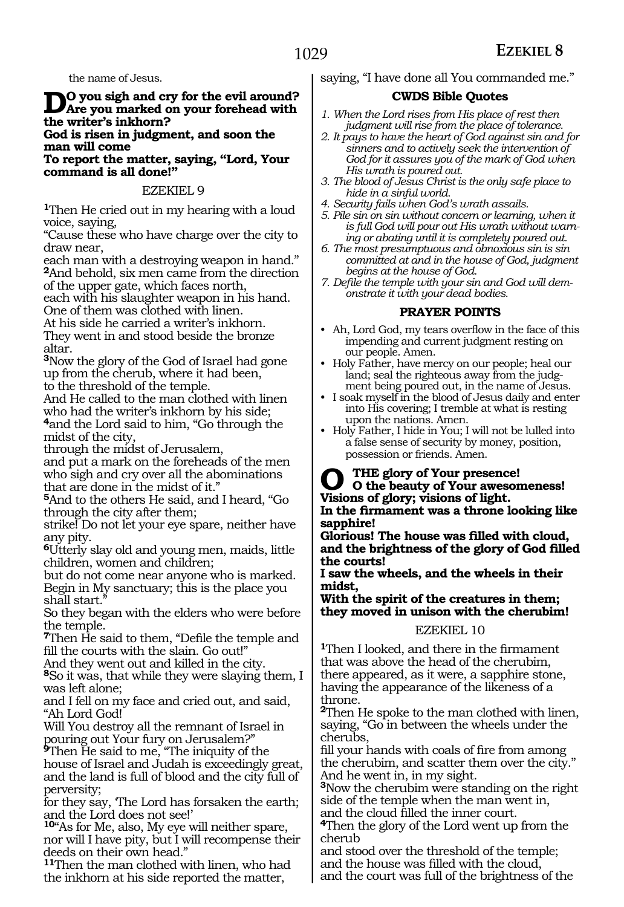the name of Jesus.

**Do you sigh and cry for the evil around? Are you marked on your forehead with the writer's inkhorn?**
**God is risen in judgment, and soon the man will come**
**To report the matter, saying, "Lord, Your command is all done!"**

EZEKIEL 9

[1]Then He cried out in my hearing with a loud voice, saying,
"Cause these who have charge over the city to draw near,
each man with a destroying weapon in hand."
[2]And behold, six men came from the direction of the upper gate, which faces north,
each with his slaughter weapon in his hand.
One of them was clothed with linen.
At his side he carried a writer's inkhorn.
They went in and stood beside the bronze altar.
[3]Now the glory of the God of Israel had gone up from the cherub, where it had been,
to the threshold of the temple.
And He called to the man clothed with linen who had the writer's inkhorn by his side;
[4]and the Lord said to him, "Go through the midst of the city,
through the midst of Jerusalem,
and put a mark on the foreheads of the men who sigh and cry over all the abominations that are done in the midst of it."
[5]And to the others He said, and I heard, "Go through the city after them;
strike! Do not let your eye spare, neither have any pity.
[6]Utterly slay old and young men, maids, little children, women and children;
but do not come near anyone who is marked.
Begin in My sanctuary; this is the place you shall start."
So they began with the elders who were before the temple.
[7]Then He said to them, "Defile the temple and fill the courts with the slain. Go out!"
And they went out and killed in the city.
[8]So it was, that while they were slaying them, I was left alone;
and I fell on my face and cried out, and said,
"Ah Lord God!
Will You destroy all the remnant of Israel in pouring out Your fury on Jerusalem?"
[9]Then He said to me, "The iniquity of the house of Israel and Judah is exceedingly great,
and the land is full of blood and the city full of perversity;
for they say, 'The Lord has forsaken the earth; and the Lord does not see!'
[10]"As for Me, also, My eye will neither spare, nor will I have pity, but I will recompense their deeds on their own head."
[11]Then the man clothed with linen, who had the inkhorn at his side reported the matter,
saying, "I have done all You commanded me."

**CWDS Bible Quotes**

1. *When the Lord rises from His place of rest then judgment will rise from the place of tolerance.*
2. *It pays to have the heart of God against sin and for sinners and to actively seek the intervention of God for it assures you of the mark of God when His wrath is poured out.*
3. *The blood of Jesus Christ is the only safe place to hide in a sinful world.*
4. *Security fails when God's wrath assails.*
5. *Pile sin on sin without concern or learning, when it is full God will pour out His wrath without warning or abating until it is completely poured out.*
6. *The most presumptuous and obnoxious sin is sin committed at and in the house of God, judgment begins at the house of God.*
7. *Defile the temple with your sin and God will demonstrate it with your dead bodies.*

**PRAYER POINTS**

- Ah, Lord God, my tears overflow in the face of this impending and current judgment resting on our people. Amen.
- Holy Father, have mercy on our people; heal our land; seal the righteous away from the judgment being poured out, in the name of Jesus.
- I soak myself in the blood of Jesus daily and enter into His covering; I tremble at what is resting upon the nations. Amen.
- Holy Father, I hide in You; I will not be lulled into a false sense of security by money, position, possession or friends. Amen.

**O THE glory of Your presence!**
**O the beauty of Your awesomeness!**
**Visions of glory; visions of light.**
**In the firmament was a throne looking like sapphire!**
**Glorious! The house was filled with cloud, and the brightness of the glory of God filled the courts!**
**I saw the wheels, and the wheels in their midst,**
**With the spirit of the creatures in them; they moved in unison with the cherubim!**

EZEKIEL 10

[1]Then I looked, and there in the firmament that was above the head of the cherubim,
there appeared, as it were, a sapphire stone, having the appearance of the likeness of a throne.
[2]Then He spoke to the man clothed with linen, saying, "Go in between the wheels under the cherubs,
fill your hands with coals of fire from among the cherubim, and scatter them over the city."
And he went in, in my sight.
[3]Now the cherubim were standing on the right side of the temple when the man went in,
and the cloud filled the inner court.
[4]Then the glory of the Lord went up from the cherub
and stood over the threshold of the temple;
and the house was filled with the cloud,
and the court was full of the brightness of the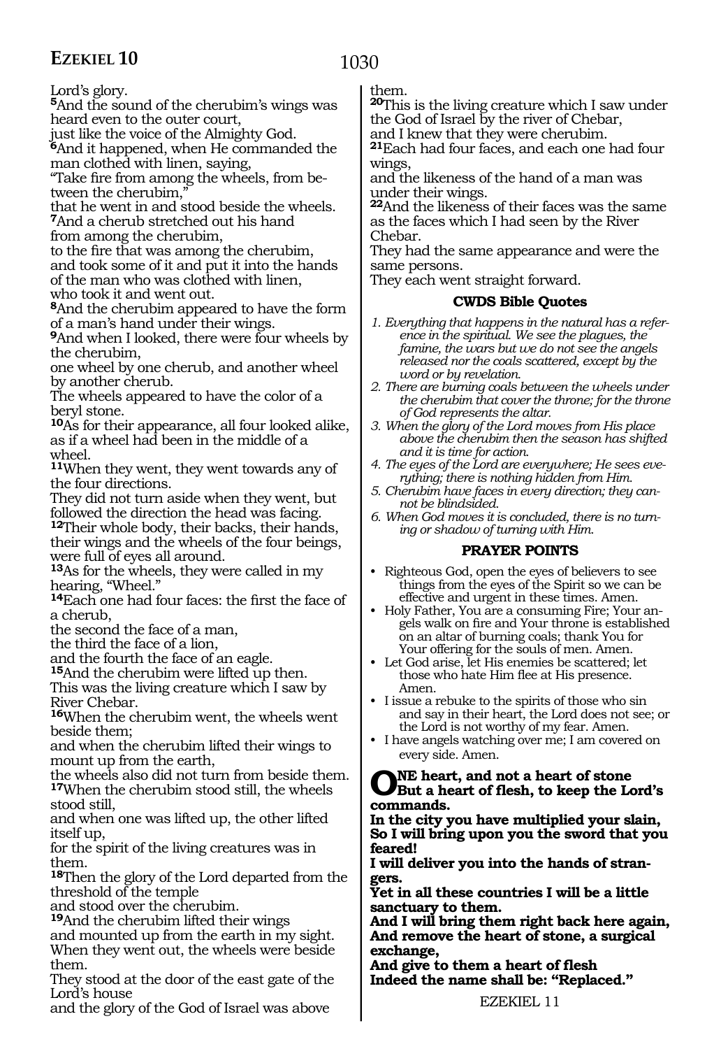Lord's glory.

**5**And the sound of the cherubim's wings was heard even to the outer court,
just like the voice of the Almighty God.

**6**And it happened, when He commanded the man clothed with linen, saying,
"Take fire from among the wheels, from between the cherubim,"
that he went in and stood beside the wheels.

**7**And a cherub stretched out his hand
from among the cherubim,
to the fire that was among the cherubim,
and took some of it and put it into the hands of the man who was clothed with linen,
who took it and went out.

**8**And the cherubim appeared to have the form of a man's hand under their wings.

**9**And when I looked, there were four wheels by the cherubim,
one wheel by one cherub, and another wheel by another cherub.
The wheels appeared to have the color of a beryl stone.

**10**As for their appearance, all four looked alike,
as if a wheel had been in the middle of a wheel.

**11**When they went, they went towards any of the four directions.
They did not turn aside when they went, but followed the direction the head was facing.

**12**Their whole body, their backs, their hands, their wings and the wheels of the four beings, were full of eyes all around.

**13**As for the wheels, they were called in my hearing, "Wheel."

**14**Each one had four faces: the first the face of a cherub,
the second the face of a man,
the third the face of a lion,
and the fourth the face of an eagle.

**15**And the cherubim were lifted up then.
This was the living creature which I saw by River Chebar.

**16**When the cherubim went, the wheels went beside them;
and when the cherubim lifted their wings to mount up from the earth,
the wheels also did not turn from beside them.

**17**When the cherubim stood still, the wheels stood still,
and when one was lifted up, the other lifted itself up,
for the spirit of the living creatures was in them.

**18**Then the glory of the Lord departed from the threshold of the temple
and stood over the cherubim.

**19**And the cherubim lifted their wings
and mounted up from the earth in my sight.
When they went out, the wheels were beside them.
They stood at the door of the east gate of the Lord's house
and the glory of the God of Israel was above them.

**20**This is the living creature which I saw under the God of Israel by the river of Chebar,
and I knew that they were cherubim.

**21**Each had four faces, and each one had four wings,
and the likeness of the hand of a man was under their wings.

**22**And the likeness of their faces was the same as the faces which I had seen by the River Chebar.
They had the same appearance and were the same persons.
They each went straight forward.

### CWDS Bible Quotes

1. *Everything that happens in the natural has a reference in the spiritual. We see the plagues, the famine, the wars but we do not see the angels released nor the coals scattered, except by the word or by revelation.*
2. *There are burning coals between the wheels under the cherubim that cover the throne; for the throne of God represents the altar.*
3. *When the glory of the Lord moves from His place above the cherubim then the season has shifted and it is time for action.*
4. *The eyes of the Lord are everywhere; He sees everything; there is nothing hidden from Him.*
5. *Cherubim have faces in every direction; they cannot be blindsided.*
6. *When God moves it is concluded, there is no turning or shadow of turning with Him.*

### PRAYER POINTS

- Righteous God, open the eyes of believers to see things from the eyes of the Spirit so we can be effective and urgent in these times. Amen.
- Holy Father, You are a consuming Fire; Your angels walk on fire and Your throne is established on an altar of burning coals; thank You for Your offering for the souls of men. Amen.
- Let God arise, let His enemies be scattered; let those who hate Him flee at His presence. Amen.
- I issue a rebuke to the spirits of those who sin and say in their heart, the Lord does not see; or the Lord is not worthy of my fear. Amen.
- I have angels watching over me; I am covered on every side. Amen.

**ONE heart, and not a heart of stone**
**But a heart of flesh, to keep the Lord's commands.**
**In the city you have multiplied your slain,**
**So I will bring upon you the sword that you feared!**
**I will deliver you into the hands of strangers.**
**Yet in all these countries I will be a little sanctuary to them.**
**And I will bring them right back here again,**
**And remove the heart of stone, a surgical exchange,**
**And give to them a heart of flesh**
**Indeed the name shall be: "Replaced."**

EZEKIEL 11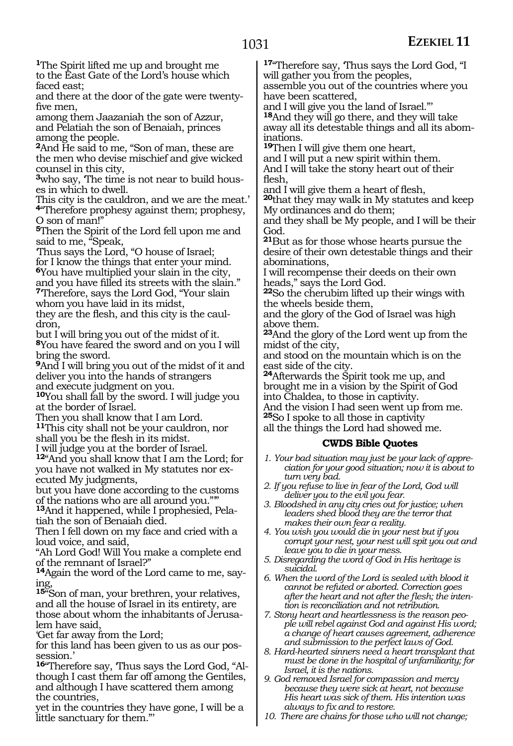[1]The Spirit lifted me up and brought me to the East Gate of the Lord's house which faced east;
and there at the door of the gate were twenty-five men,
among them Jaazaniah the son of Azzur, and Pelatiah the son of Benaiah, princes among the people.
[2]And He said to me, "Son of man, these are the men who devise mischief and give wicked counsel in this city,
[3]who say, 'The time is not near to build houses in which to dwell.
This city is the cauldron, and we are the meat.'
[4]"Therefore prophesy against them; prophesy, O son of man!"
[5]Then the Spirit of the Lord fell upon me and said to me, "Speak,
'Thus says the Lord, "O house of Israel;
for I know the things that enter your mind.
[6]You have multiplied your slain in the city,
and you have filled its streets with the slain."
[7]Therefore, says the Lord God, "Your slain whom you have laid in its midst,
they are the flesh, and this city is the cauldron,
but I will bring you out of the midst of it.
[8]You have feared the sword and on you I will bring the sword.
[9]And I will bring you out of the midst of it and deliver you into the hands of strangers
and execute judgment on you.
[10]You shall fall by the sword. I will judge you at the border of Israel.
Then you shall know that I am Lord.
[11]This city shall not be your cauldron, nor shall you be the flesh in its midst.
I will judge you at the border of Israel.
[12]"And you shall know that I am the Lord; for you have not walked in My statutes nor executed My judgments,
but you have done according to the customs of the nations who are all around you."'"
[13]And it happened, while I prophesied, Pelatiah the son of Benaiah died.
Then I fell down on my face and cried with a loud voice, and said,
"Ah Lord God! Will You make a complete end of the remnant of Israel?"
[14]Again the word of the Lord came to me, saying,
[15]"Son of man, your brethren, your relatives, and all the house of Israel in its entirety, are those about whom the inhabitants of Jerusalem have said,
'Get far away from the Lord;
for this land has been given to us as our possession.'
[16]"Therefore say, 'Thus says the Lord God, "Although I cast them far off among the Gentiles, and although I have scattered them among the countries,
yet in the countries they have gone, I will be a little sanctuary for them."'
[17]"Therefore say, 'Thus says the Lord God, "I will gather you from the peoples,
assemble you out of the countries where you have been scattered,
and I will give you the land of Israel."'
[18]And they will go there, and they will take away all its detestable things and all its abominations.
[19]Then I will give them one heart,
and I will put a new spirit within them.
And I will take the stony heart out of their flesh,
and I will give them a heart of flesh,
[20]that they may walk in My statutes and keep My ordinances and do them;
and they shall be My people, and I will be their God.
[21]But as for those whose hearts pursue the desire of their own detestable things and their abominations,
I will recompense their deeds on their own heads," says the Lord God.
[22]So the cherubim lifted up their wings with the wheels beside them,
and the glory of the God of Israel was high above them.
[23]And the glory of the Lord went up from the midst of the city,
and stood on the mountain which is on the east side of the city.
[24]Afterwards the Spirit took me up, and brought me in a vision by the Spirit of God into Chaldea, to those in captivity.
And the vision I had seen went up from me.
[25]So I spoke to all those in captivity
all the things the Lord had showed me.

### CWDS Bible Quotes

1. *Your bad situation may just be your lack of appreciation for your good situation; now it is about to turn very bad.*
2. *If you refuse to live in fear of the Lord, God will deliver you to the evil you fear.*
3. *Bloodshed in any city cries out for justice; when leaders shed blood they are the terror that makes their own fear a reality.*
4. *You wish you would die in your nest but if you corrupt your nest, your nest will spit you out and leave you to die in your mess.*
5. *Disregarding the word of God in His heritage is suicidal.*
6. *When the word of the Lord is sealed with blood it cannot be refuted or aborted. Correction goes after the heart and not after the flesh; the intention is reconciliation and not retribution.*
7. *Stony heart and heartlessness is the reason people will rebel against God and against His word; a change of heart causes agreement, adherence and submission to the perfect laws of God.*
8. *Hard-hearted sinners need a heart transplant that must be done in the hospital of unfamiliarity; for Israel, it is the nations.*
9. *God removed Israel for compassion and mercy because they were sick at heart, not because His heart was sick of them. His intention was always to fix and to restore.*
10. *There are chains for those who will not change;*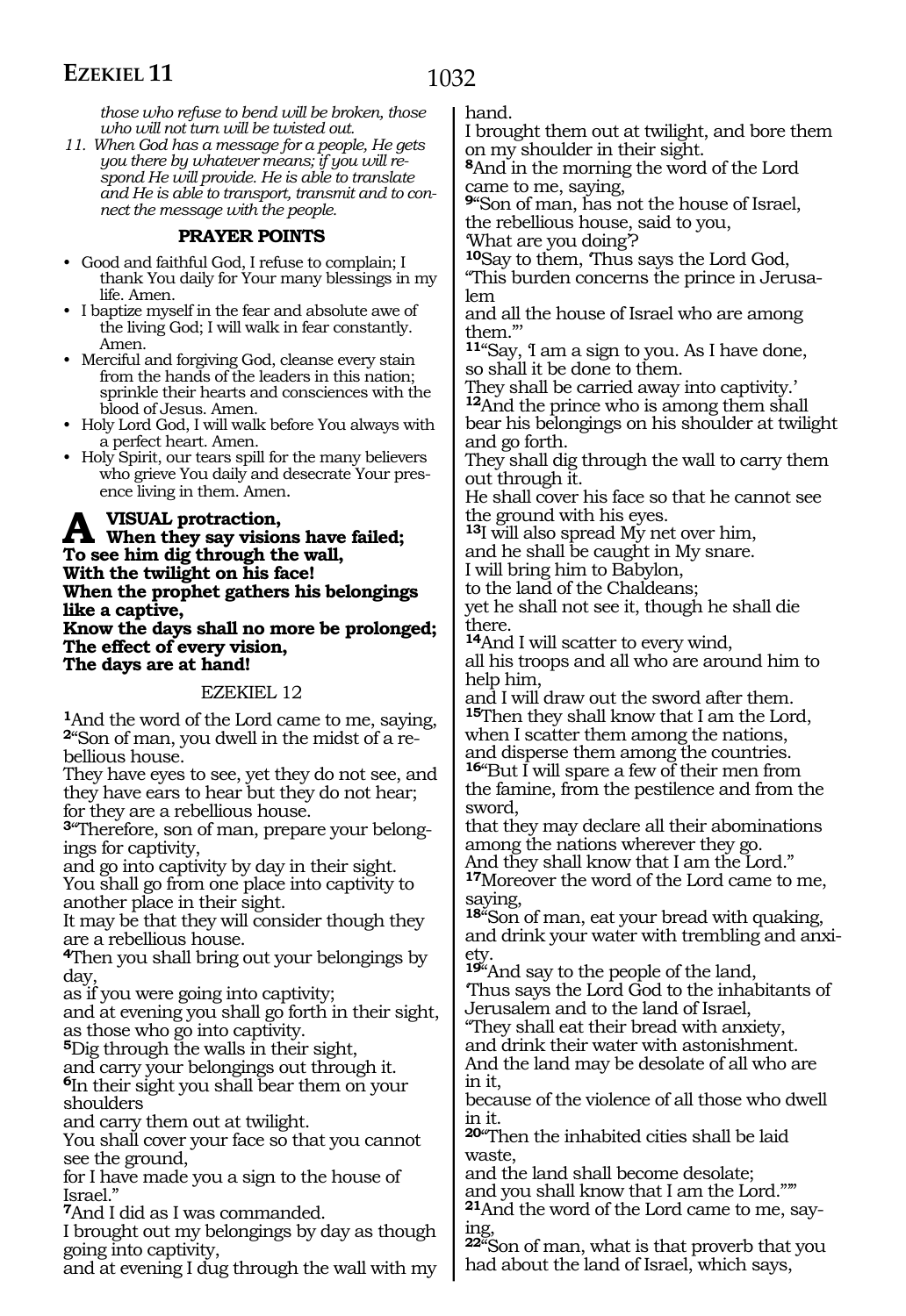*those who refuse to bend will be broken, those who will not turn will be twisted out.*

11. *When God has a message for a people, He gets you there by whatever means; if you will respond He will provide. He is able to translate and He is able to transport, transmit and to connect the message with the people.*

### PRAYER POINTS

- Good and faithful God, I refuse to complain; I thank You daily for Your many blessings in my life. Amen.
- I baptize myself in the fear and absolute awe of the living God; I will walk in fear constantly. Amen.
- Merciful and forgiving God, cleanse every stain from the hands of the leaders in this nation; sprinkle their hearts and consciences with the blood of Jesus. Amen.
- Holy Lord God, I will walk before You always with a perfect heart. Amen.
- Holy Spirit, our tears spill for the many believers who grieve You daily and desecrate Your presence living in them. Amen.

**A VISUAL protraction,**
**When they say visions have failed;**
**To see him dig through the wall,**
**With the twilight on his face!**
**When the prophet gathers his belongings like a captive,**
**Know the days shall no more be prolonged;**
**The effect of every vision,**
**The days are at hand!**

EZEKIEL 12

**1**And the word of the Lord came to me, saying,
**2**"Son of man, you dwell in the midst of a rebellious house.
They have eyes to see, yet they do not see, and they have ears to hear but they do not hear;
for they are a rebellious house.
**3**"Therefore, son of man, prepare your belongings for captivity,
and go into captivity by day in their sight.
You shall go from one place into captivity to another place in their sight.
It may be that they will consider though they are a rebellious house.
**4**Then you shall bring out your belongings by day,
as if you were going into captivity;
and at evening you shall go forth in their sight,
as those who go into captivity.
**5**Dig through the walls in their sight,
and carry your belongings out through it.
**6**In their sight you shall bear them on your shoulders
and carry them out at twilight.
You shall cover your face so that you cannot see the ground,
for I have made you a sign to the house of Israel."
**7**And I did as I was commanded.
I brought out my belongings by day as though going into captivity,
and at evening I dug through the wall with my hand.
I brought them out at twilight, and bore them on my shoulder in their sight.
**8**And in the morning the word of the Lord came to me, saying,
**9**"Son of man, has not the house of Israel, the rebellious house, said to you,
'What are you doing'?
**10**Say to them, 'Thus says the Lord God,
"This burden concerns the prince in Jerusalem
and all the house of Israel who are among them."'
**11**"Say, 'I am a sign to you. As I have done, so shall it be done to them.
They shall be carried away into captivity.'
**12**And the prince who is among them shall bear his belongings on his shoulder at twilight and go forth.
They shall dig through the wall to carry them out through it.
He shall cover his face so that he cannot see the ground with his eyes.
**13**I will also spread My net over him,
and he shall be caught in My snare.
I will bring him to Babylon,
to the land of the Chaldeans;
yet he shall not see it, though he shall die there.
**14**And I will scatter to every wind,
all his troops and all who are around him to help him,
and I will draw out the sword after them.
**15**Then they shall know that I am the Lord,
when I scatter them among the nations,
and disperse them among the countries.
**16**"But I will spare a few of their men from the famine, from the pestilence and from the sword,
that they may declare all their abominations among the nations wherever they go.
And they shall know that I am the Lord."
**17**Moreover the word of the Lord came to me, saying,
**18**"Son of man, eat your bread with quaking,
and drink your water with trembling and anxiety.
**19**"And say to the people of the land,
'Thus says the Lord God to the inhabitants of Jerusalem and to the land of Israel,
"They shall eat their bread with anxiety,
and drink their water with astonishment.
And the land may be desolate of all who are in it,
because of the violence of all those who dwell in it.
**20**"Then the inhabited cities shall be laid waste,
and the land shall become desolate;
and you shall know that I am the Lord."'"
**21**And the word of the Lord came to me, saying,
**22**"Son of man, what is that proverb that you had about the land of Israel, which says,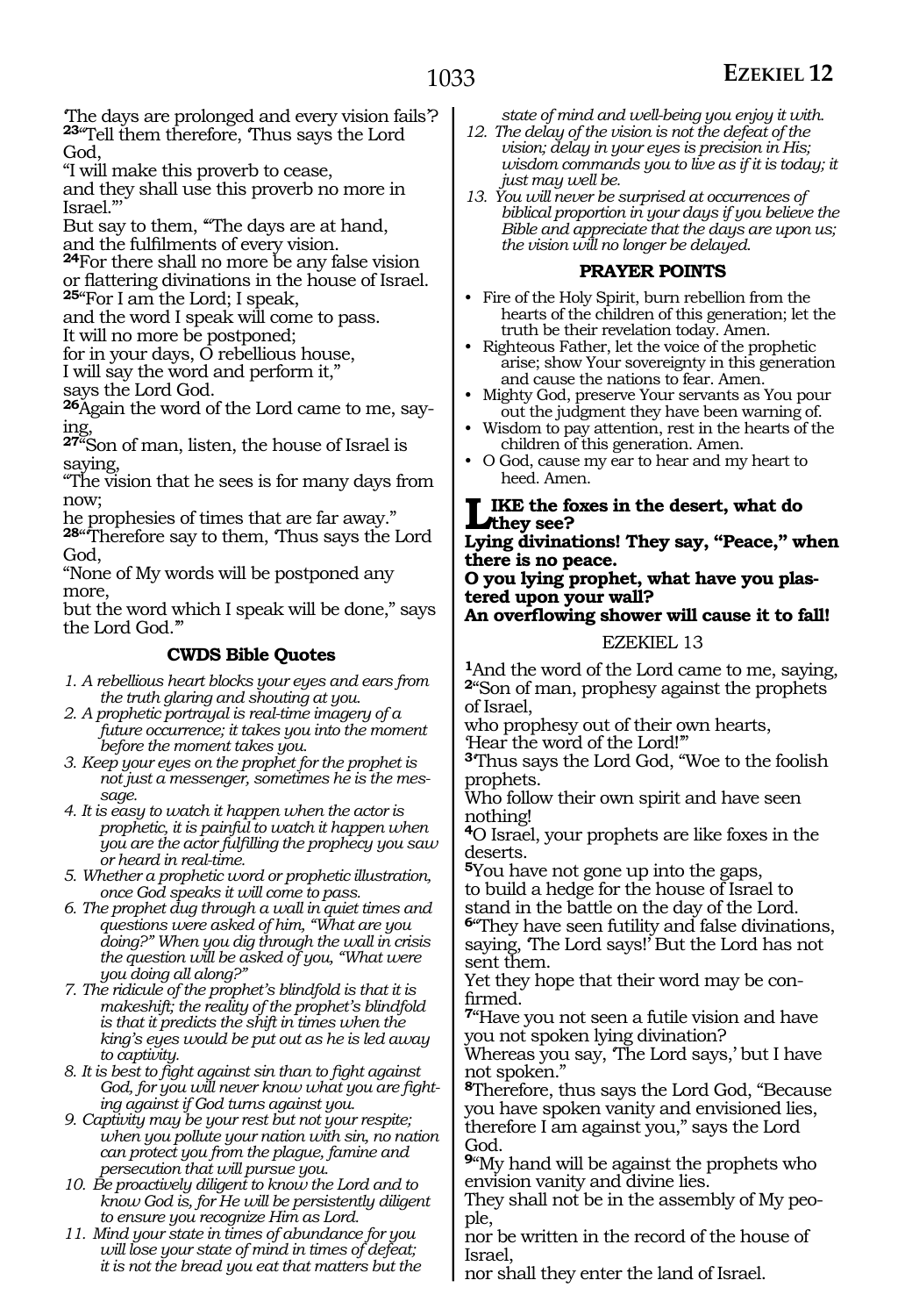'The days are prolonged and every vision fails'?

[23]"Tell them therefore, 'Thus says the Lord God,
"I will make this proverb to cease,
and they shall use this proverb no more in Israel."'
But say to them, '"The days are at hand,
and the fulfilments of every vision.

[24]For there shall no more be any false vision or flattering divinations in the house of Israel.

[25]"For I am the Lord; I speak,
and the word I speak will come to pass.
It will no more be postponed;
for in your days, O rebellious house,
I will say the word and perform it,"
says the Lord God.

[26]Again the word of the Lord came to me, saying,

[27]"Son of man, listen, the house of Israel is saying,
"The vision that he sees is for many days from now;
he prophesies of times that are far away."

[28]"Therefore say to them, 'Thus says the Lord God,
"None of My words will be postponed any more,
but the word which I speak will be done," says the Lord God.'"

### CWDS Bible Quotes

1. *A rebellious heart blocks your eyes and ears from the truth glaring and shouting at you.*
2. *A prophetic portrayal is real-time imagery of a future occurrence; it takes you into the moment before the moment takes you.*
3. *Keep your eyes on the prophet for the prophet is not just a messenger, sometimes he is the message.*
4. *It is easy to watch it happen when the actor is prophetic, it is painful to watch it happen when you are the actor fulfilling the prophecy you saw or heard in real-time.*
5. *Whether a prophetic word or prophetic illustration, once God speaks it will come to pass.*
6. *The prophet dug through a wall in quiet times and questions were asked of him, "What are you doing?" When you dig through the wall in crisis the question will be asked of you, "What were you doing all along?"*
7. *The ridicule of the prophet's blindfold is that it is makeshift; the reality of the prophet's blindfold is that it predicts the shift in times when the king's eyes would be put out as he is led away to captivity.*
8. *It is best to fight against sin than to fight against God, for you will never know what you are fighting against if God turns against you.*
9. *Captivity may be your rest but not your respite; when you pollute your nation with sin, no nation can protect you from the plague, famine and persecution that will pursue you.*
10. *Be proactively diligent to know the Lord and to know God is, for He will be persistently diligent to ensure you recognize Him as Lord.*
11. *Mind your state in times of abundance for you will lose your state of mind in times of defeat; it is not the bread you eat that matters but the state of mind and well-being you enjoy it with.*
12. *The delay of the vision is not the defeat of the vision; delay in your eyes is precision in His; wisdom commands you to live as if it is today; it just may well be.*
13. *You will never be surprised at occurrences of biblical proportion in your days if you believe the Bible and appreciate that the days are upon us; the vision will no longer be delayed.*

### PRAYER POINTS

- Fire of the Holy Spirit, burn rebellion from the hearts of the children of this generation; let the truth be their revelation today. Amen.
- Righteous Father, let the voice of the prophetic arise; show Your sovereignty in this generation and cause the nations to fear. Amen.
- Mighty God, preserve Your servants as You pour out the judgment they have been warning of.
- Wisdom to pay attention, rest in the hearts of the children of this generation. Amen.
- O God, cause my ear to hear and my heart to heed. Amen.

**LIKE the foxes in the desert, what do they see?**
**Lying divinations! They say, "Peace," when there is no peace.**
**O you lying prophet, what have you plastered upon your wall?**
**An overflowing shower will cause it to fall!**

## EZEKIEL 13

[1]And the word of the Lord came to me, saying,

[2]"Son of man, prophesy against the prophets of Israel,
who prophesy out of their own hearts,
'Hear the word of the Lord!'"

[3]Thus says the Lord God, "Woe to the foolish prophets.
Who follow their own spirit and have seen nothing!

[4]O Israel, your prophets are like foxes in the deserts.

[5]You have not gone up into the gaps,
to build a hedge for the house of Israel to stand in the battle on the day of the Lord.

[6]"They have seen futility and false divinations, saying, 'The Lord says!' But the Lord has not sent them.
Yet they hope that their word may be confirmed.

[7]"Have you not seen a futile vision and have you not spoken lying divination?
Whereas you say, 'The Lord says,' but I have not spoken."

[8]Therefore, thus says the Lord God, "Because you have spoken vanity and envisioned lies, therefore I am against you," says the Lord God.

[9]"My hand will be against the prophets who envision vanity and divine lies.
They shall not be in the assembly of My people,
nor be written in the record of the house of Israel,
nor shall they enter the land of Israel.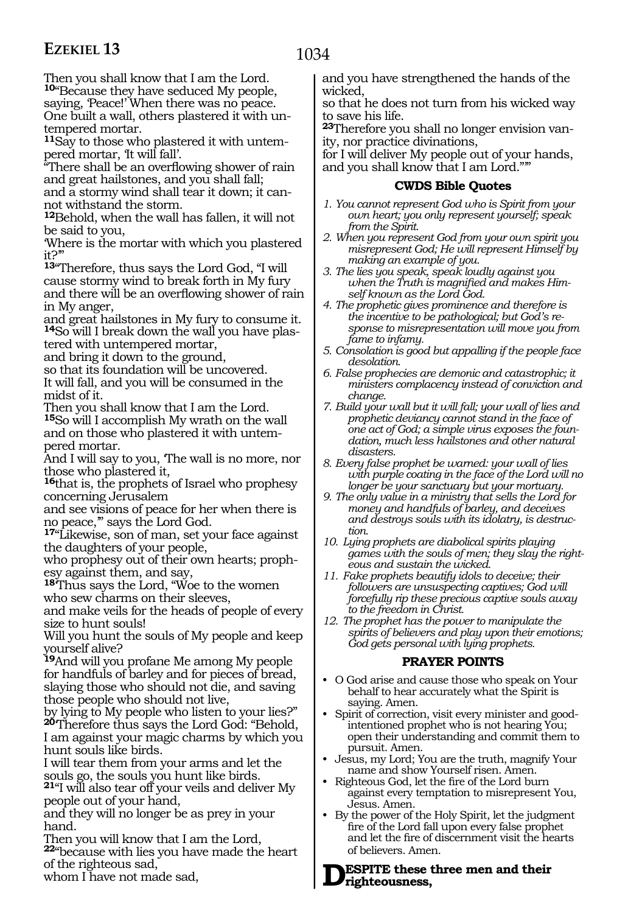Then you shall know that I am the Lord.
**10**"Because they have seduced My people, saying, 'Peace!' When there was no peace. One built a wall, others plastered it with untempered mortar.
**11**Say to those who plastered it with untempered mortar, 'It will fall'.
"There shall be an overflowing shower of rain and great hailstones, and you shall fall;
and a stormy wind shall tear it down; it cannot withstand the storm.
**12**Behold, when the wall has fallen, it will not be said to you,
'Where is the mortar with which you plastered it?'"
**13**"Therefore, thus says the Lord God, "I will cause stormy wind to break forth in My fury and there will be an overflowing shower of rain in My anger,
and great hailstones in My fury to consume it.
**14**So will I break down the wall you have plastered with untempered mortar,
and bring it down to the ground,
so that its foundation will be uncovered.
It will fall, and you will be consumed in the midst of it.
Then you shall know that I am the Lord.
**15**So will I accomplish My wrath on the wall and on those who plastered it with untempered mortar.
And I will say to you, 'The wall is no more, nor those who plastered it,
**16**that is, the prophets of Israel who prophesy concerning Jerusalem
and see visions of peace for her when there is no peace,'" says the Lord God.
**17**"Likewise, son of man, set your face against the daughters of your people,
who prophesy out of their own hearts; prophesy against them, and say,
**18**'Thus says the Lord, "Woe to the women who sew charms on their sleeves,
and make veils for the heads of people of every size to hunt souls!
Will you hunt the souls of My people and keep yourself alive?
**19**And will you profane Me among My people for handfuls of barley and for pieces of bread, slaying those who should not die, and saving those people who should not live,
by lying to My people who listen to your lies?"
**20**'Therefore thus says the Lord God: "Behold, I am against your magic charms by which you hunt souls like birds.
I will tear them from your arms and let the souls go, the souls you hunt like birds.
**21**"I will also tear off your veils and deliver My people out of your hand,
and they will no longer be as prey in your hand.
Then you will know that I am the Lord,
**22**"because with lies you have made the heart of the righteous sad,
whom I have not made sad,
and you have strengthened the hands of the wicked,
so that he does not turn from his wicked way to save his life.
**23**Therefore you shall no longer envision vanity, nor practice divinations,
for I will deliver My people out of your hands, and you shall know that I am Lord.""

### CWDS Bible Quotes

1. *You cannot represent God who is Spirit from your own heart; you only represent yourself; speak from the Spirit.*
2. *When you represent God from your own spirit you misrepresent God; He will represent Himself by making an example of you.*
3. *The lies you speak, speak loudly against you when the Truth is magnified and makes Himself known as the Lord God.*
4. *The prophetic gives prominence and therefore is the incentive to be pathological; but God's response to misrepresentation will move you from fame to infamy.*
5. *Consolation is good but appalling if the people face desolation.*
6. *False prophecies are demonic and catastrophic; it ministers complacency instead of conviction and change.*
7. *Build your wall but it will fall; your wall of lies and prophetic deviancy cannot stand in the face of one act of God; a simple virus exposes the foundation, much less hailstones and other natural disasters.*
8. *Every false prophet be warned: your wall of lies with purple coating in the face of the Lord will no longer be your sanctuary but your mortuary.*
9. *The only value in a ministry that sells the Lord for money and handfuls of barley, and deceives and destroys souls with its idolatry, is destruction.*
10. *Lying prophets are diabolical spirits playing games with the souls of men; they slay the righteous and sustain the wicked.*
11. *Fake prophets beautify idols to deceive; their followers are unsuspecting captives; God will forcefully rip these precious captive souls away to the freedom in Christ.*
12. *The prophet has the power to manipulate the spirits of believers and play upon their emotions; God gets personal with lying prophets.*

### PRAYER POINTS

- O God arise and cause those who speak on Your behalf to hear accurately what the Spirit is saying. Amen.
- Spirit of correction, visit every minister and good-intentioned prophet who is not hearing You; open their understanding and commit them to pursuit. Amen.
- Jesus, my Lord; You are the truth, magnify Your name and show Yourself risen. Amen.
- Righteous God, let the fire of the Lord burn against every temptation to misrepresent You, Jesus. Amen.
- By the power of the Holy Spirit, let the judgment fire of the Lord fall upon every false prophet and let the fire of discernment visit the hearts of believers. Amen.

**DESPITE these three men and their righteousness,**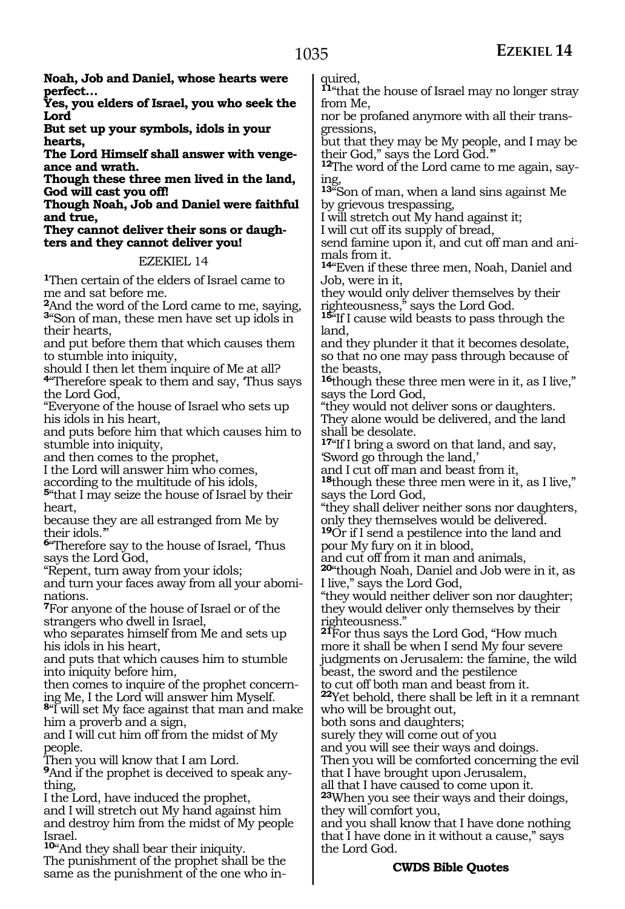**Noah, Job and Daniel, whose hearts were perfect…**
**Yes, you elders of Israel, you who seek the Lord**
**But set up your symbols, idols in your hearts,**
**The Lord Himself shall answer with vengeance and wrath.**
**Though these three men lived in the land, God will cast you off!**
**Though Noah, Job and Daniel were faithful and true,**
**They cannot deliver their sons or daughters and they cannot deliver you!**

## EZEKIEL 14

**1**Then certain of the elders of Israel came to me and sat before me.
**2**And the word of the Lord came to me, saying,
**3**"Son of man, these men have set up idols in their hearts,
and put before them that which causes them to stumble into iniquity,
should I then let them inquire of Me at all?
**4**"Therefore speak to them and say, 'Thus says the Lord God,
"Everyone of the house of Israel who sets up his idols in his heart,
and puts before him that which causes him to stumble into iniquity,
and then comes to the prophet,
I the Lord will answer him who comes,
according to the multitude of his idols,
**5**"that I may seize the house of Israel by their heart,
because they are all estranged from Me by their idols."'
**6**"Therefore say to the house of Israel, 'Thus says the Lord God,
"Repent, turn away from your idols;
and turn your faces away from all your abominations.
**7**For anyone of the house of Israel or of the strangers who dwell in Israel,
who separates himself from Me and sets up his idols in his heart,
and puts that which causes him to stumble into iniquity before him,
then comes to inquire of the prophet concerning Me, I the Lord will answer him Myself.
**8**"I will set My face against that man and make him a proverb and a sign,
and I will cut him off from the midst of My people.
Then you will know that I am Lord.
**9**And if the prophet is deceived to speak anything,
I the Lord, have induced the prophet,
and I will stretch out My hand against him and destroy him from the midst of My people Israel.
**10**"And they shall bear their iniquity.
The punishment of the prophet shall be the same as the punishment of the one who inquired,
**11**"that the house of Israel may no longer stray from Me,
nor be profaned anymore with all their transgressions,
but that they may be My people, and I may be their God," says the Lord God."'
**12**The word of the Lord came to me again, saying,
**13**"Son of man, when a land sins against Me by grievous trespassing,
I will stretch out My hand against it;
I will cut off its supply of bread,
send famine upon it, and cut off man and animals from it.
**14**"Even if these three men, Noah, Daniel and Job, were in it,
they would only deliver themselves by their righteousness," says the Lord God.
**15**"If I cause wild beasts to pass through the land,
and they plunder it that it becomes desolate,
so that no one may pass through because of the beasts,
**16**though these three men were in it, as I live," says the Lord God,
"they would not deliver sons or daughters.
They alone would be delivered, and the land shall be desolate.
**17**"If I bring a sword on that land, and say,
'Sword go through the land,'
and I cut off man and beast from it,
**18**though these three men were in it, as I live," says the Lord God,
"they shall deliver neither sons nor daughters,
only they themselves would be delivered.
**19**Or if I send a pestilence into the land and pour My fury on it in blood,
and cut off from it man and animals,
**20**"though Noah, Daniel and Job were in it, as I live," says the Lord God,
"they would neither deliver son nor daughter;
they would deliver only themselves by their righteousness."
**21**For thus says the Lord God, "How much more it shall be when I send My four severe judgments on Jerusalem: the famine, the wild beast, the sword and the pestilence
to cut off both man and beast from it.
**22**Yet behold, there shall be left in it a remnant who will be brought out,
both sons and daughters;
surely they will come out of you
and you will see their ways and doings.
Then you will be comforted concerning the evil that I have brought upon Jerusalem,
all that I have caused to come upon it.
**23**When you see their ways and their doings,
they will comfort you,
and you shall know that I have done nothing that I have done in it without a cause," says the Lord God.

**CWDS Bible Quotes**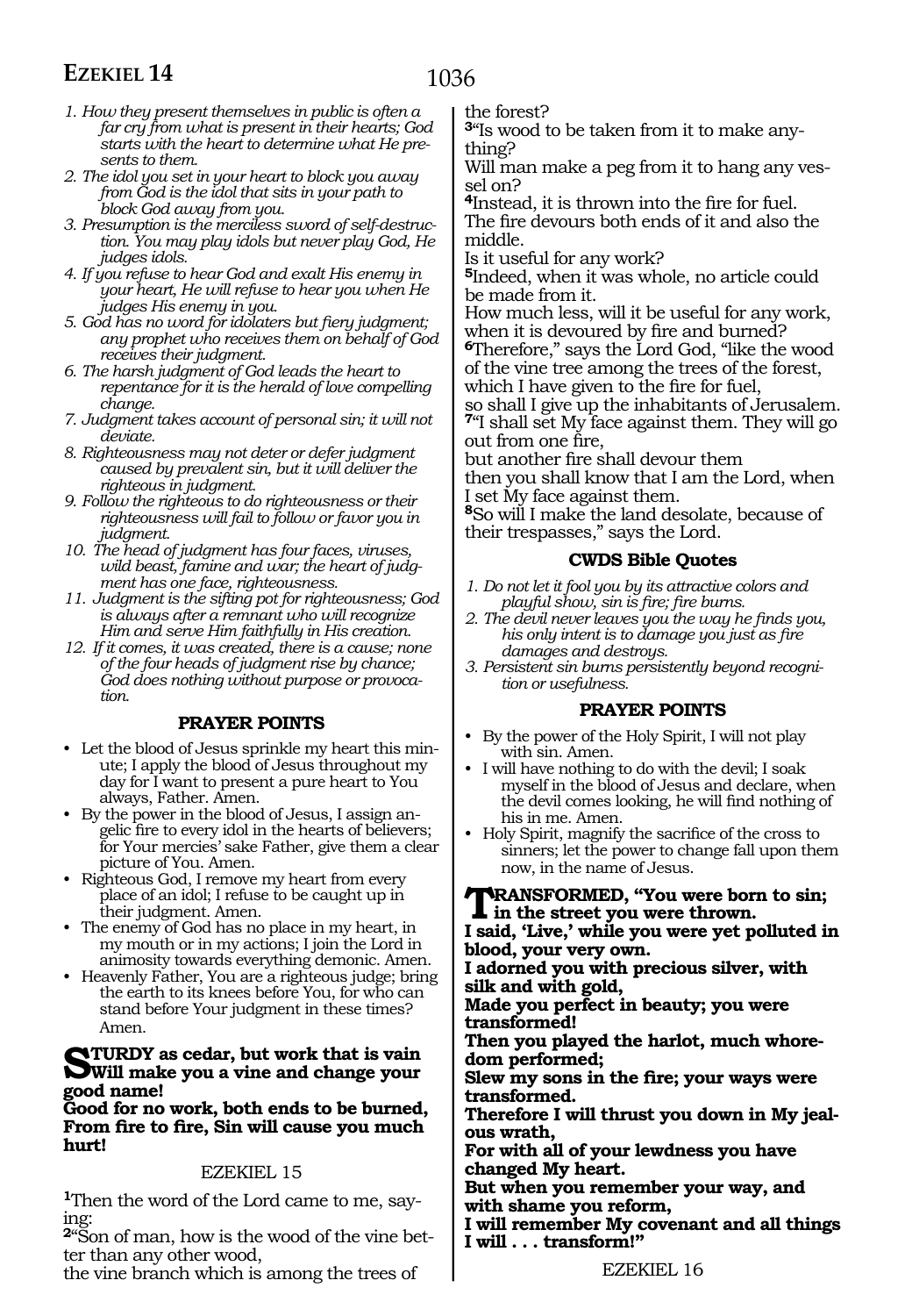1. *How they present themselves in public is often a far cry from what is present in their hearts; God starts with the heart to determine what He presents to them.*
2. *The idol you set in your heart to block you away from God is the idol that sits in your path to block God away from you.*
3. *Presumption is the merciless sword of self-destruction. You may play idols but never play God, He judges idols.*
4. *If you refuse to hear God and exalt His enemy in your heart, He will refuse to hear you when He judges His enemy in you.*
5. *God has no word for idolaters but fiery judgment; any prophet who receives them on behalf of God receives their judgment.*
6. *The harsh judgment of God leads the heart to repentance for it is the herald of love compelling change.*
7. *Judgment takes account of personal sin; it will not deviate.*
8. *Righteousness may not deter or defer judgment caused by prevalent sin, but it will deliver the righteous in judgment.*
9. *Follow the righteous to do righteousness or their righteousness will fail to follow or favor you in judgment.*
10. *The head of judgment has four faces, viruses, wild beast, famine and war; the heart of judgment has one face, righteousness.*
11. *Judgment is the sifting pot for righteousness; God is always after a remnant who will recognize Him and serve Him faithfully in His creation.*
12. *If it comes, it was created, there is a cause; none of the four heads of judgment rise by chance; God does nothing without purpose or provocation.*

### PRAYER POINTS

- Let the blood of Jesus sprinkle my heart this minute; I apply the blood of Jesus throughout my day for I want to present a pure heart to You always, Father. Amen.
- By the power in the blood of Jesus, I assign angelic fire to every idol in the hearts of believers; for Your mercies' sake Father, give them a clear picture of You. Amen.
- Righteous God, I remove my heart from every place of an idol; I refuse to be caught up in their judgment. Amen.
- The enemy of God has no place in my heart, in my mouth or in my actions; I join the Lord in animosity towards everything demonic. Amen.
- Heavenly Father, You are a righteous judge; bring the earth to its knees before You, for who can stand before Your judgment in these times? Amen.

**STURDY as cedar, but work that is vain Will make you a vine and change your good name!**
**Good for no work, both ends to be burned, From fire to fire, Sin will cause you much hurt!**

EZEKIEL 15

**1**Then the word of the Lord came to me, saying:
**2**"Son of man, how is the wood of the vine better than any other wood,
the vine branch which is among the trees of the forest?
**3**"Is wood to be taken from it to make anything?
Will man make a peg from it to hang any vessel on?
**4**Instead, it is thrown into the fire for fuel.
The fire devours both ends of it and also the middle.
Is it useful for any work?
**5**Indeed, when it was whole, no article could be made from it.
How much less, will it be useful for any work, when it is devoured by fire and burned?
**6**Therefore," says the Lord God, "like the wood of the vine tree among the trees of the forest, which I have given to the fire for fuel,
so shall I give up the inhabitants of Jerusalem.
**7**"I shall set My face against them. They will go out from one fire,
but another fire shall devour them
then you shall know that I am the Lord, when I set My face against them.
**8**So will I make the land desolate, because of their trespasses," says the Lord.

### CWDS Bible Quotes

1. *Do not let it fool you by its attractive colors and playful show, sin is fire; fire burns.*
2. *The devil never leaves you the way he finds you, his only intent is to damage you just as fire damages and destroys.*
3. *Persistent sin burns persistently beyond recognition or usefulness.*

### PRAYER POINTS

- By the power of the Holy Spirit, I will not play with sin. Amen.
- I will have nothing to do with the devil; I soak myself in the blood of Jesus and declare, when the devil comes looking, he will find nothing of his in me. Amen.
- Holy Spirit, magnify the sacrifice of the cross to sinners; let the power to change fall upon them now, in the name of Jesus.

**TRANSFORMED, "You were born to sin; in the street you were thrown.**
**I said, 'Live,' while you were yet polluted in blood, your very own.**
**I adorned you with precious silver, with silk and with gold,**
**Made you perfect in beauty; you were transformed!**
**Then you played the harlot, much whoredom performed;**
**Slew my sons in the fire; your ways were transformed.**
**Therefore I will thrust you down in My jealous wrath,**
**For with all of your lewdness you have changed My heart.**
**But when you remember your way, and with shame you reform,**
**I will remember My covenant and all things I will . . . transform!"**

EZEKIEL 16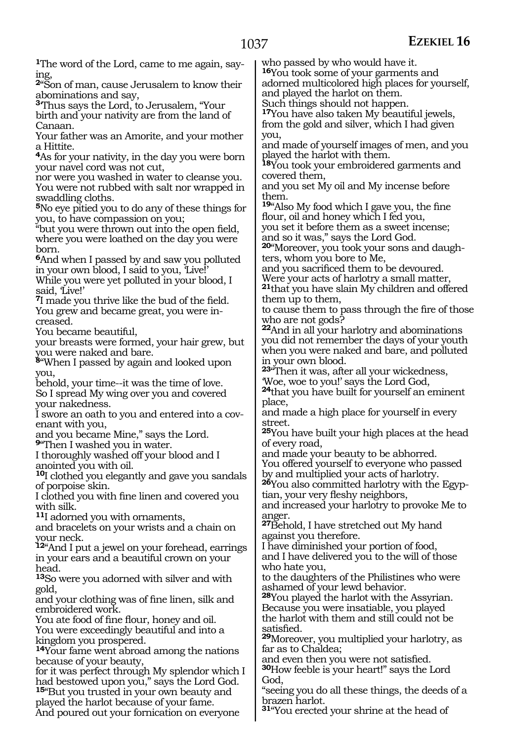[1]The word of the Lord, came to me again, saying,

[2]"Son of man, cause Jerusalem to know their abominations and say,

[3]Thus says the Lord, to Jerusalem, "Your birth and your nativity are from the land of Canaan.
Your father was an Amorite, and your mother a Hittite.

[4]As for your nativity, in the day you were born your navel cord was not cut,
nor were you washed in water to cleanse you.
You were not rubbed with salt nor wrapped in swaddling cloths.

[5]No eye pitied you to do any of these things for you, to have compassion on you;
"but you were thrown out into the open field, where you were loathed on the day you were born.

[6]And when I passed by and saw you polluted in your own blood, I said to you, 'Live!'
While you were yet polluted in your blood, I said, 'Live!'

[7]I made you thrive like the bud of the field.
You grew and became great, you were increased.
You became beautiful,
your breasts were formed, your hair grew, but you were naked and bare.

[8]"When I passed by again and looked upon you,
behold, your time--it was the time of love.
So I spread My wing over you and covered your nakedness.
I swore an oath to you and entered into a covenant with you,
and you became Mine," says the Lord.

[9]"Then I washed you in water.
I thoroughly washed off your blood and I anointed you with oil.

[10]I clothed you elegantly and gave you sandals of porpoise skin.
I clothed you with fine linen and covered you with silk.

[11]I adorned you with ornaments,
and bracelets on your wrists and a chain on your neck.

[12]"And I put a jewel on your forehead, earrings in your ears and a beautiful crown on your head.

[13]So were you adorned with silver and with gold,
and your clothing was of fine linen, silk and embroidered work.
You ate food of fine flour, honey and oil.
You were exceedingly beautiful and into a kingdom you prospered.

[14]Your fame went abroad among the nations because of your beauty,
for it was perfect through My splendor which I had bestowed upon you," says the Lord God.

[15]"But you trusted in your own beauty and played the harlot because of your fame.
And poured out your fornication on everyone who passed by who would have it.

[16]You took some of your garments and adorned multicolored high places for yourself, and played the harlot on them.
Such things should not happen.

[17]You have also taken My beautiful jewels, from the gold and silver, which I had given you,
and made of yourself images of men, and you played the harlot with them.

[18]You took your embroidered garments and covered them,
and you set My oil and My incense before them.

[19]"Also My food which I gave you, the fine flour, oil and honey which I fed you,
you set it before them as a sweet incense;
and so it was," says the Lord God.

[20]"Moreover, you took your sons and daughters, whom you bore to Me,
and you sacrificed them to be devoured.
Were your acts of harlotry a small matter,

[21]that you have slain My children and offered them up to them,
to cause them to pass through the fire of those who are not gods?

[22]And in all your harlotry and abominations you did not remember the days of your youth when you were naked and bare, and polluted in your own blood.

[23]"Then it was, after all your wickedness,
'Woe, woe to you!' says the Lord God,

[24]that you have built for yourself an eminent place,
and made a high place for yourself in every street.

[25]You have built your high places at the head of every road,
and made your beauty to be abhorred.
You offered yourself to everyone who passed by and multiplied your acts of harlotry.

[26]You also committed harlotry with the Egyptian, your very fleshy neighbors,
and increased your harlotry to provoke Me to anger.

[27]Behold, I have stretched out My hand against you therefore.
I have diminished your portion of food,
and I have delivered you to the will of those who hate you,
to the daughters of the Philistines who were ashamed of your lewd behavior.

[28]You played the harlot with the Assyrian.
Because you were insatiable, you played the harlot with them and still could not be satisfied.

[29]Moreover, you multiplied your harlotry, as far as to Chaldea;
and even then you were not satisfied.

[30]How feeble is your heart!" says the Lord God,
"seeing you do all these things, the deeds of a brazen harlot.

[31]"You erected your shrine at the head of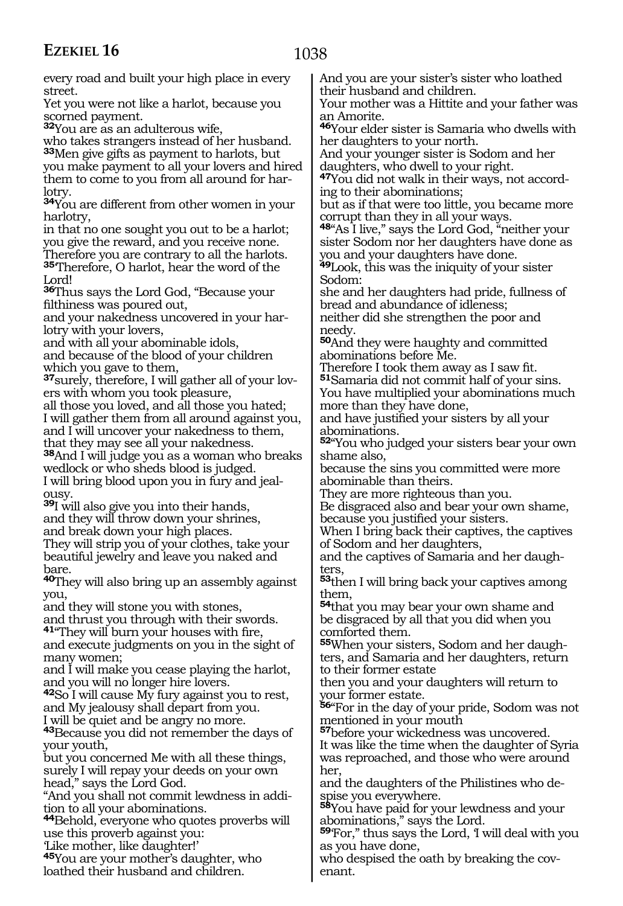every road and built your high place in every street.
Yet you were not like a harlot, because you scorned payment.
**32**You are as an adulterous wife,
who takes strangers instead of her husband.
**33**Men give gifts as payment to harlots, but you make payment to all your lovers and hired them to come to you from all around for harlotry.
**34**You are different from other women in your harlotry,
in that no one sought you out to be a harlot;
you give the reward, and you receive none.
Therefore you are contrary to all the harlots.
**35**'Therefore, O harlot, hear the word of the Lord!
**36**Thus says the Lord God, "Because your filthiness was poured out,
and your nakedness uncovered in your harlotry with your lovers,
and with all your abominable idols,
and because of the blood of your children which you gave to them,
**37**surely, therefore, I will gather all of your lovers with whom you took pleasure,
all those you loved, and all those you hated;
I will gather them from all around against you,
and I will uncover your nakedness to them,
that they may see all your nakedness.
**38**And I will judge you as a woman who breaks wedlock or who sheds blood is judged.
I will bring blood upon you in fury and jealousy.
**39**I will also give you into their hands,
and they will throw down your shrines,
and break down your high places.
They will strip you of your clothes, take your beautiful jewelry and leave you naked and bare.
**40**They will also bring up an assembly against you,
and they will stone you with stones,
and thrust you through with their swords.
**41**"They will burn your houses with fire,
and execute judgments on you in the sight of many women;
and I will make you cease playing the harlot,
and you will no longer hire lovers.
**42**So I will cause My fury against you to rest,
and My jealousy shall depart from you.
I will be quiet and be angry no more.
**43**Because you did not remember the days of your youth,
but you concerned Me with all these things,
surely I will repay your deeds on your own head," says the Lord God.
"And you shall not commit lewdness in addition to all your abominations.
**44**Behold, everyone who quotes proverbs will use this proverb against you:
'Like mother, like daughter!'
**45**You are your mother's daughter, who loathed their husband and children.
And you are your sister's sister who loathed their husband and children.
Your mother was a Hittite and your father was an Amorite.
**46**Your elder sister is Samaria who dwells with her daughters to your north.
And your younger sister is Sodom and her daughters, who dwell to your right.
**47**You did not walk in their ways, not according to their abominations;
but as if that were too little, you became more corrupt than they in all your ways.
**48**"As I live," says the Lord God, "neither your sister Sodom nor her daughters have done as you and your daughters have done.
**49**Look, this was the iniquity of your sister Sodom:
she and her daughters had pride, fullness of bread and abundance of idleness;
neither did she strengthen the poor and needy.
**50**And they were haughty and committed abominations before Me.
Therefore I took them away as I saw fit.
**51**Samaria did not commit half of your sins.
You have multiplied your abominations much more than they have done,
and have justified your sisters by all your abominations.
**52**"You who judged your sisters bear your own shame also,
because the sins you committed were more abominable than theirs.
They are more righteous than you.
Be disgraced also and bear your own shame, because you justified your sisters.
When I bring back their captives, the captives of Sodom and her daughters,
and the captives of Samaria and her daughters,
**53**then I will bring back your captives among them,
**54**that you may bear your own shame and be disgraced by all that you did when you comforted them.
**55**When your sisters, Sodom and her daughters, and Samaria and her daughters, return to their former estate
then you and your daughters will return to your former estate.
**56**"For in the day of your pride, Sodom was not mentioned in your mouth
**57**before your wickedness was uncovered.
It was like the time when the daughter of Syria was reproached, and those who were around her,
and the daughters of the Philistines who despise you everywhere.
**58**You have paid for your lewdness and your abominations," says the Lord.
**59**'For," thus says the Lord, 'I will deal with you as you have done,
who despised the oath by breaking the covenant.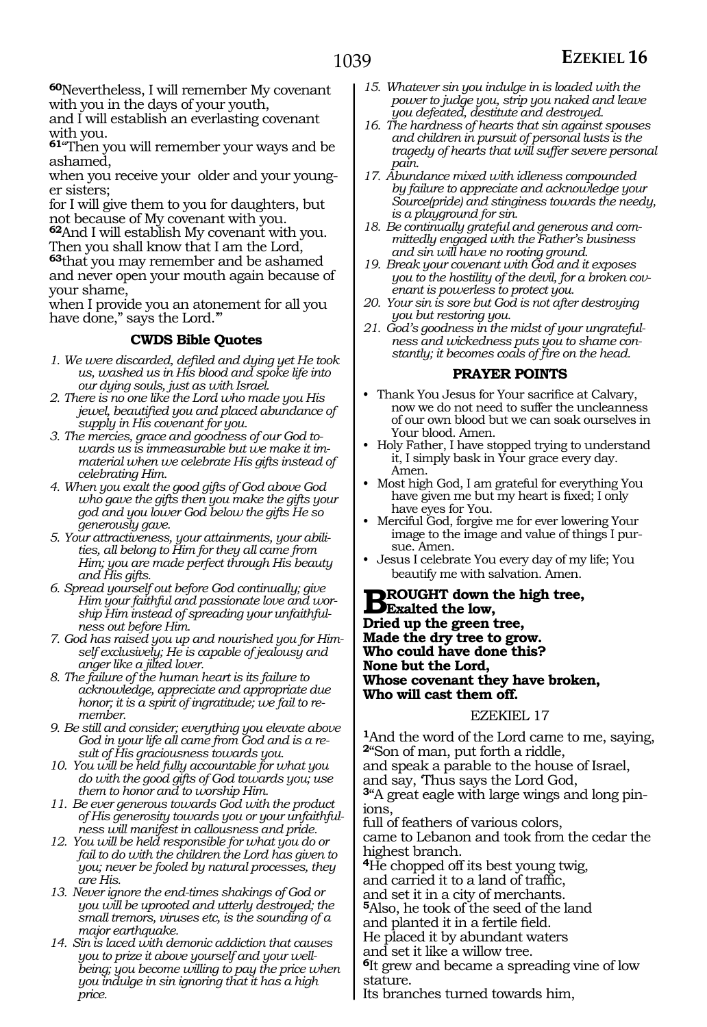[60]Nevertheless, I will remember My covenant with you in the days of your youth,
and I will establish an everlasting covenant with you.
[61]"Then you will remember your ways and be ashamed,
when you receive your older and your younger sisters;
for I will give them to you for daughters, but not because of My covenant with you.
[62]And I will establish My covenant with you.
Then you shall know that I am the Lord,
[63]that you may remember and be ashamed and never open your mouth again because of your shame,
when I provide you an atonement for all you have done," says the Lord.'"

### CWDS Bible Quotes

1. *We were discarded, defiled and dying yet He took us, washed us in His blood and spoke life into our dying souls, just as with Israel.*
2. *There is no one like the Lord who made you His jewel, beautified you and placed abundance of supply in His covenant for you.*
3. *The mercies, grace and goodness of our God towards us is immeasurable but we make it immaterial when we celebrate His gifts instead of celebrating Him.*
4. *When you exalt the good gifts of God above God who gave the gifts then you make the gifts your god and you lower God below the gifts He so generously gave.*
5. *Your attractiveness, your attainments, your abilities, all belong to Him for they all came from Him; you are made perfect through His beauty and His gifts.*
6. *Spread yourself out before God continually; give Him your faithful and passionate love and worship Him instead of spreading your unfaithfulness out before Him.*
7. *God has raised you up and nourished you for Himself exclusively; He is capable of jealousy and anger like a jilted lover.*
8. *The failure of the human heart is its failure to acknowledge, appreciate and appropriate due honor; it is a spirit of ingratitude; we fail to remember.*
9. *Be still and consider; everything you elevate above God in your life all came from God and is a result of His graciousness towards you.*
10. *You will be held fully accountable for what you do with the good gifts of God towards you; use them to honor and to worship Him.*
11. *Be ever generous towards God with the product of His generosity towards you or your unfaithfulness will manifest in callousness and pride.*
12. *You will be held responsible for what you do or fail to do with the children the Lord has given to you; never be fooled by natural processes, they are His.*
13. *Never ignore the end-times shakings of God or you will be uprooted and utterly destroyed; the small tremors, viruses etc, is the sounding of a major earthquake.*
14. *Sin is laced with demonic addiction that causes you to prize it above yourself and your wellbeing; you become willing to pay the price when you indulge in sin ignoring that it has a high price.*
15. *Whatever sin you indulge in is loaded with the power to judge you, strip you naked and leave you defeated, destitute and destroyed.*
16. *The hardness of hearts that sin against spouses and children in pursuit of personal lusts is the tragedy of hearts that will suffer severe personal pain.*
17. *Abundance mixed with idleness compounded by failure to appreciate and acknowledge your Source(pride) and stinginess towards the needy, is a playground for sin.*
18. *Be continually grateful and generous and committedly engaged with the Father's business and sin will have no rooting ground.*
19. *Break your covenant with God and it exposes you to the hostility of the devil, for a broken covenant is powerless to protect you.*
20. *Your sin is sore but God is not after destroying you but restoring you.*
21. *God's goodness in the midst of your ungratefulness and wickedness puts you to shame constantly; it becomes coals of fire on the head.*

### PRAYER POINTS

- Thank You Jesus for Your sacrifice at Calvary, now we do not need to suffer the uncleanness of our own blood but we can soak ourselves in Your blood. Amen.
- Holy Father, I have stopped trying to understand it, I simply bask in Your grace every day. Amen.
- Most high God, I am grateful for everything You have given me but my heart is fixed; I only have eyes for You.
- Merciful God, forgive me for ever lowering Your image to the image and value of things I pursue. Amen.
- Jesus I celebrate You every day of my life; You beautify me with salvation. Amen.

**BROUGHT down the high tree,
Exalted the low,
Dried up the green tree,
Made the dry tree to grow.
Who could have done this?
None but the Lord,
Whose covenant they have broken,
Who will cast them off.**

## EZEKIEL 17

[1]And the word of the Lord came to me, saying,
[2]"Son of man, put forth a riddle,
and speak a parable to the house of Israel,
and say, 'Thus says the Lord God,
[3]"A great eagle with large wings and long pinions,
full of feathers of various colors,
came to Lebanon and took from the cedar the highest branch.
[4]He chopped off its best young twig,
and carried it to a land of traffic,
and set it in a city of merchants.
[5]Also, he took of the seed of the land
and planted it in a fertile field.
He placed it by abundant waters
and set it like a willow tree.
[6]It grew and became a spreading vine of low stature.
Its branches turned towards him,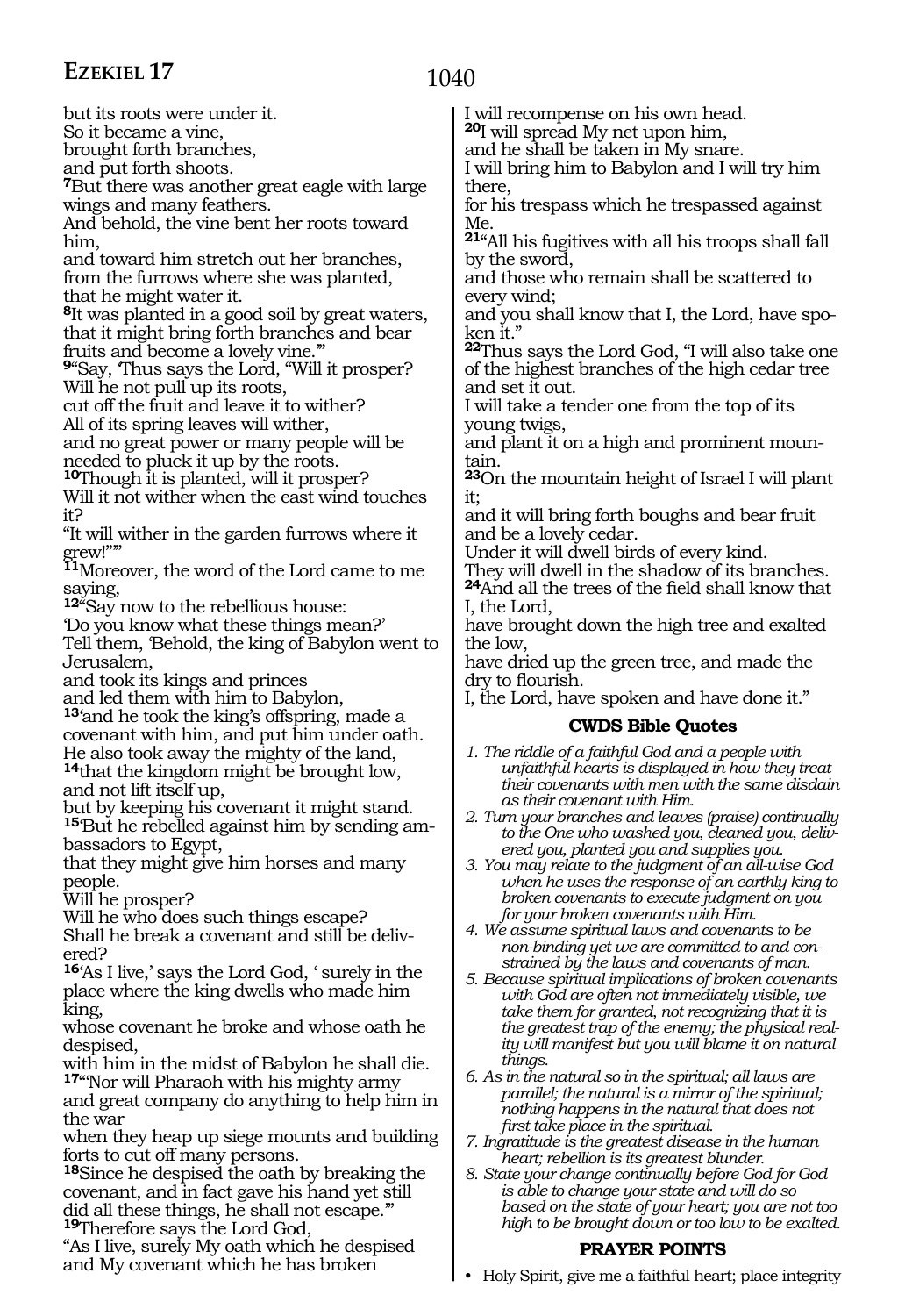but its roots were under it.
So it became a vine,
brought forth branches,
and put forth shoots.
**7**But there was another great eagle with large wings and many feathers.
And behold, the vine bent her roots toward him,
and toward him stretch out her branches,
from the furrows where she was planted,
that he might water it.
**8**It was planted in a good soil by great waters, that it might bring forth branches and bear fruits and become a lovely vine."'
**9**"Say, 'Thus says the Lord, "Will it prosper?
Will he not pull up its roots,
cut off the fruit and leave it to wither?
All of its spring leaves will wither,
and no great power or many people will be needed to pluck it up by the roots.
**10**Though it is planted, will it prosper?
Will it not wither when the east wind touches it?
"It will wither in the garden furrows where it grew!"'"
**11**Moreover, the word of the Lord came to me saying,
**12**"Say now to the rebellious house:
'Do you know what these things mean?'
Tell them, 'Behold, the king of Babylon went to Jerusalem,
and took its kings and princes
and led them with him to Babylon,
**13**'and he took the king's offspring, made a covenant with him, and put him under oath.
He also took away the mighty of the land,
**14**that the kingdom might be brought low,
and not lift itself up,
but by keeping his covenant it might stand.
**15**'But he rebelled against him by sending ambassadors to Egypt,
that they might give him horses and many people.
Will he prosper?
Will he who does such things escape?
Shall he break a covenant and still be delivered?
**16**'As I live,' says the Lord God, ' surely in the place where the king dwells who made him king,
whose covenant he broke and whose oath he despised,
with him in the midst of Babylon he shall die.
**17**"'Nor will Pharaoh with his mighty army
and great company do anything to help him in the war
when they heap up siege mounts and building forts to cut off many persons.
**18**Since he despised the oath by breaking the covenant, and in fact gave his hand yet still did all these things, he shall not escape.'"
**19**Therefore says the Lord God,
"As I live, surely My oath which he despised
and My covenant which he has broken
I will recompense on his own head.
**20**I will spread My net upon him,
and he shall be taken in My snare.
I will bring him to Babylon and I will try him there,
for his trespass which he trespassed against Me.
**21**"All his fugitives with all his troops shall fall by the sword,
and those who remain shall be scattered to every wind;
and you shall know that I, the Lord, have spoken it."
**22**Thus says the Lord God, "I will also take one of the highest branches of the high cedar tree and set it out.
I will take a tender one from the top of its young twigs,
and plant it on a high and prominent mountain.
**23**On the mountain height of Israel I will plant it;
and it will bring forth boughs and bear fruit
and be a lovely cedar.
Under it will dwell birds of every kind.
They will dwell in the shadow of its branches.
**24**And all the trees of the field shall know that I, the Lord,
have brought down the high tree and exalted the low,
have dried up the green tree, and made the dry to flourish.
I, the Lord, have spoken and have done it."

## CWDS Bible Quotes

1. *The riddle of a faithful God and a people with unfaithful hearts is displayed in how they treat their covenants with men with the same disdain as their covenant with Him.*
2. *Turn your branches and leaves (praise) continually to the One who washed you, cleaned you, delivered you, planted you and supplies you.*
3. *You may relate to the judgment of an all-wise God when he uses the response of an earthly king to broken covenants to execute judgment on you for your broken covenants with Him.*
4. *We assume spiritual laws and covenants to be non-binding yet we are committed to and constrained by the laws and covenants of man.*
5. *Because spiritual implications of broken covenants with God are often not immediately visible, we take them for granted, not recognizing that it is the greatest trap of the enemy; the physical reality will manifest but you will blame it on natural things.*
6. *As in the natural so in the spiritual; all laws are parallel; the natural is a mirror of the spiritual; nothing happens in the natural that does not first take place in the spiritual.*
7. *Ingratitude is the greatest disease in the human heart; rebellion is its greatest blunder.*
8. *State your change continually before God for God is able to change your state and will do so based on the state of your heart; you are not too high to be brought down or too low to be exalted.*

## PRAYER POINTS

- Holy Spirit, give me a faithful heart; place integrity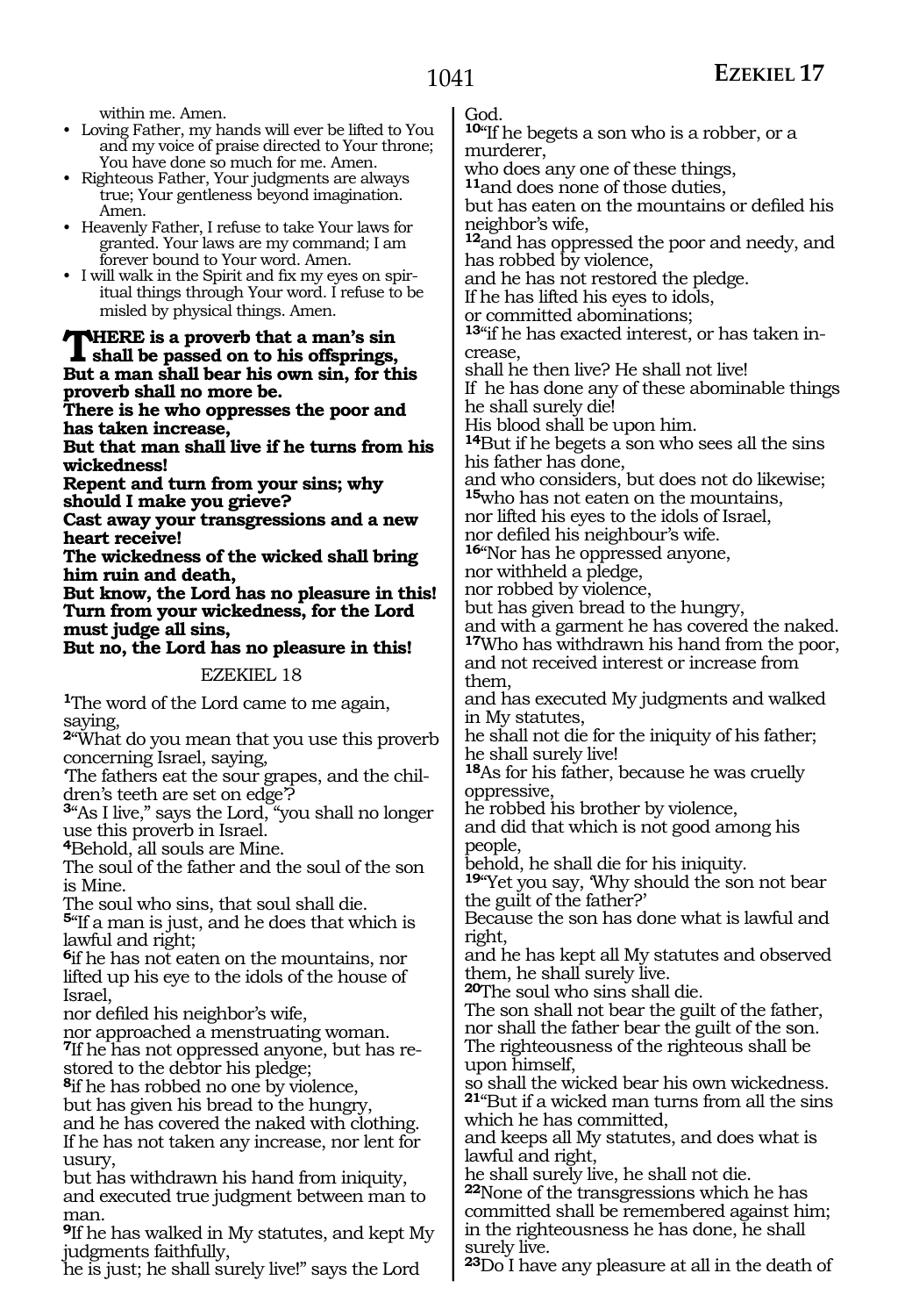within me. Amen.

- Loving Father, my hands will ever be lifted to You and my voice of praise directed to Your throne; You have done so much for me. Amen.
- Righteous Father, Your judgments are always true; Your gentleness beyond imagination. Amen.
- Heavenly Father, I refuse to take Your laws for granted. Your laws are my command; I am forever bound to Your word. Amen.
- I will walk in the Spirit and fix my eyes on spiritual things through Your word. I refuse to be misled by physical things. Amen.

**THERE is a proverb that a man's sin shall be passed on to his offsprings,**
**But a man shall bear his own sin, for this proverb shall no more be.**
**There is he who oppresses the poor and has taken increase,**
**But that man shall live if he turns from his wickedness!**
**Repent and turn from your sins; why should I make you grieve?**
**Cast away your transgressions and a new heart receive!**
**The wickedness of the wicked shall bring him ruin and death,**
**But know, the Lord has no pleasure in this!**
**Turn from your wickedness, for the Lord must judge all sins,**
**But no, the Lord has no pleasure in this!**

## EZEKIEL 18

[1]The word of the Lord came to me again, saying,
[2]"What do you mean that you use this proverb concerning Israel, saying,
'The fathers eat the sour grapes, and the children's teeth are set on edge'?
[3]"As I live," says the Lord, "you shall no longer use this proverb in Israel.
[4]Behold, all souls are Mine.
The soul of the father and the soul of the son is Mine.
The soul who sins, that soul shall die.
[5]"If a man is just, and he does that which is lawful and right;
[6]if he has not eaten on the mountains, nor lifted up his eye to the idols of the house of Israel,
nor defiled his neighbor's wife,
nor approached a menstruating woman.
[7]If he has not oppressed anyone, but has restored to the debtor his pledge;
[8]if he has robbed no one by violence,
but has given his bread to the hungry,
and he has covered the naked with clothing.
If he has not taken any increase, nor lent for usury,
but has withdrawn his hand from iniquity,
and executed true judgment between man to man.
[9]If he has walked in My statutes, and kept My judgments faithfully,
he is just; he shall surely live!" says the Lord God.
[10]"If he begets a son who is a robber, or a murderer,
who does any one of these things,
[11]and does none of those duties,
but has eaten on the mountains or defiled his neighbor's wife,
[12]and has oppressed the poor and needy, and has robbed by violence,
and he has not restored the pledge.
If he has lifted his eyes to idols,
or committed abominations;
[13]"if he has exacted interest, or has taken increase,
shall he then live? He shall not live!
If he has done any of these abominable things he shall surely die!
His blood shall be upon him.
[14]But if he begets a son who sees all the sins his father has done,
and who considers, but does not do likewise;
[15]who has not eaten on the mountains,
nor lifted his eyes to the idols of Israel,
nor defiled his neighbour's wife.
[16]"Nor has he oppressed anyone,
nor withheld a pledge,
nor robbed by violence,
but has given bread to the hungry,
and with a garment he has covered the naked.
[17]Who has withdrawn his hand from the poor,
and not received interest or increase from them,
and has executed My judgments and walked in My statutes,
he shall not die for the iniquity of his father;
he shall surely live!
[18]As for his father, because he was cruelly oppressive,
he robbed his brother by violence,
and did that which is not good among his people,
behold, he shall die for his iniquity.
[19]"Yet you say, 'Why should the son not bear the guilt of the father?'
Because the son has done what is lawful and right,
and he has kept all My statutes and observed them, he shall surely live.
[20]The soul who sins shall die.
The son shall not bear the guilt of the father,
nor shall the father bear the guilt of the son.
The righteousness of the righteous shall be upon himself,
so shall the wicked bear his own wickedness.
[21]"But if a wicked man turns from all the sins which he has committed,
and keeps all My statutes, and does what is lawful and right,
he shall surely live, he shall not die.
[22]None of the transgressions which he has committed shall be remembered against him;
in the righteousness he has done, he shall surely live.
[23]Do I have any pleasure at all in the death of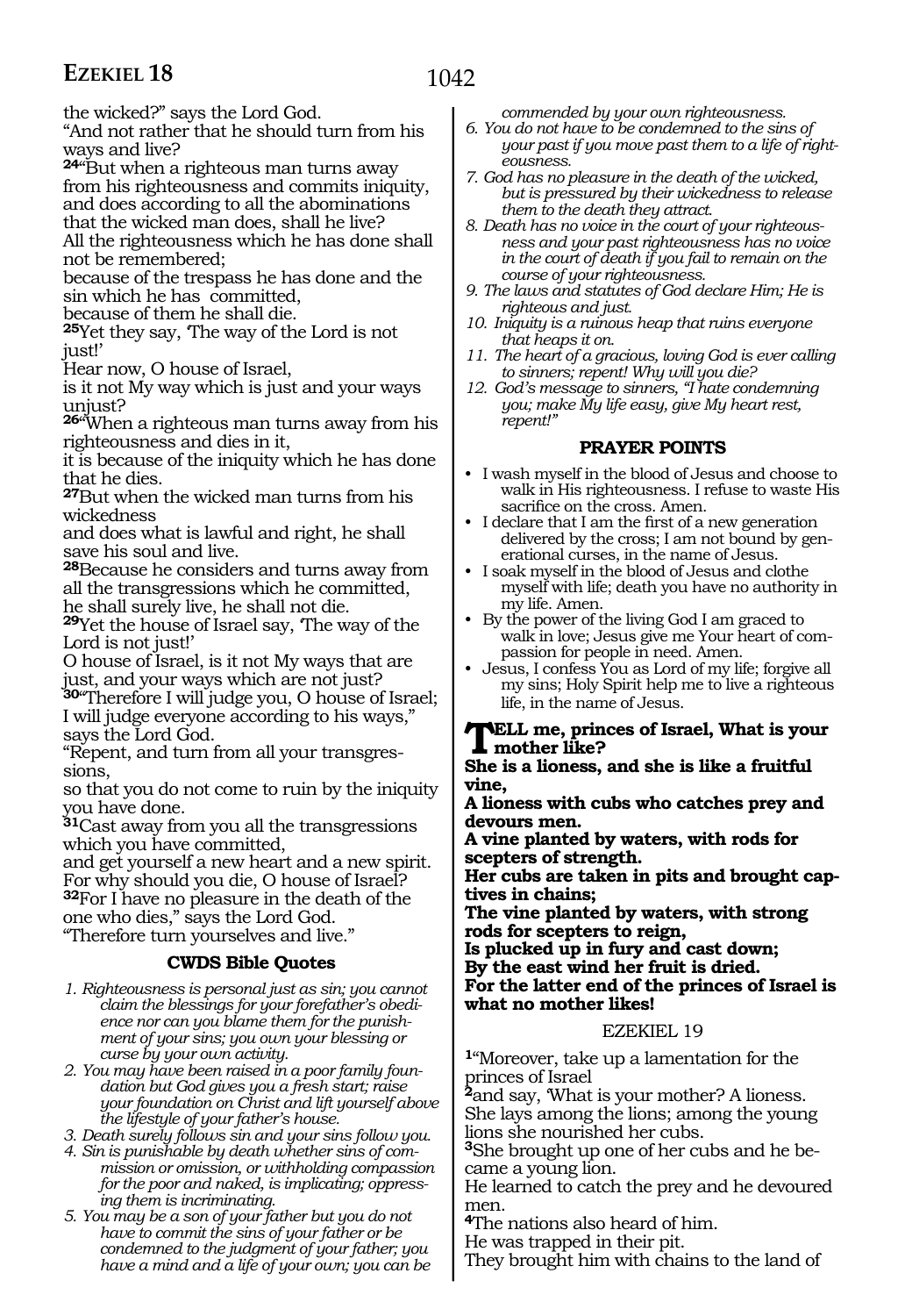the wicked?" says the Lord God.
"And not rather that he should turn from his ways and live?

**24**"But when a righteous man turns away from his righteousness and commits iniquity, and does according to all the abominations that the wicked man does, shall he live?
All the righteousness which he has done shall not be remembered;
because of the trespass he has done and the sin which he has committed,
because of them he shall die.

**25**Yet they say, 'The way of the Lord is not just!'
Hear now, O house of Israel,
is it not My way which is just and your ways unjust?

**26**"When a righteous man turns away from his righteousness and dies in it,
it is because of the iniquity which he has done that he dies.

**27**But when the wicked man turns from his wickedness
and does what is lawful and right, he shall save his soul and live.

**28**Because he considers and turns away from all the transgressions which he committed,
he shall surely live, he shall not die.

**29**Yet the house of Israel say, 'The way of the Lord is not just!'
O house of Israel, is it not My ways that are just, and your ways which are not just?

**30**"Therefore I will judge you, O house of Israel; I will judge everyone according to his ways," says the Lord God.
"Repent, and turn from all your transgressions,
so that you do not come to ruin by the iniquity you have done.

**31**Cast away from you all the transgressions which you have committed,
and get yourself a new heart and a new spirit.
For why should you die, O house of Israel?

**32**For I have no pleasure in the death of the one who dies," says the Lord God.
"Therefore turn yourselves and live."

### CWDS Bible Quotes

1. *Righteousness is personal just as sin; you cannot claim the blessings for your forefather's obedience nor can you blame them for the punishment of your sins; you own your blessing or curse by your own activity.*
2. *You may have been raised in a poor family foundation but God gives you a fresh start; raise your foundation on Christ and lift yourself above the lifestyle of your father's house.*
3. *Death surely follows sin and your sins follow you.*
4. *Sin is punishable by death whether sins of commission or omission, or withholding compassion for the poor and naked, is implicating; oppressing them is incriminating.*
5. *You may be a son of your father but you do not have to commit the sins of your father or be condemned to the judgment of your father; you have a mind and a life of your own; you can be commended by your own righteousness.*
6. *You do not have to be condemned to the sins of your past if you move past them to a life of righteousness.*
7. *God has no pleasure in the death of the wicked, but is pressured by their wickedness to release them to the death they attract.*
8. *Death has no voice in the court of your righteousness and your past righteousness has no voice in the court of death if you fail to remain on the course of your righteousness.*
9. *The laws and statutes of God declare Him; He is righteous and just.*
10. *Iniquity is a ruinous heap that ruins everyone that heaps it on.*
11. *The heart of a gracious, loving God is ever calling to sinners; repent! Why will you die?*
12. *God's message to sinners, "I hate condemning you; make My life easy, give My heart rest, repent!"*

### PRAYER POINTS

- I wash myself in the blood of Jesus and choose to walk in His righteousness. I refuse to waste His sacrifice on the cross. Amen.
- I declare that I am the first of a new generation delivered by the cross; I am not bound by generational curses, in the name of Jesus.
- I soak myself in the blood of Jesus and clothe myself with life; death you have no authority in my life. Amen.
- By the power of the living God I am graced to walk in love; Jesus give me Your heart of compassion for people in need. Amen.
- Jesus, I confess You as Lord of my life; forgive all my sins; Holy Spirit help me to live a righteous life, in the name of Jesus.

**TELL me, princes of Israel, What is your mother like?**
**She is a lioness, and she is like a fruitful vine,**
**A lioness with cubs who catches prey and devours men.**
**A vine planted by waters, with rods for scepters of strength.**
**Her cubs are taken in pits and brought captives in chains;**
**The vine planted by waters, with strong rods for scepters to reign,**
**Is plucked up in fury and cast down;**
**By the east wind her fruit is dried.**
**For the latter end of the princes of Israel is what no mother likes!**

## EZEKIEL 19

**1**"Moreover, take up a lamentation for the princes of Israel

**2**and say, 'What is your mother? A lioness.
She lays among the lions; among the young lions she nourished her cubs.

**3**She brought up one of her cubs and he became a young lion.
He learned to catch the prey and he devoured men.

**4**The nations also heard of him.
He was trapped in their pit.
They brought him with chains to the land of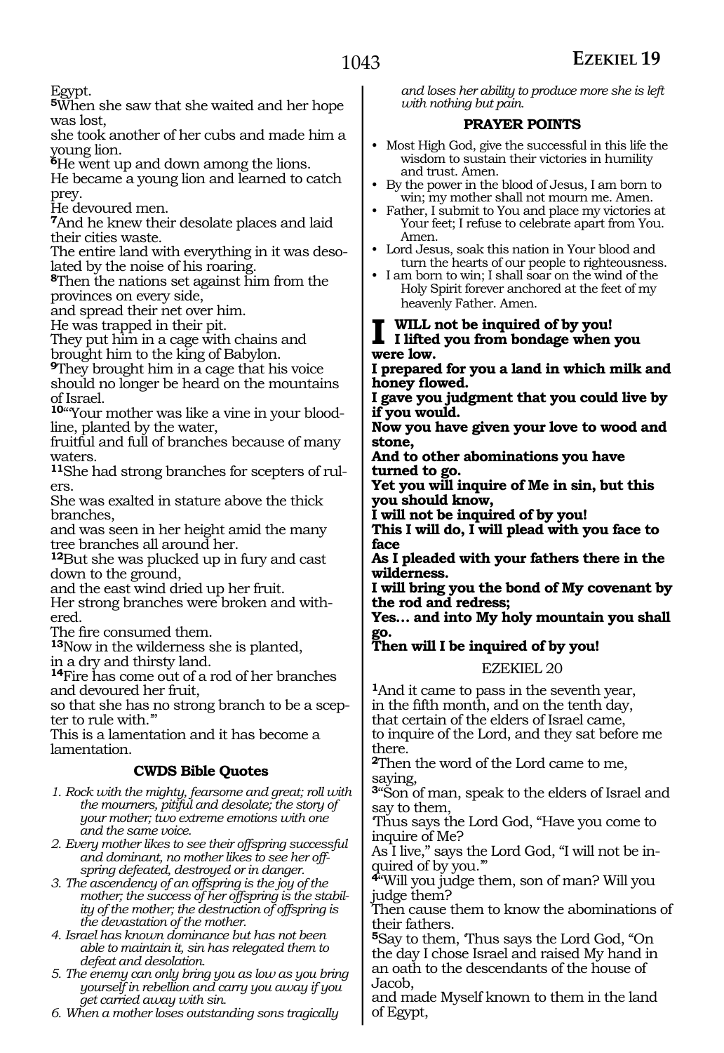Egypt.

**5**When she saw that she waited and her hope was lost,
she took another of her cubs and made him a young lion.

**6**He went up and down among the lions.
He became a young lion and learned to catch prey.
He devoured men.

**7**And he knew their desolate places and laid their cities waste.
The entire land with everything in it was desolated by the noise of his roaring.

**8**Then the nations set against him from the provinces on every side,
and spread their net over him.
He was trapped in their pit.
They put him in a cage with chains and brought him to the king of Babylon.

**9**They brought him in a cage that his voice should no longer be heard on the mountains of Israel.

**10**"'Your mother was like a vine in your bloodline, planted by the water,
fruitful and full of branches because of many waters.

**11**She had strong branches for scepters of rulers.
She was exalted in stature above the thick branches,
and was seen in her height amid the many tree branches all around her.

**12**But she was plucked up in fury and cast down to the ground,
and the east wind dried up her fruit.
Her strong branches were broken and withered.
The fire consumed them.

**13**Now in the wilderness she is planted,
in a dry and thirsty land.

**14**Fire has come out of a rod of her branches and devoured her fruit,
so that she has no strong branch to be a scepter to rule with.'"
This is a lamentation and it has become a lamentation.

### CWDS Bible Quotes

1. *Rock with the mighty, fearsome and great; roll with the mourners, pitiful and desolate; the story of your mother; two extreme emotions with one and the same voice.*
2. *Every mother likes to see their offspring successful and dominant, no mother likes to see her offspring defeated, destroyed or in danger.*
3. *The ascendency of an offspring is the joy of the mother; the success of her offspring is the stability of the mother; the destruction of offspring is the devastation of the mother.*
4. *Israel has known dominance but has not been able to maintain it, sin has relegated them to defeat and desolation.*
5. *The enemy can only bring you as low as you bring yourself in rebellion and carry you away if you get carried away with sin.*
6. *When a mother loses outstanding sons tragically and loses her ability to produce more she is left with nothing but pain.*

### PRAYER POINTS

- Most High God, give the successful in this life the wisdom to sustain their victories in humility and trust. Amen.
- By the power in the blood of Jesus, I am born to win; my mother shall not mourn me. Amen.
- Father, I submit to You and place my victories at Your feet; I refuse to celebrate apart from You. Amen.
- Lord Jesus, soak this nation in Your blood and turn the hearts of our people to righteousness.
- I am born to win; I shall soar on the wind of the Holy Spirit forever anchored at the feet of my heavenly Father. Amen.

**I WILL not be inquired of by you!**
**I lifted you from bondage when you were low.**
**I prepared for you a land in which milk and honey flowed.**
**I gave you judgment that you could live by if you would.**
**Now you have given your love to wood and stone,**
**And to other abominations you have turned to go.**
**Yet you will inquire of Me in sin, but this you should know,**
**I will not be inquired of by you!**
**This I will do, I will plead with you face to face**
**As I pleaded with your fathers there in the wilderness.**
**I will bring you the bond of My covenant by the rod and redress;**
**Yes… and into My holy mountain you shall go.**
**Then will I be inquired of by you!**

## EZEKIEL 20

**1**And it came to pass in the seventh year,
in the fifth month, and on the tenth day,
that certain of the elders of Israel came,
to inquire of the Lord, and they sat before me there.

**2**Then the word of the Lord came to me, saying,

**3**"Son of man, speak to the elders of Israel and say to them,
'Thus says the Lord God, "Have you come to inquire of Me?
As I live," says the Lord God, "I will not be inquired of by you."'

**4**"Will you judge them, son of man? Will you judge them?
Then cause them to know the abominations of their fathers.

**5**Say to them, 'Thus says the Lord God, "On the day I chose Israel and raised My hand in an oath to the descendants of the house of Jacob,
and made Myself known to them in the land of Egypt,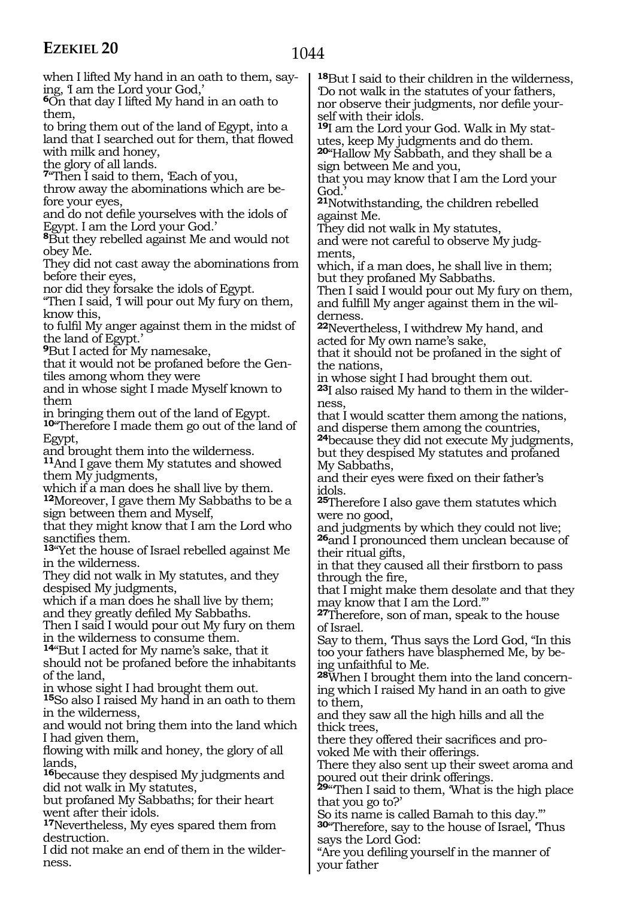when I lifted My hand in an oath to them, saying, 'I am the Lord your God,'

**6**On that day I lifted My hand in an oath to them,
to bring them out of the land of Egypt, into a land that I searched out for them, that flowed with milk and honey,
the glory of all lands.

**7**"Then I said to them, 'Each of you,
throw away the abominations which are before your eyes,
and do not defile yourselves with the idols of Egypt. I am the Lord your God.'

**8**But they rebelled against Me and would not obey Me.
They did not cast away the abominations from before their eyes,
nor did they forsake the idols of Egypt.
"Then I said, 'I will pour out My fury on them, know this,
to fulfil My anger against them in the midst of the land of Egypt.'

**9**But I acted for My namesake,
that it would not be profaned before the Gentiles among whom they were
and in whose sight I made Myself known to them
in bringing them out of the land of Egypt.

**10**"Therefore I made them go out of the land of Egypt,
and brought them into the wilderness.

**11**And I gave them My statutes and showed them My judgments,
which if a man does he shall live by them.

**12**Moreover, I gave them My Sabbaths to be a sign between them and Myself,
that they might know that I am the Lord who sanctifies them.

**13**"Yet the house of Israel rebelled against Me in the wilderness.
They did not walk in My statutes, and they despised My judgments,
which if a man does he shall live by them;
and they greatly defiled My Sabbaths.
Then I said I would pour out My fury on them in the wilderness to consume them.

**14**"But I acted for My name's sake, that it should not be profaned before the inhabitants of the land,
in whose sight I had brought them out.

**15**So also I raised My hand in an oath to them in the wilderness,
and would not bring them into the land which I had given them,
flowing with milk and honey, the glory of all lands,

**16**because they despised My judgments and did not walk in My statutes,
but profaned My Sabbaths; for their heart went after their idols.

**17**Nevertheless, My eyes spared them from destruction.
I did not make an end of them in the wilderness.

**18**But I said to their children in the wilderness,
'Do not walk in the statutes of your fathers,
nor observe their judgments, nor defile yourself with their idols.

**19**I am the Lord your God. Walk in My statutes, keep My judgments and do them.

**20**"Hallow My Sabbath, and they shall be a sign between Me and you,
that you may know that I am the Lord your God.'

**21**Notwithstanding, the children rebelled against Me.
They did not walk in My statutes,
and were not careful to observe My judgments,
which, if a man does, he shall live in them;
but they profaned My Sabbaths.
Then I said I would pour out My fury on them,
and fulfill My anger against them in the wilderness.

**22**Nevertheless, I withdrew My hand, and acted for My own name's sake,
that it should not be profaned in the sight of the nations,
in whose sight I had brought them out.

**23**I also raised My hand to them in the wilderness,
that I would scatter them among the nations,
and disperse them among the countries,

**24**because they did not execute My judgments,
but they despised My statutes and profaned My Sabbaths,
and their eyes were fixed on their father's idols.

**25**Therefore I also gave them statutes which were no good,
and judgments by which they could not live;

**26**and I pronounced them unclean because of their ritual gifts,
in that they caused all their firstborn to pass through the fire,
that I might make them desolate and that they may know that I am the Lord."'

**27**Therefore, son of man, speak to the house of Israel.
Say to them, 'Thus says the Lord God, "In this too your fathers have blasphemed Me, by being unfaithful to Me.

**28**When I brought them into the land concerning which I raised My hand in an oath to give to them,
and they saw all the high hills and all the thick trees,
there they offered their sacrifices and provoked Me with their offerings.
There they also sent up their sweet aroma and poured out their drink offerings.

**29**"'Then I said to them, 'What is the high place that you go to?'
So its name is called Bamah to this day."'

**30**"Therefore, say to the house of Israel, 'Thus says the Lord God:
"Are you defiling yourself in the manner of your father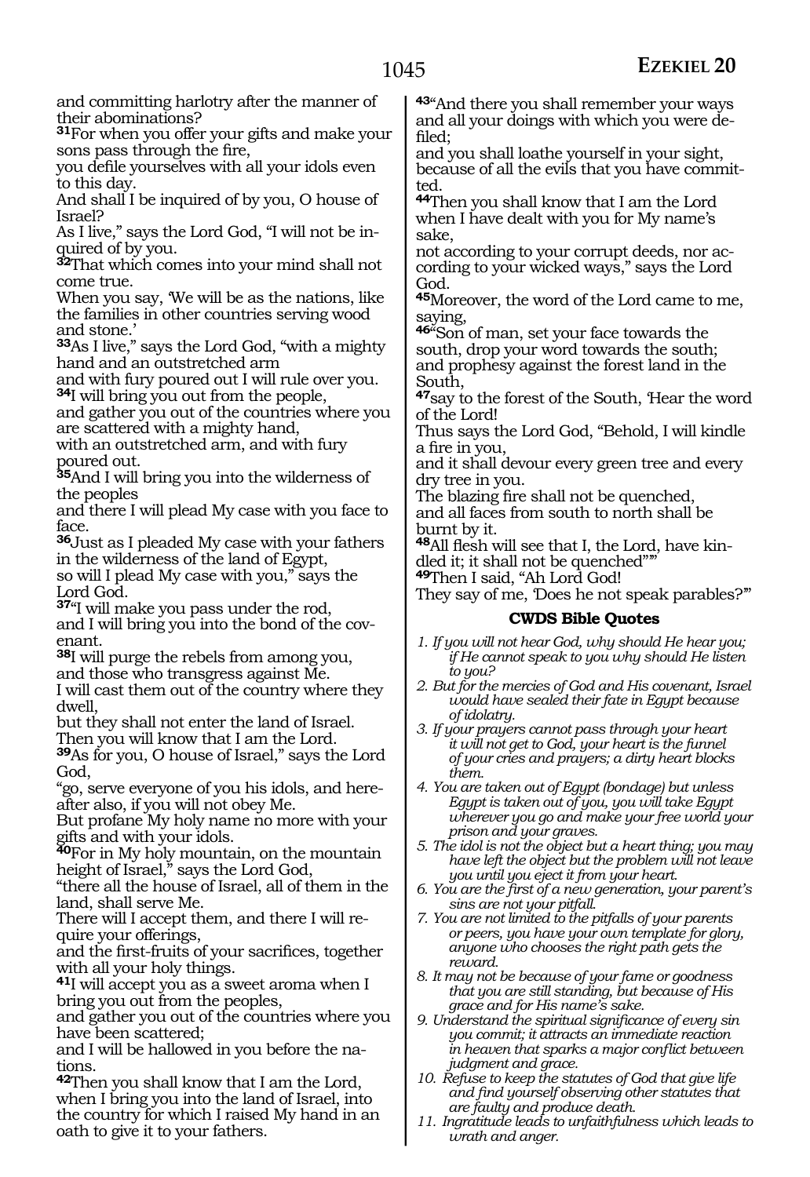and committing harlotry after the manner of their abominations?

**31**For when you offer your gifts and make your sons pass through the fire,
you defile yourselves with all your idols even to this day.
And shall I be inquired of by you, O house of Israel?
As I live," says the Lord God, "I will not be inquired of by you.

**32**That which comes into your mind shall not come true.
When you say, 'We will be as the nations, like the families in other countries serving wood and stone.'

**33**As I live," says the Lord God, "with a mighty hand and an outstretched arm
and with fury poured out I will rule over you.

**34**I will bring you out from the people,
and gather you out of the countries where you are scattered with a mighty hand,
with an outstretched arm, and with fury poured out.

**35**And I will bring you into the wilderness of the peoples
and there I will plead My case with you face to face.

**36**Just as I pleaded My case with your fathers in the wilderness of the land of Egypt,
so will I plead My case with you," says the Lord God.

**37**"I will make you pass under the rod,
and I will bring you into the bond of the covenant.

**38**I will purge the rebels from among you,
and those who transgress against Me.
I will cast them out of the country where they dwell,
but they shall not enter the land of Israel.
Then you will know that I am the Lord.

**39**As for you, O house of Israel," says the Lord God,
"go, serve everyone of you his idols, and hereafter also, if you will not obey Me.
But profane My holy name no more with your gifts and with your idols.

**40**For in My holy mountain, on the mountain height of Israel," says the Lord God,
"there all the house of Israel, all of them in the land, shall serve Me.
There will I accept them, and there I will require your offerings,
and the first-fruits of your sacrifices, together with all your holy things.

**41**I will accept you as a sweet aroma when I bring you out from the peoples,
and gather you out of the countries where you have been scattered;
and I will be hallowed in you before the nations.

**42**Then you shall know that I am the Lord,
when I bring you into the land of Israel, into the country for which I raised My hand in an oath to give it to your fathers.

**43**"And there you shall remember your ways and all your doings with which you were defiled;
and you shall loathe yourself in your sight,
because of all the evils that you have committed.

**44**Then you shall know that I am the Lord when I have dealt with you for My name's sake,
not according to your corrupt deeds, nor according to your wicked ways," says the Lord God.

**45**Moreover, the word of the Lord came to me, saying,

**46**"Son of man, set your face towards the south, drop your word towards the south;
and prophesy against the forest land in the South,

**47**say to the forest of the South, 'Hear the word of the Lord!
Thus says the Lord God, "Behold, I will kindle a fire in you,
and it shall devour every green tree and every dry tree in you.
The blazing fire shall not be quenched,
and all faces from south to north shall be burnt by it.

**48**All flesh will see that I, the Lord, have kindled it; it shall not be quenched""'

**49**Then I said, "Ah Lord God!
They say of me, 'Does he not speak parables?'"

### CWDS Bible Quotes

1. *If you will not hear God, why should He hear you; if He cannot speak to you why should He listen to you?*
2. *But for the mercies of God and His covenant, Israel would have sealed their fate in Egypt because of idolatry.*
3. *If your prayers cannot pass through your heart it will not get to God, your heart is the funnel of your cries and prayers; a dirty heart blocks them.*
4. *You are taken out of Egypt (bondage) but unless Egypt is taken out of you, you will take Egypt wherever you go and make your free world your prison and your graves.*
5. *The idol is not the object but a heart thing; you may have left the object but the problem will not leave you until you eject it from your heart.*
6. *You are the first of a new generation, your parent's sins are not your pitfall.*
7. *You are not limited to the pitfalls of your parents or peers, you have your own template for glory, anyone who chooses the right path gets the reward.*
8. *It may not be because of your fame or goodness that you are still standing, but because of His grace and for His name's sake.*
9. *Understand the spiritual significance of every sin you commit; it attracts an immediate reaction in heaven that sparks a major conflict between judgment and grace.*
10. *Refuse to keep the statutes of God that give life and find yourself observing other statutes that are faulty and produce death.*
11. *Ingratitude leads to unfaithfulness which leads to wrath and anger.*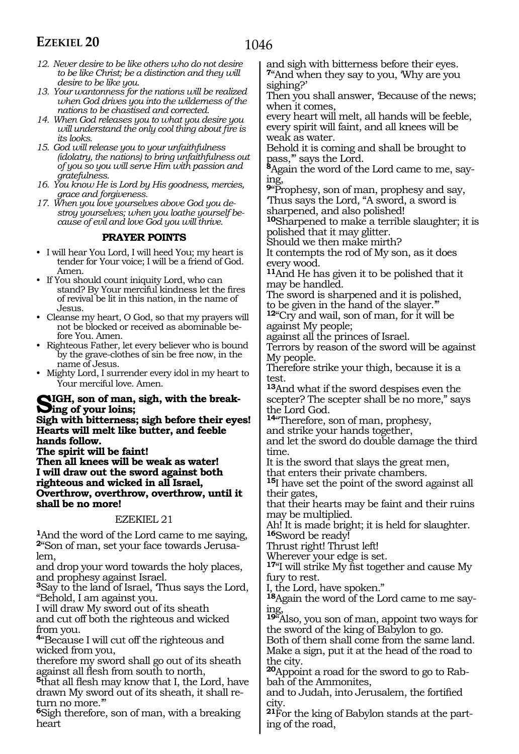12. *Never desire to be like others who do not desire to be like Christ; be a distinction and they will desire to be like you.*
13. *Your wantonness for the nations will be realized when God drives you into the wilderness of the nations to be chastised and corrected.*
14. *When God releases you to what you desire you will understand the only cool thing about fire is its looks.*
15. *God will release you to your unfaithfulness (idolatry, the nations) to bring unfaithfulness out of you so you will serve Him with passion and gratefulness.*
16. *You know He is Lord by His goodness, mercies, grace and forgiveness.*
17. *When you love yourselves above God you destroy yourselves; when you loathe yourself because of evil and love God you will thrive.*

### PRAYER POINTS

- I will hear You Lord, I will heed You; my heart is tender for Your voice; I will be a friend of God. Amen.
- If You should count iniquity Lord, who can stand? By Your merciful kindness let the fires of revival be lit in this nation, in the name of Jesus.
- Cleanse my heart, O God, so that my prayers will not be blocked or received as abominable before You. Amen.
- Righteous Father, let every believer who is bound by the grave-clothes of sin be free now, in the name of Jesus.
- Mighty Lord, I surrender every idol in my heart to Your merciful love. Amen.

**SIGH, son of man, sigh, with the breaking of your loins;**
**Sigh with bitterness; sigh before their eyes!**
**Hearts will melt like butter, and feeble hands follow.**
**The spirit will be faint!**
**Then all knees will be weak as water!**
**I will draw out the sword against both righteous and wicked in all Israel,**
**Overthrow, overthrow, overthrow, until it shall be no more!**

## EZEKIEL 21

**1**And the word of the Lord came to me saying,
**2**"Son of man, set your face towards Jerusalem,
and drop your word towards the holy places,
and prophesy against Israel.
**3**Say to the land of Israel, 'Thus says the Lord, "Behold, I am against you.
I will draw My sword out of its sheath
and cut off both the righteous and wicked from you.
**4**"Because I will cut off the righteous and wicked from you,
therefore my sword shall go out of its sheath against all flesh from south to north,
**5**that all flesh may know that I, the Lord, have drawn My sword out of its sheath, it shall return no more."'
**6**Sigh therefore, son of man, with a breaking heart
and sigh with bitterness before their eyes.
**7**"And when they say to you, 'Why are you sighing?'
Then you shall answer, 'Because of the news; when it comes,
every heart will melt, all hands will be feeble,
every spirit will faint, and all knees will be weak as water.
Behold it is coming and shall be brought to pass,'" says the Lord.
**8**Again the word of the Lord came to me, saying,
**9**"Prophesy, son of man, prophesy and say, 'Thus says the Lord, "A sword, a sword is sharpened, and also polished!
**10**Sharpened to make a terrible slaughter; it is polished that it may glitter.
Should we then make mirth?
It contempts the rod of My son, as it does every wood.
**11**And He has given it to be polished that it may be handled.
The sword is sharpened and it is polished,
to be given in the hand of the slayer."'
**12**"Cry and wail, son of man, for it will be against My people;
against all the princes of Israel.
Terrors by reason of the sword will be against My people.
Therefore strike your thigh, because it is a test.
**13**And what if the sword despises even the scepter? The scepter shall be no more," says the Lord God.
**14**"Therefore, son of man, prophesy,
and strike your hands together,
and let the sword do double damage the third time.
It is the sword that slays the great men,
that enters their private chambers.
**15**I have set the point of the sword against all their gates,
that their hearts may be faint and their ruins may be multiplied.
Ah! It is made bright; it is held for slaughter.
**16**Sword be ready!
Thrust right! Thrust left!
Wherever your edge is set.
**17**"I will strike My fist together and cause My fury to rest.
I, the Lord, have spoken."
**18**Again the word of the Lord came to me saying,
**19**"Also, you son of man, appoint two ways for the sword of the king of Babylon to go.
Both of them shall come from the same land.
Make a sign, put it at the head of the road to the city.
**20**Appoint a road for the sword to go to Rabbah of the Ammonites,
and to Judah, into Jerusalem, the fortified city.
**21**For the king of Babylon stands at the parting of the road,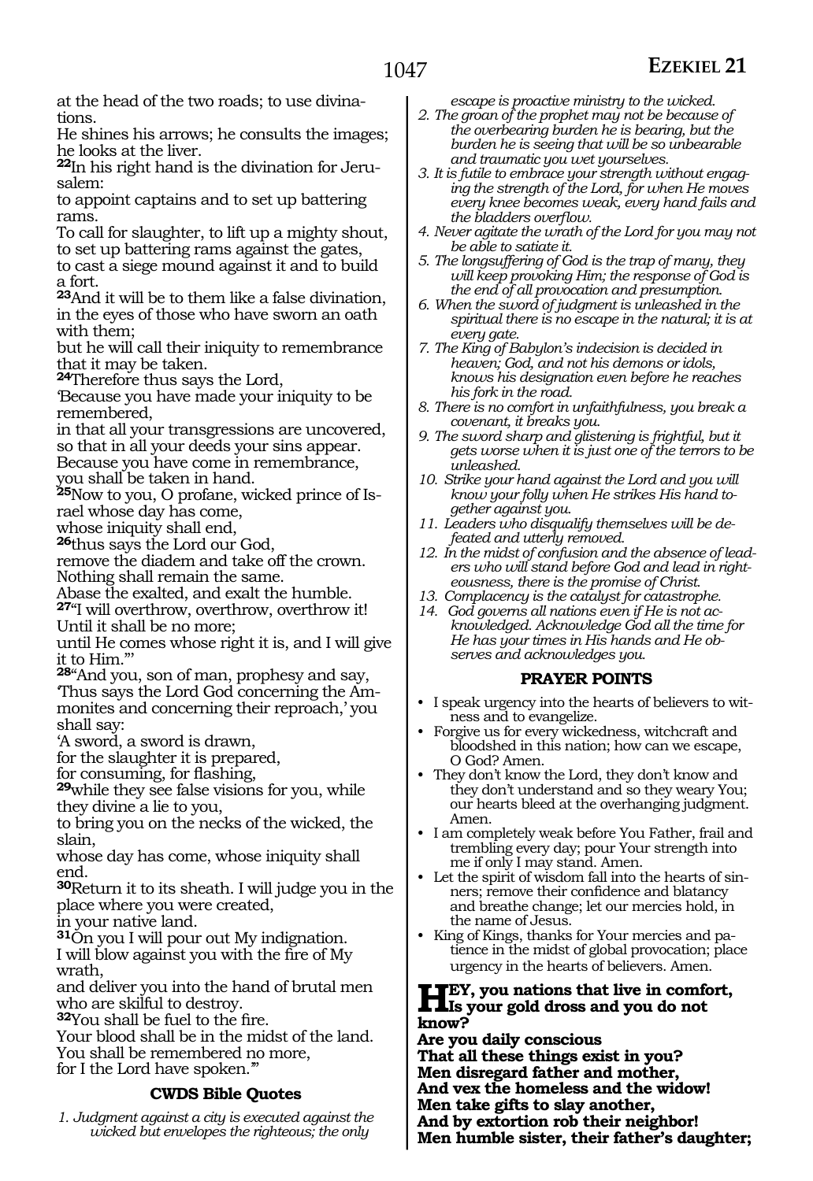at the head of the two roads; to use divinations.
He shines his arrows; he consults the images; he looks at the liver.
**22**In his right hand is the divination for Jerusalem:
to appoint captains and to set up battering rams.
To call for slaughter, to lift up a mighty shout,
to set up battering rams against the gates,
to cast a siege mound against it and to build a fort.
**23**And it will be to them like a false divination,
in the eyes of those who have sworn an oath with them;
but he will call their iniquity to remembrance that it may be taken.
**24**Therefore thus says the Lord,
'Because you have made your iniquity to be remembered,
in that all your transgressions are uncovered,
so that in all your deeds your sins appear.
Because you have come in remembrance,
you shall be taken in hand.
**25**Now to you, O profane, wicked prince of Israel whose day has come,
whose iniquity shall end,
**26**thus says the Lord our God,
remove the diadem and take off the crown.
Nothing shall remain the same.
Abase the exalted, and exalt the humble.
**27**"I will overthrow, overthrow, overthrow it!
Until it shall be no more;
until He comes whose right it is, and I will give it to Him."'
**28**"And you, son of man, prophesy and say,
'Thus says the Lord God concerning the Ammonites and concerning their reproach,' you shall say:
'A sword, a sword is drawn,
for the slaughter it is prepared,
for consuming, for flashing,
**29**while they see false visions for you, while they divine a lie to you,
to bring you on the necks of the wicked, the slain,
whose day has come, whose iniquity shall end.
**30**Return it to its sheath. I will judge you in the place where you were created,
in your native land.
**31**On you I will pour out My indignation.
I will blow against you with the fire of My wrath,
and deliver you into the hand of brutal men who are skilful to destroy.
**32**You shall be fuel to the fire.
Your blood shall be in the midst of the land.
You shall be remembered no more,
for I the Lord have spoken.'"

### CWDS Bible Quotes

1. *Judgment against a city is executed against the wicked but envelopes the righteous; the only escape is proactive ministry to the wicked.*
2. *The groan of the prophet may not be because of the overbearing burden he is bearing, but the burden he is seeing that will be so unbearable and traumatic you wet yourselves.*
3. *It is futile to embrace your strength without engaging the strength of the Lord, for when He moves every knee becomes weak, every hand fails and the bladders overflow.*
4. *Never agitate the wrath of the Lord for you may not be able to satiate it.*
5. *The longsuffering of God is the trap of many, they will keep provoking Him; the response of God is the end of all provocation and presumption.*
6. *When the sword of judgment is unleashed in the spiritual there is no escape in the natural; it is at every gate.*
7. *The King of Babylon's indecision is decided in heaven; God, and not his demons or idols, knows his designation even before he reaches his fork in the road.*
8. *There is no comfort in unfaithfulness, you break a covenant, it breaks you.*
9. *The sword sharp and glistening is frightful, but it gets worse when it is just one of the terrors to be unleashed.*
10. *Strike your hand against the Lord and you will know your folly when He strikes His hand together against you.*
11. *Leaders who disqualify themselves will be defeated and utterly removed.*
12. *In the midst of confusion and the absence of leaders who will stand before God and lead in righteousness, there is the promise of Christ.*
13. *Complacency is the catalyst for catastrophe.*
14. *God governs all nations even if He is not acknowledged. Acknowledge God all the time for He has your times in His hands and He observes and acknowledges you.*

### PRAYER POINTS

- I speak urgency into the hearts of believers to witness and to evangelize.
- Forgive us for every wickedness, witchcraft and bloodshed in this nation; how can we escape, O God? Amen.
- They don't know the Lord, they don't know and they don't understand and so they weary You; our hearts bleed at the overhanging judgment. Amen.
- I am completely weak before You Father, frail and trembling every day; pour Your strength into me if only I may stand. Amen.
- Let the spirit of wisdom fall into the hearts of sinners; remove their confidence and blatancy and breathe change; let our mercies hold, in the name of Jesus.
- King of Kings, thanks for Your mercies and patience in the midst of global provocation; place urgency in the hearts of believers. Amen.

**HEY, you nations that live in comfort,**
**Is your gold dross and you do not know?**
**Are you daily conscious**
**That all these things exist in you?**
**Men disregard father and mother,**
**And vex the homeless and the widow!**
**Men take gifts to slay another,**
**And by extortion rob their neighbor!**
**Men humble sister, their father's daughter;**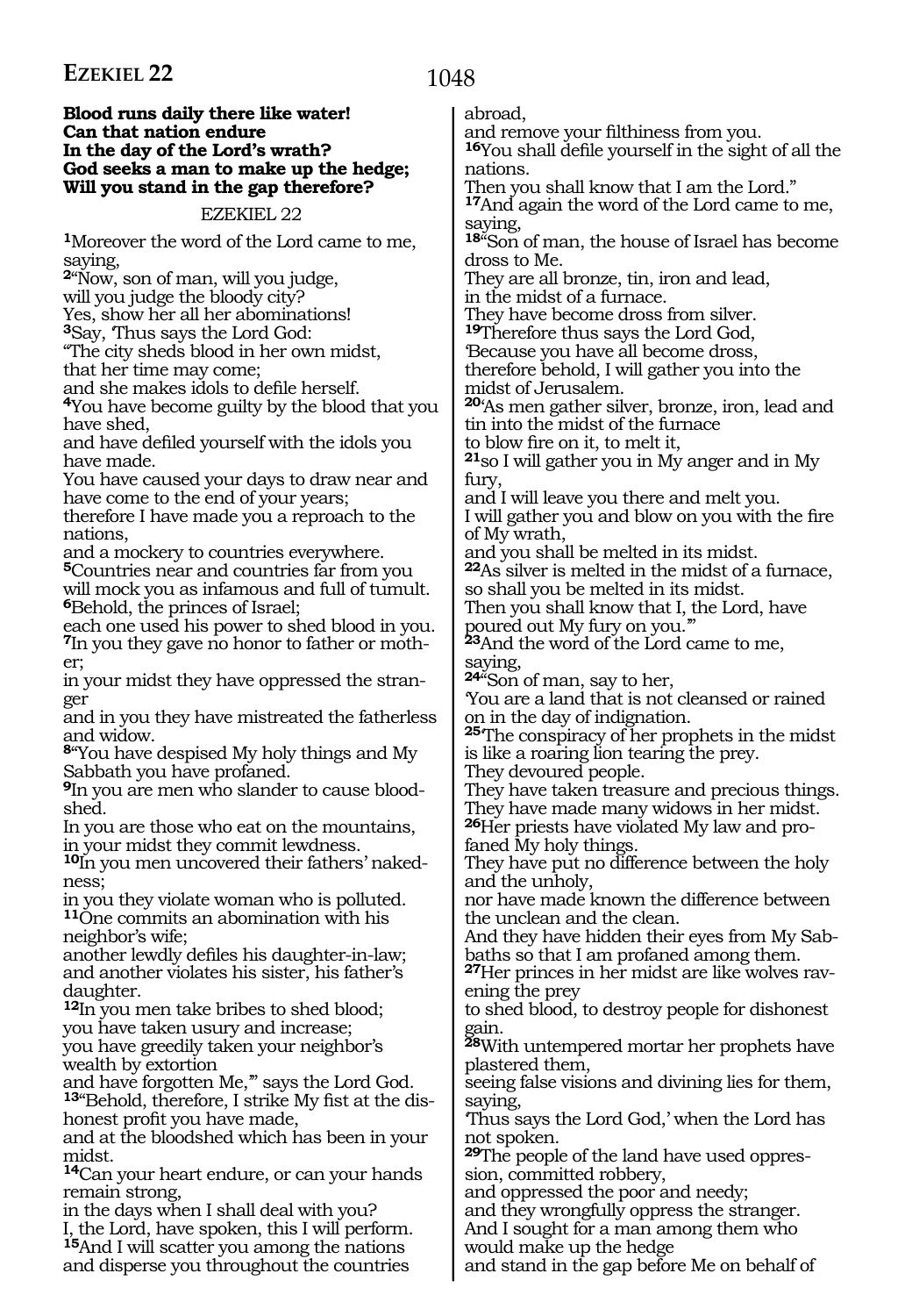**Blood runs daily there like water!**
**Can that nation endure**
**In the day of the Lord's wrath?**
**God seeks a man to make up the hedge;**
**Will you stand in the gap therefore?**

EZEKIEL 22

**1**Moreover the word of the Lord came to me, saying,
**2**"Now, son of man, will you judge,
will you judge the bloody city?
Yes, show her all her abominations!
**3**Say, 'Thus says the Lord God:
"The city sheds blood in her own midst,
that her time may come;
and she makes idols to defile herself.
**4**You have become guilty by the blood that you have shed,
and have defiled yourself with the idols you have made.
You have caused your days to draw near and have come to the end of your years;
therefore I have made you a reproach to the nations,
and a mockery to countries everywhere.
**5**Countries near and countries far from you will mock you as infamous and full of tumult.
**6**Behold, the princes of Israel;
each one used his power to shed blood in you.
**7**In you they gave no honor to father or mother;
in your midst they have oppressed the stranger
and in you they have mistreated the fatherless and widow.
**8**"You have despised My holy things and My Sabbath you have profaned.
**9**In you are men who slander to cause bloodshed.
In you are those who eat on the mountains,
in your midst they commit lewdness.
**10**In you men uncovered their fathers' nakedness;
in you they violate woman who is polluted.
**11**One commits an abomination with his neighbor's wife;
another lewdly defiles his daughter-in-law;
and another violates his sister, his father's daughter.
**12**In you men take bribes to shed blood;
you have taken usury and increase;
you have greedily taken your neighbor's wealth by extortion
and have forgotten Me,"' says the Lord God.
**13**"Behold, therefore, I strike My fist at the dishonest profit you have made,
and at the bloodshed which has been in your midst.
**14**Can your heart endure, or can your hands remain strong,
in the days when I shall deal with you?
I, the Lord, have spoken, this I will perform.
**15**And I will scatter you among the nations
and disperse you throughout the countries abroad,
and remove your filthiness from you.
**16**You shall defile yourself in the sight of all the nations.
Then you shall know that I am the Lord."
**17**And again the word of the Lord came to me, saying,
**18**"Son of man, the house of Israel has become dross to Me.
They are all bronze, tin, iron and lead,
in the midst of a furnace.
They have become dross from silver.
**19**Therefore thus says the Lord God,
'Because you have all become dross,
therefore behold, I will gather you into the midst of Jerusalem.
**20**'As men gather silver, bronze, iron, lead and tin into the midst of the furnace
to blow fire on it, to melt it,
**21**so I will gather you in My anger and in My fury,
and I will leave you there and melt you.
I will gather you and blow on you with the fire of My wrath,
and you shall be melted in its midst.
**22**As silver is melted in the midst of a furnace,
so shall you be melted in its midst.
Then you shall know that I, the Lord, have poured out My fury on you.'"
**23**And the word of the Lord came to me, saying,
**24**"Son of man, say to her,
'You are a land that is not cleansed or rained on in the day of indignation.
**25**'The conspiracy of her prophets in the midst is like a roaring lion tearing the prey.
They devoured people.
They have taken treasure and precious things.
They have made many widows in her midst.
**26**Her priests have violated My law and profaned My holy things.
They have put no difference between the holy and the unholy,
nor have made known the difference between the unclean and the clean.
And they have hidden their eyes from My Sabbaths so that I am profaned among them.
**27**Her princes in her midst are like wolves ravening the prey
to shed blood, to destroy people for dishonest gain.
**28**With untempered mortar her prophets have plastered them,
seeing false visions and divining lies for them, saying,
'Thus says the Lord God,' when the Lord has not spoken.
**29**The people of the land have used oppression, committed robbery,
and oppressed the poor and needy;
and they wrongfully oppress the stranger.
And I sought for a man among them who would make up the hedge
and stand in the gap before Me on behalf of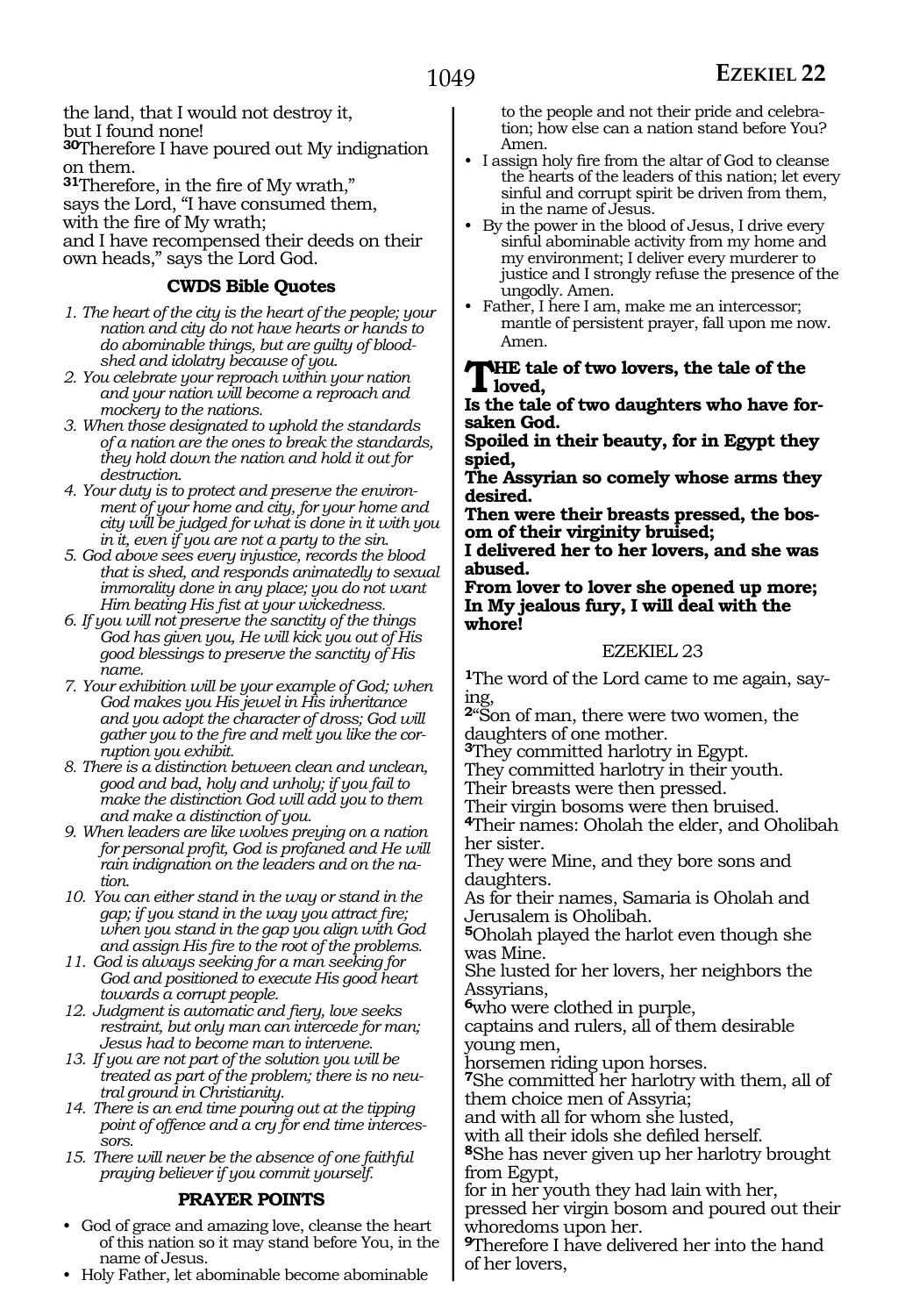the land, that I would not destroy it,
but I found none!

[30]Therefore I have poured out My indignation on them.

[31]Therefore, in the fire of My wrath,"
says the Lord, "I have consumed them,
with the fire of My wrath;
and I have recompensed their deeds on their own heads," says the Lord God.

### CWDS Bible Quotes

1. *The heart of the city is the heart of the people; your nation and city do not have hearts or hands to do abominable things, but are guilty of bloodshed and idolatry because of you.*
2. *You celebrate your reproach within your nation and your nation will become a reproach and mockery to the nations.*
3. *When those designated to uphold the standards of a nation are the ones to break the standards, they hold down the nation and hold it out for destruction.*
4. *Your duty is to protect and preserve the environment of your home and city, for your home and city will be judged for what is done in it with you in it, even if you are not a party to the sin.*
5. *God above sees every injustice, records the blood that is shed, and responds animatedly to sexual immorality done in any place; you do not want Him beating His fist at your wickedness.*
6. *If you will not preserve the sanctity of the things God has given you, He will kick you out of His good blessings to preserve the sanctity of His name.*
7. *Your exhibition will be your example of God; when God makes you His jewel in His inheritance and you adopt the character of dross; God will gather you to the fire and melt you like the corruption you exhibit.*
8. *There is a distinction between clean and unclean, good and bad, holy and unholy; if you fail to make the distinction God will add you to them and make a distinction of you.*
9. *When leaders are like wolves preying on a nation for personal profit, God is profaned and He will rain indignation on the leaders and on the nation.*
10. *You can either stand in the way or stand in the gap; if you stand in the way you attract fire; when you stand in the gap you align with God and assign His fire to the root of the problems.*
11. *God is always seeking for a man seeking for God and positioned to execute His good heart towards a corrupt people.*
12. *Judgment is automatic and fiery, love seeks restraint, but only man can intercede for man; Jesus had to become man to intervene.*
13. *If you are not part of the solution you will be treated as part of the problem; there is no neutral ground in Christianity.*
14. *There is an end time pouring out at the tipping point of offence and a cry for end time intercessors.*
15. *There will never be the absence of one faithful praying believer if you commit yourself.*

### PRAYER POINTS

- God of grace and amazing love, cleanse the heart of this nation so it may stand before You, in the name of Jesus.
- Holy Father, let abominable become abominable to the people and not their pride and celebration; how else can a nation stand before You? Amen.
- I assign holy fire from the altar of God to cleanse the hearts of the leaders of this nation; let every sinful and corrupt spirit be driven from them, in the name of Jesus.
- By the power in the blood of Jesus, I drive every sinful abominable activity from my home and my environment; I deliver every murderer to justice and I strongly refuse the presence of the ungodly. Amen.
- Father, I here I am, make me an intercessor; mantle of persistent prayer, fall upon me now. Amen.

**THE tale of two lovers, the tale of the loved,**
**Is the tale of two daughters who have forsaken God.**
**Spoiled in their beauty, for in Egypt they spied,**
**The Assyrian so comely whose arms they desired.**
**Then were their breasts pressed, the bosom of their virginity bruised;**
**I delivered her to her lovers, and she was abused.**
**From lover to lover she opened up more;**
**In My jealous fury, I will deal with the whore!**

## EZEKIEL 23

[1]The word of the Lord came to me again, saying,

[2]"Son of man, there were two women, the daughters of one mother.

[3]They committed harlotry in Egypt.
They committed harlotry in their youth.
Their breasts were then pressed.
Their virgin bosoms were then bruised.

[4]Their names: Oholah the elder, and Oholibah her sister.
They were Mine, and they bore sons and daughters.
As for their names, Samaria is Oholah and Jerusalem is Oholibah.

[5]Oholah played the harlot even though she was Mine.
She lusted for her lovers, her neighbors the Assyrians,

[6]who were clothed in purple,
captains and rulers, all of them desirable young men,
horsemen riding upon horses.

[7]She committed her harlotry with them, all of them choice men of Assyria;
and with all for whom she lusted,
with all their idols she defiled herself.

[8]She has never given up her harlotry brought from Egypt,
for in her youth they had lain with her,
pressed her virgin bosom and poured out their whoredoms upon her.

[9]Therefore I have delivered her into the hand of her lovers,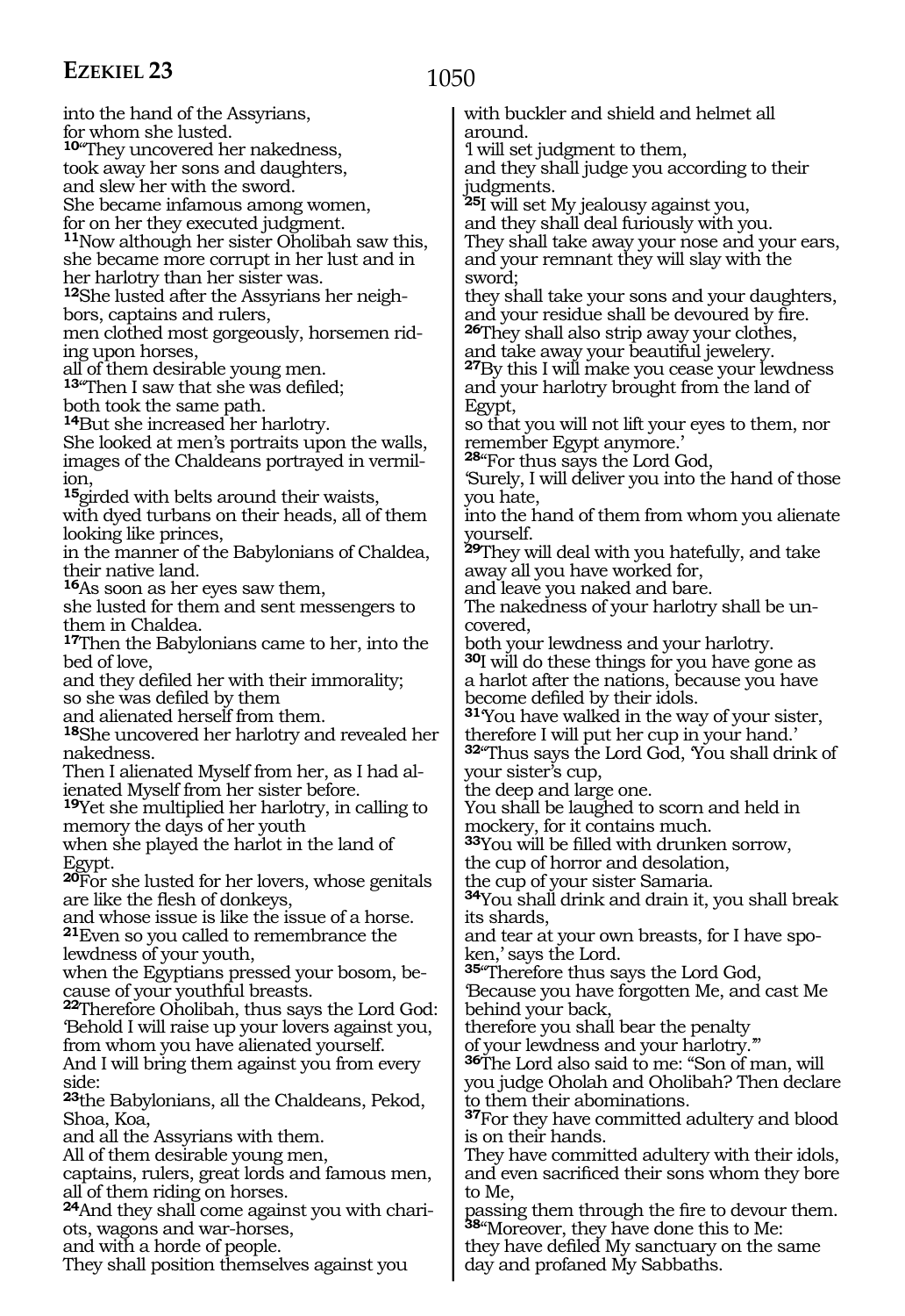into the hand of the Assyrians,
for whom she lusted.
**10**"They uncovered her nakedness,
took away her sons and daughters,
and slew her with the sword.
She became infamous among women,
for on her they executed judgment.
**11**Now although her sister Oholibah saw this, she became more corrupt in her lust and in her harlotry than her sister was.
**12**She lusted after the Assyrians her neighbors, captains and rulers,
men clothed most gorgeously, horsemen riding upon horses,
all of them desirable young men.
**13**"Then I saw that she was defiled;
both took the same path.
**14**But she increased her harlotry.
She looked at men's portraits upon the walls, images of the Chaldeans portrayed in vermilion,
**15**girded with belts around their waists,
with dyed turbans on their heads, all of them looking like princes,
in the manner of the Babylonians of Chaldea, their native land.
**16**As soon as her eyes saw them,
she lusted for them and sent messengers to them in Chaldea.
**17**Then the Babylonians came to her, into the bed of love,
and they defiled her with their immorality;
so she was defiled by them
and alienated herself from them.
**18**She uncovered her harlotry and revealed her nakedness.
Then I alienated Myself from her, as I had alienated Myself from her sister before.
**19**Yet she multiplied her harlotry, in calling to memory the days of her youth
when she played the harlot in the land of Egypt.
**20**For she lusted for her lovers, whose genitals are like the flesh of donkeys,
and whose issue is like the issue of a horse.
**21**Even so you called to remembrance the lewdness of your youth,
when the Egyptians pressed your bosom, because of your youthful breasts.
**22**Therefore Oholibah, thus says the Lord God:
'Behold I will raise up your lovers against you, from whom you have alienated yourself.
And I will bring them against you from every side:
**23**the Babylonians, all the Chaldeans, Pekod, Shoa, Koa,
and all the Assyrians with them.
All of them desirable young men,
captains, rulers, great lords and famous men, all of them riding on horses.
**24**And they shall come against you with chariots, wagons and war-horses,
and with a horde of people.
They shall position themselves against you
with buckler and shield and helmet all around.
'I will set judgment to them,
and they shall judge you according to their judgments.
**25**I will set My jealousy against you,
and they shall deal furiously with you.
They shall take away your nose and your ears, and your remnant they will slay with the sword;
they shall take your sons and your daughters, and your residue shall be devoured by fire.
**26**They shall also strip away your clothes,
and take away your beautiful jewelery.
**27**By this I will make you cease your lewdness and your harlotry brought from the land of Egypt,
so that you will not lift your eyes to them, nor remember Egypt anymore.'
**28**"For thus says the Lord God,
'Surely, I will deliver you into the hand of those you hate,
into the hand of them from whom you alienate yourself.
**29**They will deal with you hatefully, and take away all you have worked for,
and leave you naked and bare.
The nakedness of your harlotry shall be uncovered,
both your lewdness and your harlotry.
**30**I will do these things for you have gone as a harlot after the nations, because you have become defiled by their idols.
**31**'You have walked in the way of your sister, therefore I will put her cup in your hand.'
**32**"Thus says the Lord God, 'You shall drink of your sister's cup,
the deep and large one.
You shall be laughed to scorn and held in mockery, for it contains much.
**33**You will be filled with drunken sorrow,
the cup of horror and desolation,
the cup of your sister Samaria.
**34**You shall drink and drain it, you shall break its shards,
and tear at your own breasts, for I have spoken,' says the Lord.
**35**"Therefore thus says the Lord God,
'Because you have forgotten Me, and cast Me behind your back,
therefore you shall bear the penalty
of your lewdness and your harlotry.'"
**36**The Lord also said to me: "Son of man, will you judge Oholah and Oholibah? Then declare to them their abominations.
**37**For they have committed adultery and blood is on their hands.
They have committed adultery with their idols, and even sacrificed their sons whom they bore to Me,
passing them through the fire to devour them.
**38**"Moreover, they have done this to Me:
they have defiled My sanctuary on the same day and profaned My Sabbaths.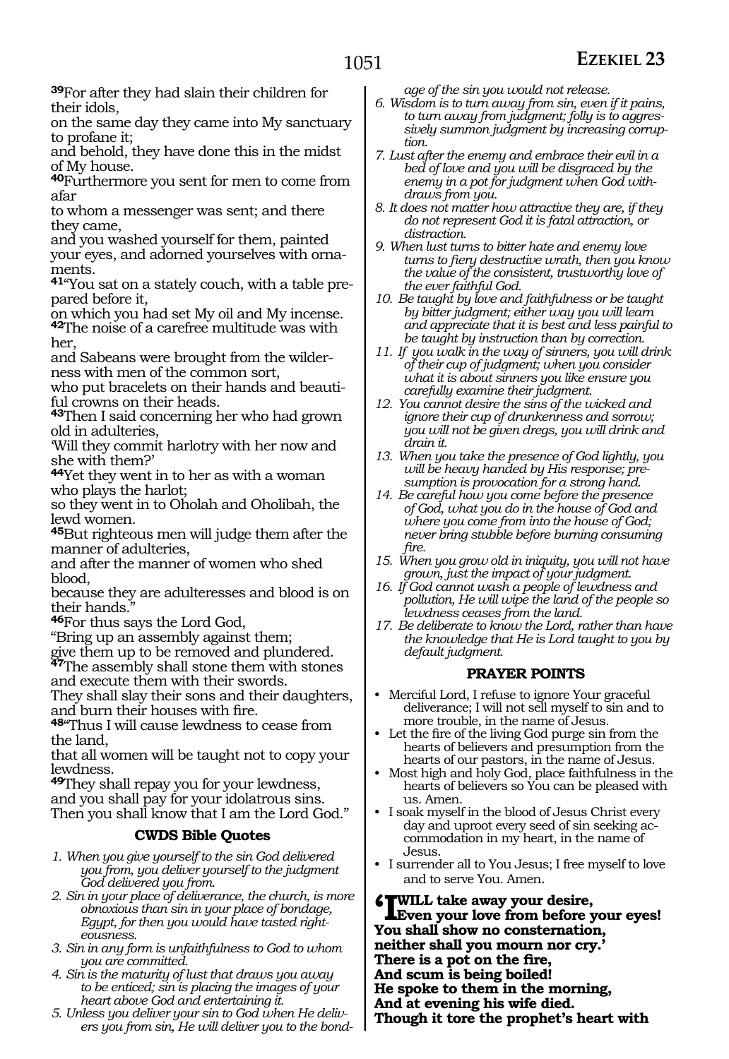[39]For after they had slain their children for their idols,
on the same day they came into My sanctuary to profane it;
and behold, they have done this in the midst of My house.
[40]Furthermore you sent for men to come from afar
to whom a messenger was sent; and there they came,
and you washed yourself for them, painted your eyes, and adorned yourselves with ornaments.
[41]"You sat on a stately couch, with a table prepared before it,
on which you had set My oil and My incense.
[42]The noise of a carefree multitude was with her,
and Sabeans were brought from the wilderness with men of the common sort,
who put bracelets on their hands and beautiful crowns on their heads.
[43]Then I said concerning her who had grown old in adulteries,
'Will they commit harlotry with her now and she with them?'
[44]Yet they went in to her as with a woman who plays the harlot;
so they went in to Oholah and Oholibah, the lewd women.
[45]But righteous men will judge them after the manner of adulteries,
and after the manner of women who shed blood,
because they are adulteresses and blood is on their hands."
[46]For thus says the Lord God,
"Bring up an assembly against them;
give them up to be removed and plundered.
[47]The assembly shall stone them with stones
and execute them with their swords.
They shall slay their sons and their daughters,
and burn their houses with fire.
[48]"Thus I will cause lewdness to cease from the land,
that all women will be taught not to copy your lewdness.
[49]They shall repay you for your lewdness,
and you shall pay for your idolatrous sins.
Then you shall know that I am the Lord God."

### CWDS Bible Quotes

1. *When you give yourself to the sin God delivered you from, you deliver yourself to the judgment God delivered you from.*
2. *Sin in your place of deliverance, the church, is more obnoxious than sin in your place of bondage, Egypt, for then you would have tasted righteousness.*
3. *Sin in any form is unfaithfulness to God to whom you are committed.*
4. *Sin is the maturity of lust that draws you away to be enticed; sin is placing the images of your heart above God and entertaining it.*
5. *Unless you deliver your sin to God when He delivers you from sin, He will deliver you to the bondage of the sin you would not release.*
6. *Wisdom is to turn away from sin, even if it pains, to turn away from judgment; folly is to aggressively summon judgment by increasing corruption.*
7. *Lust after the enemy and embrace their evil in a bed of love and you will be disgraced by the enemy in a pot for judgment when God withdraws from you.*
8. *It does not matter how attractive they are, if they do not represent God it is fatal attraction, or distraction.*
9. *When lust turns to bitter hate and enemy love turns to fiery destructive wrath, then you know the value of the consistent, trustworthy love of the ever faithful God.*
10. *Be taught by love and faithfulness or be taught by bitter judgment; either way you will learn and appreciate that it is best and less painful to be taught by instruction than by correction.*
11. *If you walk in the way of sinners, you will drink of their cup of judgment; when you consider what it is about sinners you like ensure you carefully examine their judgment.*
12. *You cannot desire the sins of the wicked and ignore their cup of drunkenness and sorrow; you will not be given dregs, you will drink and drain it.*
13. *When you take the presence of God lightly, you will be heavy handed by His response; presumption is provocation for a strong hand.*
14. *Be careful how you come before the presence of God, what you do in the house of God and where you come from into the house of God; never bring stubble before burning consuming fire.*
15. *When you grow old in iniquity, you will not have grown, just the impact of your judgment.*
16. *If God cannot wash a people of lewdness and pollution, He will wipe the land of the people so lewdness ceases from the land.*
17. *Be deliberate to know the Lord, rather than have the knowledge that He is Lord taught to you by default judgment.*

### PRAYER POINTS

- Merciful Lord, I refuse to ignore Your graceful deliverance; I will not sell myself to sin and to more trouble, in the name of Jesus.
- Let the fire of the living God purge sin from the hearts of believers and presumption from the hearts of our pastors, in the name of Jesus.
- Most high and holy God, place faithfulness in the hearts of believers so You can be pleased with us. Amen.
- I soak myself in the blood of Jesus Christ every day and uproot every seed of sin seeking accommodation in my heart, in the name of Jesus.
- I surrender all to You Jesus; I free myself to love and to serve You. Amen.

**'I WILL take away your desire,**
**Even your love from before your eyes!**
**You shall show no consternation,**
**neither shall you mourn nor cry.'**
**There is a pot on the fire,**
**And scum is being boiled!**
**He spoke to them in the morning,**
**And at evening his wife died.**
**Though it tore the prophet's heart with**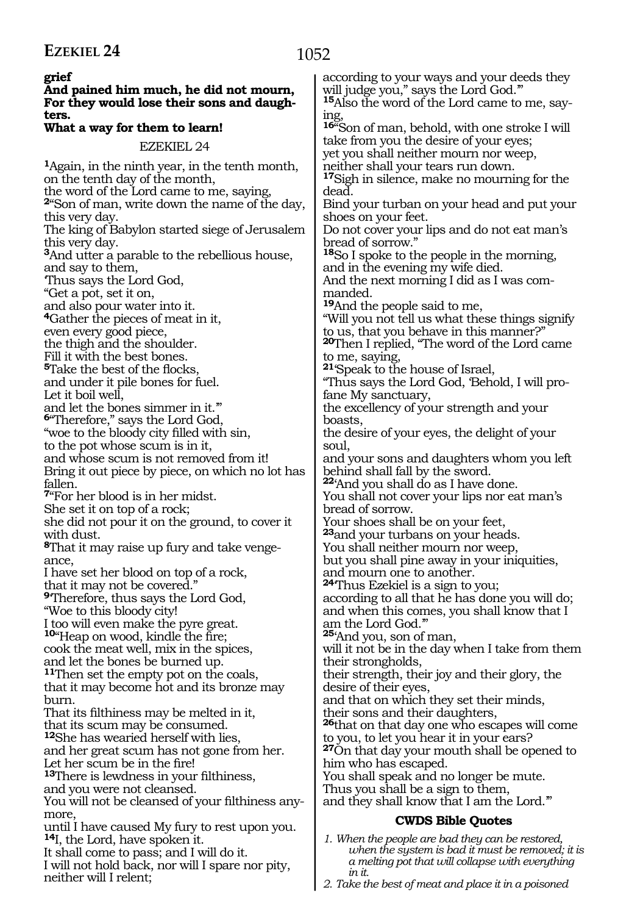**grief**
**And pained him much, he did not mourn,**
**For they would lose their sons and daughters.**
**What a way for them to learn!**

EZEKIEL 24

**1**Again, in the ninth year, in the tenth month, on the tenth day of the month,
the word of the Lord came to me, saying,
**2**"Son of man, write down the name of the day, this very day.
The king of Babylon started siege of Jerusalem this very day.
**3**And utter a parable to the rebellious house, and say to them,
'Thus says the Lord God,
"Get a pot, set it on,
and also pour water into it.
**4**Gather the pieces of meat in it,
even every good piece,
the thigh and the shoulder.
Fill it with the best bones.
**5**Take the best of the flocks,
and under it pile bones for fuel.
Let it boil well,
and let the bones simmer in it."'
**6**"Therefore," says the Lord God,
"woe to the bloody city filled with sin,
to the pot whose scum is in it,
and whose scum is not removed from it!
Bring it out piece by piece, on which no lot has fallen.
**7**"For her blood is in her midst.
She set it on top of a rock;
she did not pour it on the ground, to cover it with dust.
**8**That it may raise up fury and take vengeance,
I have set her blood on top of a rock,
that it may not be covered."
**9**'Therefore, thus says the Lord God,
"Woe to this bloody city!
I too will even make the pyre great.
**10**"Heap on wood, kindle the fire;
cook the meat well, mix in the spices,
and let the bones be burned up.
**11**Then set the empty pot on the coals,
that it may become hot and its bronze may burn.
That its filthiness may be melted in it,
that its scum may be consumed.
**12**She has wearied herself with lies,
and her great scum has not gone from her.
Let her scum be in the fire!
**13**There is lewdness in your filthiness,
and you were not cleansed.
You will not be cleansed of your filthiness anymore,
until I have caused My fury to rest upon you.
**14**I, the Lord, have spoken it.
It shall come to pass; and I will do it.
I will not hold back, nor will I spare nor pity,
neither will I relent;
according to your ways and your deeds they will judge you," says the Lord God."'
**15**Also the word of the Lord came to me, saying,
**16**"Son of man, behold, with one stroke I will take from you the desire of your eyes;
yet you shall neither mourn nor weep,
neither shall your tears run down.
**17**Sigh in silence, make no mourning for the dead.
Bind your turban on your head and put your shoes on your feet.
Do not cover your lips and do not eat man's bread of sorrow."
**18**So I spoke to the people in the morning,
and in the evening my wife died.
And the next morning I did as I was commanded.
**19**And the people said to me,
"Will you not tell us what these things signify to us, that you behave in this manner?"
**20**Then I replied, "The word of the Lord came to me, saying,
**21**'Speak to the house of Israel,
"Thus says the Lord God, 'Behold, I will profane My sanctuary,
the excellency of your strength and your boasts,
the desire of your eyes, the delight of your soul,
and your sons and daughters whom you left behind shall fall by the sword.
**22**'And you shall do as I have done.
You shall not cover your lips nor eat man's bread of sorrow.
Your shoes shall be on your feet,
**23**and your turbans on your heads.
You shall neither mourn nor weep,
but you shall pine away in your iniquities,
and mourn one to another.
**24**'Thus Ezekiel is a sign to you;
according to all that he has done you will do;
and when this comes, you shall know that I am the Lord God."'
**25**'And you, son of man,
will it not be in the day when I take from them their strongholds,
their strength, their joy and their glory, the desire of their eyes,
and that on which they set their minds,
their sons and their daughters,
**26**that on that day one who escapes will come to you, to let you hear it in your ears?
**27**On that day your mouth shall be opened to him who has escaped.
You shall speak and no longer be mute.
Thus you shall be a sign to them,
and they shall know that I am the Lord.'"

### CWDS Bible Quotes

1. *When the people are bad they can be restored, when the system is bad it must be removed; it is a melting pot that will collapse with everything in it.*
2. *Take the best of meat and place it in a poisoned*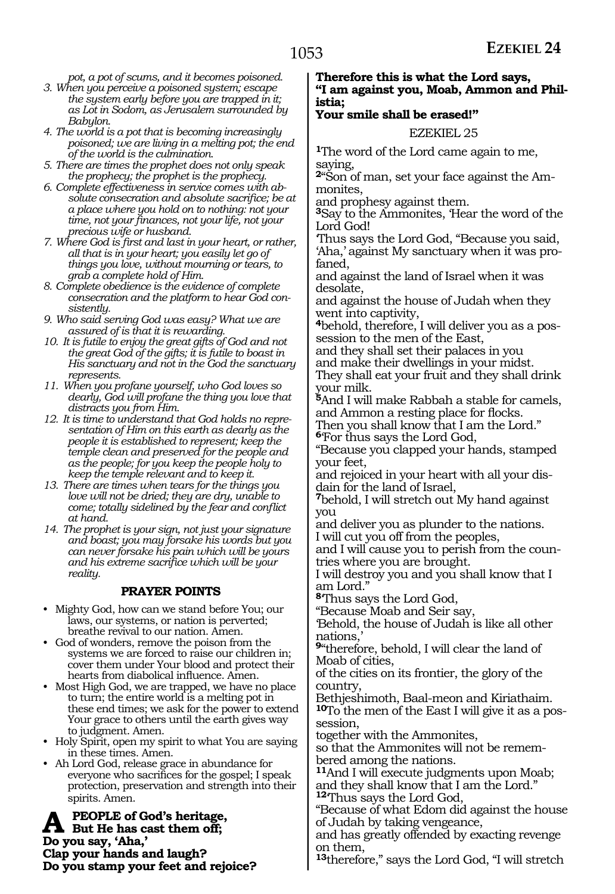*pot, a pot of scums, and it becomes poisoned.*

3. *When you perceive a poisoned system; escape the system early before you are trapped in it; as Lot in Sodom, as Jerusalem surrounded by Babylon.*
4. *The world is a pot that is becoming increasingly poisoned; we are living in a melting pot; the end of the world is the culmination.*
5. *There are times the prophet does not only speak the prophecy; the prophet is the prophecy.*
6. *Complete effectiveness in service comes with absolute consecration and absolute sacrifice; be at a place where you hold on to nothing: not your time, not your finances, not your life, not your precious wife or husband.*
7. *Where God is first and last in your heart, or rather, all that is in your heart; you easily let go of things you love, without mourning or tears, to grab a complete hold of Him.*
8. *Complete obedience is the evidence of complete consecration and the platform to hear God consistently.*
9. *Who said serving God was easy? What we are assured of is that it is rewarding.*
10. *It is futile to enjoy the great gifts of God and not the great God of the gifts; it is futile to boast in His sanctuary and not in the God the sanctuary represents.*
11. *When you profane yourself, who God loves so dearly, God will profane the thing you love that distracts you from Him.*
12. *It is time to understand that God holds no representation of Him on this earth as dearly as the people it is established to represent; keep the temple clean and preserved for the people and as the people; for you keep the people holy to keep the temple relevant and to keep it.*
13. *There are times when tears for the things you love will not be dried; they are dry, unable to come; totally sidelined by the fear and conflict at hand.*
14. *The prophet is your sign, not just your signature and boast; you may forsake his words but you can never forsake his pain which will be yours and his extreme sacrifice which will be your reality.*

### PRAYER POINTS

- Mighty God, how can we stand before You; our laws, our systems, or nation is perverted; breathe revival to our nation. Amen.
- God of wonders, remove the poison from the systems we are forced to raise our children in; cover them under Your blood and protect their hearts from diabolical influence. Amen.
- Most High God, we are trapped, we have no place to turn; the entire world is a melting pot in these end times; we ask for the power to extend Your grace to others until the earth gives way to judgment. Amen.
- Holy Spirit, open my spirit to what You are saying in these times. Amen.
- Ah Lord God, release grace in abundance for everyone who sacrifices for the gospel; I speak protection, preservation and strength into their spirits. Amen.

**A PEOPLE of God's heritage,**
**But He has cast them off;**
**Do you say, 'Aha,'**
**Clap your hands and laugh?**
**Do you stamp your feet and rejoice?**
**Therefore this is what the Lord says,**
**"I am against you, Moab, Ammon and Philistia;**
**Your smile shall be erased!"**

## EZEKIEL 25

**1**The word of the Lord came again to me, saying,
**2**"Son of man, set your face against the Ammonites,
and prophesy against them.
**3**Say to the Ammonites, 'Hear the word of the Lord God!
'Thus says the Lord God, "Because you said, 'Aha,' against My sanctuary when it was profaned,
and against the land of Israel when it was desolate,
and against the house of Judah when they went into captivity,
**4**behold, therefore, I will deliver you as a possession to the men of the East,
and they shall set their palaces in you
and make their dwellings in your midst.
They shall eat your fruit and they shall drink your milk.
**5**And I will make Rabbah a stable for camels,
and Ammon a resting place for flocks.
Then you shall know that I am the Lord."
**6**'For thus says the Lord God,
"Because you clapped your hands, stamped your feet,
and rejoiced in your heart with all your disdain for the land of Israel,
**7**behold, I will stretch out My hand against you
and deliver you as plunder to the nations.
I will cut you off from the peoples,
and I will cause you to perish from the countries where you are brought.
I will destroy you and you shall know that I am Lord."
**8**'Thus says the Lord God,
"Because Moab and Seir say,
'Behold, the house of Judah is like all other nations,'
**9**"therefore, behold, I will clear the land of Moab of cities,
of the cities on its frontier, the glory of the country,
Bethjeshimoth, Baal-meon and Kiriathaim.
**10**To the men of the East I will give it as a possession,
together with the Ammonites,
so that the Ammonites will not be remembered among the nations.
**11**And I will execute judgments upon Moab;
and they shall know that I am the Lord."
**12**'Thus says the Lord God,
"Because of what Edom did against the house of Judah by taking vengeance,
and has greatly offended by exacting revenge on them,
**13**therefore," says the Lord God, "I will stretch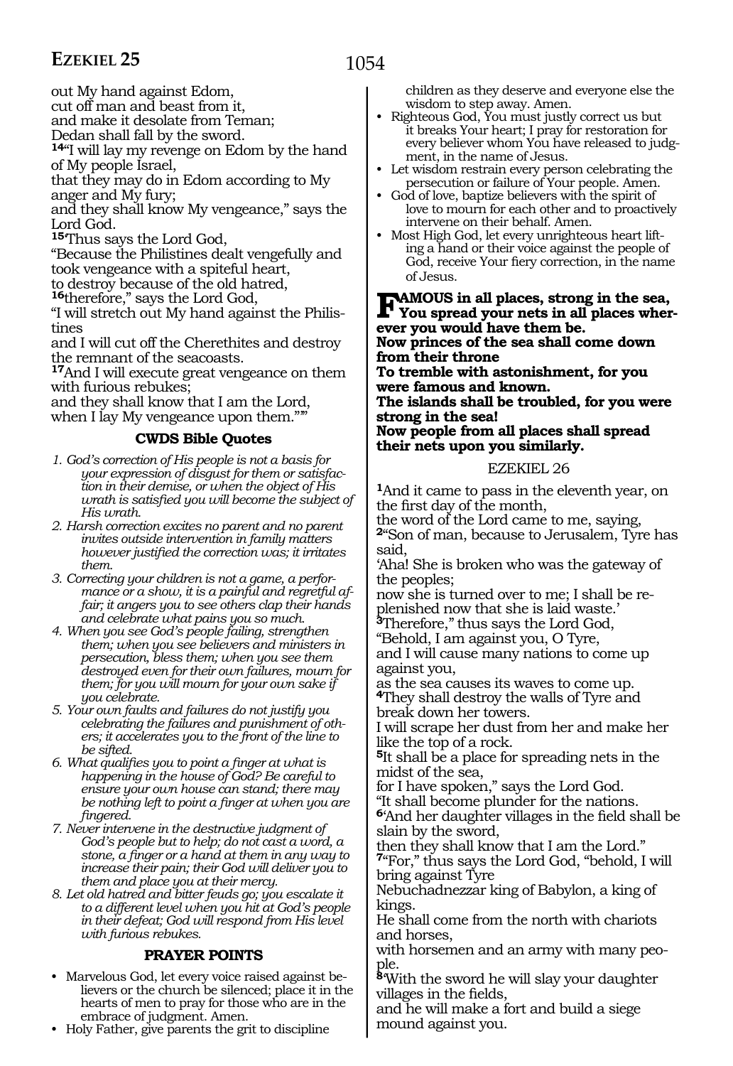out My hand against Edom,
cut off man and beast from it,
and make it desolate from Teman;
Dedan shall fall by the sword.
**14**"I will lay my revenge on Edom by the hand of My people Israel,
that they may do in Edom according to My anger and My fury;
and they shall know My vengeance," says the Lord God.
**15**'Thus says the Lord God,
"Because the Philistines dealt vengefully and took vengeance with a spiteful heart,
to destroy because of the old hatred,
**16**therefore," says the Lord God,
"I will stretch out My hand against the Philistines
and I will cut off the Cherethites and destroy the remnant of the seacoasts.
**17**And I will execute great vengeance on them with furious rebukes;
and they shall know that I am the Lord,
when I lay My vengeance upon them."'"

### CWDS Bible Quotes

1. *God's correction of His people is not a basis for your expression of disgust for them or satisfaction in their demise, or when the object of His wrath is satisfied you will become the subject of His wrath.*
2. *Harsh correction excites no parent and no parent invites outside intervention in family matters however justified the correction was; it irritates them.*
3. *Correcting your children is not a game, a performance or a show, it is a painful and regretful affair; it angers you to see others clap their hands and celebrate what pains you so much.*
4. *When you see God's people failing, strengthen them; when you see believers and ministers in persecution, bless them; when you see them destroyed even for their own failures, mourn for them; for you will mourn for your own sake if you celebrate.*
5. *Your own faults and failures do not justify you celebrating the failures and punishment of others; it accelerates you to the front of the line to be sifted.*
6. *What qualifies you to point a finger at what is happening in the house of God? Be careful to ensure your own house can stand; there may be nothing left to point a finger at when you are fingered.*
7. *Never intervene in the destructive judgment of God's people but to help; do not cast a word, a stone, a finger or a hand at them in any way to increase their pain; their God will deliver you to them and place you at their mercy.*
8. *Let old hatred and bitter feuds go; you escalate it to a different level when you hit at God's people in their defeat; God will respond from His level with furious rebukes.*

### PRAYER POINTS

- Marvelous God, let every voice raised against believers or the church be silenced; place it in the hearts of men to pray for those who are in the embrace of judgment. Amen.
- Holy Father, give parents the grit to discipline children as they deserve and everyone else the wisdom to step away. Amen.
- Righteous God, You must justly correct us but it breaks Your heart; I pray for restoration for every believer whom You have released to judgment, in the name of Jesus.
- Let wisdom restrain every person celebrating the persecution or failure of Your people. Amen.
- God of love, baptize believers with the spirit of love to mourn for each other and to proactively intervene on their behalf. Amen.
- Most High God, let every unrighteous heart lifting a hand or their voice against the people of God, receive Your fiery correction, in the name of Jesus.

**FAMOUS in all places, strong in the sea,**
**You spread your nets in all places wherever you would have them be.**
**Now princes of the sea shall come down from their throne**
**To tremble with astonishment, for you were famous and known.**
**The islands shall be troubled, for you were strong in the sea!**
**Now people from all places shall spread their nets upon you similarly.**

## EZEKIEL 26

**1**And it came to pass in the eleventh year, on the first day of the month,
the word of the Lord came to me, saying,
**2**"Son of man, because to Jerusalem, Tyre has said,
'Aha! She is broken who was the gateway of the peoples;
now she is turned over to me; I shall be replenished now that she is laid waste.'
**3**Therefore," thus says the Lord God,
"Behold, I am against you, O Tyre,
and I will cause many nations to come up against you,
as the sea causes its waves to come up.
**4**They shall destroy the walls of Tyre and break down her towers.
I will scrape her dust from her and make her like the top of a rock.
**5**It shall be a place for spreading nets in the midst of the sea,
for I have spoken," says the Lord God.
"It shall become plunder for the nations.
**6**'And her daughter villages in the field shall be slain by the sword,
then they shall know that I am the Lord."
**7**"For," thus says the Lord God, "behold, I will bring against Tyre
Nebuchadnezzar king of Babylon, a king of kings.
He shall come from the north with chariots and horses,
with horsemen and an army with many people.
**8**'With the sword he will slay your daughter villages in the fields,
and he will make a fort and build a siege mound against you.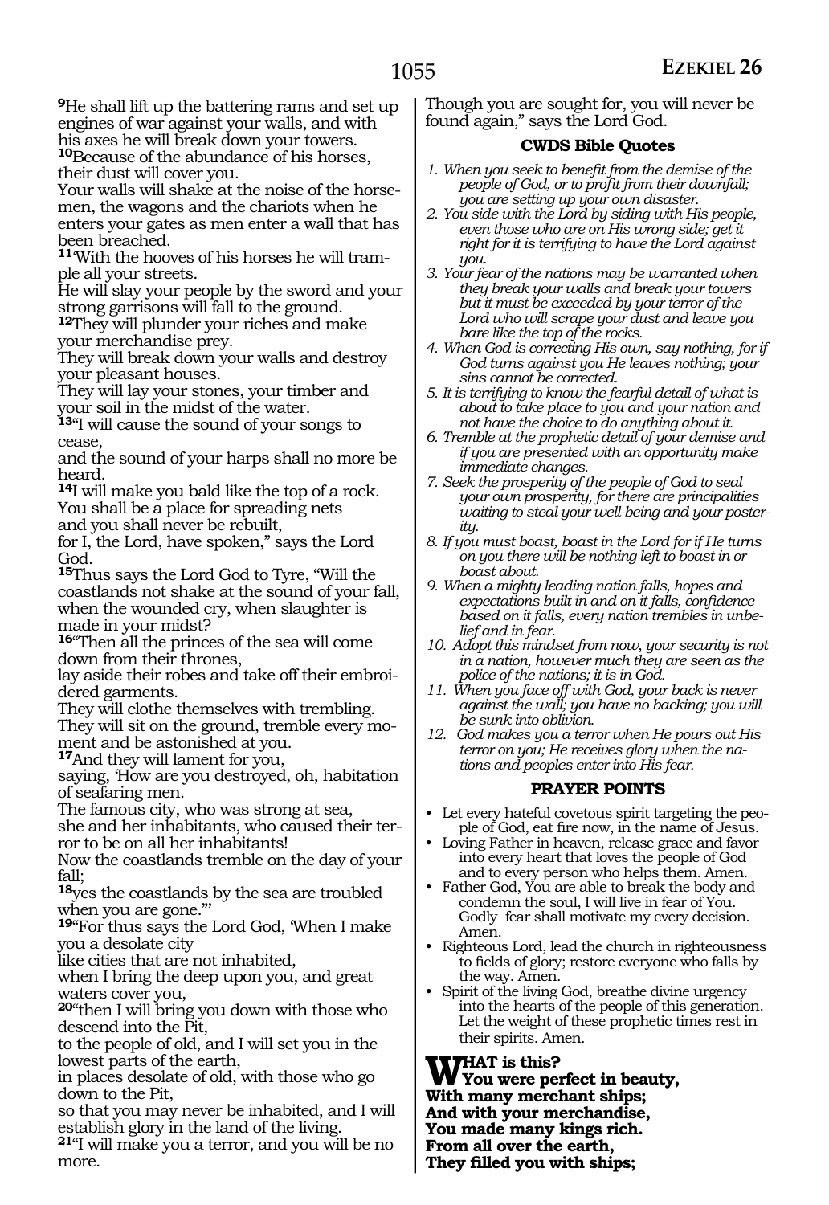**9**He shall lift up the battering rams and set up engines of war against your walls, and with his axes he will break down your towers.
**10**Because of the abundance of his horses, their dust will cover you.
Your walls will shake at the noise of the horsemen, the wagons and the chariots when he enters your gates as men enter a wall that has been breached.
**11**"With the hooves of his horses he will trample all your streets.
He will slay your people by the sword and your strong garrisons will fall to the ground.
**12**They will plunder your riches and make your merchandise prey.
They will break down your walls and destroy your pleasant houses.
They will lay your stones, your timber and your soil in the midst of the water.
**13**"I will cause the sound of your songs to cease,
and the sound of your harps shall no more be heard.
**14**I will make you bald like the top of a rock.
You shall be a place for spreading nets
and you shall never be rebuilt,
for I, the Lord, have spoken," says the Lord God.
**15**Thus says the Lord God to Tyre, "Will the coastlands not shake at the sound of your fall, when the wounded cry, when slaughter is made in your midst?
**16**"Then all the princes of the sea will come down from their thrones,
lay aside their robes and take off their embroidered garments.
They will clothe themselves with trembling.
They will sit on the ground, tremble every moment and be astonished at you.
**17**And they will lament for you,
saying, 'How are you destroyed, oh, habitation of seafaring men.
The famous city, who was strong at sea,
she and her inhabitants, who caused their terror to be on all her inhabitants!
Now the coastlands tremble on the day of your fall;
**18**yes the coastlands by the sea are troubled when you are gone.'"
**19**"For thus says the Lord God, 'When I make you a desolate city
like cities that are not inhabited,
when I bring the deep upon you, and great waters cover you,
**20**"then I will bring you down with those who descend into the Pit,
to the people of old, and I will set you in the lowest parts of the earth,
in places desolate of old, with those who go down to the Pit,
so that you may never be inhabited, and I will establish glory in the land of the living.
**21**"I will make you a terror, and you will be no more.
Though you are sought for, you will never be found again," says the Lord God.

### CWDS Bible Quotes

1. *When you seek to benefit from the demise of the people of God, or to profit from their downfall; you are setting up your own disaster.*
2. *You side with the Lord by siding with His people, even those who are on His wrong side; get it right for it is terrifying to have the Lord against you.*
3. *Your fear of the nations may be warranted when they break your walls and break your towers but it must be exceeded by your terror of the Lord who will scrape your dust and leave you bare like the top of the rocks.*
4. *When God is correcting His own, say nothing, for if God turns against you He leaves nothing; your sins cannot be corrected.*
5. *It is terrifying to know the fearful detail of what is about to take place to you and your nation and not have the choice to do anything about it.*
6. *Tremble at the prophetic detail of your demise and if you are presented with an opportunity make immediate changes.*
7. *Seek the prosperity of the people of God to seal your own prosperity, for there are principalities waiting to steal your well-being and your posterity.*
8. *If you must boast, boast in the Lord for if He turns on you there will be nothing left to boast in or boast about.*
9. *When a mighty leading nation falls, hopes and expectations built in and on it falls, confidence based on it falls, every nation trembles in unbelief and in fear.*
10. *Adopt this mindset from now, your security is not in a nation, however much they are seen as the police of the nations; it is in God.*
11. *When you face off with God, your back is never against the wall; you have no backing; you will be sunk into oblivion.*
12. *God makes you a terror when He pours out His terror on you; He receives glory when the nations and peoples enter into His fear.*

### PRAYER POINTS

- Let every hateful covetous spirit targeting the people of God, eat fire now, in the name of Jesus.
- Loving Father in heaven, release grace and favor into every heart that loves the people of God and to every person who helps them. Amen.
- Father God, You are able to break the body and condemn the soul, I will live in fear of You. Godly fear shall motivate my every decision. Amen.
- Righteous Lord, lead the church in righteousness to fields of glory; restore everyone who falls by the way. Amen.
- Spirit of the living God, breathe divine urgency into the hearts of the people of this generation. Let the weight of these prophetic times rest in their spirits. Amen.

**WHAT is this?**
**You were perfect in beauty,**
**With many merchant ships;**
**And with your merchandise,**
**You made many kings rich.**
**From all over the earth,**
**They filled you with ships;**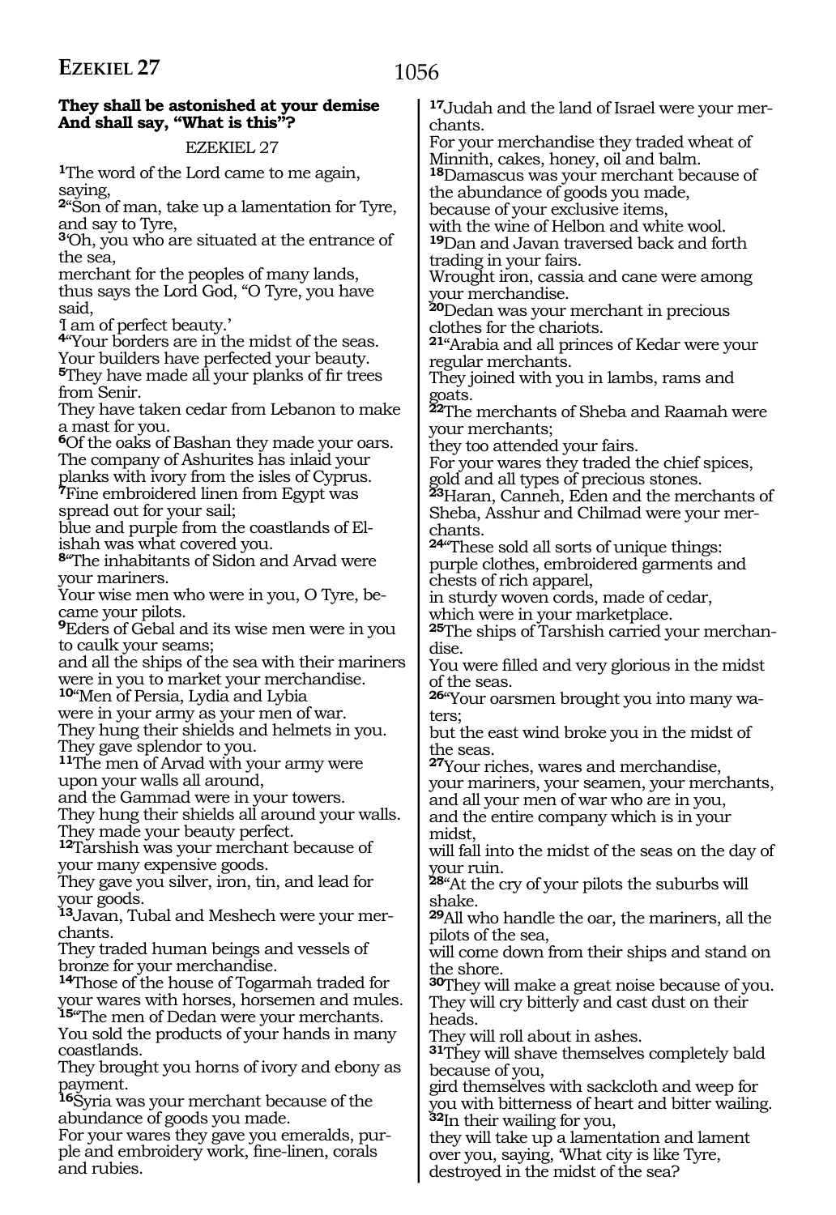**They shall be astonished at your demise**
**And shall say, "What is this"?**

EZEKIEL 27

[1]The word of the Lord came to me again, saying,
[2]"Son of man, take up a lamentation for Tyre, and say to Tyre,
[3]'Oh, you who are situated at the entrance of the sea,
merchant for the peoples of many lands,
thus says the Lord God, "O Tyre, you have said,
'I am of perfect beauty.'
[4]"Your borders are in the midst of the seas.
Your builders have perfected your beauty.
[5]They have made all your planks of fir trees from Senir.
They have taken cedar from Lebanon to make a mast for you.
[6]Of the oaks of Bashan they made your oars.
The company of Ashurites has inlaid your planks with ivory from the isles of Cyprus.
[7]Fine embroidered linen from Egypt was spread out for your sail;
blue and purple from the coastlands of Elishah was what covered you.
[8]"The inhabitants of Sidon and Arvad were your mariners.
Your wise men who were in you, O Tyre, became your pilots.
[9]Eders of Gebal and its wise men were in you to caulk your seams;
and all the ships of the sea with their mariners were in you to market your merchandise.
[10]"Men of Persia, Lydia and Lybia
were in your army as your men of war.
They hung their shields and helmets in you.
They gave splendor to you.
[11]The men of Arvad with your army were upon your walls all around,
and the Gammad were in your towers.
They hung their shields all around your walls.
They made your beauty perfect.
[12]Tarshish was your merchant because of your many expensive goods.
They gave you silver, iron, tin, and lead for your goods.
[13]Javan, Tubal and Meshech were your merchants.
They traded human beings and vessels of bronze for your merchandise.
[14]Those of the house of Togarmah traded for your wares with horses, horsemen and mules.
[15]"The men of Dedan were your merchants.
You sold the products of your hands in many coastlands.
They brought you horns of ivory and ebony as payment.
[16]Syria was your merchant because of the abundance of goods you made.
For your wares they gave you emeralds, purple and embroidery work, fine-linen, corals and rubies.
[17]Judah and the land of Israel were your merchants.
For your merchandise they traded wheat of Minnith, cakes, honey, oil and balm.
[18]Damascus was your merchant because of the abundance of goods you made,
because of your exclusive items,
with the wine of Helbon and white wool.
[19]Dan and Javan traversed back and forth trading in your fairs.
Wrought iron, cassia and cane were among your merchandise.
[20]Dedan was your merchant in precious clothes for the chariots.
[21]"Arabia and all princes of Kedar were your regular merchants.
They joined with you in lambs, rams and goats.
[22]The merchants of Sheba and Raamah were your merchants;
they too attended your fairs.
For your wares they traded the chief spices, gold and all types of precious stones.
[23]Haran, Canneh, Eden and the merchants of Sheba, Asshur and Chilmad were your merchants.
[24]"These sold all sorts of unique things:
purple clothes, embroidered garments and chests of rich apparel,
in sturdy woven cords, made of cedar,
which were in your marketplace.
[25]The ships of Tarshish carried your merchandise.
You were filled and very glorious in the midst of the seas.
[26]"Your oarsmen brought you into many waters;
but the east wind broke you in the midst of the seas.
[27]Your riches, wares and merchandise,
your mariners, your seamen, your merchants,
and all your men of war who are in you,
and the entire company which is in your midst,
will fall into the midst of the seas on the day of your ruin.
[28]"At the cry of your pilots the suburbs will shake.
[29]All who handle the oar, the mariners, all the pilots of the sea,
will come down from their ships and stand on the shore.
[30]They will make a great noise because of you.
They will cry bitterly and cast dust on their heads.
They will roll about in ashes.
[31]They will shave themselves completely bald because of you,
gird themselves with sackcloth and weep for you with bitterness of heart and bitter wailing.
[32]In their wailing for you,
they will take up a lamentation and lament over you, saying, 'What city is like Tyre,
destroyed in the midst of the sea?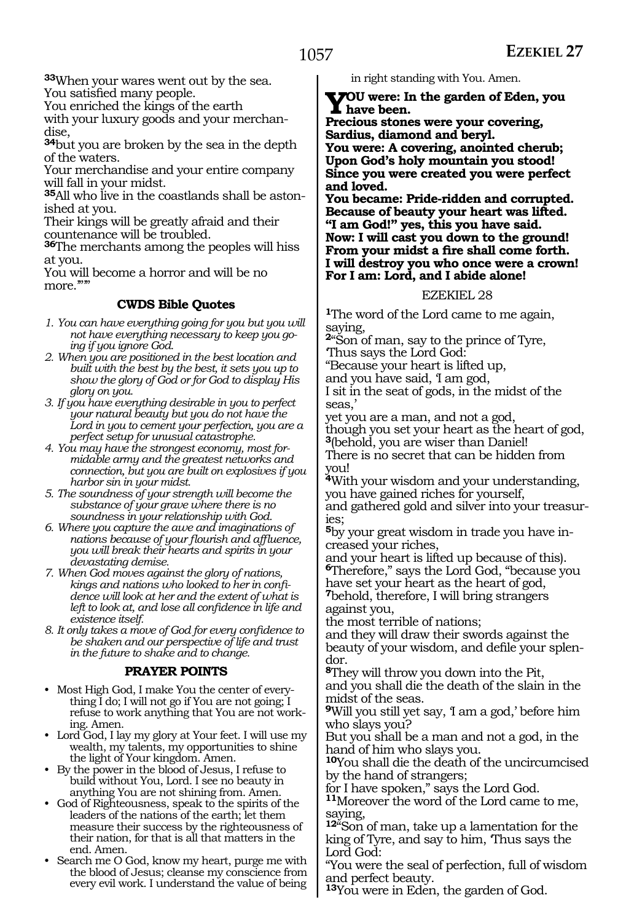[33]When your wares went out by the sea.
You satisfied many people.
You enriched the kings of the earth
with your luxury goods and your merchandise,
[34]but you are broken by the sea in the depth of the waters.
Your merchandise and your entire company will fall in your midst.
[35]All who live in the coastlands shall be astonished at you.
Their kings will be greatly afraid and their countenance will be troubled.
[36]The merchants among the peoples will hiss at you.
You will become a horror and will be no more.'"'"

### CWDS Bible Quotes

1. *You can have everything going for you but you will not have everything necessary to keep you going if you ignore God.*
2. *When you are positioned in the best location and built with the best by the best, it sets you up to show the glory of God or for God to display His glory on you.*
3. *If you have everything desirable in you to perfect your natural beauty but you do not have the Lord in you to cement your perfection, you are a perfect setup for unusual catastrophe.*
4. *You may have the strongest economy, most formidable army and the greatest networks and connection, but you are built on explosives if you harbor sin in your midst.*
5. *The soundness of your strength will become the substance of your grave where there is no soundness in your relationship with God.*
6. *Where you capture the awe and imaginations of nations because of your flourish and affluence, you will break their hearts and spirits in your devastating demise.*
7. *When God moves against the glory of nations, kings and nations who looked to her in confidence will look at her and the extent of what is left to look at, and lose all confidence in life and existence itself.*
8. *It only takes a move of God for every confidence to be shaken and our perspective of life and trust in the future to shake and to change.*

### PRAYER POINTS

- Most High God, I make You the center of everything I do; I will not go if You are not going; I refuse to work anything that You are not working. Amen.
- Lord God, I lay my glory at Your feet. I will use my wealth, my talents, my opportunities to shine the light of Your kingdom. Amen.
- By the power in the blood of Jesus, I refuse to build without You, Lord. I see no beauty in anything You are not shining from. Amen.
- God of Righteousness, speak to the spirits of the leaders of the nations of the earth; let them measure their success by the righteousness of their nation, for that is all that matters in the end. Amen.
- Search me O God, know my heart, purge me with the blood of Jesus; cleanse my conscience from every evil work. I understand the value of being in right standing with You. Amen.

**YOU were: In the garden of Eden, you have been.**
**Precious stones were your covering,**
**Sardius, diamond and beryl.**
**You were: A covering, anointed cherub;**
**Upon God's holy mountain you stood!**
**Since you were created you were perfect and loved.**
**You became: Pride-ridden and corrupted.**
**Because of beauty your heart was lifted.**
**"I am God!" yes, this you have said.**
**Now: I will cast you down to the ground!**
**From your midst a fire shall come forth.**
**I will destroy you who once were a crown!**
**For I am: Lord, and I abide alone!**

## EZEKIEL 28

[1]The word of the Lord came to me again, saying,
[2]"Son of man, say to the prince of Tyre,
'Thus says the Lord God:
"Because your heart is lifted up,
and you have said, 'I am god,
I sit in the seat of gods, in the midst of the seas,'
yet you are a man, and not a god,
though you set your heart as the heart of god,
[3](behold, you are wiser than Daniel!
There is no secret that can be hidden from you!
[4]With your wisdom and your understanding, you have gained riches for yourself,
and gathered gold and silver into your treasuries;
[5]by your great wisdom in trade you have increased your riches,
and your heart is lifted up because of this).
[6]Therefore," says the Lord God, "because you have set your heart as the heart of god,
[7]behold, therefore, I will bring strangers against you,
the most terrible of nations;
and they will draw their swords against the beauty of your wisdom, and defile your splendor.
[8]They will throw you down into the Pit,
and you shall die the death of the slain in the midst of the seas.
[9]Will you still yet say, 'I am a god,' before him who slays you?
But you shall be a man and not a god, in the hand of him who slays you.
[10]You shall die the death of the uncircumcised by the hand of strangers;
for I have spoken," says the Lord God.
[11]Moreover the word of the Lord came to me, saying,
[12]"Son of man, take up a lamentation for the king of Tyre, and say to him, 'Thus says the Lord God:
"You were the seal of perfection, full of wisdom and perfect beauty.
[13]You were in Eden, the garden of God.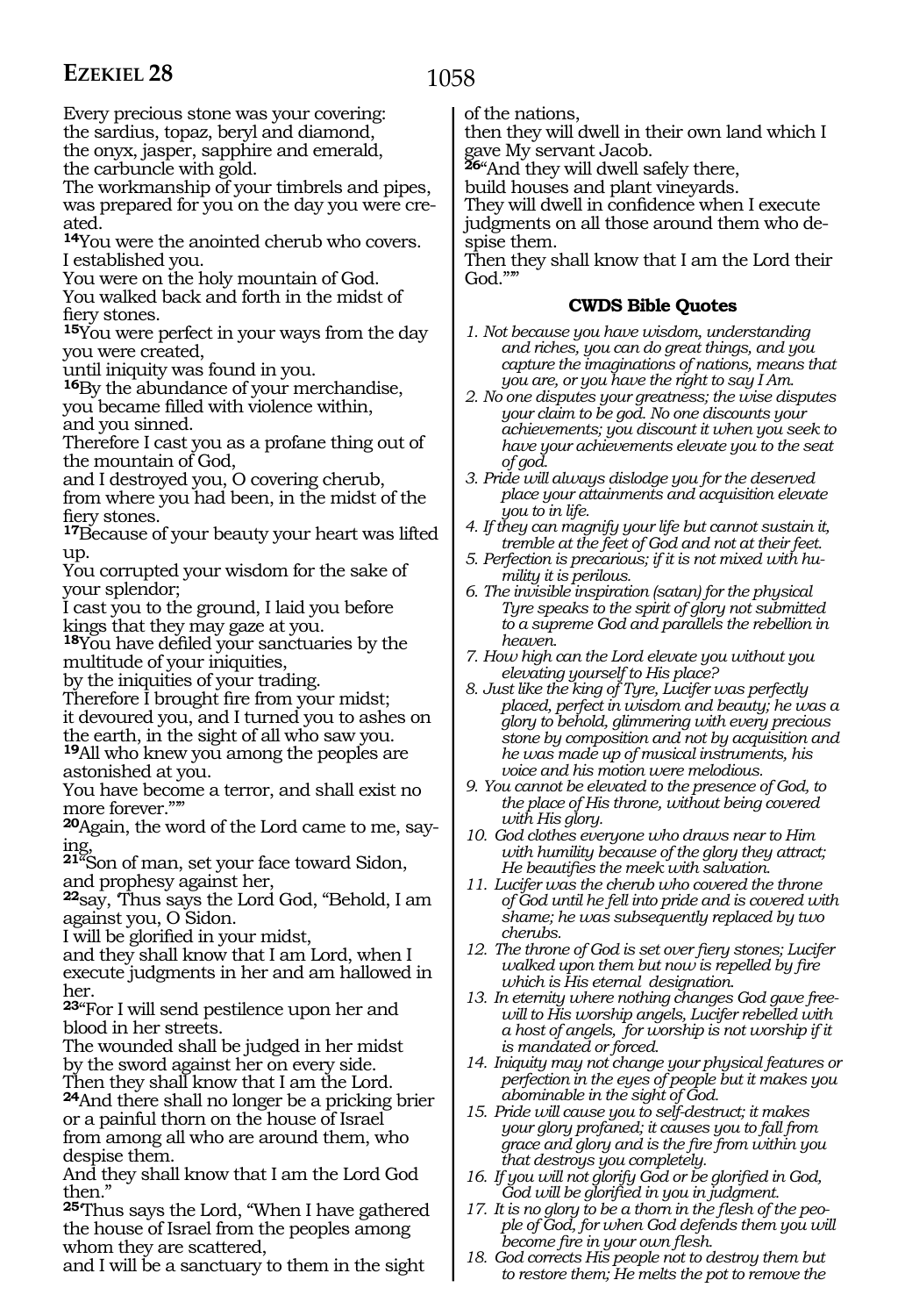Every precious stone was your covering:
the sardius, topaz, beryl and diamond,
the onyx, jasper, sapphire and emerald,
the carbuncle with gold.
The workmanship of your timbrels and pipes,
was prepared for you on the day you were created.

**14**You were the anointed cherub who covers.
I established you.
You were on the holy mountain of God.
You walked back and forth in the midst of fiery stones.

**15**You were perfect in your ways from the day you were created,
until iniquity was found in you.

**16**By the abundance of your merchandise,
you became filled with violence within,
and you sinned.
Therefore I cast you as a profane thing out of the mountain of God,
and I destroyed you, O covering cherub,
from where you had been, in the midst of the fiery stones.

**17**Because of your beauty your heart was lifted up.
You corrupted your wisdom for the sake of your splendor;
I cast you to the ground, I laid you before kings that they may gaze at you.

**18**You have defiled your sanctuaries by the multitude of your iniquities,
by the iniquities of your trading.
Therefore I brought fire from your midst;
it devoured you, and I turned you to ashes on the earth, in the sight of all who saw you.

**19**All who knew you among the peoples are astonished at you.
You have become a terror, and shall exist no more forever.""'

**20**Again, the word of the Lord came to me, saying,

**21**"Son of man, set your face toward Sidon,
and prophesy against her,

**22**say, 'Thus says the Lord God, "Behold, I am against you, O Sidon.
I will be glorified in your midst,
and they shall know that I am Lord, when I execute judgments in her and am hallowed in her.

**23**"For I will send pestilence upon her and blood in her streets.
The wounded shall be judged in her midst
by the sword against her on every side.
Then they shall know that I am the Lord.

**24**And there shall no longer be a pricking brier
or a painful thorn on the house of Israel
from among all who are around them, who despise them.
And they shall know that I am the Lord God then."

**25**'Thus says the Lord, "When I have gathered the house of Israel from the peoples among whom they are scattered,
and I will be a sanctuary to them in the sight of the nations,
then they will dwell in their own land which I gave My servant Jacob.

**26**"And they will dwell safely there,
build houses and plant vineyards.
They will dwell in confidence when I execute judgments on all those around them who despise them.
Then they shall know that I am the Lord their God.""'

### CWDS Bible Quotes

1. *Not because you have wisdom, understanding and riches, you can do great things, and you capture the imaginations of nations, means that you are, or you have the right to say I Am.*
2. *No one disputes your greatness; the wise disputes your claim to be god. No one discounts your achievements; you discount it when you seek to have your achievements elevate you to the seat of god.*
3. *Pride will always dislodge you for the deserved place your attainments and acquisition elevate you to in life.*
4. *If they can magnify your life but cannot sustain it, tremble at the feet of God and not at their feet.*
5. *Perfection is precarious; if it is not mixed with humility it is perilous.*
6. *The invisible inspiration (satan) for the physical Tyre speaks to the spirit of glory not submitted to a supreme God and parallels the rebellion in heaven.*
7. *How high can the Lord elevate you without you elevating yourself to His place?*
8. *Just like the king of Tyre, Lucifer was perfectly placed, perfect in wisdom and beauty; he was a glory to behold, glimmering with every precious stone by composition and not by acquisition and he was made up of musical instruments, his voice and his motion were melodious.*
9. *You cannot be elevated to the presence of God, to the place of His throne, without being covered with His glory.*
10. *God clothes everyone who draws near to Him with humility because of the glory they attract; He beautifies the meek with salvation.*
11. *Lucifer was the cherub who covered the throne of God until he fell into pride and is covered with shame; he was subsequently replaced by two cherubs.*
12. *The throne of God is set over fiery stones; Lucifer walked upon them but now is repelled by fire which is His eternal designation.*
13. *In eternity where nothing changes God gave freewill to His worship angels, Lucifer rebelled with a host of angels, for worship is not worship if it is mandated or forced.*
14. *Iniquity may not change your physical features or perfection in the eyes of people but it makes you abominable in the sight of God.*
15. *Pride will cause you to self-destruct; it makes your glory profaned; it causes you to fall from grace and glory and is the fire from within you that destroys you completely.*
16. *If you will not glorify God or be glorified in God, God will be glorified in you in judgment.*
17. *It is no glory to be a thorn in the flesh of the people of God, for when God defends them you will become fire in your own flesh.*
18. *God corrects His people not to destroy them but to restore them; He melts the pot to remove the*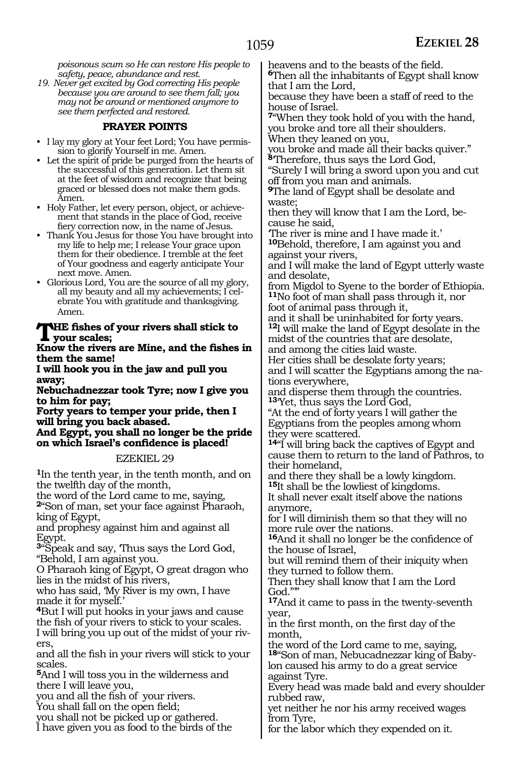*poisonous scum so He can restore His people to safety, peace, abundance and rest.*

19. *Never get excited by God correcting His people because you are around to see them fall; you may not be around or mentioned anymore to see them perfected and restored.*

**PRAYER POINTS**

- I lay my glory at Your feet Lord; You have permission to glorify Yourself in me. Amen.
- Let the spirit of pride be purged from the hearts of the successful of this generation. Let them sit at the feet of wisdom and recognize that being graced or blessed does not make them gods. Amen.
- Holy Father, let every person, object, or achievement that stands in the place of God, receive fiery correction now, in the name of Jesus.
- Thank You Jesus for those You have brought into my life to help me; I release Your grace upon them for their obedience. I tremble at the feet of Your goodness and eagerly anticipate Your next move. Amen.
- Glorious Lord, You are the source of all my glory, all my beauty and all my achievements; I celebrate You with gratitude and thanksgiving. Amen.

**THE fishes of your rivers shall stick to your scales;**
**Know the rivers are Mine, and the fishes in them the same!**
**I will hook you in the jaw and pull you away;**
**Nebuchadnezzar took Tyre; now I give you to him for pay;**
**Forty years to temper your pride, then I will bring you back abased.**
**And Egypt, you shall no longer be the pride on which Israel's confidence is placed!**

EZEKIEL 29

**1**In the tenth year, in the tenth month, and on the twelfth day of the month,
the word of the Lord came to me, saying,
**2**"Son of man, set your face against Pharaoh, king of Egypt,
and prophesy against him and against all Egypt.
**3**"Speak and say, 'Thus says the Lord God, "Behold, I am against you.
O Pharaoh king of Egypt, O great dragon who lies in the midst of his rivers,
who has said, 'My River is my own, I have made it for myself.'
**4**But I will put hooks in your jaws and cause the fish of your rivers to stick to your scales.
I will bring you up out of the midst of your rivers,
and all the fish in your rivers will stick to your scales.
**5**And I will toss you in the wilderness and there I will leave you,
you and all the fish of your rivers.
You shall fall on the open field;
you shall not be picked up or gathered.
I have given you as food to the birds of the heavens and to the beasts of the field.
**6**Then all the inhabitants of Egypt shall know that I am the Lord,
because they have been a staff of reed to the house of Israel.
**7**"When they took hold of you with the hand, you broke and tore all their shoulders.
When they leaned on you,
you broke and made all their backs quiver."
**8**'Therefore, thus says the Lord God,
"Surely I will bring a sword upon you and cut off from you man and animals.
**9**The land of Egypt shall be desolate and waste;
then they will know that I am the Lord, because he said,
'The river is mine and I have made it.'
**10**Behold, therefore, I am against you and against your rivers,
and I will make the land of Egypt utterly waste and desolate,
from Migdol to Syene to the border of Ethiopia.
**11**No foot of man shall pass through it, nor foot of animal pass through it,
and it shall be uninhabited for forty years.
**12**I will make the land of Egypt desolate in the midst of the countries that are desolate,
and among the cities laid waste.
Her cities shall be desolate forty years;
and I will scatter the Egyptians among the nations everywhere,
and disperse them through the countries.
**13**'Yet, thus says the Lord God,
"At the end of forty years I will gather the Egyptians from the peoples among whom they were scattered.
**14**"I will bring back the captives of Egypt and cause them to return to the land of Pathros, to their homeland,
and there they shall be a lowly kingdom.
**15**It shall be the lowliest of kingdoms.
It shall never exalt itself above the nations anymore,
for I will diminish them so that they will no more rule over the nations.
**16**And it shall no longer be the confidence of the house of Israel,
but will remind them of their iniquity when they turned to follow them.
Then they shall know that I am the Lord God."'"
**17**And it came to pass in the twenty-seventh year,
in the first month, on the first day of the month,
the word of the Lord came to me, saying,
**18**"Son of man, Nebucadnezzar king of Babylon caused his army to do a great service against Tyre.
Every head was made bald and every shoulder rubbed raw,
yet neither he nor his army received wages from Tyre,
for the labor which they expended on it.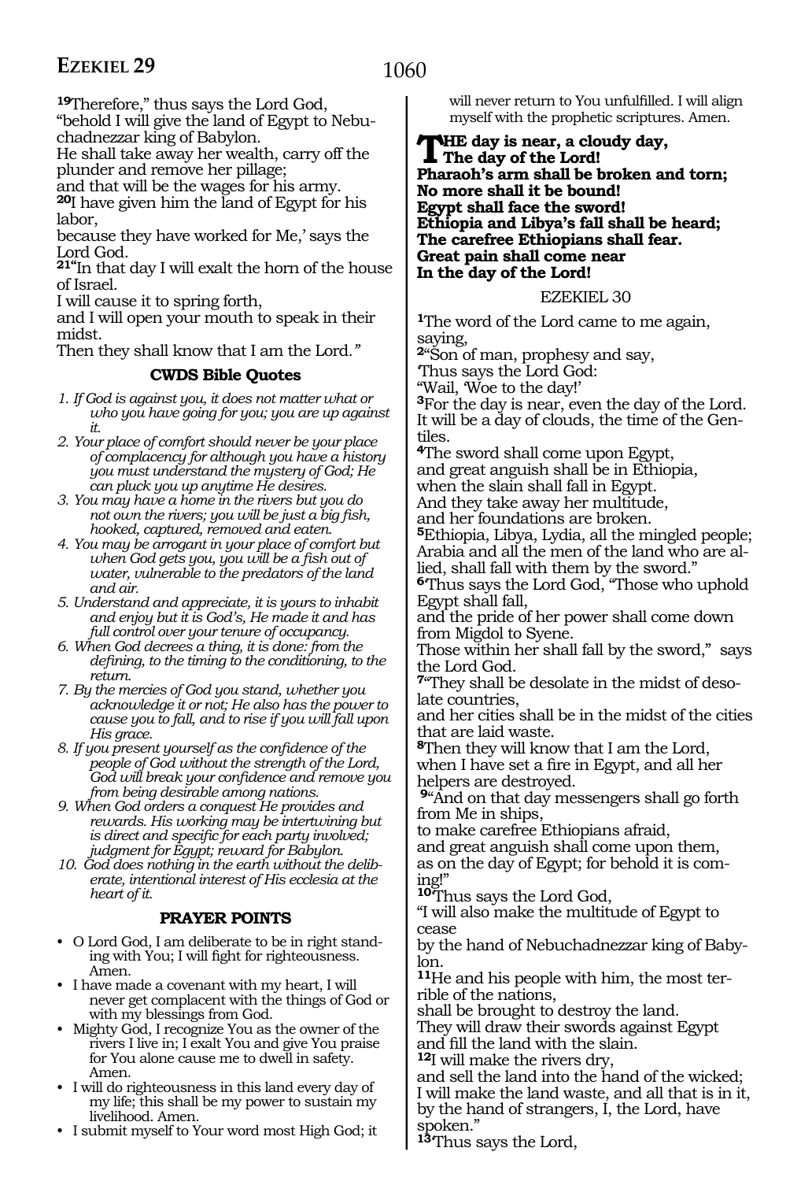[19]Therefore," thus says the Lord God,
"behold I will give the land of Egypt to Nebuchadnezzar king of Babylon.
He shall take away her wealth, carry off the plunder and remove her pillage;
and that will be the wages for his army.
[20]I have given him the land of Egypt for his labor,
because they have worked for Me,' says the Lord God.
[21]"In that day I will exalt the horn of the house of Israel.
I will cause it to spring forth,
and I will open your mouth to speak in their midst.
Then they shall know that I am the Lord."

### CWDS Bible Quotes

1. *If God is against you, it does not matter what or who you have going for you; you are up against it.*
2. *Your place of comfort should never be your place of complacency for although you have a history you must understand the mystery of God; He can pluck you up anytime He desires.*
3. *You may have a home in the rivers but you do not own the rivers; you will be just a big fish, hooked, captured, removed and eaten.*
4. *You may be arrogant in your place of comfort but when God gets you, you will be a fish out of water, vulnerable to the predators of the land and air.*
5. *Understand and appreciate, it is yours to inhabit and enjoy but it is God's, He made it and has full control over your tenure of occupancy.*
6. *When God decrees a thing, it is done: from the defining, to the timing to the conditioning, to the return.*
7. *By the mercies of God you stand, whether you acknowledge it or not; He also has the power to cause you to fall, and to rise if you will fall upon His grace.*
8. *If you present yourself as the confidence of the people of God without the strength of the Lord, God will break your confidence and remove you from being desirable among nations.*
9. *When God orders a conquest He provides and rewards. His working may be intertwining but is direct and specific for each party involved; judgment for Egypt; reward for Babylon.*
10. *God does nothing in the earth without the deliberate, intentional interest of His ecclesia at the heart of it.*

### PRAYER POINTS

- O Lord God, I am deliberate to be in right standing with You; I will fight for righteousness. Amen.
- I have made a covenant with my heart, I will never get complacent with the things of God or with my blessings from God.
- Mighty God, I recognize You as the owner of the rivers I live in; I exalt You and give You praise for You alone cause me to dwell in safety. Amen.
- I will do righteousness in this land every day of my life; this shall be my power to sustain my livelihood. Amen.
- I submit myself to Your word most High God; it will never return to You unfulfilled. I will align myself with the prophetic scriptures. Amen.

**THE day is near, a cloudy day,**
**The day of the Lord!**
**Pharaoh's arm shall be broken and torn;**
**No more shall it be bound!**
**Egypt shall face the sword!**
**Ethiopia and Libya's fall shall be heard;**
**The carefree Ethiopians shall fear.**
**Great pain shall come near**
**In the day of the Lord!**

## EZEKIEL 30

[1]The word of the Lord came to me again, saying,
[2]"Son of man, prophesy and say,
'Thus says the Lord God:
"Wail, 'Woe to the day!'
[3]For the day is near, even the day of the Lord.
It will be a day of clouds, the time of the Gentiles.
[4]The sword shall come upon Egypt,
and great anguish shall be in Ethiopia,
when the slain shall fall in Egypt.
And they take away her multitude,
and her foundations are broken.
[5]Ethiopia, Libya, Lydia, all the mingled people;
Arabia and all the men of the land who are allied, shall fall with them by the sword."
[6]'Thus says the Lord God, "Those who uphold Egypt shall fall,
and the pride of her power shall come down from Migdol to Syene.
Those within her shall fall by the sword," says the Lord God.
[7]"They shall be desolate in the midst of desolate countries,
and her cities shall be in the midst of the cities that are laid waste.
[8]Then they will know that I am the Lord,
when I have set a fire in Egypt, and all her helpers are destroyed.
[9]"And on that day messengers shall go forth from Me in ships,
to make carefree Ethiopians afraid,
and great anguish shall come upon them,
as on the day of Egypt; for behold it is coming!"
[10]'Thus says the Lord God,
"I will also make the multitude of Egypt to cease
by the hand of Nebuchadnezzar king of Babylon.
[11]He and his people with him, the most terrible of the nations,
shall be brought to destroy the land.
They will draw their swords against Egypt
and fill the land with the slain.
[12]I will make the rivers dry,
and sell the land into the hand of the wicked;
I will make the land waste, and all that is in it,
by the hand of strangers, I, the Lord, have spoken."
[13]'Thus says the Lord,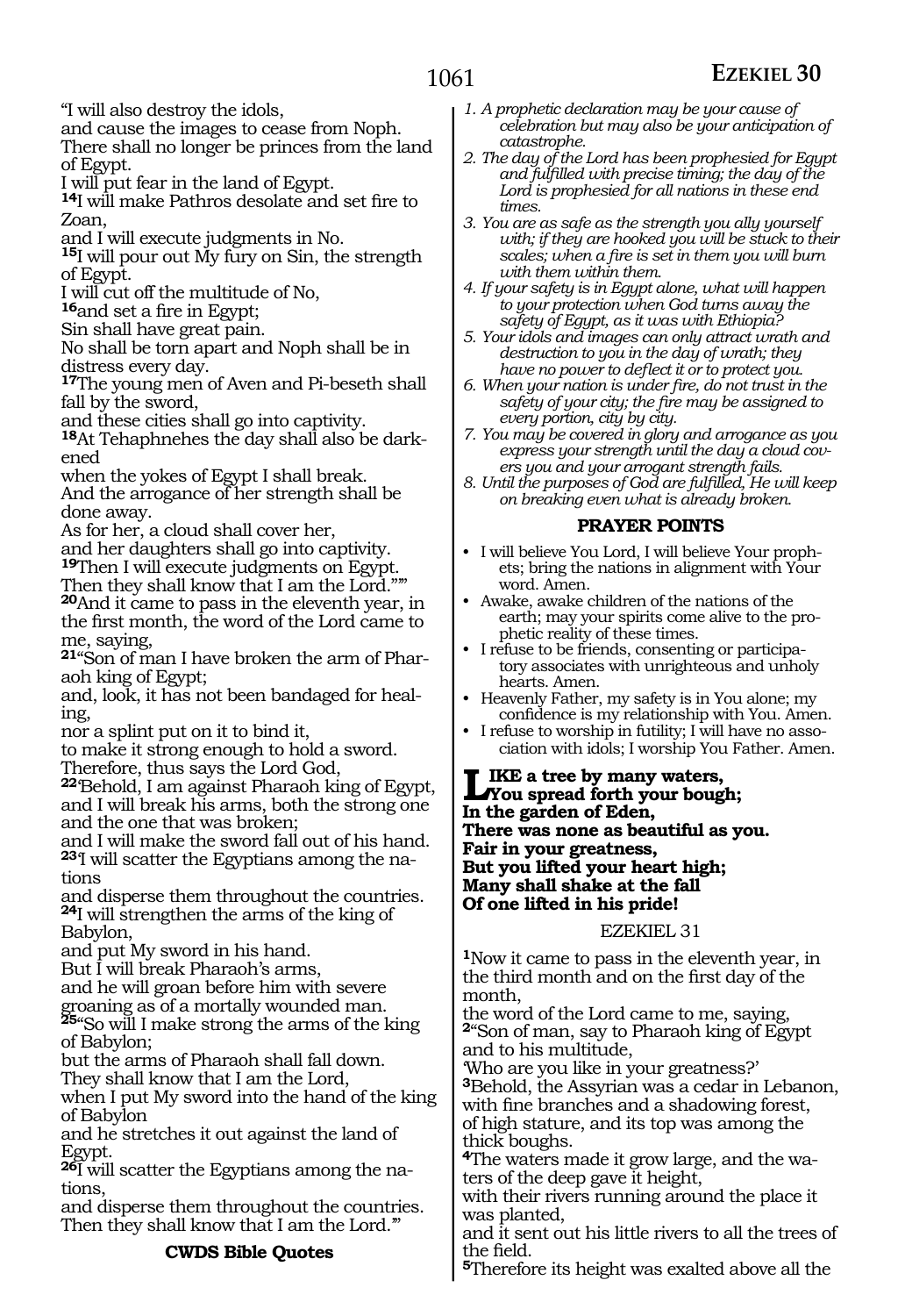"I will also destroy the idols,
and cause the images to cease from Noph.
There shall no longer be princes from the land of Egypt.
I will put fear in the land of Egypt.
**14**I will make Pathros desolate and set fire to Zoan,
and I will execute judgments in No.
**15**I will pour out My fury on Sin, the strength of Egypt.
I will cut off the multitude of No,
**16**and set a fire in Egypt;
Sin shall have great pain.
No shall be torn apart and Noph shall be in distress every day.
**17**The young men of Aven and Pi-beseth shall fall by the sword,
and these cities shall go into captivity.
**18**At Tehaphnehes the day shall also be darkened
when the yokes of Egypt I shall break.
And the arrogance of her strength shall be done away.
As for her, a cloud shall cover her,
and her daughters shall go into captivity.
**19**Then I will execute judgments on Egypt.
Then they shall know that I am the Lord.""
**20**And it came to pass in the eleventh year, in the first month, the word of the Lord came to me, saying,
**21**"Son of man I have broken the arm of Pharaoh king of Egypt;
and, look, it has not been bandaged for healing,
nor a splint put on it to bind it,
to make it strong enough to hold a sword.
Therefore, thus says the Lord God,
**22**'Behold, I am against Pharaoh king of Egypt,
and I will break his arms, both the strong one and the one that was broken;
and I will make the sword fall out of his hand.
**23**I will scatter the Egyptians among the nations
and disperse them throughout the countries.
**24**I will strengthen the arms of the king of Babylon,
and put My sword in his hand.
But I will break Pharaoh's arms,
and he will groan before him with severe groaning as of a mortally wounded man.
**25**"So will I make strong the arms of the king of Babylon;
but the arms of Pharaoh shall fall down.
They shall know that I am the Lord,
when I put My sword into the hand of the king of Babylon
and he stretches it out against the land of Egypt.
**26**I will scatter the Egyptians among the nations,
and disperse them throughout the countries.
Then they shall know that I am the Lord.'"

**CWDS Bible Quotes**

1. *A prophetic declaration may be your cause of celebration but may also be your anticipation of catastrophe.*
2. *The day of the Lord has been prophesied for Egypt and fulfilled with precise timing; the day of the Lord is prophesied for all nations in these end times.*
3. *You are as safe as the strength you ally yourself with; if they are hooked you will be stuck to their scales; when a fire is set in them you will burn with them within them.*
4. *If your safety is in Egypt alone, what will happen to your protection when God turns away the safety of Egypt, as it was with Ethiopia?*
5. *Your idols and images can only attract wrath and destruction to you in the day of wrath; they have no power to deflect it or to protect you.*
6. *When your nation is under fire, do not trust in the safety of your city; the fire may be assigned to every portion, city by city.*
7. *You may be covered in glory and arrogance as you express your strength until the day a cloud covers you and your arrogant strength fails.*
8. *Until the purposes of God are fulfilled, He will keep on breaking even what is already broken.*

**PRAYER POINTS**

- I will believe You Lord, I will believe Your prophets; bring the nations in alignment with Your word. Amen.
- Awake, awake children of the nations of the earth; may your spirits come alive to the prophetic reality of these times.
- I refuse to be friends, consenting or participatory associates with unrighteous and unholy hearts. Amen.
- Heavenly Father, my safety is in You alone; my confidence is my relationship with You. Amen.
- I refuse to worship in futility; I will have no association with idols; I worship You Father. Amen.

**LIKE a tree by many waters,
You spread forth your bough;
In the garden of Eden,
There was none as beautiful as you.
Fair in your greatness,
But you lifted your heart high;
Many shall shake at the fall
Of one lifted in his pride!**

EZEKIEL 31

**1**Now it came to pass in the eleventh year, in the third month and on the first day of the month,
the word of the Lord came to me, saying,
**2**"Son of man, say to Pharaoh king of Egypt and to his multitude,
'Who are you like in your greatness?'
**3**Behold, the Assyrian was a cedar in Lebanon,
with fine branches and a shadowing forest,
of high stature, and its top was among the thick boughs.
**4**The waters made it grow large, and the waters of the deep gave it height,
with their rivers running around the place it was planted,
and it sent out his little rivers to all the trees of the field.
**5**Therefore its height was exalted above all the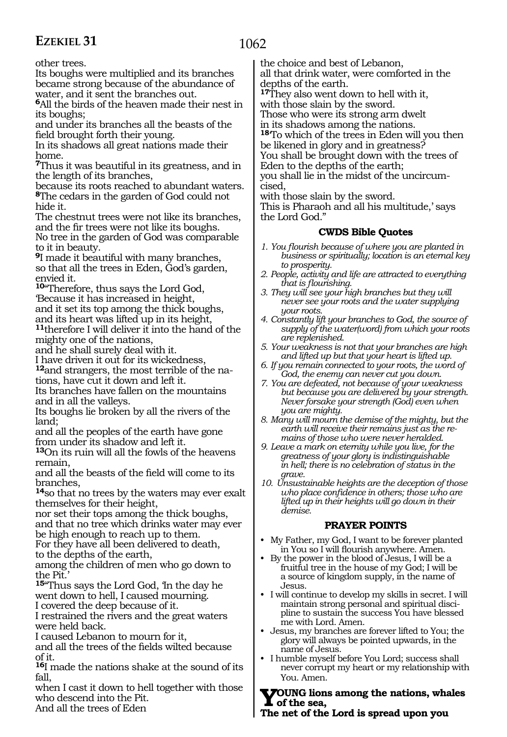other trees.
Its boughs were multiplied and its branches became strong because of the abundance of water, and it sent the branches out.
[6]All the birds of the heaven made their nest in its boughs;
and under its branches all the beasts of the field brought forth their young.
In its shadows all great nations made their home.
[7]Thus it was beautiful in its greatness, and in the length of its branches,
because its roots reached to abundant waters.
[8]The cedars in the garden of God could not hide it.
The chestnut trees were not like its branches, and the fir trees were not like its boughs.
No tree in the garden of God was comparable to it in beauty.
[9]I made it beautiful with many branches,
so that all the trees in Eden, God's garden, envied it.
[10]"Therefore, thus says the Lord God,
'Because it has increased in height,
and it set its top among the thick boughs,
and its heart was lifted up in its height,
[11]therefore I will deliver it into the hand of the mighty one of the nations,
and he shall surely deal with it.
I have driven it out for its wickedness,
[12]and strangers, the most terrible of the nations, have cut it down and left it.
Its branches have fallen on the mountains and in all the valleys.
Its boughs lie broken by all the rivers of the land;
and all the peoples of the earth have gone from under its shadow and left it.
[13]On its ruin will all the fowls of the heavens remain,
and all the beasts of the field will come to its branches,
[14]so that no trees by the waters may ever exalt themselves for their height,
nor set their tops among the thick boughs,
and that no tree which drinks water may ever be high enough to reach up to them.
For they have all been delivered to death,
to the depths of the earth,
among the children of men who go down to the Pit.'
[15]"Thus says the Lord God, 'In the day he went down to hell, I caused mourning.
I covered the deep because of it.
I restrained the rivers and the great waters were held back.
I caused Lebanon to mourn for it,
and all the trees of the fields wilted because of it.
[16]I made the nations shake at the sound of its fall,
when I cast it down to hell together with those who descend into the Pit.
And all the trees of Eden
the choice and best of Lebanon,
all that drink water, were comforted in the depths of the earth.
[17]They also went down to hell with it,
with those slain by the sword.
Those who were its strong arm dwelt
in its shadows among the nations.
[18]'To which of the trees in Eden will you then be likened in glory and in greatness?
You shall be brought down with the trees of Eden to the depths of the earth;
you shall lie in the midst of the uncircumcised,
with those slain by the sword.
This is Pharaoh and all his multitude,' says the Lord God."

### CWDS Bible Quotes

1. *You flourish because of where you are planted in business or spiritually; location is an eternal key to prosperity.*
2. *People, activity and life are attracted to everything that is flourishing.*
3. *They will see your high branches but they will never see your roots and the water supplying your roots.*
4. *Constantly lift your branches to God, the source of supply of the water(word) from which your roots are replenished.*
5. *Your weakness is not that your branches are high and lifted up but that your heart is lifted up.*
6. *If you remain connected to your roots, the word of God, the enemy can never cut you down.*
7. *You are defeated, not because of your weakness but because you are delivered by your strength. Never forsake your strength (God) even when you are mighty.*
8. *Many will mourn the demise of the mighty, but the earth will receive their remains just as the remains of those who were never heralded.*
9. *Leave a mark on eternity while you live, for the greatness of your glory is indistinguishable in hell; there is no celebration of status in the grave.*
10. *Unsustainable heights are the deception of those who place confidence in others; those who are lifted up in their heights will go down in their demise.*

### PRAYER POINTS

- My Father, my God, I want to be forever planted in You so I will flourish anywhere. Amen.
- By the power in the blood of Jesus, I will be a fruitful tree in the house of my God; I will be a source of kingdom supply, in the name of Jesus.
- I will continue to develop my skills in secret. I will maintain strong personal and spiritual discipline to sustain the success You have blessed me with Lord. Amen.
- Jesus, my branches are forever lifted to You; the glory will always be pointed upwards, in the name of Jesus.
- I humble myself before You Lord; success shall never corrupt my heart or my relationship with You. Amen.

**YOUNG lions among the nations, whales of the sea,**
**The net of the Lord is spread upon you**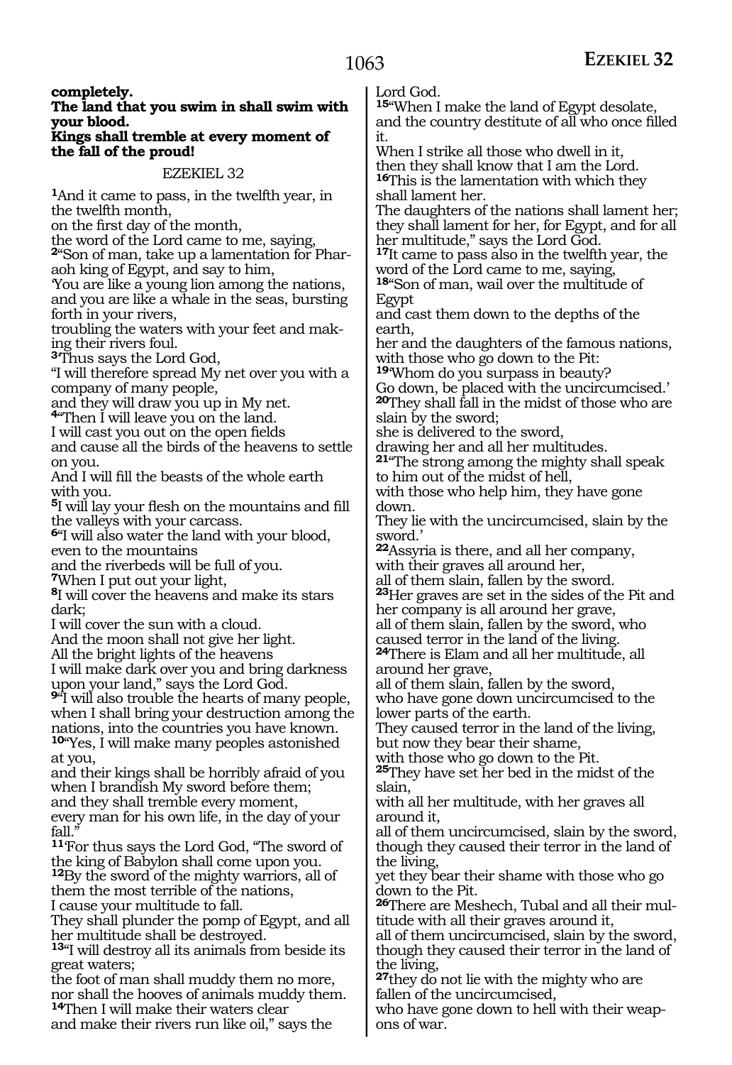**completely.**
**The land that you swim in shall swim with your blood.**
**Kings shall tremble at every moment of the fall of the proud!**

EZEKIEL 32

**1**And it came to pass, in the twelfth year, in the twelfth month,
on the first day of the month,
the word of the Lord came to me, saying,
**2**"Son of man, take up a lamentation for Pharaoh king of Egypt, and say to him,
'You are like a young lion among the nations, and you are like a whale in the seas, bursting forth in your rivers,
troubling the waters with your feet and making their rivers foul.
**3**'Thus says the Lord God,
"I will therefore spread My net over you with a company of many people,
and they will draw you up in My net.
**4**"Then I will leave you on the land.
I will cast you out on the open fields
and cause all the birds of the heavens to settle on you.
And I will fill the beasts of the whole earth with you.
**5**I will lay your flesh on the mountains and fill the valleys with your carcass.
**6**"I will also water the land with your blood, even to the mountains
and the riverbeds will be full of you.
**7**When I put out your light,
**8**I will cover the heavens and make its stars dark;
I will cover the sun with a cloud.
And the moon shall not give her light.
All the bright lights of the heavens
I will make dark over you and bring darkness upon your land," says the Lord God.
**9**"I will also trouble the hearts of many people, when I shall bring your destruction among the nations, into the countries you have known.
**10**"Yes, I will make many peoples astonished at you,
and their kings shall be horribly afraid of you when I brandish My sword before them;
and they shall tremble every moment,
every man for his own life, in the day of your fall."
**11**'For thus says the Lord God, "The sword of the king of Babylon shall come upon you.
**12**By the sword of the mighty warriors, all of them the most terrible of the nations,
I cause your multitude to fall.
They shall plunder the pomp of Egypt, and all her multitude shall be destroyed.
**13**"I will destroy all its animals from beside its great waters;
the foot of man shall muddy them no more,
nor shall the hooves of animals muddy them.
**14**Then I will make their waters clear
and make their rivers run like oil," says the Lord God.
**15**"When I make the land of Egypt desolate,
and the country destitute of all who once filled it.
When I strike all those who dwell in it,
then they shall know that I am the Lord.
**16**This is the lamentation with which they shall lament her.
The daughters of the nations shall lament her;
they shall lament for her, for Egypt, and for all her multitude," says the Lord God.
**17**It came to pass also in the twelfth year, the word of the Lord came to me, saying,
**18**"Son of man, wail over the multitude of Egypt
and cast them down to the depths of the earth,
her and the daughters of the famous nations,
with those who go down to the Pit:
**19**'Whom do you surpass in beauty?
Go down, be placed with the uncircumcised.'
**20**They shall fall in the midst of those who are slain by the sword;
she is delivered to the sword,
drawing her and all her multitudes.
**21**"The strong among the mighty shall speak to him out of the midst of hell,
with those who help him, they have gone down.
They lie with the uncircumcised, slain by the sword.'
**22**Assyria is there, and all her company,
with their graves all around her,
all of them slain, fallen by the sword.
**23**Her graves are set in the sides of the Pit and her company is all around her grave,
all of them slain, fallen by the sword, who caused terror in the land of the living.
**24**There is Elam and all her multitude, all around her grave,
all of them slain, fallen by the sword,
who have gone down uncircumcised to the lower parts of the earth.
They caused terror in the land of the living,
but now they bear their shame,
with those who go down to the Pit.
**25**They have set her bed in the midst of the slain,
with all her multitude, with her graves all around it,
all of them uncircumcised, slain by the sword,
though they caused their terror in the land of the living,
yet they bear their shame with those who go down to the Pit.
**26**There are Meshech, Tubal and all their multitude with all their graves around it,
all of them uncircumcised, slain by the sword,
though they caused their terror in the land of the living,
**27**they do not lie with the mighty who are fallen of the uncircumcised,
who have gone down to hell with their weapons of war.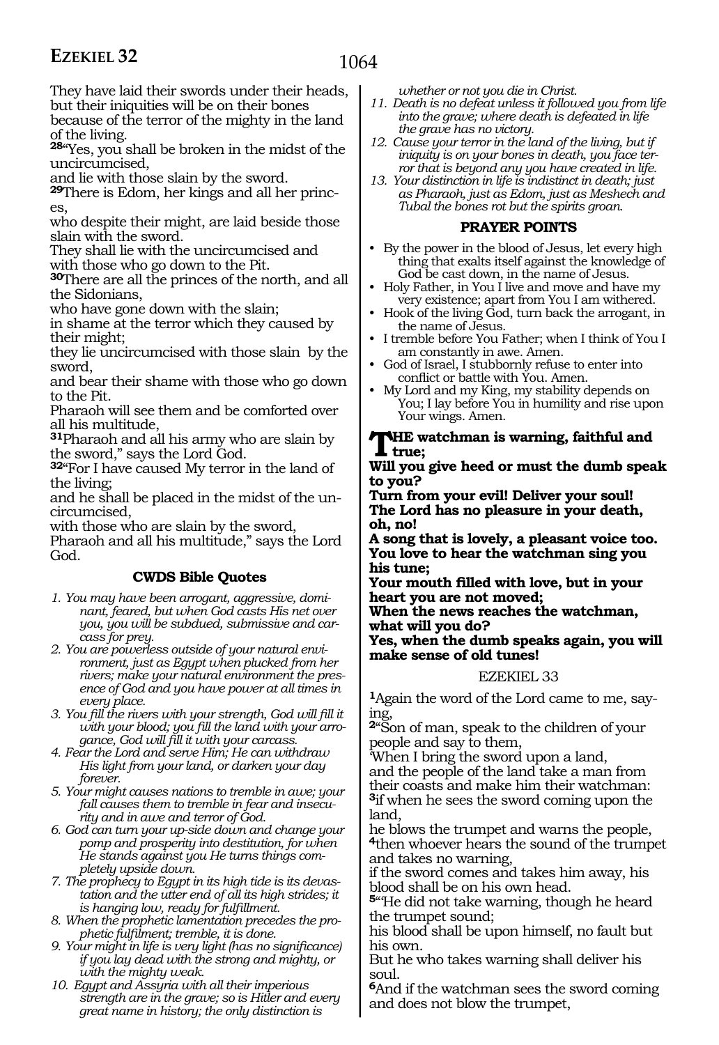They have laid their swords under their heads,
but their iniquities will be on their bones
because of the terror of the mighty in the land of the living.

**28**"Yes, you shall be broken in the midst of the uncircumcised,
and lie with those slain by the sword.

**29**There is Edom, her kings and all her princes,
who despite their might, are laid beside those slain with the sword.
They shall lie with the uncircumcised and with those who go down to the Pit.

**30**There are all the princes of the north, and all the Sidonians,
who have gone down with the slain;
in shame at the terror which they caused by their might;
they lie uncircumcised with those slain by the sword,
and bear their shame with those who go down to the Pit.
Pharaoh will see them and be comforted over all his multitude,

**31**Pharaoh and all his army who are slain by the sword," says the Lord God.

**32**"For I have caused My terror in the land of the living;
and he shall be placed in the midst of the uncircumcised,
with those who are slain by the sword,
Pharaoh and all his multitude," says the Lord God.

### CWDS Bible Quotes

1. *You may have been arrogant, aggressive, dominant, feared, but when God casts His net over you, you will be subdued, submissive and carcass for prey.*
2. *You are powerless outside of your natural environment, just as Egypt when plucked from her rivers; make your natural environment the presence of God and you have power at all times in every place.*
3. *You fill the rivers with your strength, God will fill it with your blood; you fill the land with your arrogance, God will fill it with your carcass.*
4. *Fear the Lord and serve Him; He can withdraw His light from your land, or darken your day forever.*
5. *Your might causes nations to tremble in awe; your fall causes them to tremble in fear and insecurity and in awe and terror of God.*
6. *God can turn your up-side down and change your pomp and prosperity into destitution, for when He stands against you He turns things completely upside down.*
7. *The prophecy to Egypt in its high tide is its devastation and the utter end of all its high strides; it is hanging low, ready for fulfillment.*
8. *When the prophetic lamentation precedes the prophetic fulfilment; tremble, it is done.*
9. *Your might in life is very light (has no significance) if you lay dead with the strong and mighty, or with the mighty weak.*
10. *Egypt and Assyria with all their imperious strength are in the grave; so is Hitler and every great name in history; the only distinction is whether or not you die in Christ.*
11. *Death is no defeat unless it followed you from life into the grave; where death is defeated in life the grave has no victory.*
12. *Cause your terror in the land of the living, but if iniquity is on your bones in death, you face terror that is beyond any you have created in life.*
13. *Your distinction in life is indistinct in death; just as Pharaoh, just as Edom, just as Meshech and Tubal the bones rot but the spirits groan.*

### PRAYER POINTS

- By the power in the blood of Jesus, let every high thing that exalts itself against the knowledge of God be cast down, in the name of Jesus.
- Holy Father, in You I live and move and have my very existence; apart from You I am withered.
- Hook of the living God, turn back the arrogant, in the name of Jesus.
- I tremble before You Father; when I think of You I am constantly in awe. Amen.
- God of Israel, I stubbornly refuse to enter into conflict or battle with You. Amen.
- My Lord and my King, my stability depends on You; I lay before You in humility and rise upon Your wings. Amen.

**THE watchman is warning, faithful and true;**
**Will you give heed or must the dumb speak to you?**
**Turn from your evil! Deliver your soul!**
**The Lord has no pleasure in your death, oh, no!**
**A song that is lovely, a pleasant voice too.**
**You love to hear the watchman sing you his tune;**
**Your mouth filled with love, but in your heart you are not moved;**
**When the news reaches the watchman, what will you do?**
**Yes, when the dumb speaks again, you will make sense of old tunes!**

## EZEKIEL 33

**1**Again the word of the Lord came to me, saying,

**2**"Son of man, speak to the children of your people and say to them,
'When I bring the sword upon a land,
and the people of the land take a man from their coasts and make him their watchman:

**3**if when he sees the sword coming upon the land,
he blows the trumpet and warns the people,

**4**then whoever hears the sound of the trumpet and takes no warning,
if the sword comes and takes him away, his blood shall be on his own head.

**5**"He did not take warning, though he heard the trumpet sound;
his blood shall be upon himself, no fault but his own.
But he who takes warning shall deliver his soul.

**6**And if the watchman sees the sword coming and does not blow the trumpet,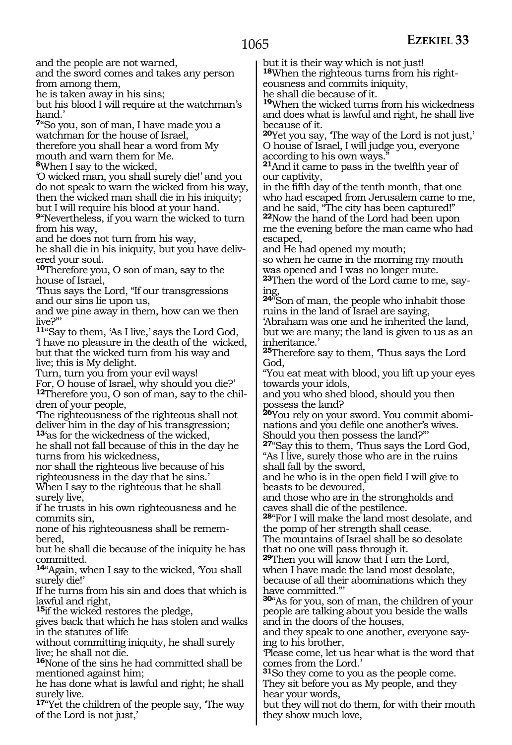and the people are not warned,
and the sword comes and takes any person from among them,
he is taken away in his sins;
but his blood I will require at the watchman's hand.'

**7**"So you, son of man, I have made you a watchman for the house of Israel,
therefore you shall hear a word from My mouth and warn them for Me.

**8**When I say to the wicked,
'O wicked man, you shall surely die!' and you do not speak to warn the wicked from his way,
then the wicked man shall die in his iniquity;
but I will require his blood at your hand.

**9**"Nevertheless, if you warn the wicked to turn from his way,
and he does not turn from his way,
he shall die in his iniquity, but you have delivered your soul.

**10**Therefore you, O son of man, say to the house of Israel,
'Thus says the Lord, "If our transgressions and our sins lie upon us,
and we pine away in them, how can we then live?"'

**11**"Say to them, 'As I live,' says the Lord God,
'I have no pleasure in the death of the wicked,
but that the wicked turn from his way and live; this is My delight.
Turn, turn you from your evil ways!
For, O house of Israel, why should you die?'

**12**Therefore you, O son of man, say to the children of your people,
'The righteousness of the righteous shall not deliver him in the day of his transgression;

**13**'as for the wickedness of the wicked,
he shall not fall because of this in the day he turns from his wickedness,
nor shall the righteous live because of his righteousness in the day that he sins.'
When I say to the righteous that he shall surely live,
if he trusts in his own righteousness and he commits sin,
none of his righteousness shall be remembered,
but he shall die because of the iniquity he has committed.

**14**"Again, when I say to the wicked, 'You shall surely die!'
If he turns from his sin and does that which is lawful and right,

**15**if the wicked restores the pledge,
gives back that which he has stolen and walks in the statutes of life
without committing iniquity, he shall surely live; he shall not die.

**16**None of the sins he had committed shall be mentioned against him;
he has done what is lawful and right; he shall surely live.

**17**"Yet the children of the people say, 'The way of the Lord is not just,'
but it is their way which is not just!

**18**When the righteous turns from his righteousness and commits iniquity,
he shall die because of it.

**19**When the wicked turns from his wickedness and does what is lawful and right, he shall live because of it.

**20**Yet you say, 'The way of the Lord is not just,'
O house of Israel, I will judge you, everyone according to his own ways."

**21**And it came to pass in the twelfth year of our captivity,
in the fifth day of the tenth month, that one who had escaped from Jerusalem came to me,
and he said, "The city has been captured!"

**22**Now the hand of the Lord had been upon me the evening before the man came who had escaped,
and He had opened my mouth;
so when he came in the morning my mouth was opened and I was no longer mute.

**23**Then the word of the Lord came to me, saying,

**24**"Son of man, the people who inhabit those ruins in the land of Israel are saying,
'Abraham was one and he inherited the land,
but we are many; the land is given to us as an inheritance.'

**25**Therefore say to them, 'Thus says the Lord God,
"You eat meat with blood, you lift up your eyes towards your idols,
and you who shed blood, should you then possess the land?

**26**You rely on your sword. You commit abominations and you defile one another's wives.
Should you then possess the land?"'

**27**"Say this to them, 'Thus says the Lord God,
"As I live, surely those who are in the ruins shall fall by the sword,
and he who is in the open field I will give to beasts to be devoured,
and those who are in the strongholds and caves shall die of the pestilence.

**28**"For I will make the land most desolate, and the pomp of her strength shall cease.
The mountains of Israel shall be so desolate that no one will pass through it.

**29**Then you will know that I am the Lord,
when I have made the land most desolate,
because of all their abominations which they have committed."'

**30**"As for you, son of man, the children of your people are talking about you beside the walls and in the doors of the houses,
and they speak to one another, everyone saying to his brother,
'Please come, let us hear what is the word that comes from the Lord.'

**31**So they come to you as the people come.
They sit before you as My people, and they hear your words,
but they will not do them, for with their mouth they show much love,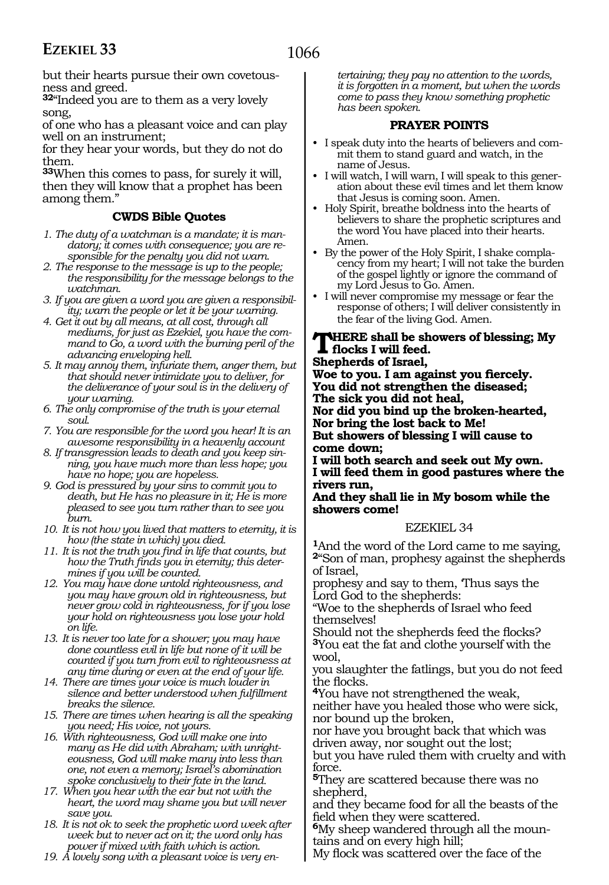but their hearts pursue their own covetousness and greed.

**32**"Indeed you are to them as a very lovely song,
of one who has a pleasant voice and can play well on an instrument;
for they hear your words, but they do not do them.

**33**When this comes to pass, for surely it will, then they will know that a prophet has been among them."

### CWDS Bible Quotes

1. *The duty of a watchman is a mandate; it is mandatory; it comes with consequence; you are responsible for the penalty you did not warn.*
2. *The response to the message is up to the people; the responsibility for the message belongs to the watchman.*
3. *If you are given a word you are given a responsibility; warn the people or let it be your warning.*
4. *Get it out by all means, at all cost, through all mediums, for just as Ezekiel, you have the command to Go, a word with the burning peril of the advancing enveloping hell.*
5. *It may annoy them, infuriate them, anger them, but that should never intimidate you to deliver, for the deliverance of your soul is in the delivery of your warning.*
6. *The only compromise of the truth is your eternal soul.*
7. *You are responsible for the word you hear! It is an awesome responsibility in a heavenly account*
8. *If transgression leads to death and you keep sinning, you have much more than less hope; you have no hope; you are hopeless.*
9. *God is pressured by your sins to commit you to death, but He has no pleasure in it; He is more pleased to see you turn rather than to see you burn.*
10. *It is not how you lived that matters to eternity, it is how (the state in which) you died.*
11. *It is not the truth you find in life that counts, but how the Truth finds you in eternity; this determines if you will be counted.*
12. *You may have done untold righteousness, and you may have grown old in righteousness, but never grow cold in righteousness, for if you lose your hold on righteousness you lose your hold on life.*
13. *It is never too late for a shower; you may have done countless evil in life but none of it will be counted if you turn from evil to righteousness at any time during or even at the end of your life.*
14. *There are times your voice is much louder in silence and better understood when fulfillment breaks the silence.*
15. *There are times when hearing is all the speaking you need; His voice, not yours.*
16. *With righteousness, God will make one into many as He did with Abraham; with unrighteousness, God will make many into less than one, not even a memory; Israel's abomination spoke conclusively to their fate in the land.*
17. *When you hear with the ear but not with the heart, the word may shame you but will never save you.*
18. *It is not ok to seek the prophetic word week after week but to never act on it; the word only has power if mixed with faith which is action.*
19. *A lovely song with a pleasant voice is very entertaining; they pay no attention to the words, it is forgotten in a moment, but when the words come to pass they know something prophetic has been spoken.*

### PRAYER POINTS

- I speak duty into the hearts of believers and commit them to stand guard and watch, in the name of Jesus.
- I will watch, I will warn, I will speak to this generation about these evil times and let them know that Jesus is coming soon. Amen.
- Holy Spirit, breathe boldness into the hearts of believers to share the prophetic scriptures and the word You have placed into their hearts. Amen.
- By the power of the Holy Spirit, I shake complacency from my heart; I will not take the burden of the gospel lightly or ignore the command of my Lord Jesus to Go. Amen.
- I will never compromise my message or fear the response of others; I will deliver consistently in the fear of the living God. Amen.

**THERE shall be showers of blessing; My flocks I will feed.**
**Shepherds of Israel,**
**Woe to you. I am against you fiercely.**
**You did not strengthen the diseased;**
**The sick you did not heal,**
**Nor did you bind up the broken-hearted,**
**Nor bring the lost back to Me!**
**But showers of blessing I will cause to come down;**
**I will both search and seek out My own.**
**I will feed them in good pastures where the rivers run,**
**And they shall lie in My bosom while the showers come!**

## EZEKIEL 34

**1**And the word of the Lord came to me saying,
**2**"Son of man, prophesy against the shepherds of Israel,
prophesy and say to them, 'Thus says the Lord God to the shepherds:
"Woe to the shepherds of Israel who feed themselves!
Should not the shepherds feed the flocks?
**3**You eat the fat and clothe yourself with the wool,
you slaughter the fatlings, but you do not feed the flocks.
**4**You have not strengthened the weak,
neither have you healed those who were sick,
nor bound up the broken,
nor have you brought back that which was driven away, nor sought out the lost;
but you have ruled them with cruelty and with force.
**5**They are scattered because there was no shepherd,
and they became food for all the beasts of the field when they were scattered.
**6**My sheep wandered through all the mountains and on every high hill;
My flock was scattered over the face of the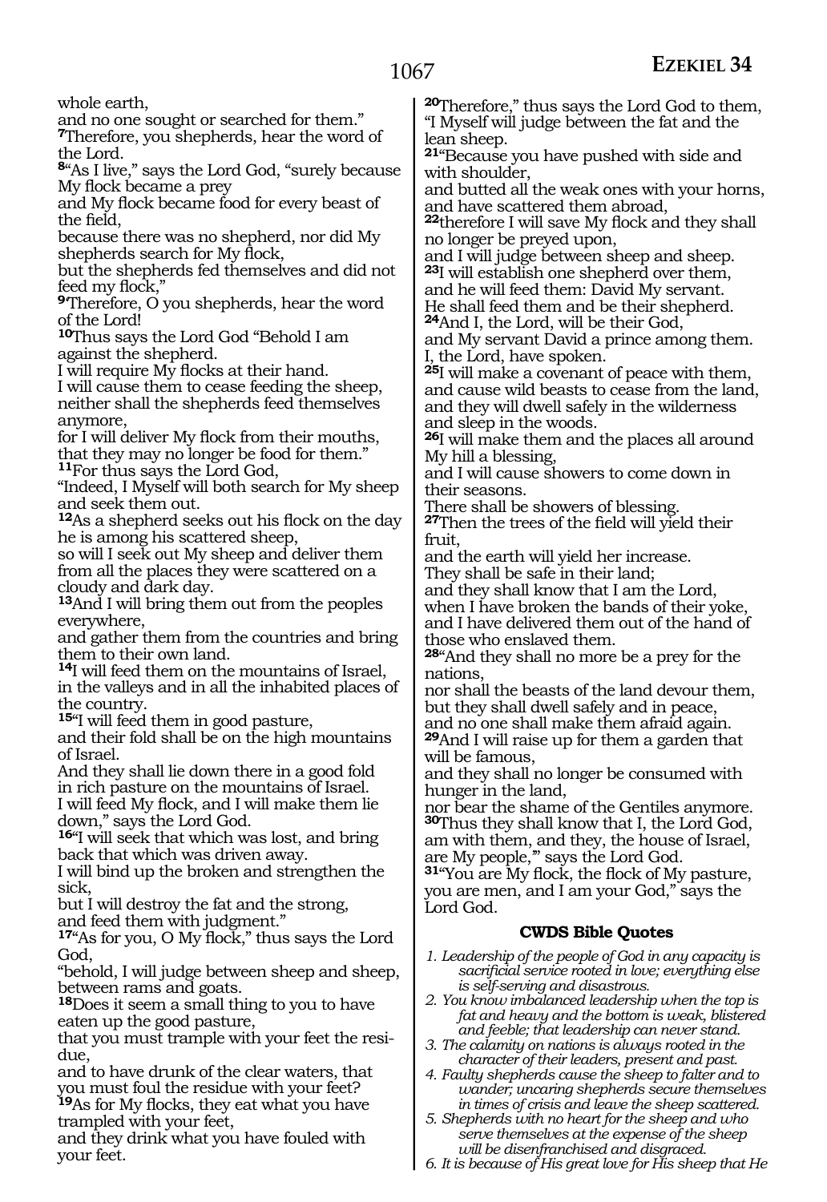whole earth,
and no one sought or searched for them."
**7**Therefore, you shepherds, hear the word of the Lord.
**8**"As I live," says the Lord God, "surely because My flock became a prey
and My flock became food for every beast of the field,
because there was no shepherd, nor did My shepherds search for My flock,
but the shepherds fed themselves and did not feed my flock,"
**9**Therefore, O you shepherds, hear the word of the Lord!
**10**Thus says the Lord God "Behold I am against the shepherd.
I will require My flocks at their hand.
I will cause them to cease feeding the sheep, neither shall the shepherds feed themselves anymore,
for I will deliver My flock from their mouths, that they may no longer be food for them."
**11**For thus says the Lord God,
"Indeed, I Myself will both search for My sheep and seek them out.
**12**As a shepherd seeks out his flock on the day he is among his scattered sheep,
so will I seek out My sheep and deliver them from all the places they were scattered on a cloudy and dark day.
**13**And I will bring them out from the peoples everywhere,
and gather them from the countries and bring them to their own land.
**14**I will feed them on the mountains of Israel, in the valleys and in all the inhabited places of the country.
**15**"I will feed them in good pasture,
and their fold shall be on the high mountains of Israel.
And they shall lie down there in a good fold in rich pasture on the mountains of Israel.
I will feed My flock, and I will make them lie down," says the Lord God.
**16**"I will seek that which was lost, and bring back that which was driven away.
I will bind up the broken and strengthen the sick,
but I will destroy the fat and the strong,
and feed them with judgment."
**17**"As for you, O My flock," thus says the Lord God,
"behold, I will judge between sheep and sheep, between rams and goats.
**18**Does it seem a small thing to you to have eaten up the good pasture,
that you must trample with your feet the residue,
and to have drunk of the clear waters, that you must foul the residue with your feet?
**19**As for My flocks, they eat what you have trampled with your feet,
and they drink what you have fouled with your feet.
**20**Therefore," thus says the Lord God to them,
"I Myself will judge between the fat and the lean sheep.
**21**"Because you have pushed with side and with shoulder,
and butted all the weak ones with your horns, and have scattered them abroad,
**22**therefore I will save My flock and they shall no longer be preyed upon,
and I will judge between sheep and sheep.
**23**I will establish one shepherd over them,
and he will feed them: David My servant.
He shall feed them and be their shepherd.
**24**And I, the Lord, will be their God,
and My servant David a prince among them.
I, the Lord, have spoken.
**25**I will make a covenant of peace with them,
and cause wild beasts to cease from the land,
and they will dwell safely in the wilderness and sleep in the woods.
**26**I will make them and the places all around My hill a blessing,
and I will cause showers to come down in their seasons.
There shall be showers of blessing.
**27**Then the trees of the field will yield their fruit,
and the earth will yield her increase.
They shall be safe in their land;
and they shall know that I am the Lord,
when I have broken the bands of their yoke,
and I have delivered them out of the hand of those who enslaved them.
**28**"And they shall no more be a prey for the nations,
nor shall the beasts of the land devour them,
but they shall dwell safely and in peace,
and no one shall make them afraid again.
**29**And I will raise up for them a garden that will be famous,
and they shall no longer be consumed with hunger in the land,
nor bear the shame of the Gentiles anymore.
**30**Thus they shall know that I, the Lord God,
am with them, and they, the house of Israel,
are My people,'" says the Lord God.
**31**"You are My flock, the flock of My pasture,
you are men, and I am your God," says the Lord God.

### CWDS Bible Quotes

1. *Leadership of the people of God in any capacity is sacrificial service rooted in love; everything else is self-serving and disastrous.*
2. *You know imbalanced leadership when the top is fat and heavy and the bottom is weak, blistered and feeble; that leadership can never stand.*
3. *The calamity on nations is always rooted in the character of their leaders, present and past.*
4. *Faulty shepherds cause the sheep to falter and to wander; uncaring shepherds secure themselves in times of crisis and leave the sheep scattered.*
5. *Shepherds with no heart for the sheep and who serve themselves at the expense of the sheep will be disenfranchised and disgraced.*
6. *It is because of His great love for His sheep that He*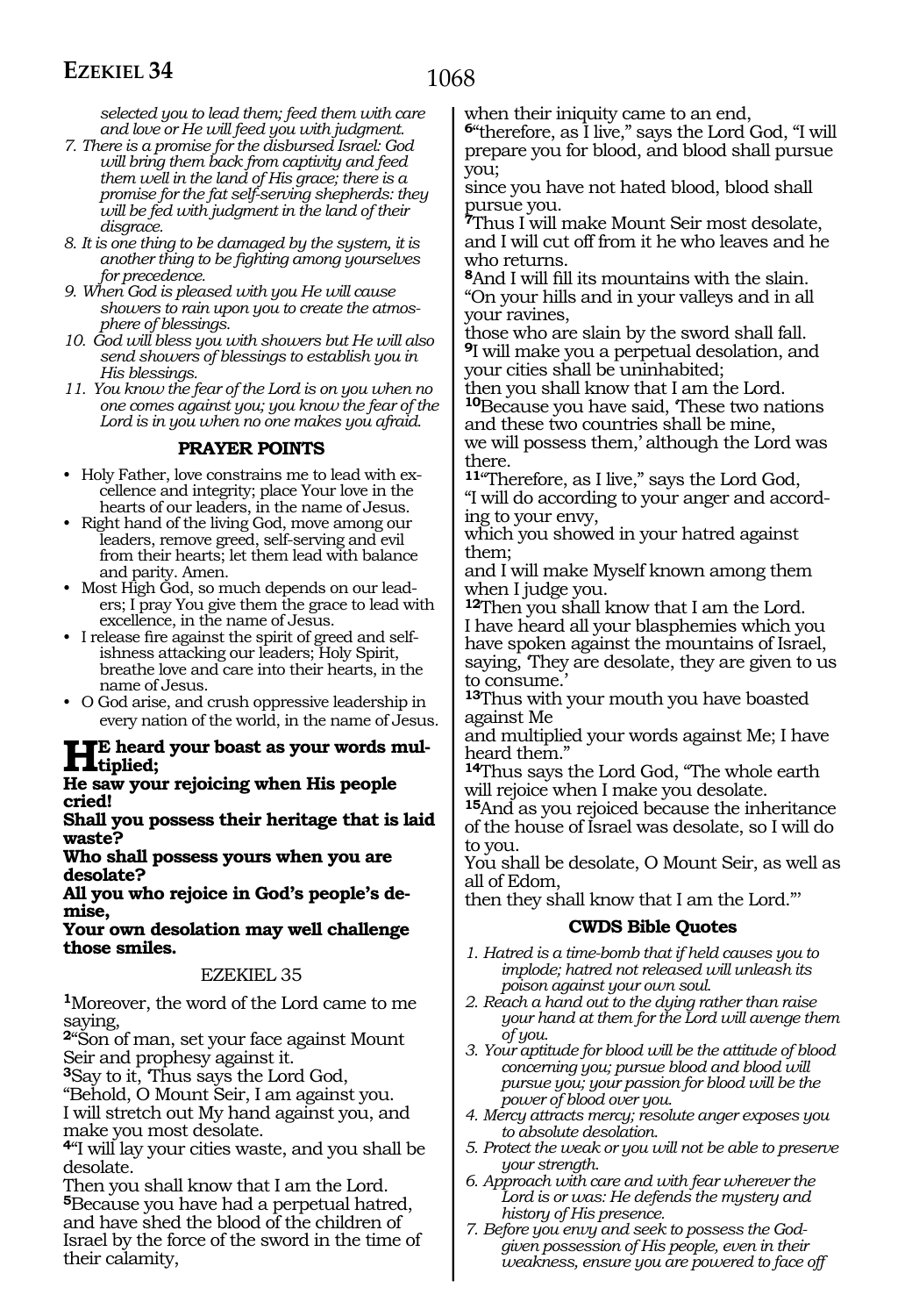*selected you to lead them; feed them with care and love or He will feed you with judgment.*

7. *There is a promise for the disbursed Israel: God will bring them back from captivity and feed them well in the land of His grace; there is a promise for the fat self-serving shepherds: they will be fed with judgment in the land of their disgrace.*
8. *It is one thing to be damaged by the system, it is another thing to be fighting among yourselves for precedence.*
9. *When God is pleased with you He will cause showers to rain upon you to create the atmosphere of blessings.*
10. *God will bless you with showers but He will also send showers of blessings to establish you in His blessings.*
11. *You know the fear of the Lord is on you when no one comes against you; you know the fear of the Lord is in you when no one makes you afraid.*

### PRAYER POINTS

- Holy Father, love constrains me to lead with excellence and integrity; place Your love in the hearts of our leaders, in the name of Jesus.
- Right hand of the living God, move among our leaders, remove greed, self-serving and evil from their hearts; let them lead with balance and parity. Amen.
- Most High God, so much depends on our leaders; I pray You give them the grace to lead with excellence, in the name of Jesus.
- I release fire against the spirit of greed and selfishness attacking our leaders; Holy Spirit, breathe love and care into their hearts, in the name of Jesus.
- O God arise, and crush oppressive leadership in every nation of the world, in the name of Jesus.

**HE heard your boast as your words multiplied;**
**He saw your rejoicing when His people cried!**
**Shall you possess their heritage that is laid waste?**
**Who shall possess yours when you are desolate?**
**All you who rejoice in God's people's demise,**
**Your own desolation may well challenge those smiles.**

## EZEKIEL 35

**1**Moreover, the word of the Lord came to me saying,
**2**"Son of man, set your face against Mount Seir and prophesy against it.
**3**Say to it, 'Thus says the Lord God,
"Behold, O Mount Seir, I am against you.
I will stretch out My hand against you, and make you most desolate.
**4**"I will lay your cities waste, and you shall be desolate.
Then you shall know that I am the Lord.
**5**Because you have had a perpetual hatred, and have shed the blood of the children of Israel by the force of the sword in the time of their calamity,
when their iniquity came to an end,
**6**"therefore, as I live," says the Lord God, "I will prepare you for blood, and blood shall pursue you;
since you have not hated blood, blood shall pursue you.
**7**Thus I will make Mount Seir most desolate, and I will cut off from it he who leaves and he who returns.
**8**And I will fill its mountains with the slain.
"On your hills and in your valleys and in all your ravines,
those who are slain by the sword shall fall.
**9**I will make you a perpetual desolation, and your cities shall be uninhabited;
then you shall know that I am the Lord.
**10**Because you have said, 'These two nations and these two countries shall be mine,
we will possess them,' although the Lord was there.
**11**"Therefore, as I live," says the Lord God,
"I will do according to your anger and according to your envy,
which you showed in your hatred against them;
and I will make Myself known among them when I judge you.
**12**Then you shall know that I am the Lord.
I have heard all your blasphemies which you have spoken against the mountains of Israel,
saying, 'They are desolate, they are given to us to consume.'
**13**Thus with your mouth you have boasted against Me
and multiplied your words against Me; I have heard them."
**14**Thus says the Lord God, "The whole earth will rejoice when I make you desolate.
**15**And as you rejoiced because the inheritance of the house of Israel was desolate, so I will do to you.
You shall be desolate, O Mount Seir, as well as all of Edom,
then they shall know that I am the Lord."'

### CWDS Bible Quotes

1. *Hatred is a time-bomb that if held causes you to implode; hatred not released will unleash its poison against your own soul.*
2. *Reach a hand out to the dying rather than raise your hand at them for the Lord will avenge them of you.*
3. *Your aptitude for blood will be the attitude of blood concerning you; pursue blood and blood will pursue you; your passion for blood will be the power of blood over you.*
4. *Mercy attracts mercy; resolute anger exposes you to absolute desolation.*
5. *Protect the weak or you will not be able to preserve your strength.*
6. *Approach with care and with fear wherever the Lord is or was: He defends the mystery and history of His presence.*
7. *Before you envy and seek to possess the God-given possession of His people, even in their weakness, ensure you are powered to face off*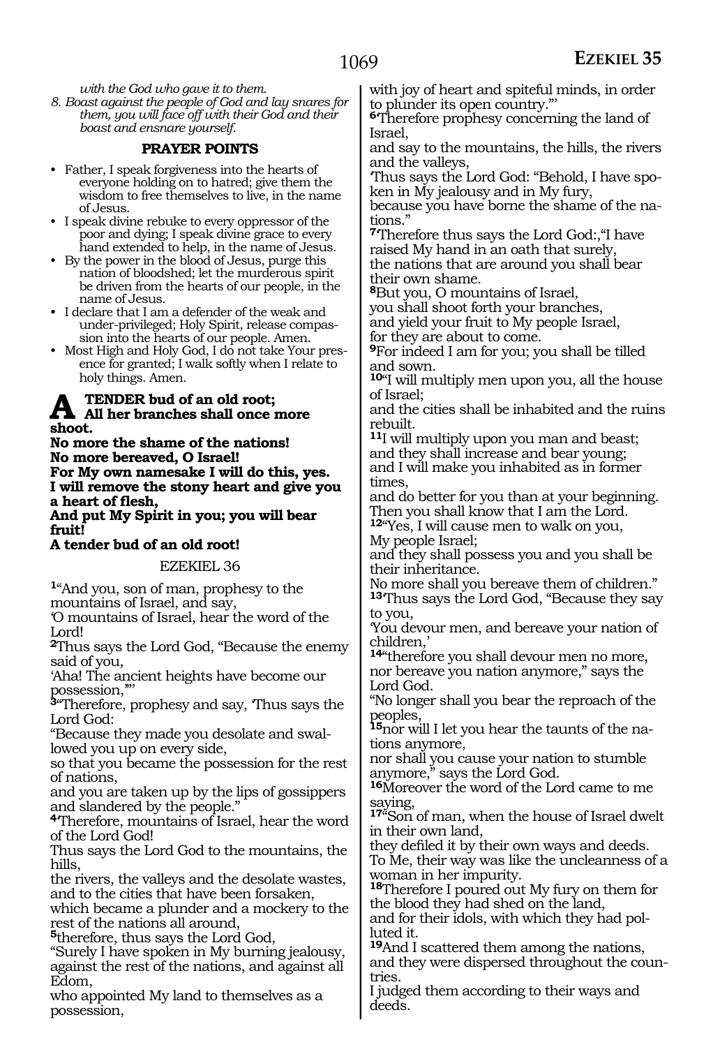*with the God who gave it to them.*

*8. Boast against the people of God and lay snares for them, you will face off with their God and their boast and ensnare yourself.*

**PRAYER POINTS**

- Father, I speak forgiveness into the hearts of everyone holding on to hatred; give them the wisdom to free themselves to live, in the name of Jesus.
- I speak divine rebuke to every oppressor of the poor and dying; I speak divine grace to every hand extended to help, in the name of Jesus.
- By the power in the blood of Jesus, purge this nation of bloodshed; let the murderous spirit be driven from the hearts of our people, in the name of Jesus.
- I declare that I am a defender of the weak and under-privileged; Holy Spirit, release compassion into the hearts of our people. Amen.
- Most High and Holy God, I do not take Your presence for granted; I walk softly when I relate to holy things. Amen.

**A TENDER bud of an old root;**
**All her branches shall once more shoot.**
**No more the shame of the nations!**
**No more bereaved, O Israel!**
**For My own namesake I will do this, yes.**
**I will remove the stony heart and give you a heart of flesh,**
**And put My Spirit in you; you will bear fruit!**
**A tender bud of an old root!**

EZEKIEL 36

1"And you, son of man, prophesy to the mountains of Israel, and say,
'O mountains of Israel, hear the word of the Lord!
2Thus says the Lord God, "Because the enemy said of you,
'Aha! The ancient heights have become our possession,"'
3"Therefore, prophesy and say, 'Thus says the Lord God:
"Because they made you desolate and swallowed you up on every side,
so that you became the possession for the rest of nations,
and you are taken up by the lips of gossippers and slandered by the people."
4'Therefore, mountains of Israel, hear the word of the Lord God!
Thus says the Lord God to the mountains, the hills,
the rivers, the valleys and the desolate wastes,
and to the cities that have been forsaken,
which became a plunder and a mockery to the rest of the nations all around,
5therefore, thus says the Lord God,
"Surely I have spoken in My burning jealousy,
against the rest of the nations, and against all Edom,
who appointed My land to themselves as a possession,
with joy of heart and spiteful minds, in order to plunder its open country."'
6'Therefore prophesy concerning the land of Israel,
and say to the mountains, the hills, the rivers and the valleys,
'Thus says the Lord God: "Behold, I have spoken in My jealousy and in My fury,
because you have borne the shame of the nations."
7'Therefore thus says the Lord God:,"I have raised My hand in an oath that surely,
the nations that are around you shall bear their own shame.
8But you, O mountains of Israel,
you shall shoot forth your branches,
and yield your fruit to My people Israel,
for they are about to come.
9For indeed I am for you; you shall be tilled and sown.
10"I will multiply men upon you, all the house of Israel;
and the cities shall be inhabited and the ruins rebuilt.
11I will multiply upon you man and beast;
and they shall increase and bear young;
and I will make you inhabited as in former times,
and do better for you than at your beginning.
Then you shall know that I am the Lord.
12"Yes, I will cause men to walk on you,
My people Israel;
and they shall possess you and you shall be their inheritance.
No more shall you bereave them of children."
13'Thus says the Lord God, "Because they say to you,
'You devour men, and bereave your nation of children,'
14"therefore you shall devour men no more,
nor bereave you nation anymore," says the Lord God.
"No longer shall you bear the reproach of the peoples,
15nor will I let you hear the taunts of the nations anymore,
nor shall you cause your nation to stumble anymore," says the Lord God.
16Moreover the word of the Lord came to me saying,
17"Son of man, when the house of Israel dwelt in their own land,
they defiled it by their own ways and deeds.
To Me, their way was like the uncleanness of a woman in her impurity.
18Therefore I poured out My fury on them for the blood they had shed on the land,
and for their idols, with which they had polluted it.
19And I scattered them among the nations,
and they were dispersed throughout the countries.
I judged them according to their ways and deeds.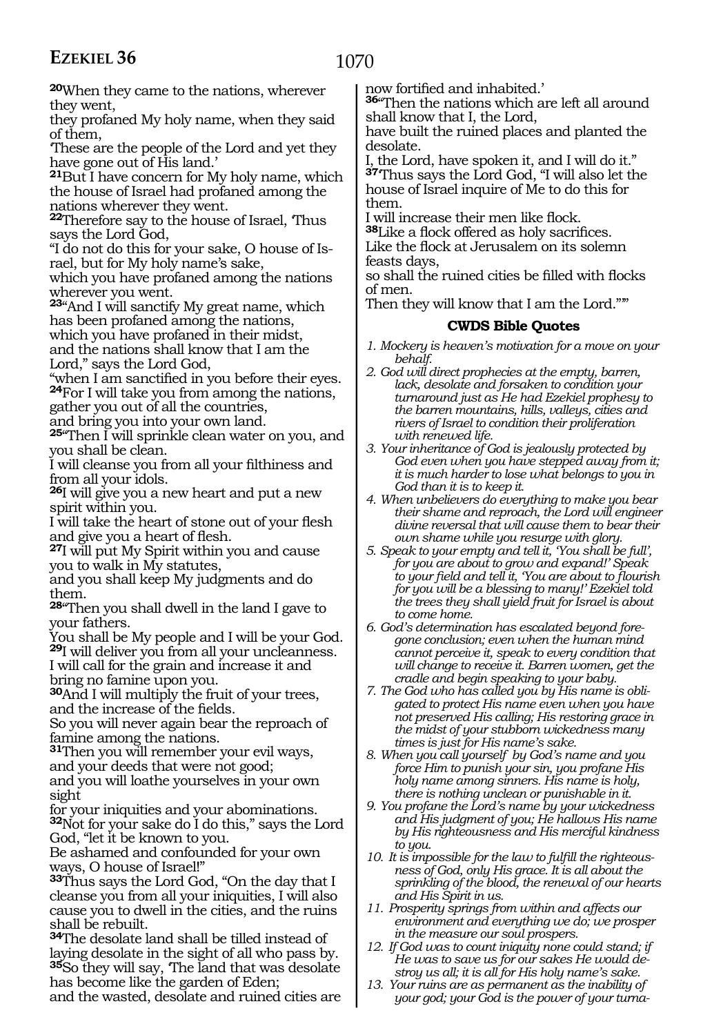**20**When they came to the nations, wherever they went,
they profaned My holy name, when they said of them,
'These are the people of the Lord and yet they have gone out of His land.'
**21**But I have concern for My holy name, which the house of Israel had profaned among the nations wherever they went.
**22**Therefore say to the house of Israel, 'Thus says the Lord God,
"I do not do this for your sake, O house of Israel, but for My holy name's sake,
which you have profaned among the nations wherever you went.
**23**"And I will sanctify My great name, which has been profaned among the nations,
which you have profaned in their midst,
and the nations shall know that I am the Lord," says the Lord God,
"when I am sanctified in you before their eyes.
**24**For I will take you from among the nations,
gather you out of all the countries,
and bring you into your own land.
**25**"Then I will sprinkle clean water on you, and you shall be clean.
I will cleanse you from all your filthiness and from all your idols.
**26**I will give you a new heart and put a new spirit within you.
I will take the heart of stone out of your flesh and give you a heart of flesh.
**27**I will put My Spirit within you and cause you to walk in My statutes,
and you shall keep My judgments and do them.
**28**"Then you shall dwell in the land I gave to your fathers.
You shall be My people and I will be your God.
**29**I will deliver you from all your uncleanness.
I will call for the grain and increase it and bring no famine upon you.
**30**And I will multiply the fruit of your trees,
and the increase of the fields.
So you will never again bear the reproach of famine among the nations.
**31**Then you will remember your evil ways,
and your deeds that were not good;
and you will loathe yourselves in your own sight
for your iniquities and your abominations.
**32**Not for your sake do I do this," says the Lord God, "let it be known to you.
Be ashamed and confounded for your own ways, O house of Israel!"
**33**Thus says the Lord God, "On the day that I cleanse you from all your iniquities, I will also cause you to dwell in the cities, and the ruins shall be rebuilt.
**34**The desolate land shall be tilled instead of laying desolate in the sight of all who pass by.
**35**So they will say, 'The land that was desolate has become like the garden of Eden;
and the wasted, desolate and ruined cities are now fortified and inhabited.'
**36**"Then the nations which are left all around shall know that I, the Lord,
have built the ruined places and planted the desolate.
I, the Lord, have spoken it, and I will do it."
**37**'Thus says the Lord God, "I will also let the house of Israel inquire of Me to do this for them.
I will increase their men like flock.
**38**Like a flock offered as holy sacrifices.
Like the flock at Jerusalem on its solemn feasts days,
so shall the ruined cities be filled with flocks of men.
Then they will know that I am the Lord."'"

## CWDS Bible Quotes

1. *Mockery is heaven's motivation for a move on your behalf.*
2. *God will direct prophecies at the empty, barren, lack, desolate and forsaken to condition your turnaround just as He had Ezekiel prophesy to the barren mountains, hills, valleys, cities and rivers of Israel to condition their proliferation with renewed life.*
3. *Your inheritance of God is jealously protected by God even when you have stepped away from it; it is much harder to lose what belongs to you in God than it is to keep it.*
4. *When unbelievers do everything to make you bear their shame and reproach, the Lord will engineer divine reversal that will cause them to bear their own shame while you resurge with glory.*
5. *Speak to your empty and tell it, 'You shall be full', for you are about to grow and expand!' Speak to your field and tell it, 'You are about to flourish for you will be a blessing to many!' Ezekiel told the trees they shall yield fruit for Israel is about to come home.*
6. *God's determination has escalated beyond foregone conclusion; even when the human mind cannot perceive it, speak to every condition that will change to receive it. Barren women, get the cradle and begin speaking to your baby.*
7. *The God who has called you by His name is obligated to protect His name even when you have not preserved His calling; His restoring grace in the midst of your stubborn wickedness many times is just for His name's sake.*
8. *When you call yourself by God's name and you force Him to punish your sin, you profane His holy name among sinners. His name is holy, there is nothing unclean or punishable in it.*
9. *You profane the Lord's name by your wickedness and His judgment of you; He hallows His name by His righteousness and His merciful kindness to you.*
10. *It is impossible for the law to fulfill the righteousness of God, only His grace. It is all about the sprinkling of the blood, the renewal of our hearts and His Spirit in us.*
11. *Prosperity springs from within and affects our environment and everything we do; we prosper in the measure our soul prospers.*
12. *If God was to count iniquity none could stand; if He was to save us for our sakes He would destroy us all; it is all for His holy name's sake.*
13. *Your ruins are as permanent as the inability of your god; your God is the power of your turna-*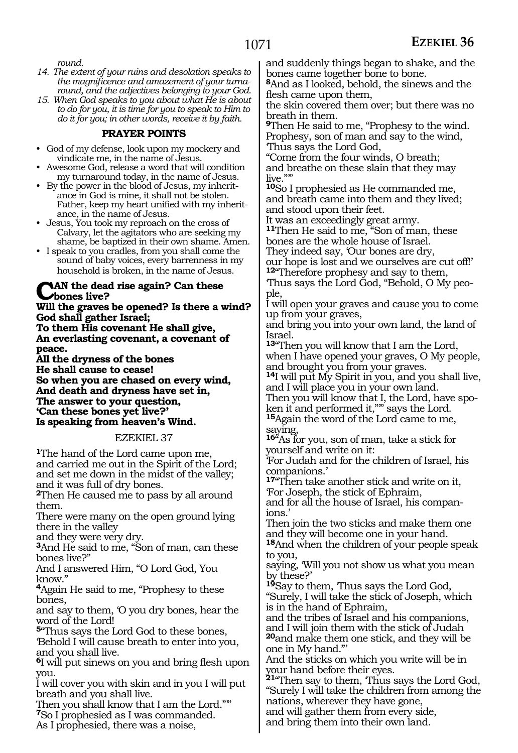*round.*

14. *The extent of your ruins and desolation speaks to the magnificence and amazement of your turnaround, and the adjectives belonging to your God.*
15. *When God speaks to you about what He is about to do for you, it is time for you to speak to Him to do it for you; in other words, receive it by faith.*

**PRAYER POINTS**

- God of my defense, look upon my mockery and vindicate me, in the name of Jesus.
- Awesome God, release a word that will condition my turnaround today, in the name of Jesus.
- By the power in the blood of Jesus, my inheritance in God is mine, it shall not be stolen. Father, keep my heart unified with my inheritance, in the name of Jesus.
- Jesus, You took my reproach on the cross of Calvary, let the agitators who are seeking my shame, be baptized in their own shame. Amen.
- I speak to you cradles, from you shall come the sound of baby voices, every barrenness in my household is broken, in the name of Jesus.

**CAN the dead rise again? Can these bones live?**
**Will the graves be opened? Is there a wind?**
**God shall gather Israel;**
**To them His covenant He shall give,**
**An everlasting covenant, a covenant of peace.**
**All the dryness of the bones**
**He shall cause to cease!**
**So when you are chased on every wind,**
**And death and dryness have set in,**
**The answer to your question,**
**'Can these bones yet live?'**
**Is speaking from heaven's Wind.**

## EZEKIEL 37

**1**The hand of the Lord came upon me,
and carried me out in the Spirit of the Lord;
and set me down in the midst of the valley;
and it was full of dry bones.
**2**Then He caused me to pass by all around them.
There were many on the open ground lying there in the valley
and they were very dry.
**3**And He said to me, "Son of man, can these bones live?"
And I answered Him, "O Lord God, You know."
**4**Again He said to me, "Prophesy to these bones,
and say to them, 'O you dry bones, hear the word of the Lord!
**5**"Thus says the Lord God to these bones,
'Behold I will cause breath to enter into you,
and you shall live.
**6**I will put sinews on you and bring flesh upon you.
I will cover you with skin and in you I will put breath and you shall live.
Then you shall know that I am the Lord."'"
**7**So I prophesied as I was commanded.
As I prophesied, there was a noise,
and suddenly things began to shake, and the bones came together bone to bone.
**8**And as I looked, behold, the sinews and the flesh came upon them,
the skin covered them over; but there was no breath in them.
**9**Then He said to me, "Prophesy to the wind.
Prophesy, son of man and say to the wind,
'Thus says the Lord God,
"Come from the four winds, O breath;
and breathe on these slain that they may live."'"
**10**So I prophesied as He commanded me,
and breath came into them and they lived;
and stood upon their feet.
It was an exceedingly great army.
**11**Then He said to me, "Son of man, these bones are the whole house of Israel.
They indeed say, 'Our bones are dry,
our hope is lost and we ourselves are cut off!'
**12**"Therefore prophesy and say to them,
'Thus says the Lord God, "Behold, O My people,
I will open your graves and cause you to come up from your graves,
and bring you into your own land, the land of Israel.
**13**"Then you will know that I am the Lord,
when I have opened your graves, O My people,
and brought you from your graves.
**14**I will put My Spirit in you, and you shall live,
and I will place you in your own land.
Then you will know that I, the Lord, have spoken it and performed it,"'" says the Lord.
**15**Again the word of the Lord came to me, saying,
**16**"As for you, son of man, take a stick for yourself and write on it:
'For Judah and for the children of Israel, his companions.'
**17**"Then take another stick and write on it,
'For Joseph, the stick of Ephraim,
and for all the house of Israel, his companions.'
Then join the two sticks and make them one
and they will become one in your hand.
**18**And when the children of your people speak to you,
saying, 'Will you not show us what you mean by these?'
**19**Say to them, 'Thus says the Lord God,
"Surely, I will take the stick of Joseph, which is in the hand of Ephraim,
and the tribes of Israel and his companions,
and I will join them with the stick of Judah
**20**and make them one stick, and they will be one in My hand."'
And the sticks on which you write will be in your hand before their eyes.
**21**"Then say to them, 'Thus says the Lord God,
"Surely I will take the children from among the nations, wherever they have gone,
and will gather them from every side,
and bring them into their own land.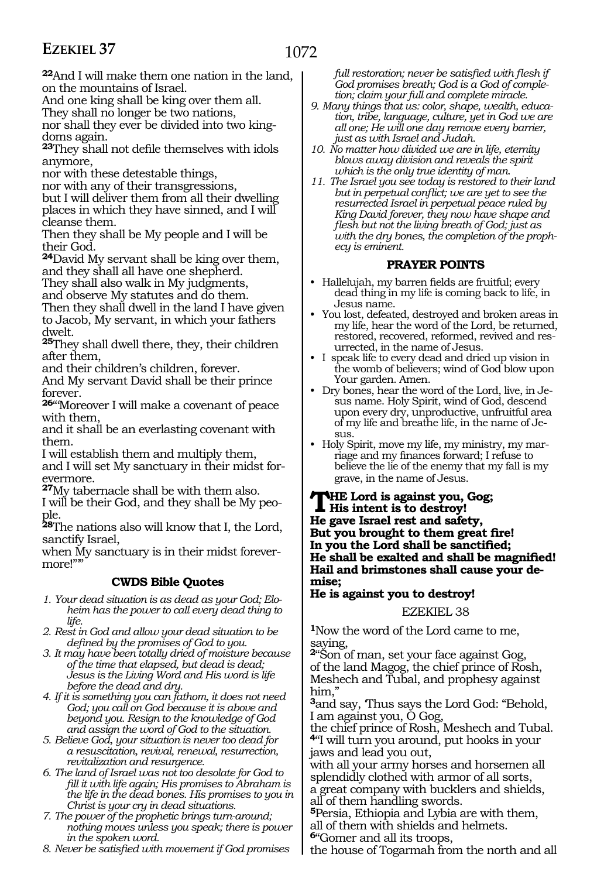**22**And I will make them one nation in the land, on the mountains of Israel.
And one king shall be king over them all.
They shall no longer be two nations,
nor shall they ever be divided into two kingdoms again.
**23**They shall not defile themselves with idols anymore,
nor with these detestable things,
nor with any of their transgressions,
but I will deliver them from all their dwelling places in which they have sinned, and I will cleanse them.
Then they shall be My people and I will be their God.
**24**David My servant shall be king over them, and they shall all have one shepherd.
They shall also walk in My judgments,
and observe My statutes and do them.
Then they shall dwell in the land I have given to Jacob, My servant, in which your fathers dwelt.
**25**They shall dwell there, they, their children after them,
and their children's children, forever.
And My servant David shall be their prince forever.
**26**"Moreover I will make a covenant of peace with them,
and it shall be an everlasting covenant with them.
I will establish them and multiply them,
and I will set My sanctuary in their midst forevermore.
**27**My tabernacle shall be with them also.
I will be their God, and they shall be My people.
**28**The nations also will know that I, the Lord, sanctify Israel,
when My sanctuary is in their midst forevermore!"'"

### CWDS Bible Quotes

1. *Your dead situation is as dead as your God; Eloheim has the power to call every dead thing to life.*
2. *Rest in God and allow your dead situation to be defined by the promises of God to you.*
3. *It may have been totally dried of moisture because of the time that elapsed, but dead is dead; Jesus is the Living Word and His word is life before the dead and dry.*
4. *If it is something you can fathom, it does not need God; you call on God because it is above and beyond you. Resign to the knowledge of God and assign the word of God to the situation.*
5. *Believe God, your situation is never too dead for a resuscitation, revival, renewal, resurrection, revitalization and resurgence.*
6. *The land of Israel was not too desolate for God to fill it with life again; His promises to Abraham is the life in the dead bones. His promises to you in Christ is your cry in dead situations.*
7. *The power of the prophetic brings turn-around; nothing moves unless you speak; there is power in the spoken word.*
8. *Never be satisfied with movement if God promises full restoration; never be satisfied with flesh if God promises breath; God is a God of completion; claim your full and complete miracle.*
9. *Many things that us: color, shape, wealth, education, tribe, language, culture, yet in God we are all one; He will one day remove every barrier, just as with Israel and Judah.*
10. *No matter how divided we are in life, eternity blows away division and reveals the spirit which is the only true identity of man.*
11. *The Israel you see today is restored to their land but in perpetual conflict; we are yet to see the resurrected Israel in perpetual peace ruled by King David forever, they now have shape and flesh but not the living breath of God; just as with the dry bones, the completion of the prophecy is eminent.*

### PRAYER POINTS

- Hallelujah, my barren fields are fruitful; every dead thing in my life is coming back to life, in Jesus name.
- You lost, defeated, destroyed and broken areas in my life, hear the word of the Lord, be returned, restored, recovered, reformed, revived and resurrected, in the name of Jesus.
- I speak life to every dead and dried up vision in the womb of believers; wind of God blow upon Your garden. Amen.
- Dry bones, hear the word of the Lord, live, in Jesus name. Holy Spirit, wind of God, descend upon every dry, unproductive, unfruitful area of my life and breathe life, in the name of Jesus.
- Holy Spirit, move my life, my ministry, my marriage and my finances forward; I refuse to believe the lie of the enemy that my fall is my grave, in the name of Jesus.

**THE Lord is against you, Gog;**
**His intent is to destroy!**
**He gave Israel rest and safety,**
**But you brought to them great fire!**
**In you the Lord shall be sanctified;**
**He shall be exalted and shall be magnified!**
**Hail and brimstones shall cause your demise;**
**He is against you to destroy!**

## EZEKIEL 38

**1**Now the word of the Lord came to me, saying,
**2**"Son of man, set your face against Gog,
of the land Magog, the chief prince of Rosh, Meshech and Tubal, and prophesy against him,"
**3**and say, 'Thus says the Lord God: "Behold, I am against you, O Gog,
the chief prince of Rosh, Meshech and Tubal.
**4**"I will turn you around, put hooks in your jaws and lead you out,
with all your army horses and horsemen all splendidly clothed with armor of all sorts,
a great company with bucklers and shields,
all of them handling swords.
**5**Persia, Ethiopia and Lybia are with them,
all of them with shields and helmets.
**6**"Gomer and all its troops,
the house of Togarmah from the north and all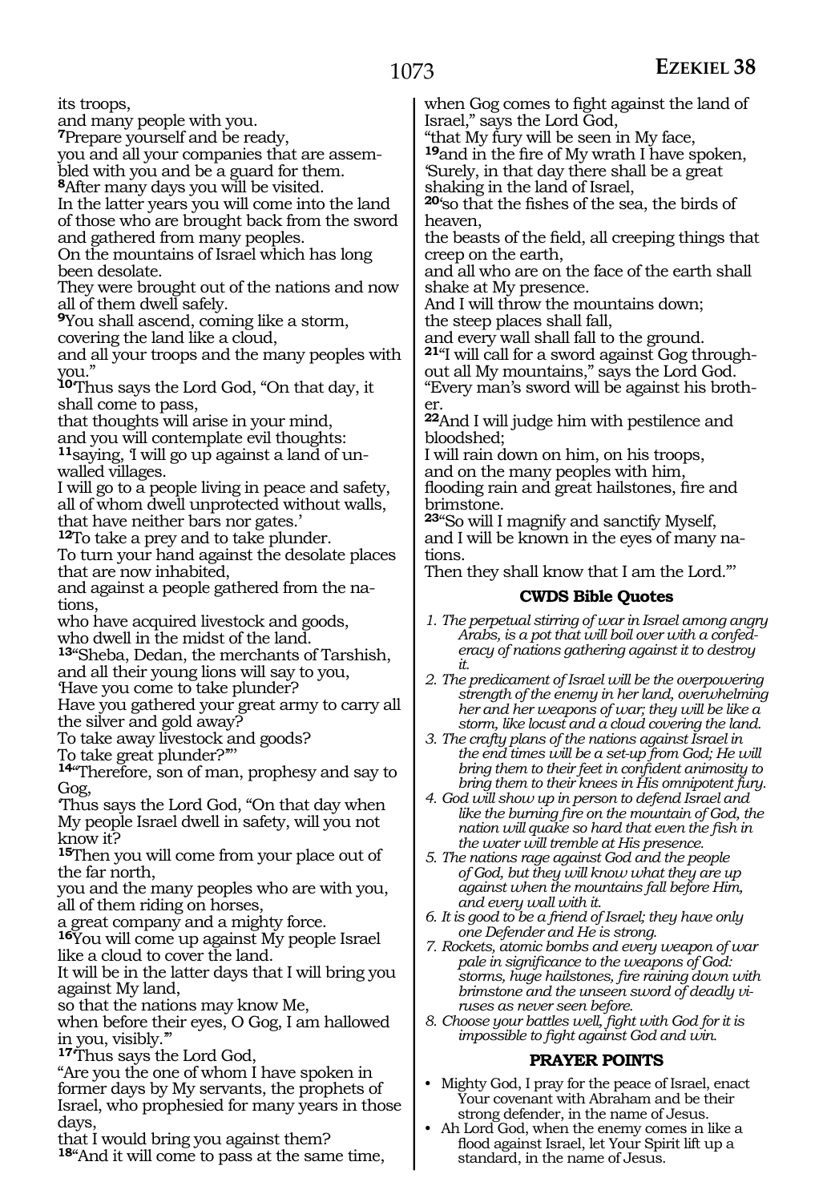its troops,
and many people with you.
7Prepare yourself and be ready,
you and all your companies that are assembled with you and be a guard for them.
8After many days you will be visited.
In the latter years you will come into the land of those who are brought back from the sword and gathered from many peoples.
On the mountains of Israel which has long been desolate.
They were brought out of the nations and now all of them dwell safely.
9You shall ascend, coming like a storm,
covering the land like a cloud,
and all your troops and the many peoples with you."
10'Thus says the Lord God, "On that day, it shall come to pass,
that thoughts will arise in your mind,
and you will contemplate evil thoughts:
11saying, 'I will go up against a land of unwalled villages.
I will go to a people living in peace and safety,
all of whom dwell unprotected without walls,
that have neither bars nor gates.'
12To take a prey and to take plunder.
To turn your hand against the desolate places that are now inhabited,
and against a people gathered from the nations,
who have acquired livestock and goods,
who dwell in the midst of the land.
13"Sheba, Dedan, the merchants of Tarshish,
and all their young lions will say to you,
'Have you come to take plunder?
Have you gathered your great army to carry all the silver and gold away?
To take away livestock and goods?
To take great plunder?""'
14"Therefore, son of man, prophesy and say to Gog,
'Thus says the Lord God, "On that day when My people Israel dwell in safety, will you not know it?
15Then you will come from your place out of the far north,
you and the many peoples who are with you,
all of them riding on horses,
a great company and a mighty force.
16You will come up against My people Israel like a cloud to cover the land.
It will be in the latter days that I will bring you against My land,
so that the nations may know Me,
when before their eyes, O Gog, I am hallowed in you, visibly."'
17'Thus says the Lord God,
"Are you the one of whom I have spoken in former days by My servants, the prophets of Israel, who prophesied for many years in those days,
that I would bring you against them?
18"And it will come to pass at the same time,
when Gog comes to fight against the land of Israel," says the Lord God,
"that My fury will be seen in My face,
19and in the fire of My wrath I have spoken,
'Surely, in that day there shall be a great shaking in the land of Israel,
20'so that the fishes of the sea, the birds of heaven,
the beasts of the field, all creeping things that creep on the earth,
and all who are on the face of the earth shall shake at My presence.
And I will throw the mountains down;
the steep places shall fall,
and every wall shall fall to the ground.
21"I will call for a sword against Gog throughout all My mountains," says the Lord God.
"Every man's sword will be against his brother.
22And I will judge him with pestilence and bloodshed;
I will rain down on him, on his troops,
and on the many peoples with him,
flooding rain and great hailstones, fire and brimstone.
23"So will I magnify and sanctify Myself,
and I will be known in the eyes of many nations.
Then they shall know that I am the Lord."'

### CWDS Bible Quotes

1. *The perpetual stirring of war in Israel among angry Arabs, is a pot that will boil over with a confederacy of nations gathering against it to destroy it.*
2. *The predicament of Israel will be the overpowering strength of the enemy in her land, overwhelming her and her weapons of war; they will be like a storm, like locust and a cloud covering the land.*
3. *The crafty plans of the nations against Israel in the end times will be a set-up from God; He will bring them to their feet in confident animosity to bring them to their knees in His omnipotent fury.*
4. *God will show up in person to defend Israel and like the burning fire on the mountain of God, the nation will quake so hard that even the fish in the water will tremble at His presence.*
5. *The nations rage against God and the people of God, but they will know what they are up against when the mountains fall before Him, and every wall with it.*
6. *It is good to be a friend of Israel; they have only one Defender and He is strong.*
7. *Rockets, atomic bombs and every weapon of war pale in significance to the weapons of God: storms, huge hailstones, fire raining down with brimstone and the unseen sword of deadly viruses as never seen before.*
8. *Choose your battles well, fight with God for it is impossible to fight against God and win.*

### PRAYER POINTS

- Mighty God, I pray for the peace of Israel, enact Your covenant with Abraham and be their strong defender, in the name of Jesus.
- Ah Lord God, when the enemy comes in like a flood against Israel, let Your Spirit lift up a standard, in the name of Jesus.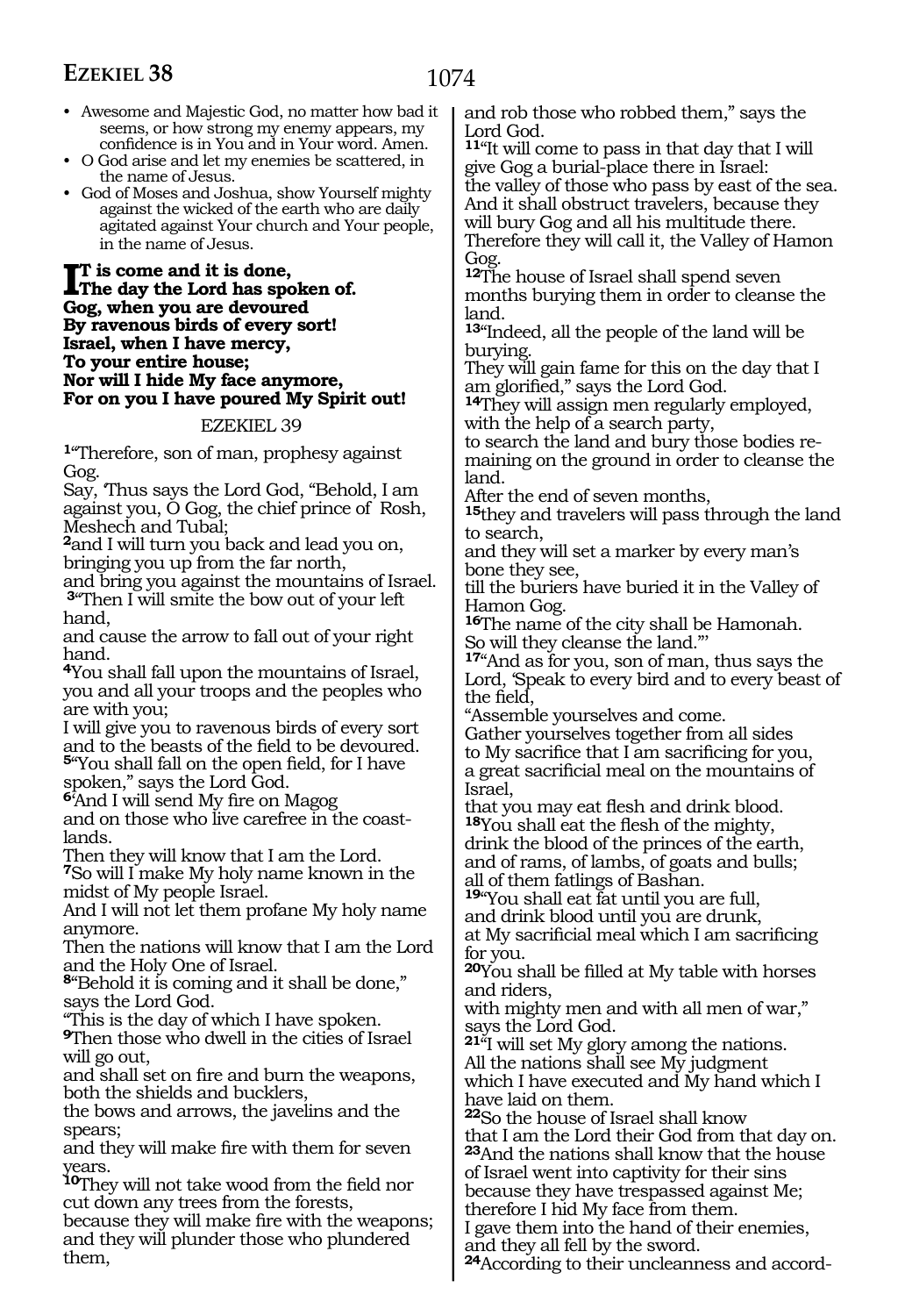- Awesome and Majestic God, no matter how bad it seems, or how strong my enemy appears, my confidence is in You and in Your word. Amen.
- O God arise and let my enemies be scattered, in the name of Jesus.
- God of Moses and Joshua, show Yourself mighty against the wicked of the earth who are daily agitated against Your church and Your people, in the name of Jesus.

**It is come and it is done,**
**The day the Lord has spoken of.**
**Gog, when you are devoured**
**By ravenous birds of every sort!**
**Israel, when I have mercy,**
**To your entire house;**
**Nor will I hide My face anymore,**
**For on you I have poured My Spirit out!**

## EZEKIEL 39

**1**"Therefore, son of man, prophesy against Gog.
Say, 'Thus says the Lord God, "Behold, I am against you, O Gog, the chief prince of Rosh, Meshech and Tubal;
**2**and I will turn you back and lead you on, bringing you up from the far north,
and bring you against the mountains of Israel.
**3**"Then I will smite the bow out of your left hand,
and cause the arrow to fall out of your right hand.
**4**You shall fall upon the mountains of Israel, you and all your troops and the peoples who are with you;
I will give you to ravenous birds of every sort and to the beasts of the field to be devoured.
**5**"You shall fall on the open field, for I have spoken," says the Lord God.
**6**'And I will send My fire on Magog
and on those who live carefree in the coastlands.
Then they will know that I am the Lord.
**7**So will I make My holy name known in the midst of My people Israel.
And I will not let them profane My holy name anymore.
Then the nations will know that I am the Lord and the Holy One of Israel.
**8**"Behold it is coming and it shall be done," says the Lord God.
"This is the day of which I have spoken.
**9**Then those who dwell in the cities of Israel will go out,
and shall set on fire and burn the weapons, both the shields and bucklers,
the bows and arrows, the javelins and the spears;
and they will make fire with them for seven years.
**10**They will not take wood from the field nor cut down any trees from the forests,
because they will make fire with the weapons;
and they will plunder those who plundered them,
and rob those who robbed them," says the Lord God.
**11**"It will come to pass in that day that I will give Gog a burial-place there in Israel:
the valley of those who pass by east of the sea.
And it shall obstruct travelers, because they will bury Gog and all his multitude there.
Therefore they will call it, the Valley of Hamon Gog.
**12**The house of Israel shall spend seven months burying them in order to cleanse the land.
**13**"Indeed, all the people of the land will be burying.
They will gain fame for this on the day that I am glorified," says the Lord God.
**14**They will assign men regularly employed, with the help of a search party,
to search the land and bury those bodies remaining on the ground in order to cleanse the land.
After the end of seven months,
**15**they and travelers will pass through the land to search,
and they will set a marker by every man's bone they see,
till the buriers have buried it in the Valley of Hamon Gog.
**16**The name of the city shall be Hamonah.
So will they cleanse the land."'
**17**"And as for you, son of man, thus says the Lord, 'Speak to every bird and to every beast of the field,
"Assemble yourselves and come.
Gather yourselves together from all sides
to My sacrifice that I am sacrificing for you,
a great sacrificial meal on the mountains of Israel,
that you may eat flesh and drink blood.
**18**You shall eat the flesh of the mighty,
drink the blood of the princes of the earth,
and of rams, of lambs, of goats and bulls;
all of them fatlings of Bashan.
**19**"You shall eat fat until you are full,
and drink blood until you are drunk,
at My sacrificial meal which I am sacrificing for you.
**20**You shall be filled at My table with horses and riders,
with mighty men and with all men of war,"
says the Lord God.
**21**"I will set My glory among the nations.
All the nations shall see My judgment
which I have executed and My hand which I have laid on them.
**22**So the house of Israel shall know
that I am the Lord their God from that day on.
**23**And the nations shall know that the house of Israel went into captivity for their sins
because they have trespassed against Me;
therefore I hid My face from them.
I gave them into the hand of their enemies,
and they all fell by the sword.
**24**According to their uncleanness and accord-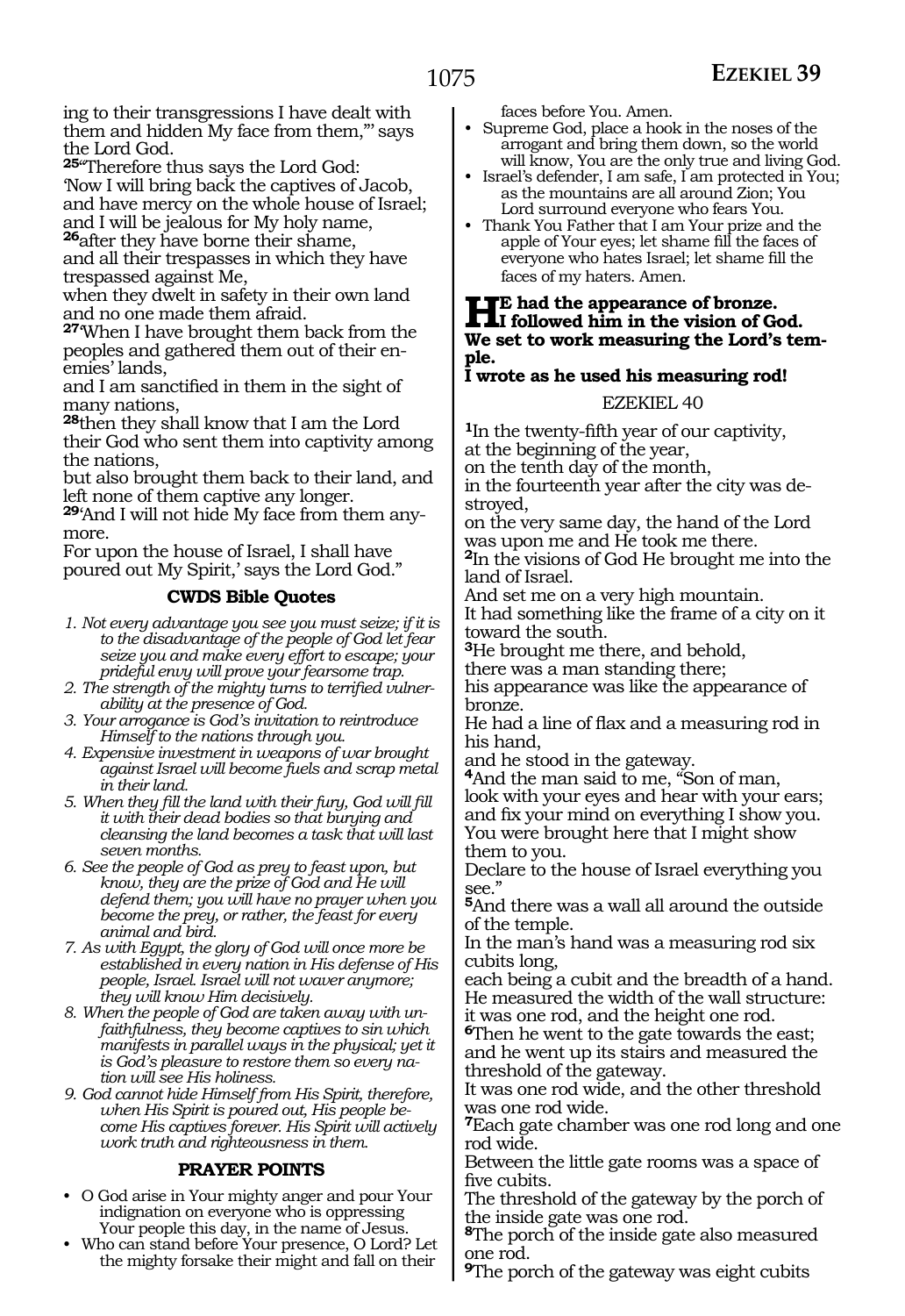ing to their transgressions I have dealt with them and hidden My face from them,'" says the Lord God.

**25**"Therefore thus says the Lord God:
'Now I will bring back the captives of Jacob,
and have mercy on the whole house of Israel;
and I will be jealous for My holy name,
**26**after they have borne their shame,
and all their trespasses in which they have trespassed against Me,
when they dwelt in safety in their own land
and no one made them afraid.
**27**'When I have brought them back from the peoples and gathered them out of their enemies' lands,
and I am sanctified in them in the sight of many nations,
**28**then they shall know that I am the Lord their God who sent them into captivity among the nations,
but also brought them back to their land, and left none of them captive any longer.
**29**'And I will not hide My face from them anymore.
For upon the house of Israel, I shall have poured out My Spirit,' says the Lord God."

### CWDS Bible Quotes

1. *Not every advantage you see you must seize; if it is to the disadvantage of the people of God let fear seize you and make every effort to escape; your prideful envy will prove your fearsome trap.*
2. *The strength of the mighty turns to terrified vulnerability at the presence of God.*
3. *Your arrogance is God's invitation to reintroduce Himself to the nations through you.*
4. *Expensive investment in weapons of war brought against Israel will become fuels and scrap metal in their land.*
5. *When they fill the land with their fury, God will fill it with their dead bodies so that burying and cleansing the land becomes a task that will last seven months.*
6. *See the people of God as prey to feast upon, but know, they are the prize of God and He will defend them; you will have no prayer when you become the prey, or rather, the feast for every animal and bird.*
7. *As with Egypt, the glory of God will once more be established in every nation in His defense of His people, Israel. Israel will not waver anymore; they will know Him decisively.*
8. *When the people of God are taken away with unfaithfulness, they become captives to sin which manifests in parallel ways in the physical; yet it is God's pleasure to restore them so every nation will see His holiness.*
9. *God cannot hide Himself from His Spirit, therefore, when His Spirit is poured out, His people become His captives forever. His Spirit will actively work truth and righteousness in them.*

### PRAYER POINTS

- O God arise in Your mighty anger and pour Your indignation on everyone who is oppressing Your people this day, in the name of Jesus.
- Who can stand before Your presence, O Lord? Let the mighty forsake their might and fall on their faces before You. Amen.
- Supreme God, place a hook in the noses of the arrogant and bring them down, so the world will know, You are the only true and living God.
- Israel's defender, I am safe, I am protected in You; as the mountains are all around Zion; You Lord surround everyone who fears You.
- Thank You Father that I am Your prize and the apple of Your eyes; let shame fill the faces of everyone who hates Israel; let shame fill the faces of my haters. Amen.

**HE had the appearance of bronze.
I followed him in the vision of God.
We set to work measuring the Lord's temple.
I wrote as he used his measuring rod!**

## EZEKIEL 40

**1**In the twenty-fifth year of our captivity,
at the beginning of the year,
on the tenth day of the month,
in the fourteenth year after the city was destroyed,
on the very same day, the hand of the Lord was upon me and He took me there.
**2**In the visions of God He brought me into the land of Israel.
And set me on a very high mountain.
It had something like the frame of a city on it toward the south.
**3**He brought me there, and behold,
there was a man standing there;
his appearance was like the appearance of bronze.
He had a line of flax and a measuring rod in his hand,
and he stood in the gateway.
**4**And the man said to me, "Son of man,
look with your eyes and hear with your ears;
and fix your mind on everything I show you.
You were brought here that I might show them to you.
Declare to the house of Israel everything you see."
**5**And there was a wall all around the outside of the temple.
In the man's hand was a measuring rod six cubits long,
each being a cubit and the breadth of a hand.
He measured the width of the wall structure:
it was one rod, and the height one rod.
**6**Then he went to the gate towards the east;
and he went up its stairs and measured the threshold of the gateway.
It was one rod wide, and the other threshold was one rod wide.
**7**Each gate chamber was one rod long and one rod wide.
Between the little gate rooms was a space of five cubits.
The threshold of the gateway by the porch of the inside gate was one rod.
**8**The porch of the inside gate also measured one rod.
**9**The porch of the gateway was eight cubits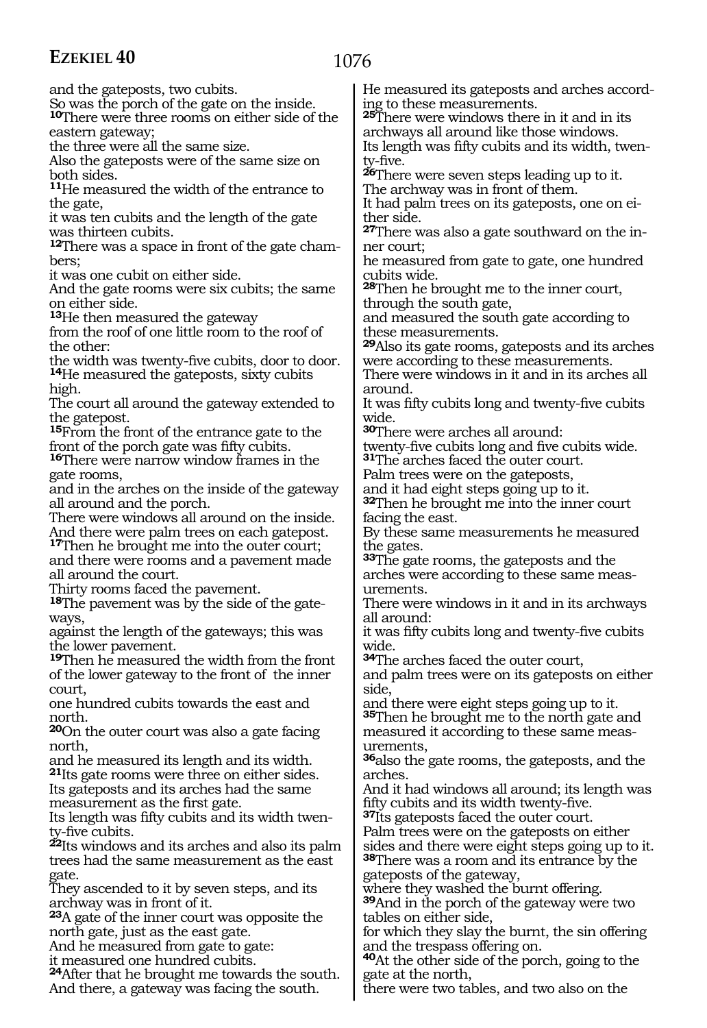and the gateposts, two cubits.
So was the porch of the gate on the inside.
**10**There were three rooms on either side of the eastern gateway;
the three were all the same size.
Also the gateposts were of the same size on both sides.
**11**He measured the width of the entrance to the gate,
it was ten cubits and the length of the gate was thirteen cubits.
**12**There was a space in front of the gate chambers;
it was one cubit on either side.
And the gate rooms were six cubits; the same on either side.
**13**He then measured the gateway
from the roof of one little room to the roof of the other:
the width was twenty-five cubits, door to door.
**14**He measured the gateposts, sixty cubits high.
The court all around the gateway extended to the gatepost.
**15**From the front of the entrance gate to the front of the porch gate was fifty cubits.
**16**There were narrow window frames in the gate rooms,
and in the arches on the inside of the gateway all around and the porch.
There were windows all around on the inside.
And there were palm trees on each gatepost.
**17**Then he brought me into the outer court;
and there were rooms and a pavement made all around the court.
Thirty rooms faced the pavement.
**18**The pavement was by the side of the gateways,
against the length of the gateways; this was the lower pavement.
**19**Then he measured the width from the front of the lower gateway to the front of the inner court,
one hundred cubits towards the east and north.
**20**On the outer court was also a gate facing north,
and he measured its length and its width.
**21**Its gate rooms were three on either sides.
Its gateposts and its arches had the same measurement as the first gate.
Its length was fifty cubits and its width twenty-five cubits.
**22**Its windows and its arches and also its palm trees had the same measurement as the east gate.
They ascended to it by seven steps, and its archway was in front of it.
**23**A gate of the inner court was opposite the north gate, just as the east gate.
And he measured from gate to gate:
it measured one hundred cubits.
**24**After that he brought me towards the south.
And there, a gateway was facing the south.
He measured its gateposts and arches according to these measurements.
**25**There were windows there in it and in its archways all around like those windows.
Its length was fifty cubits and its width, twenty-five.
**26**There were seven steps leading up to it.
The archway was in front of them.
It had palm trees on its gateposts, one on either side.
**27**There was also a gate southward on the inner court;
he measured from gate to gate, one hundred cubits wide.
**28**Then he brought me to the inner court, through the south gate,
and measured the south gate according to these measurements.
**29**Also its gate rooms, gateposts and its arches were according to these measurements.
There were windows in it and in its arches all around.
It was fifty cubits long and twenty-five cubits wide.
**30**There were arches all around:
twenty-five cubits long and five cubits wide.
**31**The arches faced the outer court.
Palm trees were on the gateposts,
and it had eight steps going up to it.
**32**Then he brought me into the inner court facing the east.
By these same measurements he measured the gates.
**33**The gate rooms, the gateposts and the arches were according to these same measurements.
There were windows in it and in its archways all around:
it was fifty cubits long and twenty-five cubits wide.
**34**The arches faced the outer court,
and palm trees were on its gateposts on either side,
and there were eight steps going up to it.
**35**Then he brought me to the north gate and measured it according to these same measurements,
**36**also the gate rooms, the gateposts, and the arches.
And it had windows all around; its length was fifty cubits and its width twenty-five.
**37**Its gateposts faced the outer court.
Palm trees were on the gateposts on either sides and there were eight steps going up to it.
**38**There was a room and its entrance by the gateposts of the gateway,
where they washed the burnt offering.
**39**And in the porch of the gateway were two tables on either side,
for which they slay the burnt, the sin offering and the trespass offering on.
**40**At the other side of the porch, going to the gate at the north,
there were two tables, and two also on the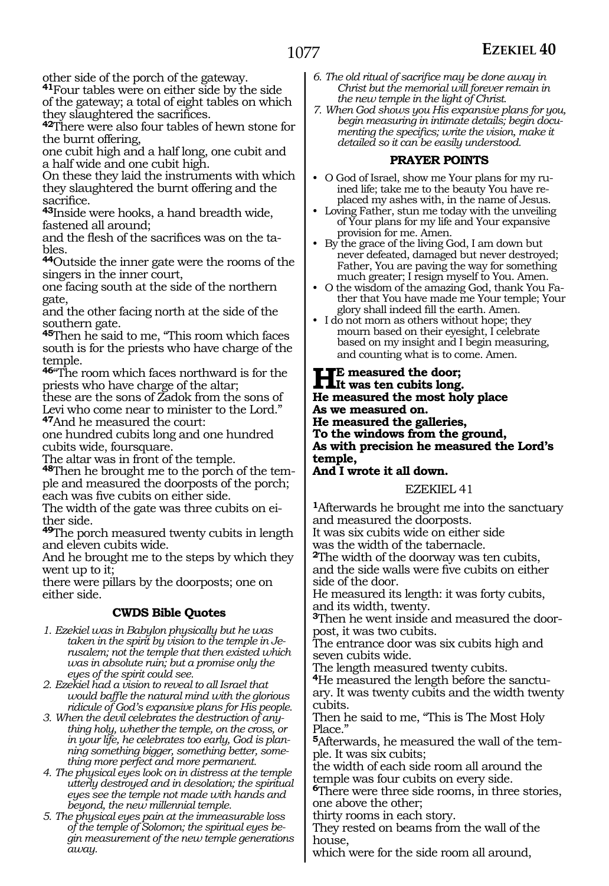other side of the porch of the gateway.
**41**Four tables were on either side by the side of the gateway; a total of eight tables on which they slaughtered the sacrifices.
**42**There were also four tables of hewn stone for the burnt offering,
one cubit high and a half long, one cubit and a half wide and one cubit high.
On these they laid the instruments with which they slaughtered the burnt offering and the sacrifice.
**43**Inside were hooks, a hand breadth wide, fastened all around;
and the flesh of the sacrifices was on the tables.
**44**Outside the inner gate were the rooms of the singers in the inner court,
one facing south at the side of the northern gate,
and the other facing north at the side of the southern gate.
**45**Then he said to me, "This room which faces south is for the priests who have charge of the temple.
**46**"The room which faces northward is for the priests who have charge of the altar;
these are the sons of Zadok from the sons of Levi who come near to minister to the Lord."
**47**And he measured the court:
one hundred cubits long and one hundred cubits wide, foursquare.
The altar was in front of the temple.
**48**Then he brought me to the porch of the temple and measured the doorposts of the porch; each was five cubits on either side.
The width of the gate was three cubits on either side.
**49**The porch measured twenty cubits in length and eleven cubits wide.
And he brought me to the steps by which they went up to it;
there were pillars by the doorposts; one on either side.

### CWDS Bible Quotes

1. *Ezekiel was in Babylon physically but he was taken in the spirit by vision to the temple in Jerusalem; not the temple that then existed which was in absolute ruin; but a promise only the eyes of the spirit could see.*
2. *Ezekiel had a vision to reveal to all Israel that would baffle the natural mind with the glorious ridicule of God's expansive plans for His people.*
3. *When the devil celebrates the destruction of anything holy, whether the temple, on the cross, or in your life, he celebrates too early, God is planning something bigger, something better, something more perfect and more permanent.*
4. *The physical eyes look on in distress at the temple utterly destroyed and in desolation; the spiritual eyes see the temple not made with hands and beyond, the new millennial temple.*
5. *The physical eyes pain at the immeasurable loss of the temple of Solomon; the spiritual eyes begin measurement of the new temple generations away.*
6. *The old ritual of sacrifice may be done away in Christ but the memorial will forever remain in the new temple in the light of Christ.*
7. *When God shows you His expansive plans for you, begin measuring in intimate details; begin documenting the specifics; write the vision, make it detailed so it can be easily understood.*

### PRAYER POINTS

- O God of Israel, show me Your plans for my ruined life; take me to the beauty You have replaced my ashes with, in the name of Jesus.
- Loving Father, stun me today with the unveiling of Your plans for my life and Your expansive provision for me. Amen.
- By the grace of the living God, I am down but never defeated, damaged but never destroyed; Father, You are paving the way for something much greater; I resign myself to You. Amen.
- O the wisdom of the amazing God, thank You Father that You have made me Your temple; Your glory shall indeed fill the earth. Amen.
- I do not morn as others without hope; they mourn based on their eyesight, I celebrate based on my insight and I begin measuring, and counting what is to come. Amen.

**HE measured the door;**
**It was ten cubits long.**
**He measured the most holy place**
**As we measured on.**
**He measured the galleries,**
**To the windows from the ground,**
**As with precision he measured the Lord's temple,**
**And I wrote it all down.**

## EZEKIEL 41

**1**Afterwards he brought me into the sanctuary and measured the doorposts.
It was six cubits wide on either side
was the width of the tabernacle.
**2**The width of the doorway was ten cubits,
and the side walls were five cubits on either side of the door.
He measured its length: it was forty cubits,
and its width, twenty.
**3**Then he went inside and measured the doorpost, it was two cubits.
The entrance door was six cubits high and seven cubits wide.
The length measured twenty cubits.
**4**He measured the length before the sanctuary. It was twenty cubits and the width twenty cubits.
Then he said to me, "This is The Most Holy Place."
**5**Afterwards, he measured the wall of the temple. It was six cubits;
the width of each side room all around the temple was four cubits on every side.
**6**There were three side rooms, in three stories, one above the other;
thirty rooms in each story.
They rested on beams from the wall of the house,
which were for the side room all around,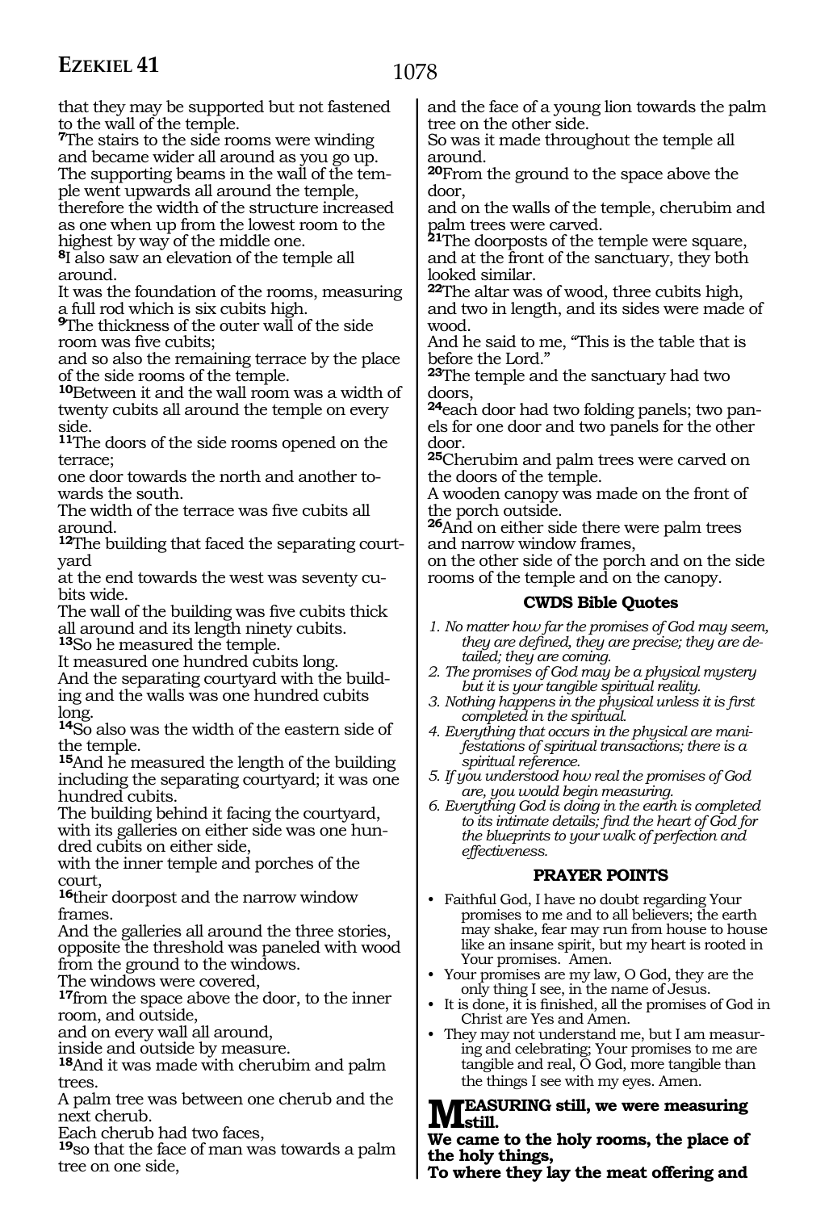that they may be supported but not fastened to the wall of the temple.

**7**The stairs to the side rooms were winding and became wider all around as you go up. The supporting beams in the wall of the temple went upwards all around the temple, therefore the width of the structure increased as one when up from the lowest room to the highest by way of the middle one.

**8**I also saw an elevation of the temple all around.
It was the foundation of the rooms, measuring a full rod which is six cubits high.

**9**The thickness of the outer wall of the side room was five cubits;
and so also the remaining terrace by the place of the side rooms of the temple.

**10**Between it and the wall room was a width of twenty cubits all around the temple on every side.

**11**The doors of the side rooms opened on the terrace;
one door towards the north and another towards the south.
The width of the terrace was five cubits all around.

**12**The building that faced the separating courtyard
at the end towards the west was seventy cubits wide.
The wall of the building was five cubits thick all around and its length ninety cubits.

**13**So he measured the temple.
It measured one hundred cubits long.
And the separating courtyard with the building and the walls was one hundred cubits long.

**14**So also was the width of the eastern side of the temple.

**15**And he measured the length of the building including the separating courtyard; it was one hundred cubits.
The building behind it facing the courtyard, with its galleries on either side was one hundred cubits on either side,
with the inner temple and porches of the court,

**16**their doorpost and the narrow window frames.
And the galleries all around the three stories, opposite the threshold was paneled with wood from the ground to the windows.
The windows were covered,

**17**from the space above the door, to the inner room, and outside,
and on every wall all around,
inside and outside by measure.

**18**And it was made with cherubim and palm trees.
A palm tree was between one cherub and the next cherub.
Each cherub had two faces,

**19**so that the face of man was towards a palm tree on one side,
and the face of a young lion towards the palm tree on the other side.
So was it made throughout the temple all around.

**20**From the ground to the space above the door,
and on the walls of the temple, cherubim and palm trees were carved.

**21**The doorposts of the temple were square, and at the front of the sanctuary, they both looked similar.

**22**The altar was of wood, three cubits high, and two in length, and its sides were made of wood.
And he said to me, "This is the table that is before the Lord."

**23**The temple and the sanctuary had two doors,

**24**each door had two folding panels; two panels for one door and two panels for the other door.

**25**Cherubim and palm trees were carved on the doors of the temple.
A wooden canopy was made on the front of the porch outside.

**26**And on either side there were palm trees and narrow window frames,
on the other side of the porch and on the side rooms of the temple and on the canopy.

### CWDS Bible Quotes

1. *No matter how far the promises of God may seem, they are defined, they are precise; they are detailed; they are coming.*
2. *The promises of God may be a physical mystery but it is your tangible spiritual reality.*
3. *Nothing happens in the physical unless it is first completed in the spiritual.*
4. *Everything that occurs in the physical are manifestations of spiritual transactions; there is a spiritual reference.*
5. *If you understood how real the promises of God are, you would begin measuring.*
6. *Everything God is doing in the earth is completed to its intimate details; find the heart of God for the blueprints to your walk of perfection and effectiveness.*

### PRAYER POINTS

- Faithful God, I have no doubt regarding Your promises to me and to all believers; the earth may shake, fear may run from house to house like an insane spirit, but my heart is rooted in Your promises. Amen.
- Your promises are my law, O God, they are the only thing I see, in the name of Jesus.
- It is done, it is finished, all the promises of God in Christ are Yes and Amen.
- They may not understand me, but I am measuring and celebrating; Your promises to me are tangible and real, O God, more tangible than the things I see with my eyes. Amen.

**MEASURING still, we were measuring still.**
**We came to the holy rooms, the place of the holy things,**
**To where they lay the meat offering and**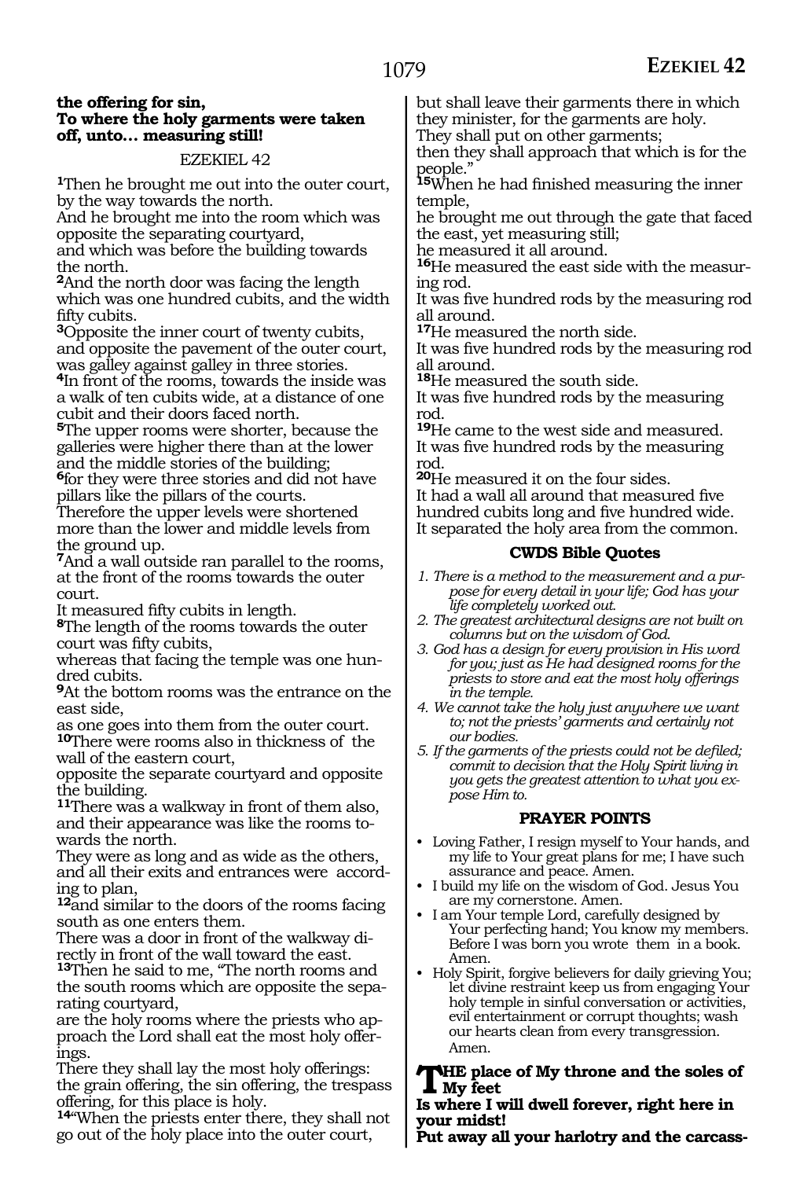**the offering for sin,**
**To where the holy garments were taken off, unto… measuring still!**

EZEKIEL 42

**1**Then he brought me out into the outer court, by the way towards the north.
And he brought me into the room which was opposite the separating courtyard,
and which was before the building towards the north.
**2**And the north door was facing the length which was one hundred cubits, and the width fifty cubits.
**3**Opposite the inner court of twenty cubits, and opposite the pavement of the outer court, was galley against galley in three stories.
**4**In front of the rooms, towards the inside was a walk of ten cubits wide, at a distance of one cubit and their doors faced north.
**5**The upper rooms were shorter, because the galleries were higher there than at the lower and the middle stories of the building;
**6**for they were three stories and did not have pillars like the pillars of the courts.
Therefore the upper levels were shortened more than the lower and middle levels from the ground up.
**7**And a wall outside ran parallel to the rooms, at the front of the rooms towards the outer court.
It measured fifty cubits in length.
**8**The length of the rooms towards the outer court was fifty cubits,
whereas that facing the temple was one hundred cubits.
**9**At the bottom rooms was the entrance on the east side,
as one goes into them from the outer court.
**10**There were rooms also in thickness of the wall of the eastern court,
opposite the separate courtyard and opposite the building.
**11**There was a walkway in front of them also, and their appearance was like the rooms towards the north.
They were as long and as wide as the others, and all their exits and entrances were according to plan,
**12**and similar to the doors of the rooms facing south as one enters them.
There was a door in front of the walkway directly in front of the wall toward the east.
**13**Then he said to me, "The north rooms and the south rooms which are opposite the separating courtyard,
are the holy rooms where the priests who approach the Lord shall eat the most holy offerings.
There they shall lay the most holy offerings: the grain offering, the sin offering, the trespass offering, for this place is holy.
**14**"When the priests enter there, they shall not go out of the holy place into the outer court,
but shall leave their garments there in which they minister, for the garments are holy.
They shall put on other garments;
then they shall approach that which is for the people."
**15**When he had finished measuring the inner temple,
he brought me out through the gate that faced the east, yet measuring still;
he measured it all around.
**16**He measured the east side with the measuring rod.
It was five hundred rods by the measuring rod all around.
**17**He measured the north side.
It was five hundred rods by the measuring rod all around.
**18**He measured the south side.
It was five hundred rods by the measuring rod.
**19**He came to the west side and measured.
It was five hundred rods by the measuring rod.
**20**He measured it on the four sides.
It had a wall all around that measured five hundred cubits long and five hundred wide.
It separated the holy area from the common.

### CWDS Bible Quotes

1. *There is a method to the measurement and a purpose for every detail in your life; God has your life completely worked out.*
2. *The greatest architectural designs are not built on columns but on the wisdom of God.*
3. *God has a design for every provision in His word for you; just as He had designed rooms for the priests to store and eat the most holy offerings in the temple.*
4. *We cannot take the holy just anywhere we want to; not the priests' garments and certainly not our bodies.*
5. *If the garments of the priests could not be defiled; commit to decision that the Holy Spirit living in you gets the greatest attention to what you expose Him to.*

### PRAYER POINTS

- Loving Father, I resign myself to Your hands, and my life to Your great plans for me; I have such assurance and peace. Amen.
- I build my life on the wisdom of God. Jesus You are my cornerstone. Amen.
- I am Your temple Lord, carefully designed by Your perfecting hand; You know my members. Before I was born you wrote them in a book. Amen.
- Holy Spirit, forgive believers for daily grieving You; let divine restraint keep us from engaging Your holy temple in sinful conversation or activities, evil entertainment or corrupt thoughts; wash our hearts clean from every transgression. Amen.

**THE place of My throne and the soles of My feet**
**Is where I will dwell forever, right here in your midst!**
**Put away all your harlotry and the carcass-**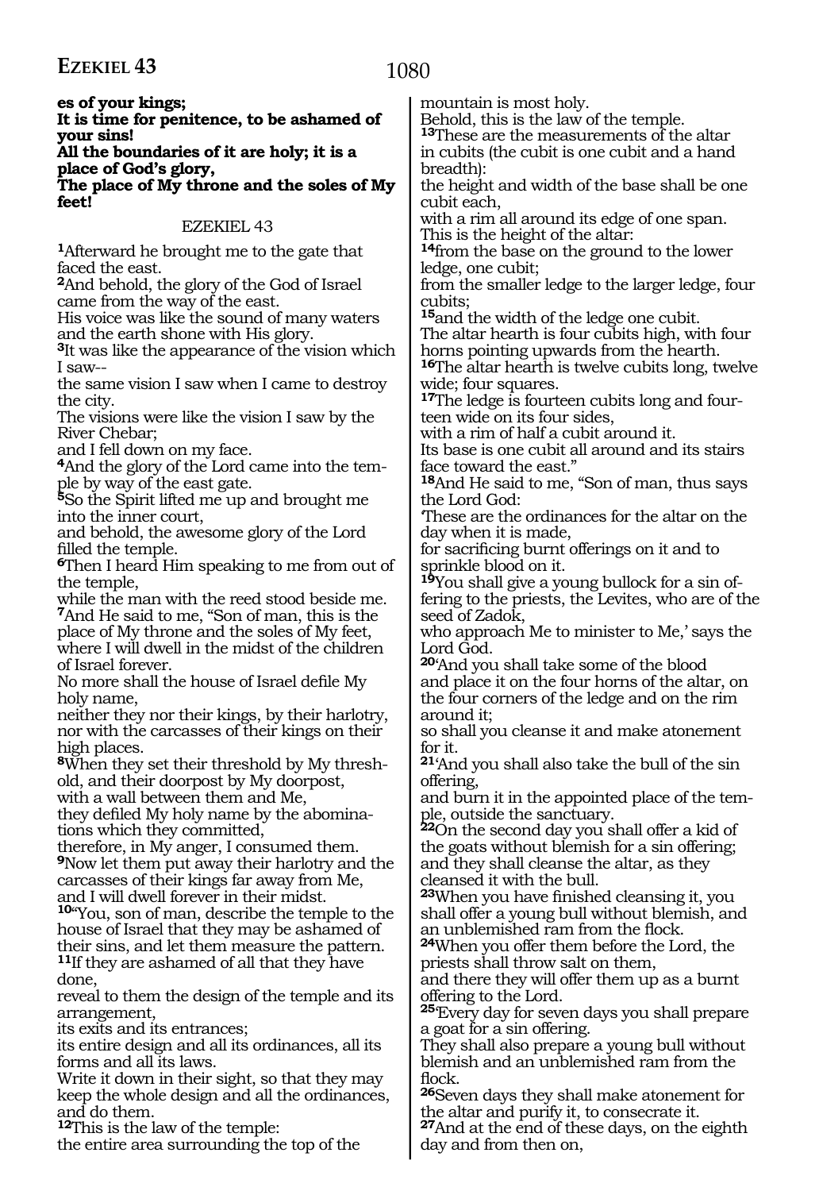**es of your kings;**
**It is time for penitence, to be ashamed of your sins!**
**All the boundaries of it are holy; it is a place of God's glory,**
**The place of My throne and the soles of My feet!**

## EZEKIEL 43

**1**Afterward he brought me to the gate that faced the east.
**2**And behold, the glory of the God of Israel came from the way of the east.
His voice was like the sound of many waters and the earth shone with His glory.
**3**It was like the appearance of the vision which I saw--
the same vision I saw when I came to destroy the city.
The visions were like the vision I saw by the River Chebar;
and I fell down on my face.
**4**And the glory of the Lord came into the temple by way of the east gate.
**5**So the Spirit lifted me up and brought me into the inner court,
and behold, the awesome glory of the Lord filled the temple.
**6**Then I heard Him speaking to me from out of the temple,
while the man with the reed stood beside me.
**7**And He said to me, "Son of man, this is the place of My throne and the soles of My feet, where I will dwell in the midst of the children of Israel forever.
No more shall the house of Israel defile My holy name,
neither they nor their kings, by their harlotry, nor with the carcasses of their kings on their high places.
**8**When they set their threshold by My threshold, and their doorpost by My doorpost,
with a wall between them and Me,
they defiled My holy name by the abominations which they committed,
therefore, in My anger, I consumed them.
**9**Now let them put away their harlotry and the carcasses of their kings far away from Me,
and I will dwell forever in their midst.
**10**"You, son of man, describe the temple to the house of Israel that they may be ashamed of their sins, and let them measure the pattern.
**11**If they are ashamed of all that they have done,
reveal to them the design of the temple and its arrangement,
its exits and its entrances;
its entire design and all its ordinances, all its forms and all its laws.
Write it down in their sight, so that they may keep the whole design and all the ordinances, and do them.
**12**This is the law of the temple:
the entire area surrounding the top of the mountain is most holy.
Behold, this is the law of the temple.
**13**These are the measurements of the altar in cubits (the cubit is one cubit and a hand breadth):
the height and width of the base shall be one cubit each,
with a rim all around its edge of one span.
This is the height of the altar:
**14**from the base on the ground to the lower ledge, one cubit;
from the smaller ledge to the larger ledge, four cubits;
**15**and the width of the ledge one cubit.
The altar hearth is four cubits high, with four horns pointing upwards from the hearth.
**16**The altar hearth is twelve cubits long, twelve wide; four squares.
**17**The ledge is fourteen cubits long and fourteen wide on its four sides,
with a rim of half a cubit around it.
Its base is one cubit all around and its stairs face toward the east."
**18**And He said to me, "Son of man, thus says the Lord God:
'These are the ordinances for the altar on the day when it is made,
for sacrificing burnt offerings on it and to sprinkle blood on it.
**19**You shall give a young bullock for a sin offering to the priests, the Levites, who are of the seed of Zadok,
who approach Me to minister to Me,' says the Lord God.
**20**'And you shall take some of the blood
and place it on the four horns of the altar, on the four corners of the ledge and on the rim around it;
so shall you cleanse it and make atonement for it.
**21**'And you shall also take the bull of the sin offering,
and burn it in the appointed place of the temple, outside the sanctuary.
**22**On the second day you shall offer a kid of the goats without blemish for a sin offering;
and they shall cleanse the altar, as they cleansed it with the bull.
**23**When you have finished cleansing it, you shall offer a young bull without blemish, and an unblemished ram from the flock.
**24**When you offer them before the Lord, the priests shall throw salt on them,
and there they will offer them up as a burnt offering to the Lord.
**25**'Every day for seven days you shall prepare a goat for a sin offering.
They shall also prepare a young bull without blemish and an unblemished ram from the flock.
**26**Seven days they shall make atonement for the altar and purify it, to consecrate it.
**27**And at the end of these days, on the eighth day and from then on,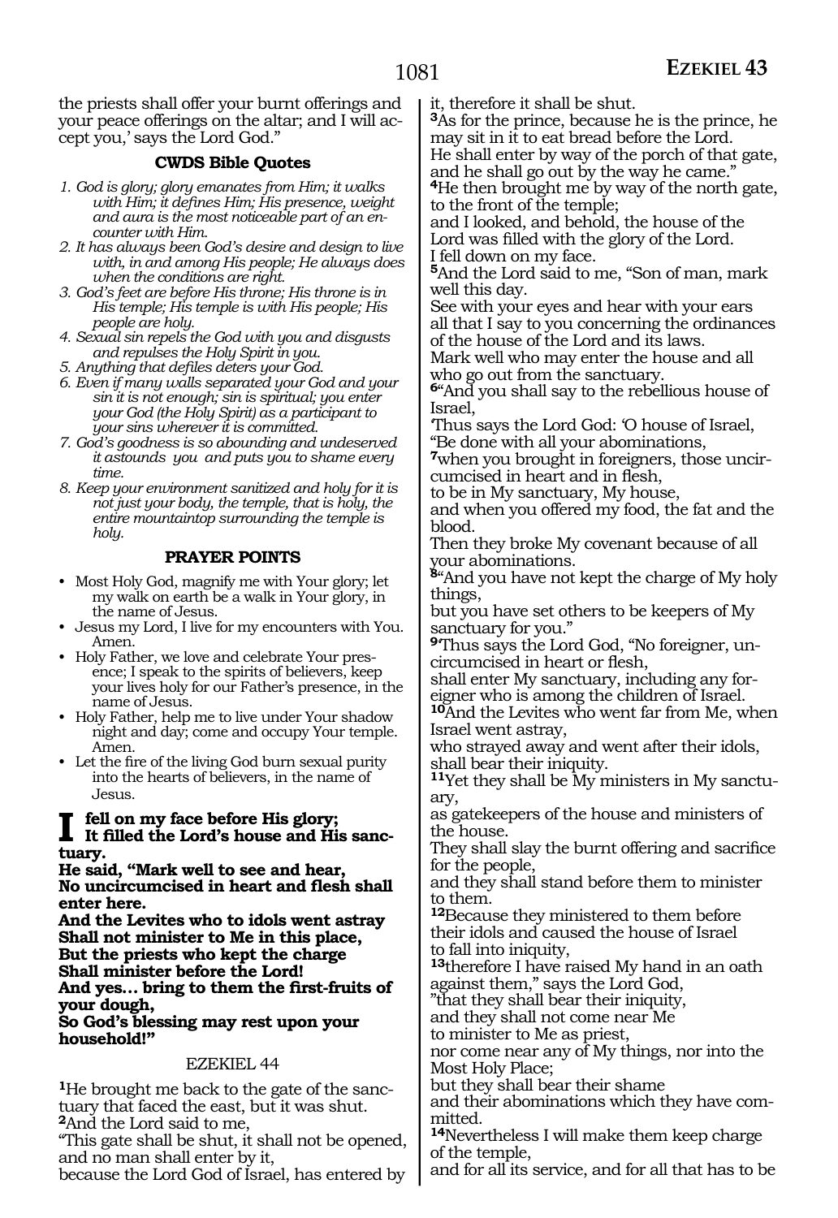the priests shall offer your burnt offerings and your peace offerings on the altar; and I will accept you,' says the Lord God."

### CWDS Bible Quotes

1. *God is glory; glory emanates from Him; it walks with Him; it defines Him; His presence, weight and aura is the most noticeable part of an encounter with Him.*
2. *It has always been God's desire and design to live with, in and among His people; He always does when the conditions are right.*
3. *God's feet are before His throne; His throne is in His temple; His temple is with His people; His people are holy.*
4. *Sexual sin repels the God with you and disgusts and repulses the Holy Spirit in you.*
5. *Anything that defiles deters your God.*
6. *Even if many walls separated your God and your sin it is not enough; sin is spiritual; you enter your God (the Holy Spirit) as a participant to your sins wherever it is committed.*
7. *God's goodness is so abounding and undeserved it astounds you and puts you to shame every time.*
8. *Keep your environment sanitized and holy for it is not just your body, the temple, that is holy, the entire mountaintop surrounding the temple is holy.*

### PRAYER POINTS

- Most Holy God, magnify me with Your glory; let my walk on earth be a walk in Your glory, in the name of Jesus.
- Jesus my Lord, I live for my encounters with You. Amen.
- Holy Father, we love and celebrate Your presence; I speak to the spirits of believers, keep your lives holy for our Father's presence, in the name of Jesus.
- Holy Father, help me to live under Your shadow night and day; come and occupy Your temple. Amen.
- Let the fire of the living God burn sexual purity into the hearts of believers, in the name of Jesus.

**I fell on my face before His glory;**
**It filled the Lord's house and His sanctuary.**
**He said, "Mark well to see and hear,**
**No uncircumcised in heart and flesh shall enter here.**
**And the Levites who to idols went astray**
**Shall not minister to Me in this place,**
**But the priests who kept the charge**
**Shall minister before the Lord!**
**And yes… bring to them the first-fruits of your dough,**
**So God's blessing may rest upon your household!"**

EZEKIEL 44

[1]He brought me back to the gate of the sanctuary that faced the east, but it was shut.
[2]And the Lord said to me,
"This gate shall be shut, it shall not be opened, and no man shall enter by it,
because the Lord God of Israel, has entered by it, therefore it shall be shut.
[3]As for the prince, because he is the prince, he may sit in it to eat bread before the Lord.
He shall enter by way of the porch of that gate, and he shall go out by the way he came."
[4]He then brought me by way of the north gate, to the front of the temple;
and I looked, and behold, the house of the Lord was filled with the glory of the Lord.
I fell down on my face.
[5]And the Lord said to me, "Son of man, mark well this day.
See with your eyes and hear with your ears all that I say to you concerning the ordinances of the house of the Lord and its laws.
Mark well who may enter the house and all who go out from the sanctuary.
[6]"And you shall say to the rebellious house of Israel,
'Thus says the Lord God: 'O house of Israel,
"Be done with all your abominations,
[7]when you brought in foreigners, those uncircumcised in heart and in flesh,
to be in My sanctuary, My house,
and when you offered my food, the fat and the blood.
Then they broke My covenant because of all your abominations.
[8]"And you have not kept the charge of My holy things,
but you have set others to be keepers of My sanctuary for you."
[9]'Thus says the Lord God, "No foreigner, uncircumcised in heart or flesh,
shall enter My sanctuary, including any foreigner who is among the children of Israel.
[10]And the Levites who went far from Me, when Israel went astray,
who strayed away and went after their idols, shall bear their iniquity.
[11]Yet they shall be My ministers in My sanctuary,
as gatekeepers of the house and ministers of the house.
They shall slay the burnt offering and sacrifice for the people,
and they shall stand before them to minister to them.
[12]Because they ministered to them before their idols and caused the house of Israel to fall into iniquity,
[13]therefore I have raised My hand in an oath against them," says the Lord God,
"that they shall bear their iniquity,
and they shall not come near Me
to minister to Me as priest,
nor come near any of My things, nor into the Most Holy Place;
but they shall bear their shame
and their abominations which they have committed.
[14]Nevertheless I will make them keep charge of the temple,
and for all its service, and for all that has to be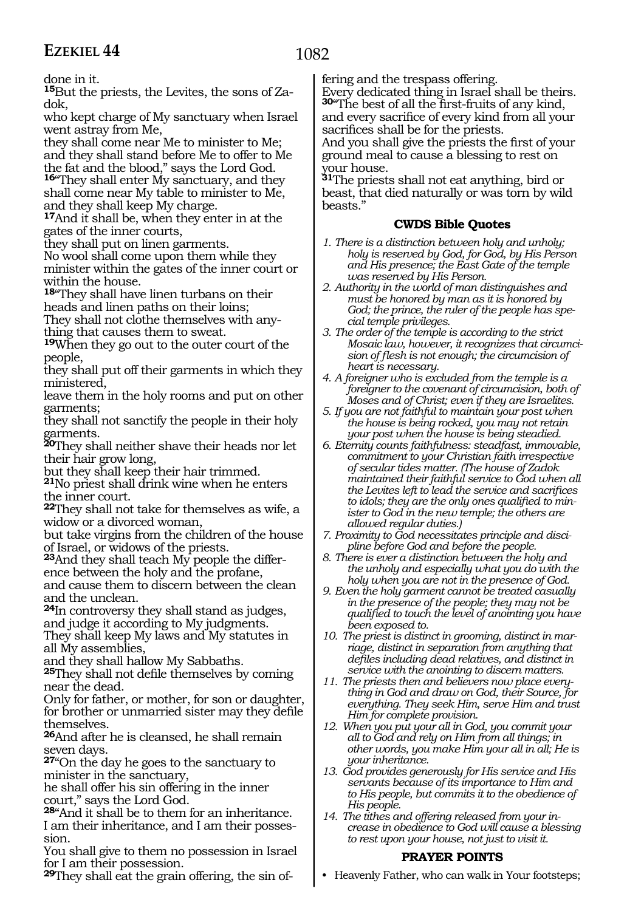done in it.

**15**But the priests, the Levites, the sons of Zadok,
who kept charge of My sanctuary when Israel went astray from Me,
they shall come near Me to minister to Me;
and they shall stand before Me to offer to Me the fat and the blood," says the Lord God.
**16**"They shall enter My sanctuary, and they shall come near My table to minister to Me, and they shall keep My charge.
**17**And it shall be, when they enter in at the gates of the inner courts,
they shall put on linen garments.
No wool shall come upon them while they minister within the gates of the inner court or within the house.
**18**"They shall have linen turbans on their heads and linen paths on their loins;
They shall not clothe themselves with anything that causes them to sweat.
**19**When they go out to the outer court of the people,
they shall put off their garments in which they ministered,
leave them in the holy rooms and put on other garments;
they shall not sanctify the people in their holy garments.
**20**They shall neither shave their heads nor let their hair grow long,
but they shall keep their hair trimmed.
**21**No priest shall drink wine when he enters the inner court.
**22**They shall not take for themselves as wife, a widow or a divorced woman,
but take virgins from the children of the house of Israel, or widows of the priests.
**23**And they shall teach My people the difference between the holy and the profane,
and cause them to discern between the clean and the unclean.
**24**In controversy they shall stand as judges, and judge it according to My judgments.
They shall keep My laws and My statutes in all My assemblies,
and they shall hallow My Sabbaths.
**25**They shall not defile themselves by coming near the dead.
Only for father, or mother, for son or daughter, for brother or unmarried sister may they defile themselves.
**26**And after he is cleansed, he shall remain seven days.
**27**"On the day he goes to the sanctuary to minister in the sanctuary,
he shall offer his sin offering in the inner court," says the Lord God.
**28**"And it shall be to them for an inheritance.
I am their inheritance, and I am their possession.
You shall give to them no possession in Israel for I am their possession.
**29**They shall eat the grain offering, the sin offering and the trespass offering.
Every dedicated thing in Israel shall be theirs.
**30**"The best of all the first-fruits of any kind, and every sacrifice of every kind from all your sacrifices shall be for the priests.
And you shall give the priests the first of your ground meal to cause a blessing to rest on your house.
**31**The priests shall not eat anything, bird or beast, that died naturally or was torn by wild beasts."

### CWDS Bible Quotes

1. *There is a distinction between holy and unholy; holy is reserved by God, for God, by His Person and His presence; the East Gate of the temple was reserved by His Person.*
2. *Authority in the world of man distinguishes and must be honored by man as it is honored by God; the prince, the ruler of the people has special temple privileges.*
3. *The order of the temple is according to the strict Mosaic law, however, it recognizes that circumcision of flesh is not enough; the circumcision of heart is necessary.*
4. *A foreigner who is excluded from the temple is a foreigner to the covenant of circumcision, both of Moses and of Christ; even if they are Israelites.*
5. *If you are not faithful to maintain your post when the house is being rocked, you may not retain your post when the house is being steadied.*
6. *Eternity counts faithfulness: steadfast, immovable, commitment to your Christian faith irrespective of secular tides matter. (The house of Zadok maintained their faithful service to God when all the Levites left to lead the service and sacrifices to idols; they are the only ones qualified to minister to God in the new temple; the others are allowed regular duties.)*
7. *Proximity to God necessitates principle and discipline before God and before the people.*
8. *There is ever a distinction between the holy and the unholy and especially what you do with the holy when you are not in the presence of God.*
9. *Even the holy garment cannot be treated casually in the presence of the people; they may not be qualified to touch the level of anointing you have been exposed to.*
10. *The priest is distinct in grooming, distinct in marriage, distinct in separation from anything that defiles including dead relatives, and distinct in service with the anointing to discern matters.*
11. *The priests then and believers now place everything in God and draw on God, their Source, for everything. They seek Him, serve Him and trust Him for complete provision.*
12. *When you put your all in God, you commit your all to God and rely on Him from all things; in other words, you make Him your all in all; He is your inheritance.*
13. *God provides generously for His service and His servants because of its importance to Him and to His people, but commits it to the obedience of His people.*
14. *The tithes and offering released from your increase in obedience to God will cause a blessing to rest upon your house, not just to visit it.*

### PRAYER POINTS

- Heavenly Father, who can walk in Your footsteps;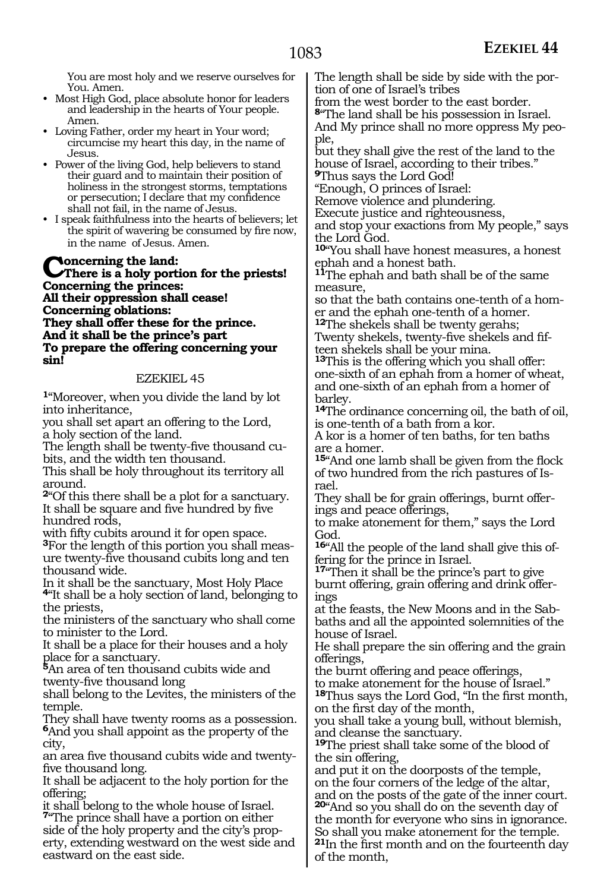You are most holy and we reserve ourselves for You. Amen.

- Most High God, place absolute honor for leaders and leadership in the hearts of Your people. Amen.
- Loving Father, order my heart in Your word; circumcise my heart this day, in the name of Jesus.
- Power of the living God, help believers to stand their guard and to maintain their position of holiness in the strongest storms, temptations or persecution; I declare that my confidence shall not fail, in the name of Jesus.
- I speak faithfulness into the hearts of believers; let the spirit of wavering be consumed by fire now, in the name of Jesus. Amen.

**Concerning the land:**
**There is a holy portion for the priests!**
**Concerning the princes:**
**All their oppression shall cease!**
**Concerning oblations:**
**They shall offer these for the prince.**
**And it shall be the prince's part**
**To prepare the offering concerning your sin!**

## EZEKIEL 45

**1**"Moreover, when you divide the land by lot into inheritance,
you shall set apart an offering to the Lord,
a holy section of the land.
The length shall be twenty-five thousand cubits, and the width ten thousand.
This shall be holy throughout its territory all around.
**2**"Of this there shall be a plot for a sanctuary.
It shall be square and five hundred by five hundred rods,
with fifty cubits around it for open space.
**3**For the length of this portion you shall measure twenty-five thousand cubits long and ten thousand wide.
In it shall be the sanctuary, Most Holy Place
**4**"It shall be a holy section of land, belonging to the priests,
the ministers of the sanctuary who shall come to minister to the Lord.
It shall be a place for their houses and a holy place for a sanctuary.
**5**An area of ten thousand cubits wide and twenty-five thousand long
shall belong to the Levites, the ministers of the temple.
They shall have twenty rooms as a possession.
**6**And you shall appoint as the property of the city,
an area five thousand cubits wide and twenty-five thousand long.
It shall be adjacent to the holy portion for the offering;
it shall belong to the whole house of Israel.
**7**"The prince shall have a portion on either side of the holy property and the city's property, extending westward on the west side and eastward on the east side.
The length shall be side by side with the portion of one of Israel's tribes
from the west border to the east border.
**8**"The land shall be his possession in Israel.
And My prince shall no more oppress My people,
but they shall give the rest of the land to the house of Israel, according to their tribes."
**9**Thus says the Lord God!
"Enough, O princes of Israel:
Remove violence and plundering.
Execute justice and righteousness,
and stop your exactions from My people," says the Lord God.
**10**"You shall have honest measures, a honest ephah and a honest bath.
**11**The ephah and bath shall be of the same measure,
so that the bath contains one-tenth of a homer and the ephah one-tenth of a homer.
**12**The shekels shall be twenty gerahs;
Twenty shekels, twenty-five shekels and fifteen shekels shall be your mina.
**13**This is the offering which you shall offer:
one-sixth of an ephah from a homer of wheat,
and one-sixth of an ephah from a homer of barley.
**14**The ordinance concerning oil, the bath of oil,
is one-tenth of a bath from a kor.
A kor is a homer of ten baths, for ten baths are a homer.
**15**"And one lamb shall be given from the flock of two hundred from the rich pastures of Israel.
They shall be for grain offerings, burnt offerings and peace offerings,
to make atonement for them," says the Lord God.
**16**"All the people of the land shall give this offering for the prince in Israel.
**17**"Then it shall be the prince's part to give burnt offering, grain offering and drink offerings
at the feasts, the New Moons and in the Sabbaths and all the appointed solemnities of the house of Israel.
He shall prepare the sin offering and the grain offerings,
the burnt offering and peace offerings,
to make atonement for the house of Israel."
**18**Thus says the Lord God, "In the first month, on the first day of the month,
you shall take a young bull, without blemish, and cleanse the sanctuary.
**19**The priest shall take some of the blood of the sin offering,
and put it on the doorposts of the temple,
on the four corners of the ledge of the altar,
and on the posts of the gate of the inner court.
**20**"And so you shall do on the seventh day of the month for everyone who sins in ignorance.
So shall you make atonement for the temple.
**21**In the first month and on the fourteenth day of the month,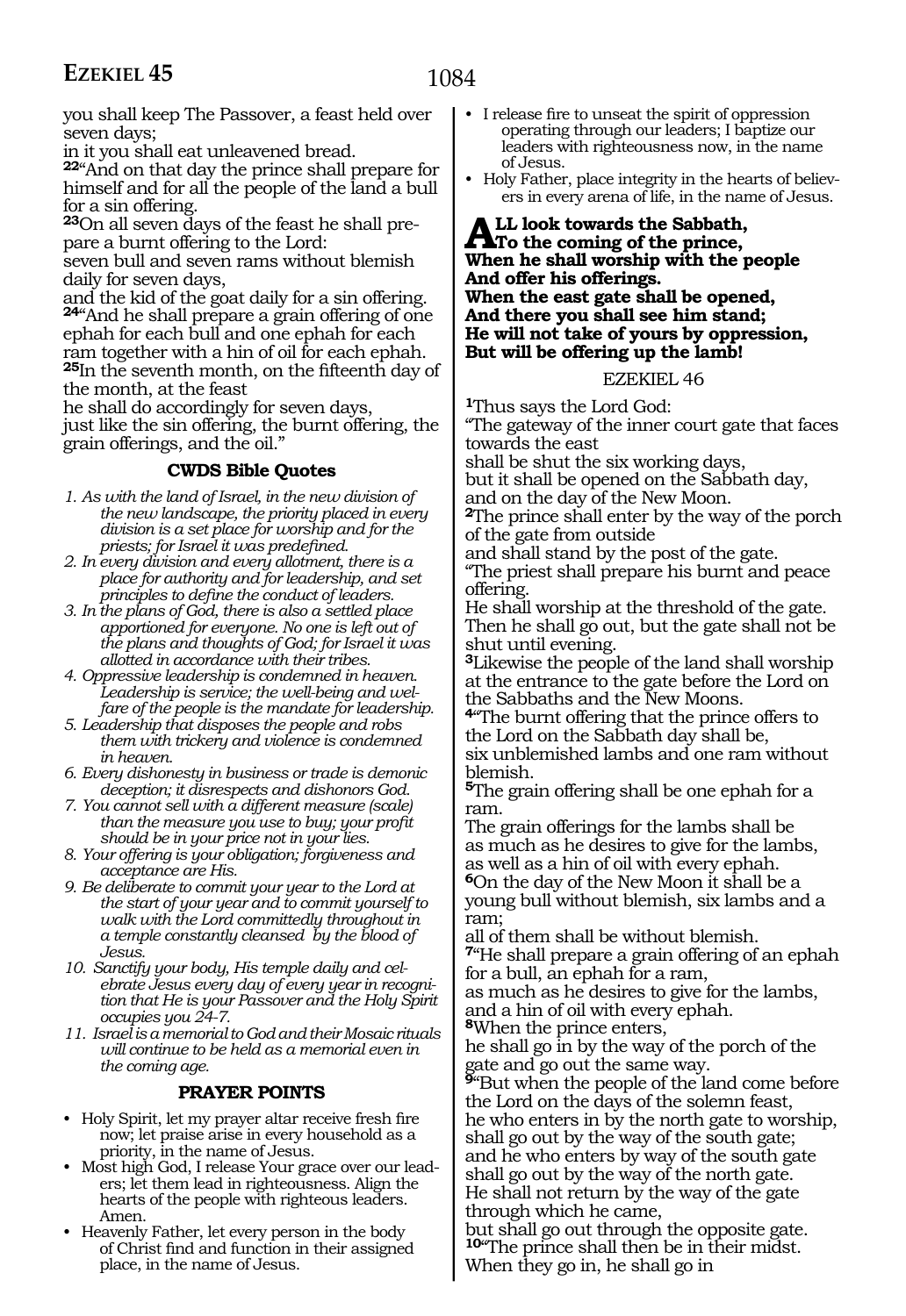you shall keep The Passover, a feast held over seven days;
in it you shall eat unleavened bread.
22"And on that day the prince shall prepare for himself and for all the people of the land a bull for a sin offering.
23On all seven days of the feast he shall prepare a burnt offering to the Lord:
seven bull and seven rams without blemish daily for seven days,
and the kid of the goat daily for a sin offering.
24"And he shall prepare a grain offering of one ephah for each bull and one ephah for each ram together with a hin of oil for each ephah.
25In the seventh month, on the fifteenth day of the month, at the feast
he shall do accordingly for seven days,
just like the sin offering, the burnt offering, the grain offerings, and the oil."

### CWDS Bible Quotes

1. *As with the land of Israel, in the new division of the new landscape, the priority placed in every division is a set place for worship and for the priests; for Israel it was predefined.*
2. *In every division and every allotment, there is a place for authority and for leadership, and set principles to define the conduct of leaders.*
3. *In the plans of God, there is also a settled place apportioned for everyone. No one is left out of the plans and thoughts of God; for Israel it was allotted in accordance with their tribes.*
4. *Oppressive leadership is condemned in heaven. Leadership is service; the well-being and welfare of the people is the mandate for leadership.*
5. *Leadership that disposes the people and robs them with trickery and violence is condemned in heaven.*
6. *Every dishonesty in business or trade is demonic deception; it disrespects and dishonors God.*
7. *You cannot sell with a different measure (scale) than the measure you use to buy; your profit should be in your price not in your lies.*
8. *Your offering is your obligation; forgiveness and acceptance are His.*
9. *Be deliberate to commit your year to the Lord at the start of your year and to commit yourself to walk with the Lord committedly throughout in a temple constantly cleansed by the blood of Jesus.*
10. *Sanctify your body, His temple daily and celebrate Jesus every day of every year in recognition that He is your Passover and the Holy Spirit occupies you 24-7.*
11. *Israel is a memorial to God and their Mosaic rituals will continue to be held as a memorial even in the coming age.*

### PRAYER POINTS

- Holy Spirit, let my prayer altar receive fresh fire now; let praise arise in every household as a priority, in the name of Jesus.
- Most high God, I release Your grace over our leaders; let them lead in righteousness. Align the hearts of the people with righteous leaders. Amen.
- Heavenly Father, let every person in the body of Christ find and function in their assigned place, in the name of Jesus.
- I release fire to unseat the spirit of oppression operating through our leaders; I baptize our leaders with righteousness now, in the name of Jesus.
- Holy Father, place integrity in the hearts of believers in every arena of life, in the name of Jesus.

**ALL look towards the Sabbath,**
**To the coming of the prince,**
**When he shall worship with the people**
**And offer his offerings.**
**When the east gate shall be opened,**
**And there you shall see him stand;**
**He will not take of yours by oppression,**
**But will be offering up the lamb!**

## EZEKIEL 46

1Thus says the Lord God:
"The gateway of the inner court gate that faces towards the east
shall be shut the six working days,
but it shall be opened on the Sabbath day,
and on the day of the New Moon.
2The prince shall enter by the way of the porch of the gate from outside
and shall stand by the post of the gate.
"The priest shall prepare his burnt and peace offering.
He shall worship at the threshold of the gate.
Then he shall go out, but the gate shall not be shut until evening.
3Likewise the people of the land shall worship at the entrance to the gate before the Lord on the Sabbaths and the New Moons.
4"The burnt offering that the prince offers to the Lord on the Sabbath day shall be,
six unblemished lambs and one ram without blemish.
5The grain offering shall be one ephah for a ram.
The grain offerings for the lambs shall be
as much as he desires to give for the lambs,
as well as a hin of oil with every ephah.
6On the day of the New Moon it shall be a young bull without blemish, six lambs and a ram;
all of them shall be without blemish.
7"He shall prepare a grain offering of an ephah for a bull, an ephah for a ram,
as much as he desires to give for the lambs,
and a hin of oil with every ephah.
8When the prince enters,
he shall go in by the way of the porch of the gate and go out the same way.
9"But when the people of the land come before the Lord on the days of the solemn feast,
he who enters in by the north gate to worship,
shall go out by the way of the south gate;
and he who enters by way of the south gate
shall go out by the way of the north gate.
He shall not return by the way of the gate through which he came,
but shall go out through the opposite gate.
10"The prince shall then be in their midst.
When they go in, he shall go in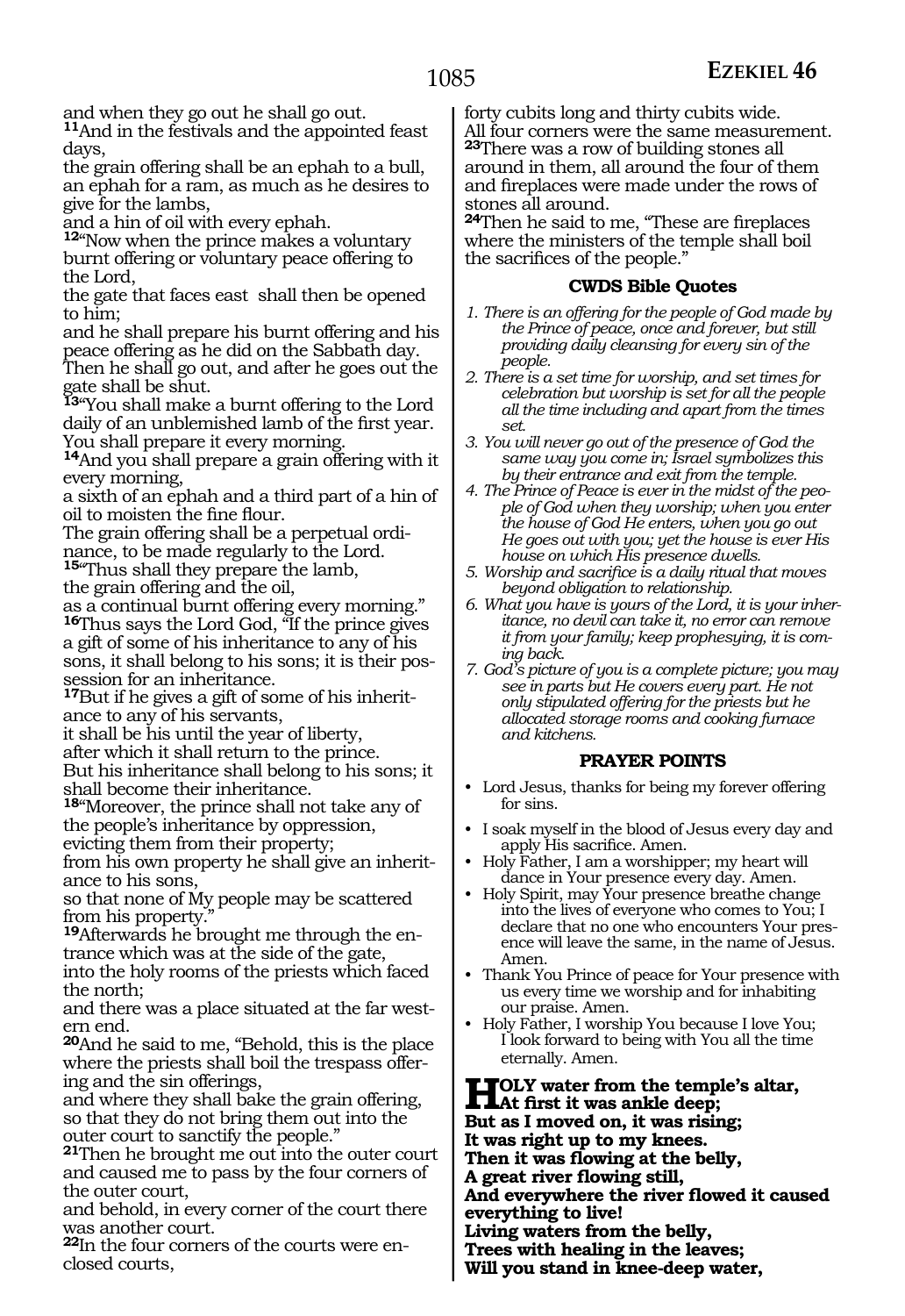and when they go out he shall go out.
**11**And in the festivals and the appointed feast days,
the grain offering shall be an ephah to a bull, an ephah for a ram, as much as he desires to give for the lambs,
and a hin of oil with every ephah.
**12**"Now when the prince makes a voluntary burnt offering or voluntary peace offering to the Lord,
the gate that faces east shall then be opened to him;
and he shall prepare his burnt offering and his peace offering as he did on the Sabbath day.
Then he shall go out, and after he goes out the gate shall be shut.
**13**"You shall make a burnt offering to the Lord daily of an unblemished lamb of the first year.
You shall prepare it every morning.
**14**And you shall prepare a grain offering with it every morning,
a sixth of an ephah and a third part of a hin of oil to moisten the fine flour.
The grain offering shall be a perpetual ordinance, to be made regularly to the Lord.
**15**"Thus shall they prepare the lamb,
the grain offering and the oil,
as a continual burnt offering every morning."
**16**Thus says the Lord God, "If the prince gives a gift of some of his inheritance to any of his sons, it shall belong to his sons; it is their possession for an inheritance.
**17**But if he gives a gift of some of his inheritance to any of his servants,
it shall be his until the year of liberty,
after which it shall return to the prince.
But his inheritance shall belong to his sons; it shall become their inheritance.
**18**"Moreover, the prince shall not take any of the people's inheritance by oppression,
evicting them from their property;
from his own property he shall give an inheritance to his sons,
so that none of My people may be scattered from his property."
**19**Afterwards he brought me through the entrance which was at the side of the gate,
into the holy rooms of the priests which faced the north;
and there was a place situated at the far western end.
**20**And he said to me, "Behold, this is the place where the priests shall boil the trespass offering and the sin offerings,
and where they shall bake the grain offering, so that they do not bring them out into the outer court to sanctify the people."
**21**Then he brought me out into the outer court and caused me to pass by the four corners of the outer court,
and behold, in every corner of the court there was another court.
**22**In the four corners of the courts were enclosed courts,
forty cubits long and thirty cubits wide.
All four corners were the same measurement.
**23**There was a row of building stones all around in them, all around the four of them and fireplaces were made under the rows of stones all around.
**24**Then he said to me, "These are fireplaces where the ministers of the temple shall boil the sacrifices of the people."

### CWDS Bible Quotes

1. *There is an offering for the people of God made by the Prince of peace, once and forever, but still providing daily cleansing for every sin of the people.*
2. *There is a set time for worship, and set times for celebration but worship is set for all the people all the time including and apart from the times set.*
3. *You will never go out of the presence of God the same way you come in; Israel symbolizes this by their entrance and exit from the temple.*
4. *The Prince of Peace is ever in the midst of the people of God when they worship; when you enter the house of God He enters, when you go out He goes out with you; yet the house is ever His house on which His presence dwells.*
5. *Worship and sacrifice is a daily ritual that moves beyond obligation to relationship.*
6. *What you have is yours of the Lord, it is your inheritance, no devil can take it, no error can remove it from your family; keep prophesying, it is coming back.*
7. *God's picture of you is a complete picture; you may see in parts but He covers every part. He not only stipulated offering for the priests but he allocated storage rooms and cooking furnace and kitchens.*

### PRAYER POINTS

- Lord Jesus, thanks for being my forever offering for sins.
- I soak myself in the blood of Jesus every day and apply His sacrifice. Amen.
- Holy Father, I am a worshipper; my heart will dance in Your presence every day. Amen.
- Holy Spirit, may Your presence breathe change into the lives of everyone who comes to You; I declare that no one who encounters Your presence will leave the same, in the name of Jesus. Amen.
- Thank You Prince of peace for Your presence with us every time we worship and for inhabiting our praise. Amen.
- Holy Father, I worship You because I love You; I look forward to being with You all the time eternally. Amen.

**HOLY water from the temple's altar,**
**At first it was ankle deep;**
**But as I moved on, it was rising;**
**It was right up to my knees.**
**Then it was flowing at the belly,**
**A great river flowing still,**
**And everywhere the river flowed it caused everything to live!**
**Living waters from the belly,**
**Trees with healing in the leaves;**
**Will you stand in knee-deep water,**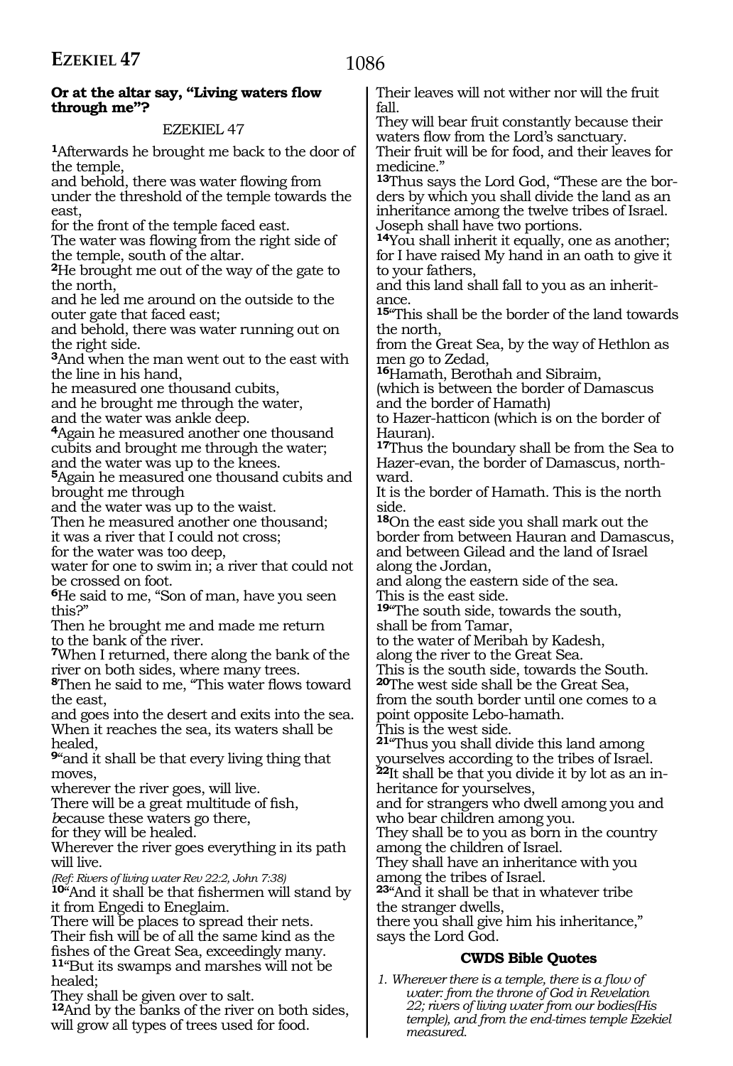**Or at the altar say, "Living waters flow through me"?**

EZEKIEL 47

[1]Afterwards he brought me back to the door of the temple,
and behold, there was water flowing from under the threshold of the temple towards the east,
for the front of the temple faced east.
The water was flowing from the right side of the temple, south of the altar.
[2]He brought me out of the way of the gate to the north,
and he led me around on the outside to the outer gate that faced east;
and behold, there was water running out on the right side.
[3]And when the man went out to the east with the line in his hand,
he measured one thousand cubits,
and he brought me through the water,
and the water was ankle deep.
[4]Again he measured another one thousand cubits and brought me through the water;
and the water was up to the knees.
[5]Again he measured one thousand cubits and brought me through
and the water was up to the waist.
Then he measured another one thousand;
it was a river that I could not cross;
for the water was too deep,
water for one to swim in; a river that could not be crossed on foot.
[6]He said to me, "Son of man, have you seen this?"
Then he brought me and made me return to the bank of the river.
[7]When I returned, there along the bank of the river on both sides, where many trees.
[8]Then he said to me, "This water flows toward the east,
and goes into the desert and exits into the sea.
When it reaches the sea, its waters shall be healed,
[9]"and it shall be that every living thing that moves,
wherever the river goes, will live.
There will be a great multitude of fish,
*b*ecause these waters go there,
for they will be healed.
Wherever the river goes everything in its path will live.
*(Ref: Rivers of living water Rev 22:2, John 7:38)*
[10]"And it shall be that fishermen will stand by it from Engedi to Eneglaim.
There will be places to spread their nets.
Their fish will be of all the same kind as the fishes of the Great Sea, exceedingly many.
[11]"But its swamps and marshes will not be healed;
They shall be given over to salt.
[12]And by the banks of the river on both sides,
will grow all types of trees used for food.
Their leaves will not wither nor will the fruit fall.
They will bear fruit constantly because their waters flow from the Lord's sanctuary.
Their fruit will be for food, and their leaves for medicine."
[13]Thus says the Lord God, "These are the borders by which you shall divide the land as an inheritance among the twelve tribes of Israel.
Joseph shall have two portions.
[14]You shall inherit it equally, one as another;
for I have raised My hand in an oath to give it to your fathers,
and this land shall fall to you as an inheritance.
[15]"This shall be the border of the land towards the north,
from the Great Sea, by the way of Hethlon as men go to Zedad,
[16]Hamath, Berothah and Sibraim,
(which is between the border of Damascus and the border of Hamath)
to Hazer-hatticon (which is on the border of Hauran).
[17]Thus the boundary shall be from the Sea to Hazer-evan, the border of Damascus, northward.
It is the border of Hamath. This is the north side.
[18]On the east side you shall mark out the border from between Hauran and Damascus,
and between Gilead and the land of Israel along the Jordan,
and along the eastern side of the sea.
This is the east side.
[19]"The south side, towards the south,
shall be from Tamar,
to the water of Meribah by Kadesh,
along the river to the Great Sea.
This is the south side, towards the South.
[20]The west side shall be the Great Sea,
from the south border until one comes to a point opposite Lebo-hamath.
This is the west side.
[21]"Thus you shall divide this land among yourselves according to the tribes of Israel.
[22]It shall be that you divide it by lot as an inheritance for yourselves,
and for strangers who dwell among you and who bear children among you.
They shall be to you as born in the country among the children of Israel.
They shall have an inheritance with you among the tribes of Israel.
[23]"And it shall be that in whatever tribe the stranger dwells,
there you shall give him his inheritance,"
says the Lord God.

**CWDS Bible Quotes**

*1. Wherever there is a temple, there is a flow of water: from the throne of God in Revelation 22; rivers of living water from our bodies(His temple), and from the end-times temple Ezekiel measured.*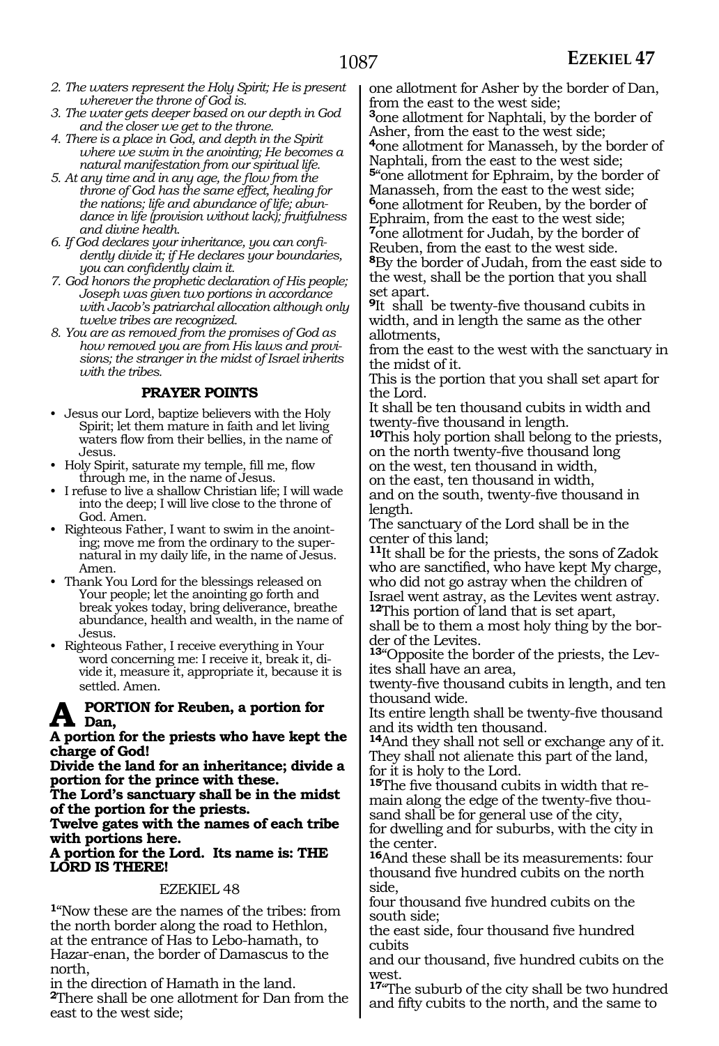*2. The waters represent the Holy Spirit; He is present wherever the throne of God is.*
*3. The water gets deeper based on our depth in God and the closer we get to the throne.*
*4. There is a place in God, and depth in the Spirit where we swim in the anointing; He becomes a natural manifestation from our spiritual life.*
*5. At any time and in any age, the flow from the throne of God has the same effect, healing for the nations; life and abundance of life; abundance in life (provision without lack); fruitfulness and divine health.*
*6. If God declares your inheritance, you can confidently divide it; if He declares your boundaries, you can confidently claim it.*
*7. God honors the prophetic declaration of His people; Joseph was given two portions in accordance with Jacob's patriarchal allocation although only twelve tribes are recognized.*
*8. You are as removed from the promises of God as how removed you are from His laws and provisions; the stranger in the midst of Israel inherits with the tribes.*

### PRAYER POINTS

- Jesus our Lord, baptize believers with the Holy Spirit; let them mature in faith and let living waters flow from their bellies, in the name of Jesus.
- Holy Spirit, saturate my temple, fill me, flow through me, in the name of Jesus.
- I refuse to live a shallow Christian life; I will wade into the deep; I will live close to the throne of God. Amen.
- Righteous Father, I want to swim in the anointing; move me from the ordinary to the supernatural in my daily life, in the name of Jesus. Amen.
- Thank You Lord for the blessings released on Your people; let the anointing go forth and break yokes today, bring deliverance, breathe abundance, health and wealth, in the name of Jesus.
- Righteous Father, I receive everything in Your word concerning me: I receive it, break it, divide it, measure it, appropriate it, because it is settled. Amen.

**A PORTION for Reuben, a portion for Dan,**
**A portion for the priests who have kept the charge of God!**
**Divide the land for an inheritance; divide a portion for the prince with these.**
**The Lord's sanctuary shall be in the midst of the portion for the priests.**
**Twelve gates with the names of each tribe with portions here.**
**A portion for the Lord. Its name is: THE LORD IS THERE!**

## EZEKIEL 48

[1]"Now these are the names of the tribes: from the north border along the road to Hethlon, at the entrance of Has to Lebo-hamath, to Hazar-enan, the border of Damascus to the north,
in the direction of Hamath in the land.
[2]There shall be one allotment for Dan from the east to the west side;
one allotment for Asher by the border of Dan, from the east to the west side;
[3]one allotment for Naphtali, by the border of Asher, from the east to the west side;
[4]one allotment for Manasseh, by the border of Naphtali, from the east to the west side;
[5]"one allotment for Ephraim, by the border of Manasseh, from the east to the west side;
[6]one allotment for Reuben, by the border of Ephraim, from the east to the west side;
[7]one allotment for Judah, by the border of Reuben, from the east to the west side.
[8]By the border of Judah, from the east side to the west, shall be the portion that you shall set apart.
[9]It shall be twenty-five thousand cubits in width, and in length the same as the other allotments,
from the east to the west with the sanctuary in the midst of it.
This is the portion that you shall set apart for the Lord.
It shall be ten thousand cubits in width and twenty-five thousand in length.
[10]This holy portion shall belong to the priests, on the north twenty-five thousand long
on the west, ten thousand in width,
on the east, ten thousand in width,
and on the south, twenty-five thousand in length.
The sanctuary of the Lord shall be in the center of this land;
[11]It shall be for the priests, the sons of Zadok who are sanctified, who have kept My charge, who did not go astray when the children of Israel went astray, as the Levites went astray.
[12]This portion of land that is set apart,
shall be to them a most holy thing by the border of the Levites.
[13]"Opposite the border of the priests, the Levites shall have an area,
twenty-five thousand cubits in length, and ten thousand wide.
Its entire length shall be twenty-five thousand and its width ten thousand.
[14]And they shall not sell or exchange any of it.
They shall not alienate this part of the land, for it is holy to the Lord.
[15]The five thousand cubits in width that remain along the edge of the twenty-five thousand shall be for general use of the city,
for dwelling and for suburbs, with the city in the center.
[16]And these shall be its measurements: four thousand five hundred cubits on the north side,
four thousand five hundred cubits on the south side;
the east side, four thousand five hundred cubits
and our thousand, five hundred cubits on the west.
[17]"The suburb of the city shall be two hundred and fifty cubits to the north, and the same to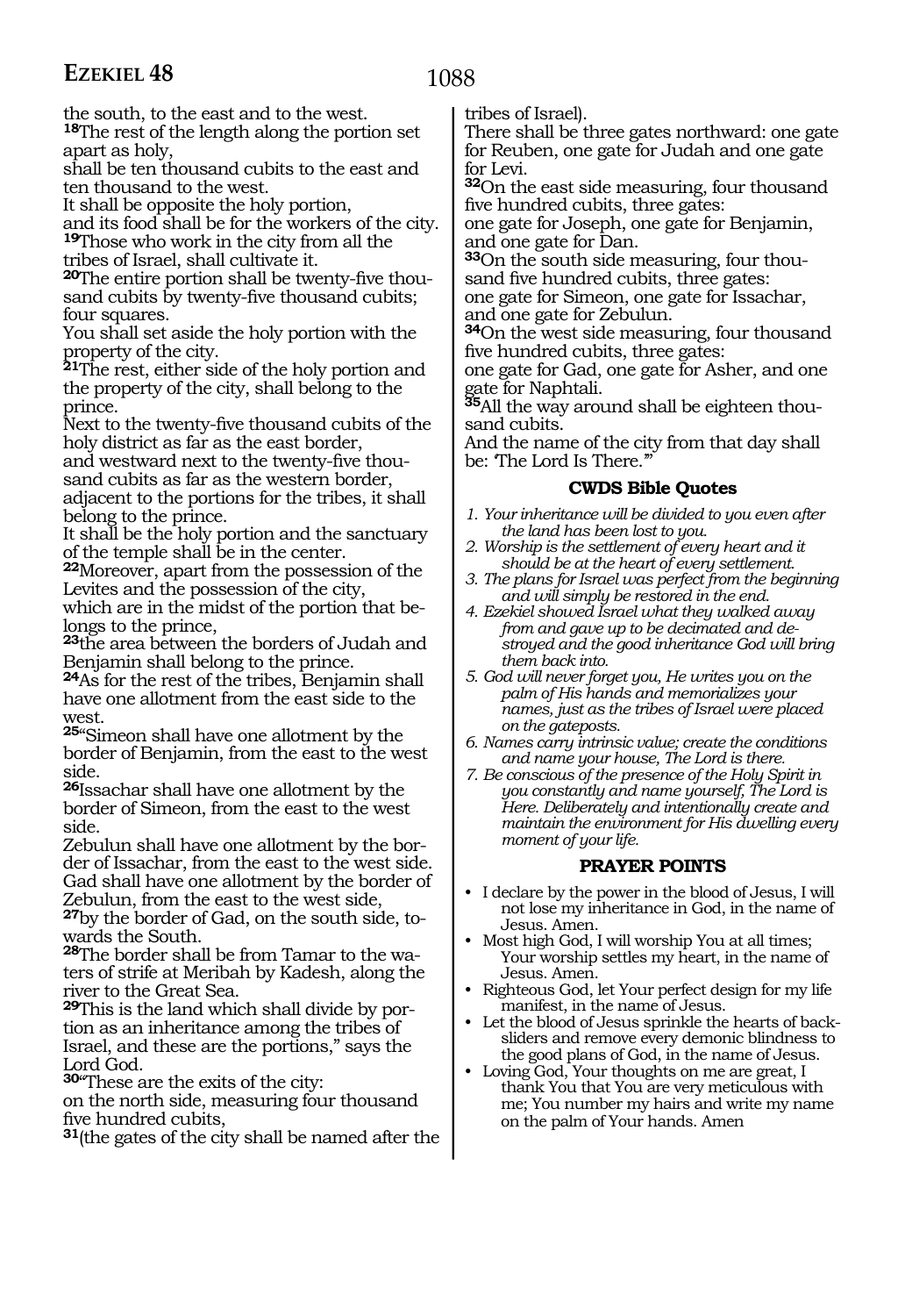the south, to the east and to the west.
[18]The rest of the length along the portion set apart as holy,
shall be ten thousand cubits to the east and ten thousand to the west.
It shall be opposite the holy portion,
and its food shall be for the workers of the city.
[19]Those who work in the city from all the tribes of Israel, shall cultivate it.
[20]The entire portion shall be twenty-five thousand cubits by twenty-five thousand cubits; four squares.
You shall set aside the holy portion with the property of the city.
[21]The rest, either side of the holy portion and the property of the city, shall belong to the prince.
Next to the twenty-five thousand cubits of the holy district as far as the east border,
and westward next to the twenty-five thousand cubits as far as the western border,
adjacent to the portions for the tribes, it shall belong to the prince.
It shall be the holy portion and the sanctuary of the temple shall be in the center.
[22]Moreover, apart from the possession of the Levites and the possession of the city,
which are in the midst of the portion that belongs to the prince,
[23]the area between the borders of Judah and Benjamin shall belong to the prince.
[24]As for the rest of the tribes, Benjamin shall have one allotment from the east side to the west.
[25]"Simeon shall have one allotment by the border of Benjamin, from the east to the west side.
[26]Issachar shall have one allotment by the border of Simeon, from the east to the west side.
Zebulun shall have one allotment by the border of Issachar, from the east to the west side.
Gad shall have one allotment by the border of Zebulun, from the east to the west side,
[27]by the border of Gad, on the south side, towards the South.
[28]The border shall be from Tamar to the waters of strife at Meribah by Kadesh, along the river to the Great Sea.
[29]This is the land which shall divide by portion as an inheritance among the tribes of Israel, and these are the portions," says the Lord God.
[30]"These are the exits of the city:
on the north side, measuring four thousand five hundred cubits,
[31](the gates of the city shall be named after the tribes of Israel).
There shall be three gates northward: one gate for Reuben, one gate for Judah and one gate for Levi.
[32]On the east side measuring, four thousand five hundred cubits, three gates:
one gate for Joseph, one gate for Benjamin, and one gate for Dan.
[33]On the south side measuring, four thousand five hundred cubits, three gates:
one gate for Simeon, one gate for Issachar, and one gate for Zebulun.
[34]On the west side measuring, four thousand five hundred cubits, three gates:
one gate for Gad, one gate for Asher, and one gate for Naphtali.
[35]All the way around shall be eighteen thousand cubits.
And the name of the city from that day shall be: 'The Lord Is There.'"

### CWDS Bible Quotes

1. *Your inheritance will be divided to you even after the land has been lost to you.*
2. *Worship is the settlement of every heart and it should be at the heart of every settlement.*
3. *The plans for Israel was perfect from the beginning and will simply be restored in the end.*
4. *Ezekiel showed Israel what they walked away from and gave up to be decimated and destroyed and the good inheritance God will bring them back into.*
5. *God will never forget you, He writes you on the palm of His hands and memorializes your names, just as the tribes of Israel were placed on the gateposts.*
6. *Names carry intrinsic value; create the conditions and name your house, The Lord is there.*
7. *Be conscious of the presence of the Holy Spirit in you constantly and name yourself, The Lord is Here. Deliberately and intentionally create and maintain the environment for His dwelling every moment of your life.*

### PRAYER POINTS

- I declare by the power in the blood of Jesus, I will not lose my inheritance in God, in the name of Jesus. Amen.
- Most high God, I will worship You at all times; Your worship settles my heart, in the name of Jesus. Amen.
- Righteous God, let Your perfect design for my life manifest, in the name of Jesus.
- Let the blood of Jesus sprinkle the hearts of backsliders and remove every demonic blindness to the good plans of God, in the name of Jesus.
- Loving God, Your thoughts on me are great, I thank You that You are very meticulous with me; You number my hairs and write my name on the palm of Your hands. Amen